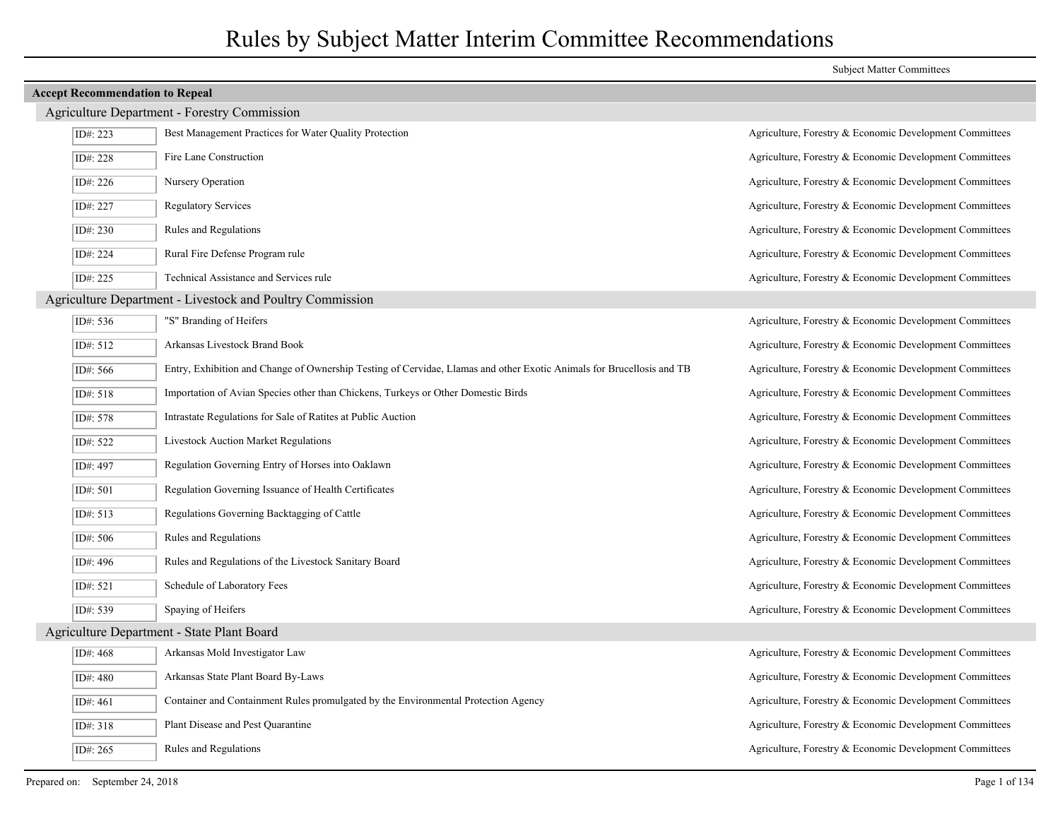# Rules by Subject Matter Interim Committee Recommendations

## Accept Recommendation to Repeal

### Agriculture Department - Forestry Commission

| ID# | Rule | Subject Matter Committees |
|---|---|---|
| ID#: 223 | Best Management Practices for Water Quality Protection | Agriculture, Forestry & Economic Development Committees |
| ID#: 228 | Fire Lane Construction | Agriculture, Forestry & Economic Development Committees |
| ID#: 226 | Nursery Operation | Agriculture, Forestry & Economic Development Committees |
| ID#: 227 | Regulatory Services | Agriculture, Forestry & Economic Development Committees |
| ID#: 230 | Rules and Regulations | Agriculture, Forestry & Economic Development Committees |
| ID#: 224 | Rural Fire Defense Program rule | Agriculture, Forestry & Economic Development Committees |
| ID#: 225 | Technical Assistance and Services rule | Agriculture, Forestry & Economic Development Committees |

### Agriculture Department - Livestock and Poultry Commission

| ID# | Rule | Subject Matter Committees |
|---|---|---|
| ID#: 536 | "S" Branding of Heifers | Agriculture, Forestry & Economic Development Committees |
| ID#: 512 | Arkansas Livestock Brand Book | Agriculture, Forestry & Economic Development Committees |
| ID#: 566 | Entry, Exhibition and Change of Ownership Testing of Cervidae, Llamas and other Exotic Animals for Brucellosis and TB | Agriculture, Forestry & Economic Development Committees |
| ID#: 518 | Importation of Avian Species other than Chickens, Turkeys or Other Domestic Birds | Agriculture, Forestry & Economic Development Committees |
| ID#: 578 | Intrastate Regulations for Sale of Ratites at Public Auction | Agriculture, Forestry & Economic Development Committees |
| ID#: 522 | Livestock Auction Market Regulations | Agriculture, Forestry & Economic Development Committees |
| ID#: 497 | Regulation Governing Entry of Horses into Oaklawn | Agriculture, Forestry & Economic Development Committees |
| ID#: 501 | Regulation Governing Issuance of Health Certificates | Agriculture, Forestry & Economic Development Committees |
| ID#: 513 | Regulations Governing Backtagging of Cattle | Agriculture, Forestry & Economic Development Committees |
| ID#: 506 | Rules and Regulations | Agriculture, Forestry & Economic Development Committees |
| ID#: 496 | Rules and Regulations of the Livestock Sanitary Board | Agriculture, Forestry & Economic Development Committees |
| ID#: 521 | Schedule of Laboratory Fees | Agriculture, Forestry & Economic Development Committees |
| ID#: 539 | Spaying of Heifers | Agriculture, Forestry & Economic Development Committees |

### Agriculture Department - State Plant Board

| ID# | Rule | Subject Matter Committees |
|---|---|---|
| ID#: 468 | Arkansas Mold Investigator Law | Agriculture, Forestry & Economic Development Committees |
| ID#: 480 | Arkansas State Plant Board By-Laws | Agriculture, Forestry & Economic Development Committees |
| ID#: 461 | Container and Containment Rules promulgated by the Environmental Protection Agency | Agriculture, Forestry & Economic Development Committees |
| ID#: 318 | Plant Disease and Pest Quarantine | Agriculture, Forestry & Economic Development Committees |
| ID#: 265 | Rules and Regulations | Agriculture, Forestry & Economic Development Committees |

Prepared on: September 24, 2018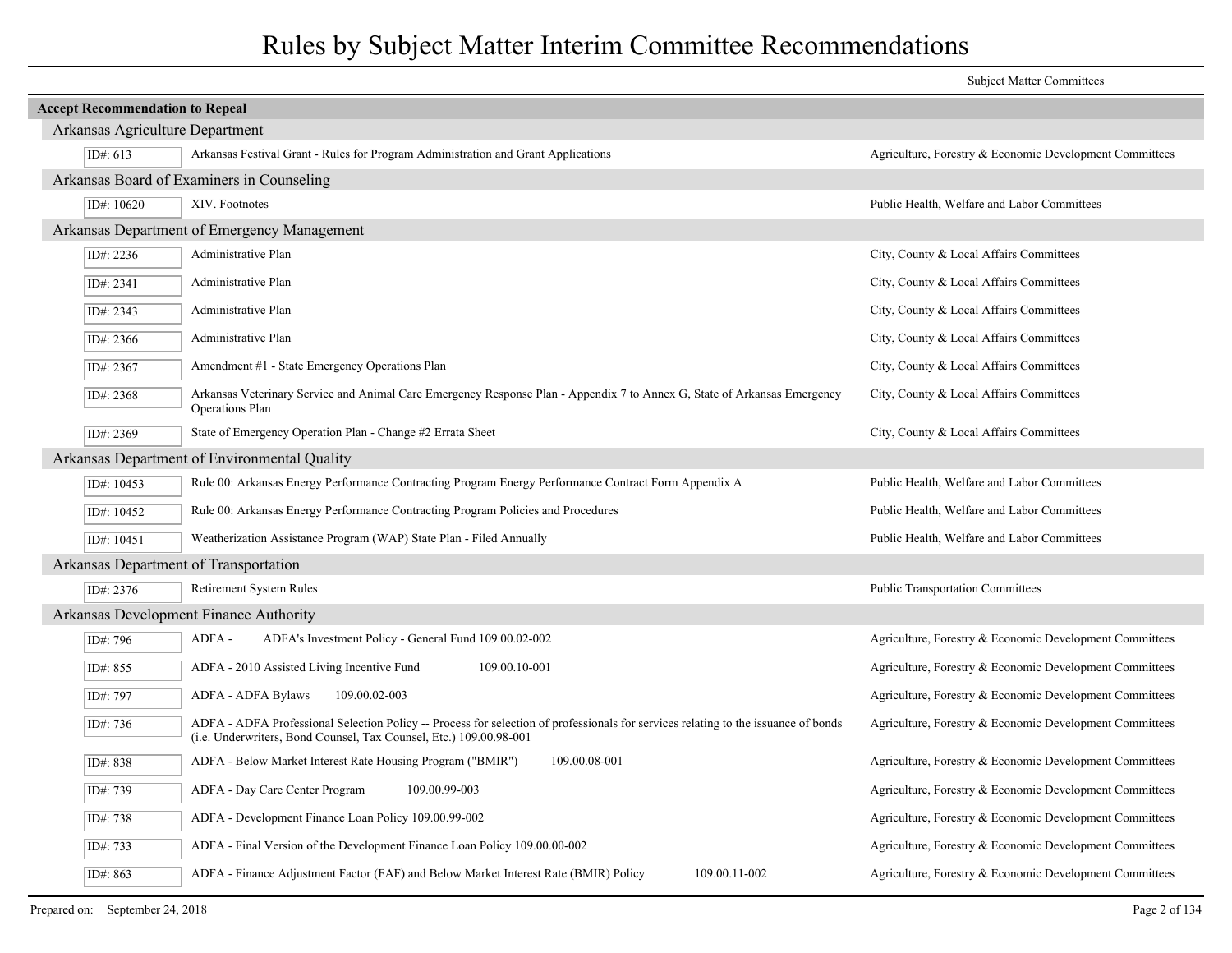# Rules by Subject Matter Interim Committee Recommendations

| | | Subject Matter Committees |
|---|---|---|
| **Accept Recommendation to Repeal** | | |
| **Arkansas Agriculture Department** | | |
| ID#: 613 | Arkansas Festival Grant - Rules for Program Administration and Grant Applications | Agriculture, Forestry & Economic Development Committees |
| **Arkansas Board of Examiners in Counseling** | | |
| ID#: 10620 | XIV. Footnotes | Public Health, Welfare and Labor Committees |
| **Arkansas Department of Emergency Management** | | |
| ID#: 2236 | Administrative Plan | City, County & Local Affairs Committees |
| ID#: 2341 | Administrative Plan | City, County & Local Affairs Committees |
| ID#: 2343 | Administrative Plan | City, County & Local Affairs Committees |
| ID#: 2366 | Administrative Plan | City, County & Local Affairs Committees |
| ID#: 2367 | Amendment #1 - State Emergency Operations Plan | City, County & Local Affairs Committees |
| ID#: 2368 | Arkansas Veterinary Service and Animal Care Emergency Response Plan - Appendix 7 to Annex G, State of Arkansas Emergency Operations Plan | City, County & Local Affairs Committees |
| ID#: 2369 | State of Emergency Operation Plan - Change #2 Errata Sheet | City, County & Local Affairs Committees |
| **Arkansas Department of Environmental Quality** | | |
| ID#: 10453 | Rule 00: Arkansas Energy Performance Contracting Program Energy Performance Contract Form Appendix A | Public Health, Welfare and Labor Committees |
| ID#: 10452 | Rule 00: Arkansas Energy Performance Contracting Program Policies and Procedures | Public Health, Welfare and Labor Committees |
| ID#: 10451 | Weatherization Assistance Program (WAP) State Plan - Filed Annually | Public Health, Welfare and Labor Committees |
| **Arkansas Department of Transportation** | | |
| ID#: 2376 | Retirement System Rules | Public Transportation Committees |
| **Arkansas Development Finance Authority** | | |
| ID#: 796 | ADFA - ADFA's Investment Policy - General Fund 109.00.02-002 | Agriculture, Forestry & Economic Development Committees |
| ID#: 855 | ADFA - 2010 Assisted Living Incentive Fund 109.00.10-001 | Agriculture, Forestry & Economic Development Committees |
| ID#: 797 | ADFA - ADFA Bylaws 109.00.02-003 | Agriculture, Forestry & Economic Development Committees |
| ID#: 736 | ADFA - ADFA Professional Selection Policy -- Process for selection of professionals for services relating to the issuance of bonds (i.e. Underwriters, Bond Counsel, Tax Counsel, Etc.) 109.00.98-001 | Agriculture, Forestry & Economic Development Committees |
| ID#: 838 | ADFA - Below Market Interest Rate Housing Program ("BMIR") 109.00.08-001 | Agriculture, Forestry & Economic Development Committees |
| ID#: 739 | ADFA - Day Care Center Program 109.00.99-003 | Agriculture, Forestry & Economic Development Committees |
| ID#: 738 | ADFA - Development Finance Loan Policy 109.00.99-002 | Agriculture, Forestry & Economic Development Committees |
| ID#: 733 | ADFA - Final Version of the Development Finance Loan Policy 109.00.00-002 | Agriculture, Forestry & Economic Development Committees |
| ID#: 863 | ADFA - Finance Adjustment Factor (FAF) and Below Market Interest Rate (BMIR) Policy 109.00.11-002 | Agriculture, Forestry & Economic Development Committees |

Prepared on: September 24, 2018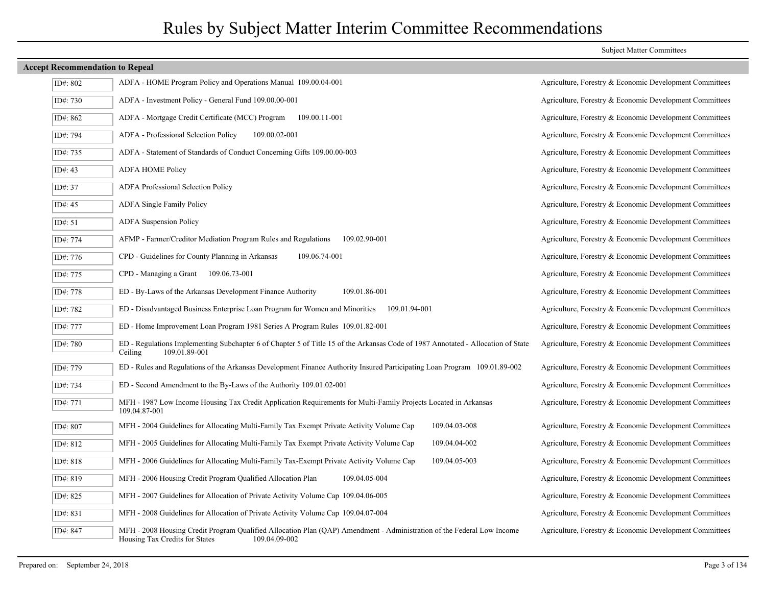# Rules by Subject Matter Interim Committee Recommendations

## Accept Recommendation to Repeal

| ID# | Rule | Subject Matter Committees |
| --- | --- | --- |
| ID#: 802 | ADFA - HOME Program Policy and Operations Manual 109.00.04-001 | Agriculture, Forestry & Economic Development Committees |
| ID#: 730 | ADFA - Investment Policy - General Fund 109.00.00-001 | Agriculture, Forestry & Economic Development Committees |
| ID#: 862 | ADFA - Mortgage Credit Certificate (MCC) Program 109.00.11-001 | Agriculture, Forestry & Economic Development Committees |
| ID#: 794 | ADFA - Professional Selection Policy 109.00.02-001 | Agriculture, Forestry & Economic Development Committees |
| ID#: 735 | ADFA - Statement of Standards of Conduct Concerning Gifts 109.00.00-003 | Agriculture, Forestry & Economic Development Committees |
| ID#: 43 | ADFA HOME Policy | Agriculture, Forestry & Economic Development Committees |
| ID#: 37 | ADFA Professional Selection Policy | Agriculture, Forestry & Economic Development Committees |
| ID#: 45 | ADFA Single Family Policy | Agriculture, Forestry & Economic Development Committees |
| ID#: 51 | ADFA Suspension Policy | Agriculture, Forestry & Economic Development Committees |
| ID#: 774 | AFMP - Farmer/Creditor Mediation Program Rules and Regulations 109.02.90-001 | Agriculture, Forestry & Economic Development Committees |
| ID#: 776 | CPD - Guidelines for County Planning in Arkansas 109.06.74-001 | Agriculture, Forestry & Economic Development Committees |
| ID#: 775 | CPD - Managing a Grant 109.06.73-001 | Agriculture, Forestry & Economic Development Committees |
| ID#: 778 | ED - By-Laws of the Arkansas Development Finance Authority 109.01.86-001 | Agriculture, Forestry & Economic Development Committees |
| ID#: 782 | ED - Disadvantaged Business Enterprise Loan Program for Women and Minorities 109.01.94-001 | Agriculture, Forestry & Economic Development Committees |
| ID#: 777 | ED - Home Improvement Loan Program 1981 Series A Program Rules 109.01.82-001 | Agriculture, Forestry & Economic Development Committees |
| ID#: 780 | ED - Regulations Implementing Subchapter 6 of Chapter 5 of Title 15 of the Arkansas Code of 1987 Annotated - Allocation of State Ceiling 109.01.89-001 | Agriculture, Forestry & Economic Development Committees |
| ID#: 779 | ED - Rules and Regulations of the Arkansas Development Finance Authority Insured Participating Loan Program 109.01.89-002 | Agriculture, Forestry & Economic Development Committees |
| ID#: 734 | ED - Second Amendment to the By-Laws of the Authority 109.01.02-001 | Agriculture, Forestry & Economic Development Committees |
| ID#: 771 | MFH - 1987 Low Income Housing Tax Credit Application Requirements for Multi-Family Projects Located in Arkansas 109.04.87-001 | Agriculture, Forestry & Economic Development Committees |
| ID#: 807 | MFH - 2004 Guidelines for Allocating Multi-Family Tax Exempt Private Activity Volume Cap 109.04.03-008 | Agriculture, Forestry & Economic Development Committees |
| ID#: 812 | MFH - 2005 Guidelines for Allocating Multi-Family Tax Exempt Private Activity Volume Cap 109.04.04-002 | Agriculture, Forestry & Economic Development Committees |
| ID#: 818 | MFH - 2006 Guidelines for Allocating Multi-Family Tax-Exempt Private Activity Volume Cap 109.04.05-003 | Agriculture, Forestry & Economic Development Committees |
| ID#: 819 | MFH - 2006 Housing Credit Program Qualified Allocation Plan 109.04.05-004 | Agriculture, Forestry & Economic Development Committees |
| ID#: 825 | MFH - 2007 Guidelines for Allocation of Private Activity Volume Cap 109.04.06-005 | Agriculture, Forestry & Economic Development Committees |
| ID#: 831 | MFH - 2008 Guidelines for Allocation of Private Activity Volume Cap 109.04.07-004 | Agriculture, Forestry & Economic Development Committees |
| ID#: 847 | MFH - 2008 Housing Credit Program Qualified Allocation Plan (QAP) Amendment - Administration of the Federal Low Income Housing Tax Credits for States 109.04.09-002 | Agriculture, Forestry & Economic Development Committees |

Prepared on: September 24, 2018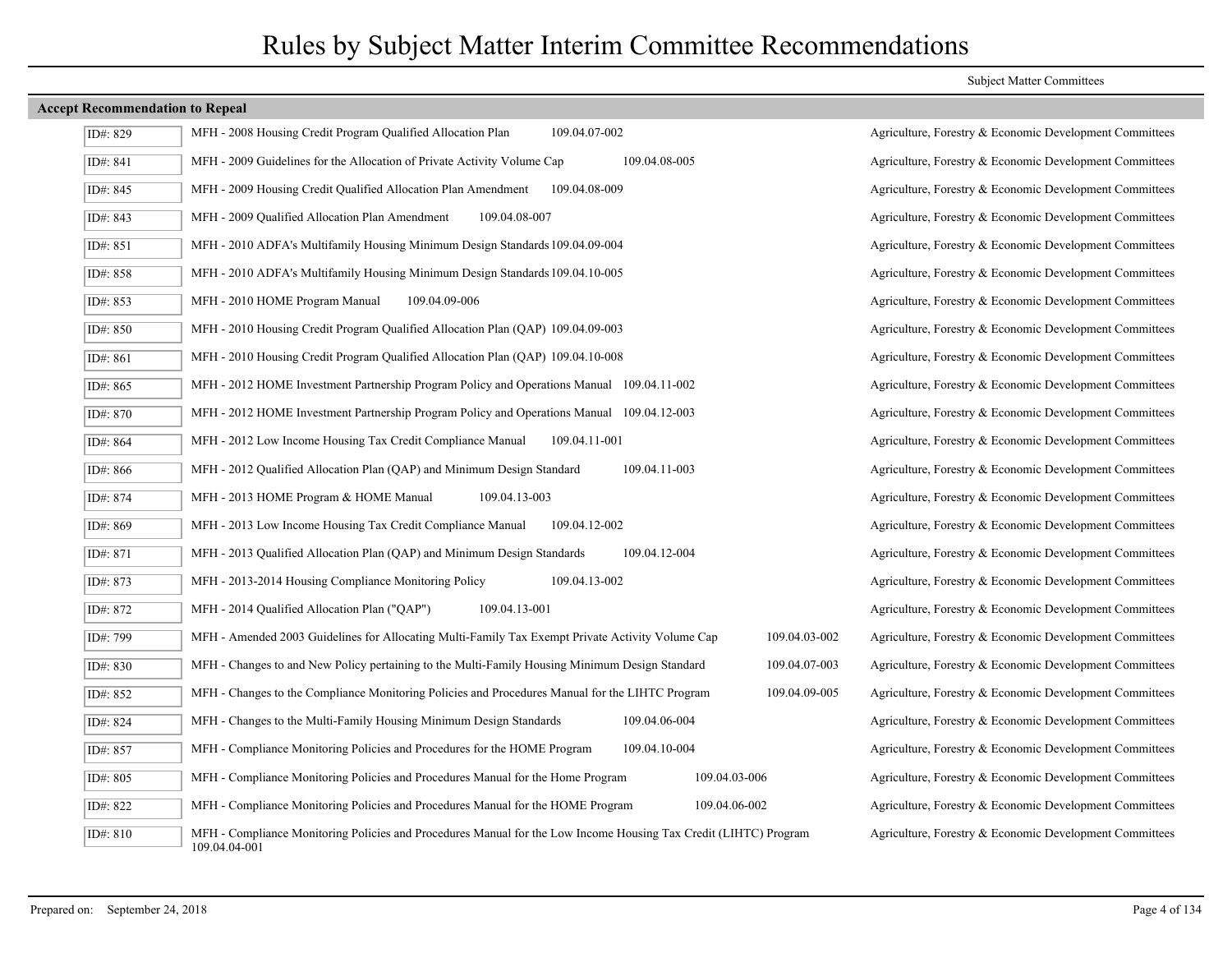# Rules by Subject Matter Interim Committee Recommendations

Subject Matter Committees

## Accept Recommendation to Repeal

| ID# | Rule | Subject Matter Committees |
|---|---|---|
| ID#: 829 | MFH - 2008 Housing Credit Program Qualified Allocation Plan 109.04.07-002 | Agriculture, Forestry & Economic Development Committees |
| ID#: 841 | MFH - 2009 Guidelines for the Allocation of Private Activity Volume Cap 109.04.08-005 | Agriculture, Forestry & Economic Development Committees |
| ID#: 845 | MFH - 2009 Housing Credit Qualified Allocation Plan Amendment 109.04.08-009 | Agriculture, Forestry & Economic Development Committees |
| ID#: 843 | MFH - 2009 Qualified Allocation Plan Amendment 109.04.08-007 | Agriculture, Forestry & Economic Development Committees |
| ID#: 851 | MFH - 2010 ADFA's Multifamily Housing Minimum Design Standards 109.04.09-004 | Agriculture, Forestry & Economic Development Committees |
| ID#: 858 | MFH - 2010 ADFA's Multifamily Housing Minimum Design Standards 109.04.10-005 | Agriculture, Forestry & Economic Development Committees |
| ID#: 853 | MFH - 2010 HOME Program Manual 109.04.09-006 | Agriculture, Forestry & Economic Development Committees |
| ID#: 850 | MFH - 2010 Housing Credit Program Qualified Allocation Plan (QAP) 109.04.09-003 | Agriculture, Forestry & Economic Development Committees |
| ID#: 861 | MFH - 2010 Housing Credit Program Qualified Allocation Plan (QAP) 109.04.10-008 | Agriculture, Forestry & Economic Development Committees |
| ID#: 865 | MFH - 2012 HOME Investment Partnership Program Policy and Operations Manual 109.04.11-002 | Agriculture, Forestry & Economic Development Committees |
| ID#: 870 | MFH - 2012 HOME Investment Partnership Program Policy and Operations Manual 109.04.12-003 | Agriculture, Forestry & Economic Development Committees |
| ID#: 864 | MFH - 2012 Low Income Housing Tax Credit Compliance Manual 109.04.11-001 | Agriculture, Forestry & Economic Development Committees |
| ID#: 866 | MFH - 2012 Qualified Allocation Plan (QAP) and Minimum Design Standard 109.04.11-003 | Agriculture, Forestry & Economic Development Committees |
| ID#: 874 | MFH - 2013 HOME Program & HOME Manual 109.04.13-003 | Agriculture, Forestry & Economic Development Committees |
| ID#: 869 | MFH - 2013 Low Income Housing Tax Credit Compliance Manual 109.04.12-002 | Agriculture, Forestry & Economic Development Committees |
| ID#: 871 | MFH - 2013 Qualified Allocation Plan (QAP) and Minimum Design Standards 109.04.12-004 | Agriculture, Forestry & Economic Development Committees |
| ID#: 873 | MFH - 2013-2014 Housing Compliance Monitoring Policy 109.04.13-002 | Agriculture, Forestry & Economic Development Committees |
| ID#: 872 | MFH - 2014 Qualified Allocation Plan ("QAP") 109.04.13-001 | Agriculture, Forestry & Economic Development Committees |
| ID#: 799 | MFH - Amended 2003 Guidelines for Allocating Multi-Family Tax Exempt Private Activity Volume Cap 109.04.03-002 | Agriculture, Forestry & Economic Development Committees |
| ID#: 830 | MFH - Changes to and New Policy pertaining to the Multi-Family Housing Minimum Design Standard 109.04.07-003 | Agriculture, Forestry & Economic Development Committees |
| ID#: 852 | MFH - Changes to the Compliance Monitoring Policies and Procedures Manual for the LIHTC Program 109.04.09-005 | Agriculture, Forestry & Economic Development Committees |
| ID#: 824 | MFH - Changes to the Multi-Family Housing Minimum Design Standards 109.04.06-004 | Agriculture, Forestry & Economic Development Committees |
| ID#: 857 | MFH - Compliance Monitoring Policies and Procedures for the HOME Program 109.04.10-004 | Agriculture, Forestry & Economic Development Committees |
| ID#: 805 | MFH - Compliance Monitoring Policies and Procedures Manual for the Home Program 109.04.03-006 | Agriculture, Forestry & Economic Development Committees |
| ID#: 822 | MFH - Compliance Monitoring Policies and Procedures Manual for the HOME Program 109.04.06-002 | Agriculture, Forestry & Economic Development Committees |
| ID#: 810 | MFH - Compliance Monitoring Policies and Procedures Manual for the Low Income Housing Tax Credit (LIHTC) Program 109.04.04-001 | Agriculture, Forestry & Economic Development Committees |

Prepared on: September 24, 2018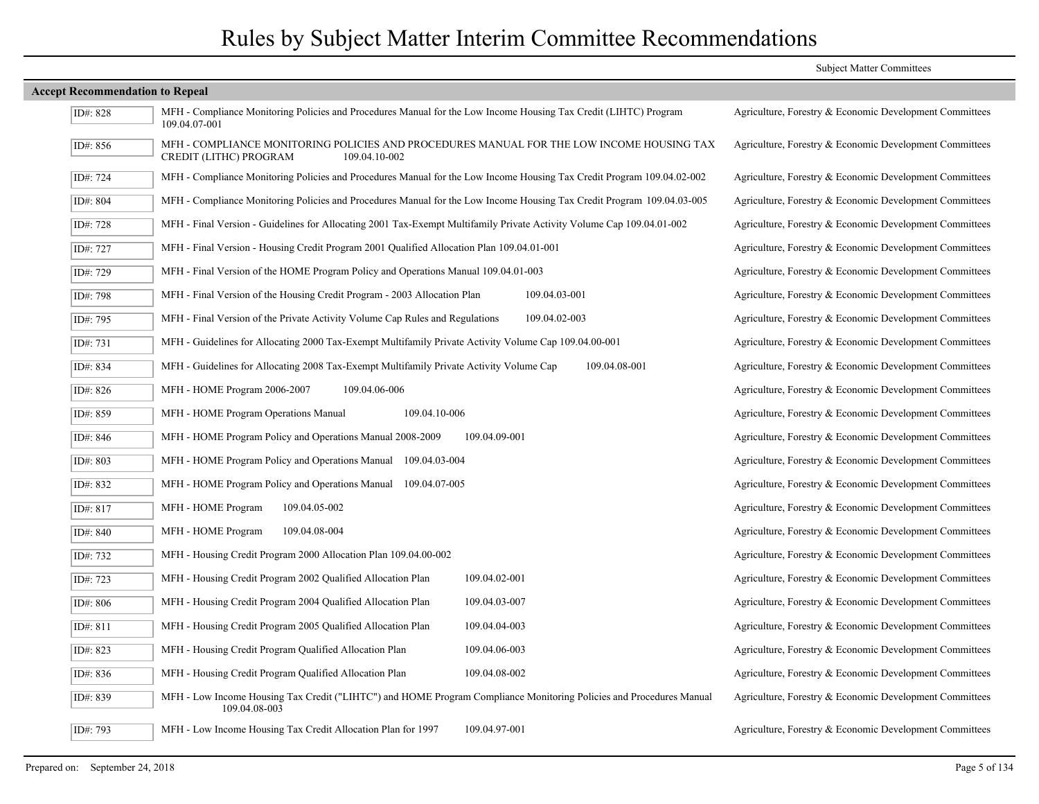# Rules by Subject Matter Interim Committee Recommendations

## Accept Recommendation to Repeal

| ID# | Rule | Subject Matter Committees |
|---|---|---|
| ID#: 828 | MFH - Compliance Monitoring Policies and Procedures Manual for the Low Income Housing Tax Credit (LIHTC) Program 109.04.07-001 | Agriculture, Forestry & Economic Development Committees |
| ID#: 856 | MFH - COMPLIANCE MONITORING POLICIES AND PROCEDURES MANUAL FOR THE LOW INCOME HOUSING TAX CREDIT (LITHC) PROGRAM 109.04.10-002 | Agriculture, Forestry & Economic Development Committees |
| ID#: 724 | MFH - Compliance Monitoring Policies and Procedures Manual for the Low Income Housing Tax Credit Program 109.04.02-002 | Agriculture, Forestry & Economic Development Committees |
| ID#: 804 | MFH - Compliance Monitoring Policies and Procedures Manual for the Low Income Housing Tax Credit Program 109.04.03-005 | Agriculture, Forestry & Economic Development Committees |
| ID#: 728 | MFH - Final Version - Guidelines for Allocating 2001 Tax-Exempt Multifamily Private Activity Volume Cap 109.04.01-002 | Agriculture, Forestry & Economic Development Committees |
| ID#: 727 | MFH - Final Version - Housing Credit Program 2001 Qualified Allocation Plan 109.04.01-001 | Agriculture, Forestry & Economic Development Committees |
| ID#: 729 | MFH - Final Version of the HOME Program Policy and Operations Manual 109.04.01-003 | Agriculture, Forestry & Economic Development Committees |
| ID#: 798 | MFH - Final Version of the Housing Credit Program - 2003 Allocation Plan 109.04.03-001 | Agriculture, Forestry & Economic Development Committees |
| ID#: 795 | MFH - Final Version of the Private Activity Volume Cap Rules and Regulations 109.04.02-003 | Agriculture, Forestry & Economic Development Committees |
| ID#: 731 | MFH - Guidelines for Allocating 2000 Tax-Exempt Multifamily Private Activity Volume Cap 109.04.00-001 | Agriculture, Forestry & Economic Development Committees |
| ID#: 834 | MFH - Guidelines for Allocating 2008 Tax-Exempt Multifamily Private Activity Volume Cap 109.04.08-001 | Agriculture, Forestry & Economic Development Committees |
| ID#: 826 | MFH - HOME Program 2006-2007 109.04.06-006 | Agriculture, Forestry & Economic Development Committees |
| ID#: 859 | MFH - HOME Program Operations Manual 109.04.10-006 | Agriculture, Forestry & Economic Development Committees |
| ID#: 846 | MFH - HOME Program Policy and Operations Manual 2008-2009 109.04.09-001 | Agriculture, Forestry & Economic Development Committees |
| ID#: 803 | MFH - HOME Program Policy and Operations Manual 109.04.03-004 | Agriculture, Forestry & Economic Development Committees |
| ID#: 832 | MFH - HOME Program Policy and Operations Manual 109.04.07-005 | Agriculture, Forestry & Economic Development Committees |
| ID#: 817 | MFH - HOME Program 109.04.05-002 | Agriculture, Forestry & Economic Development Committees |
| ID#: 840 | MFH - HOME Program 109.04.08-004 | Agriculture, Forestry & Economic Development Committees |
| ID#: 732 | MFH - Housing Credit Program 2000 Allocation Plan 109.04.00-002 | Agriculture, Forestry & Economic Development Committees |
| ID#: 723 | MFH - Housing Credit Program 2002 Qualified Allocation Plan 109.04.02-001 | Agriculture, Forestry & Economic Development Committees |
| ID#: 806 | MFH - Housing Credit Program 2004 Qualified Allocation Plan 109.04.03-007 | Agriculture, Forestry & Economic Development Committees |
| ID#: 811 | MFH - Housing Credit Program 2005 Qualified Allocation Plan 109.04.04-003 | Agriculture, Forestry & Economic Development Committees |
| ID#: 823 | MFH - Housing Credit Program Qualified Allocation Plan 109.04.06-003 | Agriculture, Forestry & Economic Development Committees |
| ID#: 836 | MFH - Housing Credit Program Qualified Allocation Plan 109.04.08-002 | Agriculture, Forestry & Economic Development Committees |
| ID#: 839 | MFH - Low Income Housing Tax Credit ("LIHTC") and HOME Program Compliance Monitoring Policies and Procedures Manual 109.04.08-003 | Agriculture, Forestry & Economic Development Committees |
| ID#: 793 | MFH - Low Income Housing Tax Credit Allocation Plan for 1997 109.04.97-001 | Agriculture, Forestry & Economic Development Committees |

Prepared on: September 24, 2018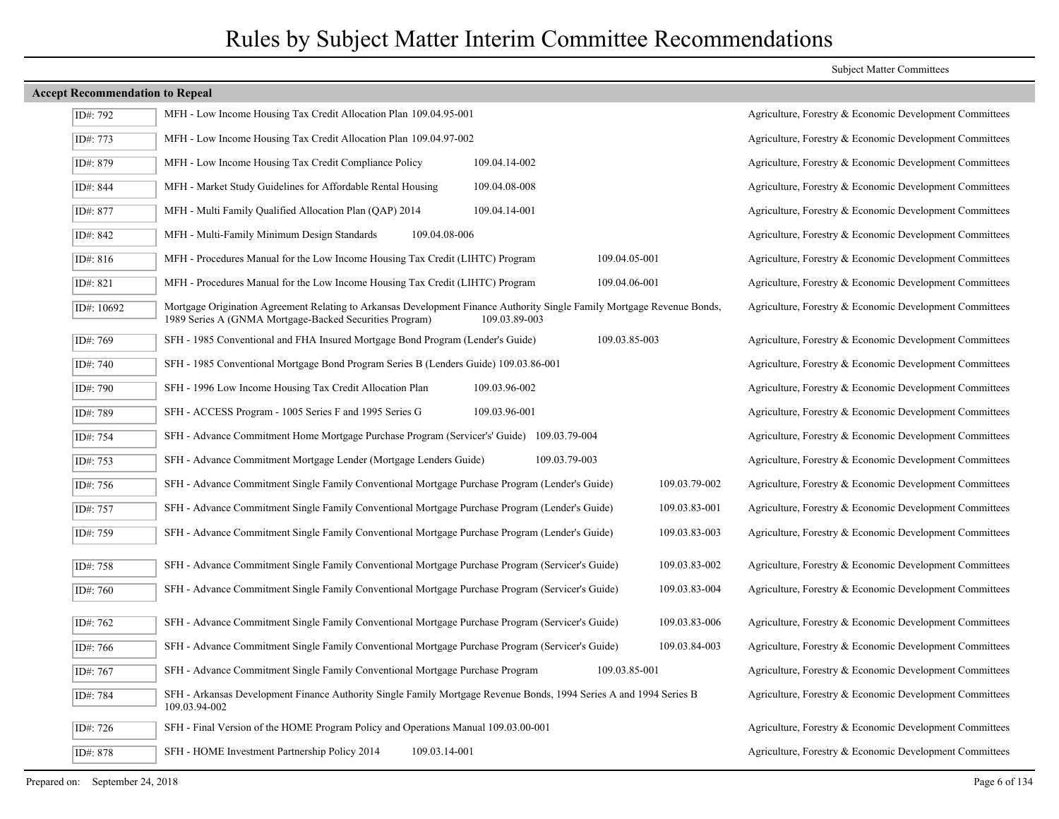# Rules by Subject Matter Interim Committee Recommendations

| | | Subject Matter Committees |
|---|---|---|
| **Accept Recommendation to Repeal** | | |
| ID#: 792 | MFH - Low Income Housing Tax Credit Allocation Plan 109.04.95-001 | Agriculture, Forestry & Economic Development Committees |
| ID#: 773 | MFH - Low Income Housing Tax Credit Allocation Plan 109.04.97-002 | Agriculture, Forestry & Economic Development Committees |
| ID#: 879 | MFH - Low Income Housing Tax Credit Compliance Policy 109.04.14-002 | Agriculture, Forestry & Economic Development Committees |
| ID#: 844 | MFH - Market Study Guidelines for Affordable Rental Housing 109.04.08-008 | Agriculture, Forestry & Economic Development Committees |
| ID#: 877 | MFH - Multi Family Qualified Allocation Plan (QAP) 2014 109.04.14-001 | Agriculture, Forestry & Economic Development Committees |
| ID#: 842 | MFH - Multi-Family Minimum Design Standards 109.04.08-006 | Agriculture, Forestry & Economic Development Committees |
| ID#: 816 | MFH - Procedures Manual for the Low Income Housing Tax Credit (LIHTC) Program 109.04.05-001 | Agriculture, Forestry & Economic Development Committees |
| ID#: 821 | MFH - Procedures Manual for the Low Income Housing Tax Credit (LIHTC) Program 109.04.06-001 | Agriculture, Forestry & Economic Development Committees |
| ID#: 10692 | Mortgage Origination Agreement Relating to Arkansas Development Finance Authority Single Family Mortgage Revenue Bonds, 1989 Series A (GNMA Mortgage-Backed Securities Program) 109.03.89-003 | Agriculture, Forestry & Economic Development Committees |
| ID#: 769 | SFH - 1985 Conventional and FHA Insured Mortgage Bond Program (Lender's Guide) 109.03.85-003 | Agriculture, Forestry & Economic Development Committees |
| ID#: 740 | SFH - 1985 Conventional Mortgage Bond Program Series B (Lenders Guide) 109.03.86-001 | Agriculture, Forestry & Economic Development Committees |
| ID#: 790 | SFH - 1996 Low Income Housing Tax Credit Allocation Plan 109.03.96-002 | Agriculture, Forestry & Economic Development Committees |
| ID#: 789 | SFH - ACCESS Program - 1005 Series F and 1995 Series G 109.03.96-001 | Agriculture, Forestry & Economic Development Committees |
| ID#: 754 | SFH - Advance Commitment Home Mortgage Purchase Program (Servicer's' Guide) 109.03.79-004 | Agriculture, Forestry & Economic Development Committees |
| ID#: 753 | SFH - Advance Commitment Mortgage Lender (Mortgage Lenders Guide) 109.03.79-003 | Agriculture, Forestry & Economic Development Committees |
| ID#: 756 | SFH - Advance Commitment Single Family Conventional Mortgage Purchase Program (Lender's Guide) 109.03.79-002 | Agriculture, Forestry & Economic Development Committees |
| ID#: 757 | SFH - Advance Commitment Single Family Conventional Mortgage Purchase Program (Lender's Guide) 109.03.83-001 | Agriculture, Forestry & Economic Development Committees |
| ID#: 759 | SFH - Advance Commitment Single Family Conventional Mortgage Purchase Program (Lender's Guide) 109.03.83-003 | Agriculture, Forestry & Economic Development Committees |
| ID#: 758 | SFH - Advance Commitment Single Family Conventional Mortgage Purchase Program (Servicer's Guide) 109.03.83-002 | Agriculture, Forestry & Economic Development Committees |
| ID#: 760 | SFH - Advance Commitment Single Family Conventional Mortgage Purchase Program (Servicer's Guide) 109.03.83-004 | Agriculture, Forestry & Economic Development Committees |
| ID#: 762 | SFH - Advance Commitment Single Family Conventional Mortgage Purchase Program (Servicer's Guide) 109.03.83-006 | Agriculture, Forestry & Economic Development Committees |
| ID#: 766 | SFH - Advance Commitment Single Family Conventional Mortgage Purchase Program (Servicer's Guide) 109.03.84-003 | Agriculture, Forestry & Economic Development Committees |
| ID#: 767 | SFH - Advance Commitment Single Family Conventional Mortgage Purchase Program 109.03.85-001 | Agriculture, Forestry & Economic Development Committees |
| ID#: 784 | SFH - Arkansas Development Finance Authority Single Family Mortgage Revenue Bonds, 1994 Series A and 1994 Series B 109.03.94-002 | Agriculture, Forestry & Economic Development Committees |
| ID#: 726 | SFH - Final Version of the HOME Program Policy and Operations Manual 109.03.00-001 | Agriculture, Forestry & Economic Development Committees |
| ID#: 878 | SFH - HOME Investment Partnership Policy 2014 109.03.14-001 | Agriculture, Forestry & Economic Development Committees |

Prepared on: September 24, 2018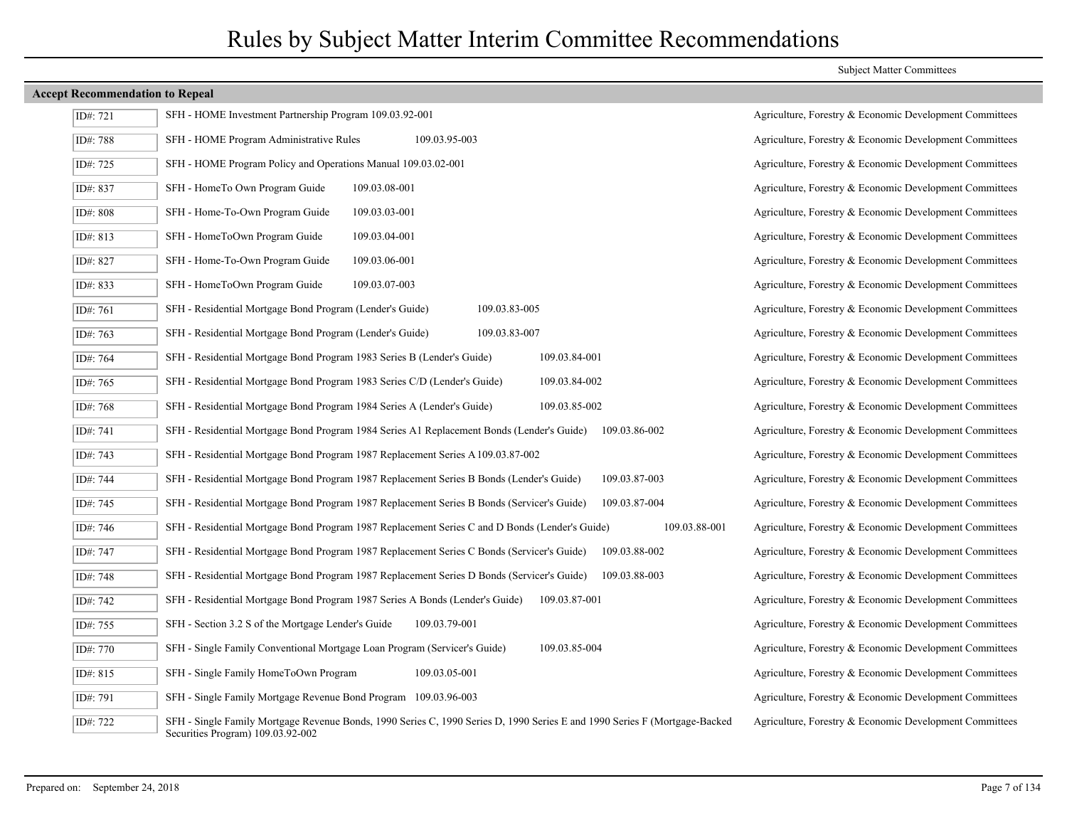# Rules by Subject Matter Interim Committee Recommendations

| | | Subject Matter Committees |
|---|---|---|
| **Accept Recommendation to Repeal** | | |
| ID#: 721 | SFH - HOME Investment Partnership Program 109.03.92-001 | Agriculture, Forestry & Economic Development Committees |
| ID#: 788 | SFH - HOME Program Administrative Rules 109.03.95-003 | Agriculture, Forestry & Economic Development Committees |
| ID#: 725 | SFH - HOME Program Policy and Operations Manual 109.03.02-001 | Agriculture, Forestry & Economic Development Committees |
| ID#: 837 | SFH - HomeTo Own Program Guide 109.03.08-001 | Agriculture, Forestry & Economic Development Committees |
| ID#: 808 | SFH - Home-To-Own Program Guide 109.03.03-001 | Agriculture, Forestry & Economic Development Committees |
| ID#: 813 | SFH - HomeToOwn Program Guide 109.03.04-001 | Agriculture, Forestry & Economic Development Committees |
| ID#: 827 | SFH - Home-To-Own Program Guide 109.03.06-001 | Agriculture, Forestry & Economic Development Committees |
| ID#: 833 | SFH - HomeToOwn Program Guide 109.03.07-003 | Agriculture, Forestry & Economic Development Committees |
| ID#: 761 | SFH - Residential Mortgage Bond Program (Lender's Guide) 109.03.83-005 | Agriculture, Forestry & Economic Development Committees |
| ID#: 763 | SFH - Residential Mortgage Bond Program (Lender's Guide) 109.03.83-007 | Agriculture, Forestry & Economic Development Committees |
| ID#: 764 | SFH - Residential Mortgage Bond Program 1983 Series B (Lender's Guide) 109.03.84-001 | Agriculture, Forestry & Economic Development Committees |
| ID#: 765 | SFH - Residential Mortgage Bond Program 1983 Series C/D (Lender's Guide) 109.03.84-002 | Agriculture, Forestry & Economic Development Committees |
| ID#: 768 | SFH - Residential Mortgage Bond Program 1984 Series A (Lender's Guide) 109.03.85-002 | Agriculture, Forestry & Economic Development Committees |
| ID#: 741 | SFH - Residential Mortgage Bond Program 1984 Series A1 Replacement Bonds (Lender's Guide) 109.03.86-002 | Agriculture, Forestry & Economic Development Committees |
| ID#: 743 | SFH - Residential Mortgage Bond Program 1987 Replacement Series A 109.03.87-002 | Agriculture, Forestry & Economic Development Committees |
| ID#: 744 | SFH - Residential Mortgage Bond Program 1987 Replacement Series B Bonds (Lender's Guide) 109.03.87-003 | Agriculture, Forestry & Economic Development Committees |
| ID#: 745 | SFH - Residential Mortgage Bond Program 1987 Replacement Series B Bonds (Servicer's Guide) 109.03.87-004 | Agriculture, Forestry & Economic Development Committees |
| ID#: 746 | SFH - Residential Mortgage Bond Program 1987 Replacement Series C and D Bonds (Lender's Guide) 109.03.88-001 | Agriculture, Forestry & Economic Development Committees |
| ID#: 747 | SFH - Residential Mortgage Bond Program 1987 Replacement Series C Bonds (Servicer's Guide) 109.03.88-002 | Agriculture, Forestry & Economic Development Committees |
| ID#: 748 | SFH - Residential Mortgage Bond Program 1987 Replacement Series D Bonds (Servicer's Guide) 109.03.88-003 | Agriculture, Forestry & Economic Development Committees |
| ID#: 742 | SFH - Residential Mortgage Bond Program 1987 Series A Bonds (Lender's Guide) 109.03.87-001 | Agriculture, Forestry & Economic Development Committees |
| ID#: 755 | SFH - Section 3.2 S of the Mortgage Lender's Guide 109.03.79-001 | Agriculture, Forestry & Economic Development Committees |
| ID#: 770 | SFH - Single Family Conventional Mortgage Loan Program (Servicer's Guide) 109.03.85-004 | Agriculture, Forestry & Economic Development Committees |
| ID#: 815 | SFH - Single Family HomeToOwn Program 109.03.05-001 | Agriculture, Forestry & Economic Development Committees |
| ID#: 791 | SFH - Single Family Mortgage Revenue Bond Program 109.03.96-003 | Agriculture, Forestry & Economic Development Committees |
| ID#: 722 | SFH - Single Family Mortgage Revenue Bonds, 1990 Series C, 1990 Series D, 1990 Series E and 1990 Series F (Mortgage-Backed Securities Program) 109.03.92-002 | Agriculture, Forestry & Economic Development Committees |

Prepared on: September 24, 2018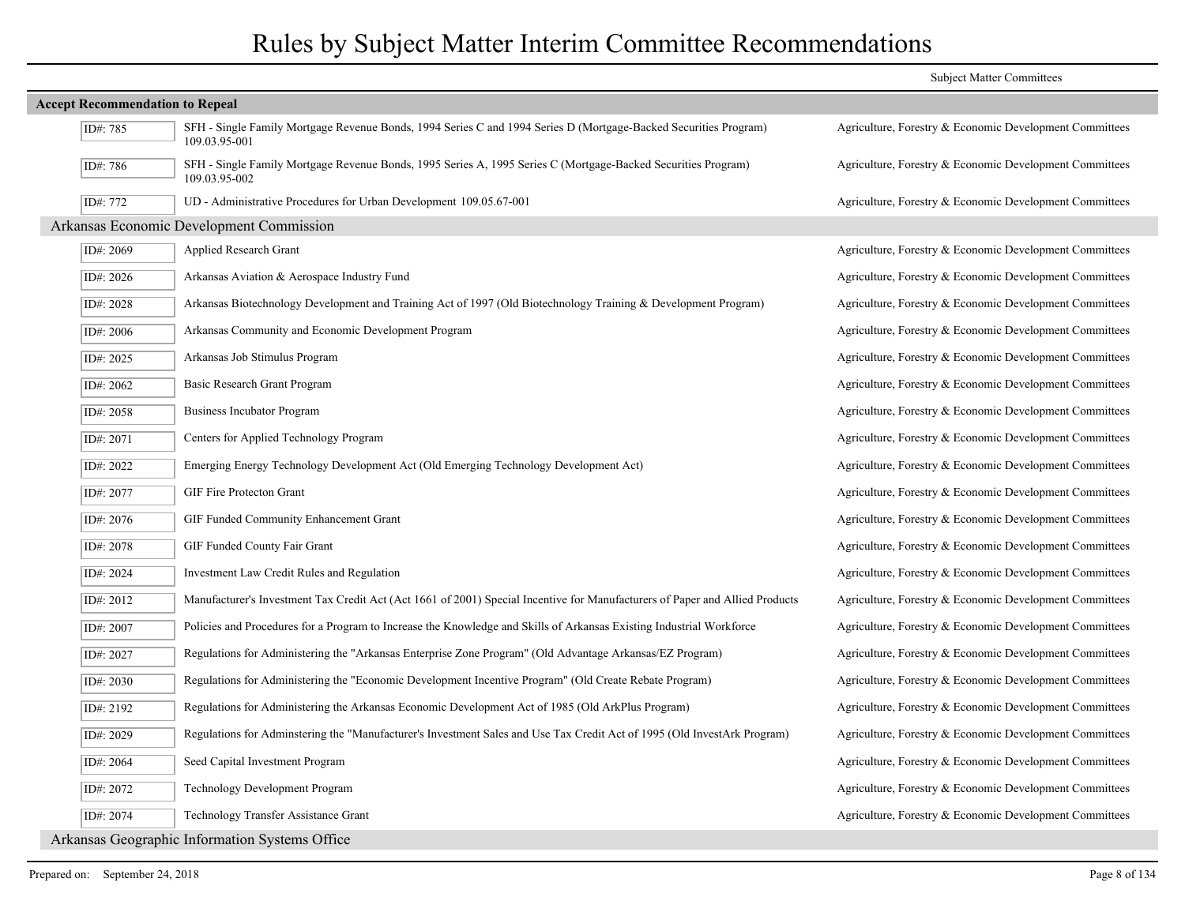# Rules by Subject Matter Interim Committee Recommendations

| | | Subject Matter Committees |
|---|---|---|
| **Accept Recommendation to Repeal** | | |
| ID#: 785 | SFH - Single Family Mortgage Revenue Bonds, 1994 Series C and 1994 Series D (Mortgage-Backed Securities Program) 109.03.95-001 | Agriculture, Forestry & Economic Development Committees |
| ID#: 786 | SFH - Single Family Mortgage Revenue Bonds, 1995 Series A, 1995 Series C (Mortgage-Backed Securities Program) 109.03.95-002 | Agriculture, Forestry & Economic Development Committees |
| ID#: 772 | UD - Administrative Procedures for Urban Development 109.05.67-001 | Agriculture, Forestry & Economic Development Committees |

## Arkansas Economic Development Commission

| | | |
|---|---|---|
| ID#: 2069 | Applied Research Grant | Agriculture, Forestry & Economic Development Committees |
| ID#: 2026 | Arkansas Aviation & Aerospace Industry Fund | Agriculture, Forestry & Economic Development Committees |
| ID#: 2028 | Arkansas Biotechnology Development and Training Act of 1997 (Old Biotechnology Training & Development Program) | Agriculture, Forestry & Economic Development Committees |
| ID#: 2006 | Arkansas Community and Economic Development Program | Agriculture, Forestry & Economic Development Committees |
| ID#: 2025 | Arkansas Job Stimulus Program | Agriculture, Forestry & Economic Development Committees |
| ID#: 2062 | Basic Research Grant Program | Agriculture, Forestry & Economic Development Committees |
| ID#: 2058 | Business Incubator Program | Agriculture, Forestry & Economic Development Committees |
| ID#: 2071 | Centers for Applied Technology Program | Agriculture, Forestry & Economic Development Committees |
| ID#: 2022 | Emerging Energy Technology Development Act (Old Emerging Technology Development Act) | Agriculture, Forestry & Economic Development Committees |
| ID#: 2077 | GIF Fire Protecton Grant | Agriculture, Forestry & Economic Development Committees |
| ID#: 2076 | GIF Funded Community Enhancement Grant | Agriculture, Forestry & Economic Development Committees |
| ID#: 2078 | GIF Funded County Fair Grant | Agriculture, Forestry & Economic Development Committees |
| ID#: 2024 | Investment Law Credit Rules and Regulation | Agriculture, Forestry & Economic Development Committees |
| ID#: 2012 | Manufacturer's Investment Tax Credit Act (Act 1661 of 2001) Special Incentive for Manufacturers of Paper and Allied Products | Agriculture, Forestry & Economic Development Committees |
| ID#: 2007 | Policies and Procedures for a Program to Increase the Knowledge and Skills of Arkansas Existing Industrial Workforce | Agriculture, Forestry & Economic Development Committees |
| ID#: 2027 | Regulations for Administering the "Arkansas Enterprise Zone Program" (Old Advantage Arkansas/EZ Program) | Agriculture, Forestry & Economic Development Committees |
| ID#: 2030 | Regulations for Administering the "Economic Development Incentive Program" (Old Create Rebate Program) | Agriculture, Forestry & Economic Development Committees |
| ID#: 2192 | Regulations for Administering the Arkansas Economic Development Act of 1985 (Old ArkPlus Program) | Agriculture, Forestry & Economic Development Committees |
| ID#: 2029 | Regulations for Adminstering the "Manufacturer's Investment Sales and Use Tax Credit Act of 1995 (Old InvestArk Program) | Agriculture, Forestry & Economic Development Committees |
| ID#: 2064 | Seed Capital Investment Program | Agriculture, Forestry & Economic Development Committees |
| ID#: 2072 | Technology Development Program | Agriculture, Forestry & Economic Development Committees |
| ID#: 2074 | Technology Transfer Assistance Grant | Agriculture, Forestry & Economic Development Committees |

## Arkansas Geographic Information Systems Office

Prepared on: September 24, 2018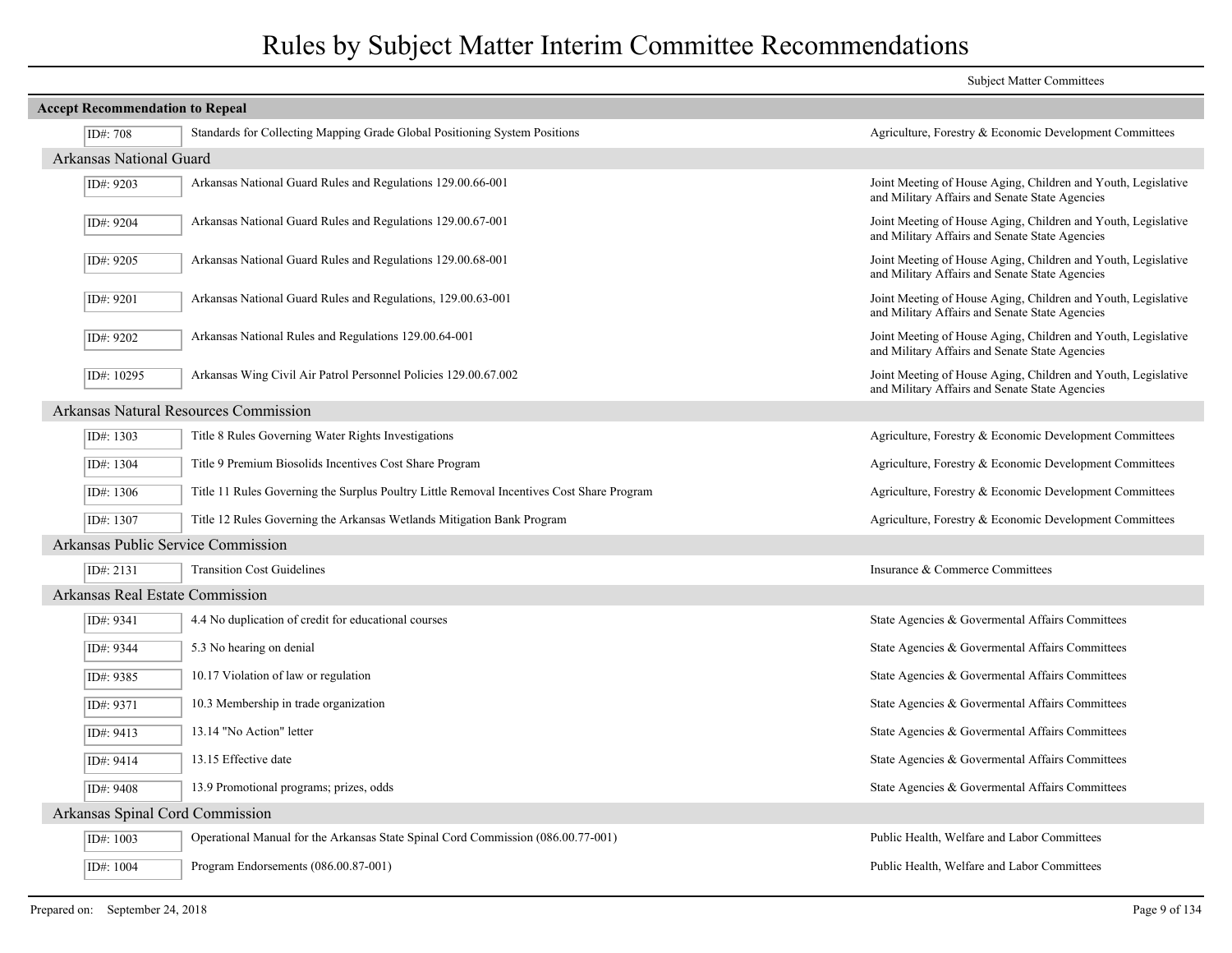# Rules by Subject Matter Interim Committee Recommendations

Subject Matter Committees

## Accept Recommendation to Repeal

| ID# | Rule | Subject Matter Committees |
|---|---|---|
| ID#: 708 | Standards for Collecting Mapping Grade Global Positioning System Positions | Agriculture, Forestry & Economic Development Committees |

### Arkansas National Guard

| ID# | Rule | Subject Matter Committees |
|---|---|---|
| ID#: 9203 | Arkansas National Guard Rules and Regulations 129.00.66-001 | Joint Meeting of House Aging, Children and Youth, Legislative and Military Affairs and Senate State Agencies |
| ID#: 9204 | Arkansas National Guard Rules and Regulations 129.00.67-001 | Joint Meeting of House Aging, Children and Youth, Legislative and Military Affairs and Senate State Agencies |
| ID#: 9205 | Arkansas National Guard Rules and Regulations 129.00.68-001 | Joint Meeting of House Aging, Children and Youth, Legislative and Military Affairs and Senate State Agencies |
| ID#: 9201 | Arkansas National Guard Rules and Regulations, 129.00.63-001 | Joint Meeting of House Aging, Children and Youth, Legislative and Military Affairs and Senate State Agencies |
| ID#: 9202 | Arkansas National Rules and Regulations 129.00.64-001 | Joint Meeting of House Aging, Children and Youth, Legislative and Military Affairs and Senate State Agencies |
| ID#: 10295 | Arkansas Wing Civil Air Patrol Personnel Policies 129.00.67.002 | Joint Meeting of House Aging, Children and Youth, Legislative and Military Affairs and Senate State Agencies |

### Arkansas Natural Resources Commission

| ID# | Rule | Subject Matter Committees |
|---|---|---|
| ID#: 1303 | Title 8 Rules Governing Water Rights Investigations | Agriculture, Forestry & Economic Development Committees |
| ID#: 1304 | Title 9 Premium Biosolids Incentives Cost Share Program | Agriculture, Forestry & Economic Development Committees |
| ID#: 1306 | Title 11 Rules Governing the Surplus Poultry Little Removal Incentives Cost Share Program | Agriculture, Forestry & Economic Development Committees |
| ID#: 1307 | Title 12 Rules Governing the Arkansas Wetlands Mitigation Bank Program | Agriculture, Forestry & Economic Development Committees |

### Arkansas Public Service Commission

| ID# | Rule | Subject Matter Committees |
|---|---|---|
| ID#: 2131 | Transition Cost Guidelines | Insurance & Commerce Committees |

### Arkansas Real Estate Commission

| ID# | Rule | Subject Matter Committees |
|---|---|---|
| ID#: 9341 | 4.4 No duplication of credit for educational courses | State Agencies & Govermental Affairs Committees |
| ID#: 9344 | 5.3 No hearing on denial | State Agencies & Govermental Affairs Committees |
| ID#: 9385 | 10.17 Violation of law or regulation | State Agencies & Govermental Affairs Committees |
| ID#: 9371 | 10.3 Membership in trade organization | State Agencies & Govermental Affairs Committees |
| ID#: 9413 | 13.14 "No Action" letter | State Agencies & Govermental Affairs Committees |
| ID#: 9414 | 13.15 Effective date | State Agencies & Govermental Affairs Committees |
| ID#: 9408 | 13.9 Promotional programs; prizes, odds | State Agencies & Govermental Affairs Committees |

### Arkansas Spinal Cord Commission

| ID# | Rule | Subject Matter Committees |
|---|---|---|
| ID#: 1003 | Operational Manual for the Arkansas State Spinal Cord Commission (086.00.77-001) | Public Health, Welfare and Labor Committees |
| ID#: 1004 | Program Endorsements (086.00.87-001) | Public Health, Welfare and Labor Committees |

Prepared on: September 24, 2018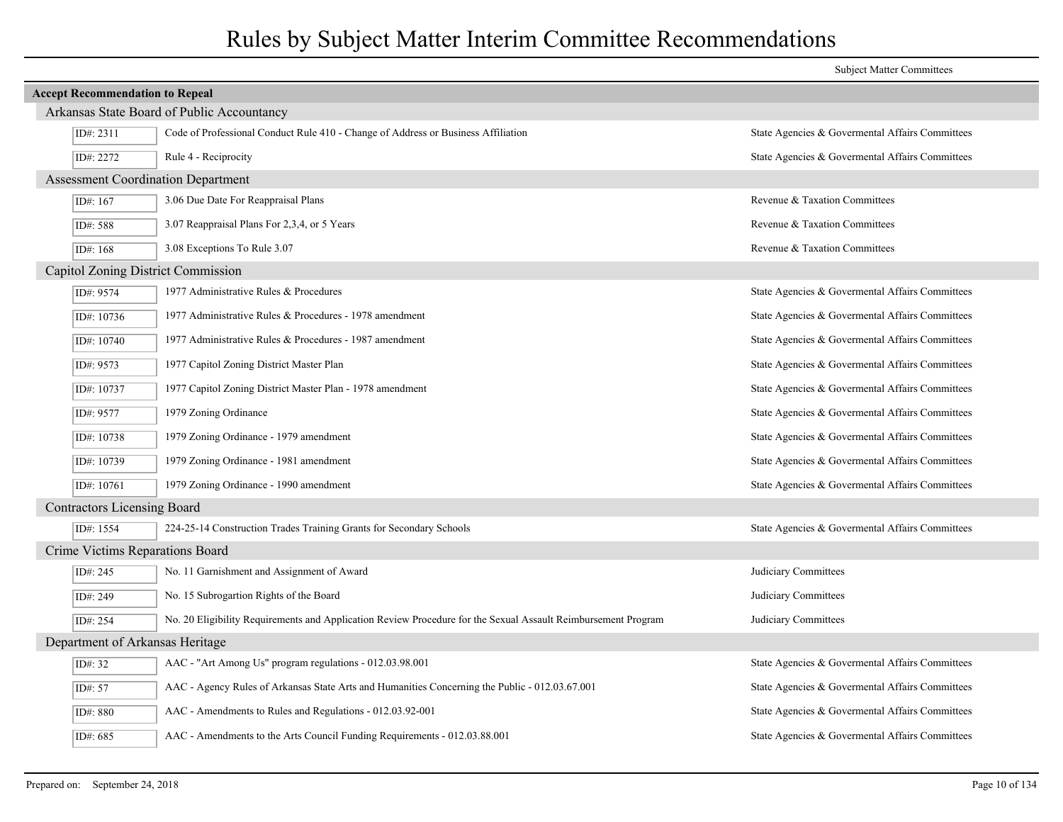# Rules by Subject Matter Interim Committee Recommendations

| | | Subject Matter Committees |
|---|---|---|
| **Accept Recommendation to Repeal** | | |
| **Arkansas State Board of Public Accountancy** | | |
| ID#: 2311 | Code of Professional Conduct Rule 410 - Change of Address or Business Affiliation | State Agencies & Govermental Affairs Committees |
| ID#: 2272 | Rule 4 - Reciprocity | State Agencies & Govermental Affairs Committees |
| **Assessment Coordination Department** | | |
| ID#: 167 | 3.06 Due Date For Reappraisal Plans | Revenue & Taxation Committees |
| ID#: 588 | 3.07 Reappraisal Plans For 2,3,4, or 5 Years | Revenue & Taxation Committees |
| ID#: 168 | 3.08 Exceptions To Rule 3.07 | Revenue & Taxation Committees |
| **Capitol Zoning District Commission** | | |
| ID#: 9574 | 1977 Administrative Rules & Procedures | State Agencies & Govermental Affairs Committees |
| ID#: 10736 | 1977 Administrative Rules & Procedures - 1978 amendment | State Agencies & Govermental Affairs Committees |
| ID#: 10740 | 1977 Administrative Rules & Procedures - 1987 amendment | State Agencies & Govermental Affairs Committees |
| ID#: 9573 | 1977 Capitol Zoning District Master Plan | State Agencies & Govermental Affairs Committees |
| ID#: 10737 | 1977 Capitol Zoning District Master Plan - 1978 amendment | State Agencies & Govermental Affairs Committees |
| ID#: 9577 | 1979 Zoning Ordinance | State Agencies & Govermental Affairs Committees |
| ID#: 10738 | 1979 Zoning Ordinance - 1979 amendment | State Agencies & Govermental Affairs Committees |
| ID#: 10739 | 1979 Zoning Ordinance - 1981 amendment | State Agencies & Govermental Affairs Committees |
| ID#: 10761 | 1979 Zoning Ordinance - 1990 amendment | State Agencies & Govermental Affairs Committees |
| **Contractors Licensing Board** | | |
| ID#: 1554 | 224-25-14 Construction Trades Training Grants for Secondary Schools | State Agencies & Govermental Affairs Committees |
| **Crime Victims Reparations Board** | | |
| ID#: 245 | No. 11 Garnishment and Assignment of Award | Judiciary Committees |
| ID#: 249 | No. 15 Subrogartion Rights of the Board | Judiciary Committees |
| ID#: 254 | No. 20 Eligibility Requirements and Application Review Procedure for the Sexual Assault Reimbursement Program | Judiciary Committees |
| **Department of Arkansas Heritage** | | |
| ID#: 32 | AAC - "Art Among Us" program regulations - 012.03.98.001 | State Agencies & Govermental Affairs Committees |
| ID#: 57 | AAC - Agency Rules of Arkansas State Arts and Humanities Concerning the Public - 012.03.67.001 | State Agencies & Govermental Affairs Committees |
| ID#: 880 | AAC - Amendments to Rules and Regulations - 012.03.92-001 | State Agencies & Govermental Affairs Committees |
| ID#: 685 | AAC - Amendments to the Arts Council Funding Requirements - 012.03.88.001 | State Agencies & Govermental Affairs Committees |

Prepared on: September 24, 2018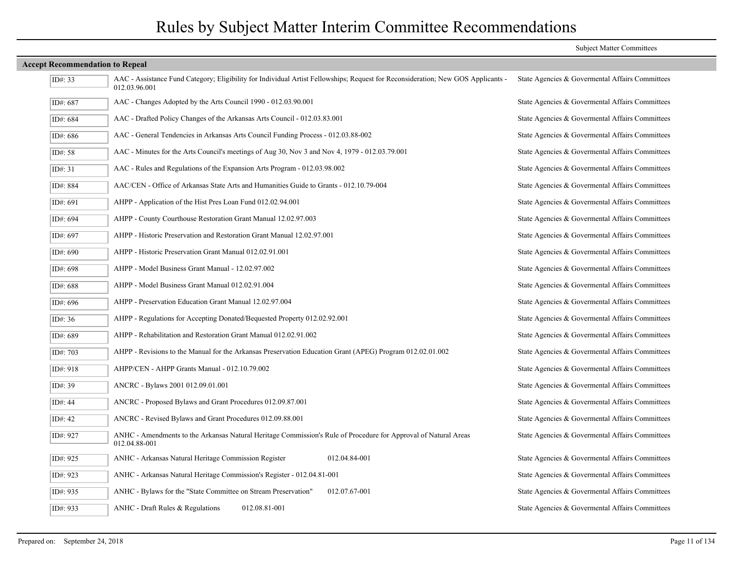# Rules by Subject Matter Interim Committee Recommendations

| | | Subject Matter Committees |
|---|---|---|
| **Accept Recommendation to Repeal** | | |
| ID#: 33 | AAC - Assistance Fund Category; Eligibility for Individual Artist Fellowships; Request for Reconsideration; New GOS Applicants - 012.03.96.001 | State Agencies & Govermental Affairs Committees |
| ID#: 687 | AAC - Changes Adopted by the Arts Council 1990 - 012.03.90.001 | State Agencies & Govermental Affairs Committees |
| ID#: 684 | AAC - Drafted Policy Changes of the Arkansas Arts Council - 012.03.83.001 | State Agencies & Govermental Affairs Committees |
| ID#: 686 | AAC - General Tendencies in Arkansas Arts Council Funding Process - 012.03.88-002 | State Agencies & Govermental Affairs Committees |
| ID#: 58 | AAC - Minutes for the Arts Council's meetings of Aug 30, Nov 3 and Nov 4, 1979 - 012.03.79.001 | State Agencies & Govermental Affairs Committees |
| ID#: 31 | AAC - Rules and Regulations of the Expansion Arts Program - 012.03.98.002 | State Agencies & Govermental Affairs Committees |
| ID#: 884 | AAC/CEN - Office of Arkansas State Arts and Humanities Guide to Grants - 012.10.79-004 | State Agencies & Govermental Affairs Committees |
| ID#: 691 | AHPP - Application of the Hist Pres Loan Fund 012.02.94.001 | State Agencies & Govermental Affairs Committees |
| ID#: 694 | AHPP - County Courthouse Restoration Grant Manual 12.02.97.003 | State Agencies & Govermental Affairs Committees |
| ID#: 697 | AHPP - Historic Preservation and Restoration Grant Manual 12.02.97.001 | State Agencies & Govermental Affairs Committees |
| ID#: 690 | AHPP - Historic Preservation Grant Manual 012.02.91.001 | State Agencies & Govermental Affairs Committees |
| ID#: 698 | AHPP - Model Business Grant Manual - 12.02.97.002 | State Agencies & Govermental Affairs Committees |
| ID#: 688 | AHPP - Model Business Grant Manual 012.02.91.004 | State Agencies & Govermental Affairs Committees |
| ID#: 696 | AHPP - Preservation Education Grant Manual 12.02.97.004 | State Agencies & Govermental Affairs Committees |
| ID#: 36 | AHPP - Regulations for Accepting Donated/Bequested Property 012.02.92.001 | State Agencies & Govermental Affairs Committees |
| ID#: 689 | AHPP - Rehabilitation and Restoration Grant Manual 012.02.91.002 | State Agencies & Govermental Affairs Committees |
| ID#: 703 | AHPP - Revisions to the Manual for the Arkansas Preservation Education Grant (APEG) Program 012.02.01.002 | State Agencies & Govermental Affairs Committees |
| ID#: 918 | AHPP/CEN - AHPP Grants Manual - 012.10.79.002 | State Agencies & Govermental Affairs Committees |
| ID#: 39 | ANCRC - Bylaws 2001 012.09.01.001 | State Agencies & Govermental Affairs Committees |
| ID#: 44 | ANCRC - Proposed Bylaws and Grant Procedures 012.09.87.001 | State Agencies & Govermental Affairs Committees |
| ID#: 42 | ANCRC - Revised Bylaws and Grant Procedures 012.09.88.001 | State Agencies & Govermental Affairs Committees |
| ID#: 927 | ANHC - Amendments to the Arkansas Natural Heritage Commission's Rule of Procedure for Approval of Natural Areas 012.04.88-001 | State Agencies & Govermental Affairs Committees |
| ID#: 925 | ANHC - Arkansas Natural Heritage Commission Register 012.04.84-001 | State Agencies & Govermental Affairs Committees |
| ID#: 923 | ANHC - Arkansas Natural Heritage Commission's Register - 012.04.81-001 | State Agencies & Govermental Affairs Committees |
| ID#: 935 | ANHC - Bylaws for the "State Committee on Stream Preservation" 012.07.67-001 | State Agencies & Govermental Affairs Committees |
| ID#: 933 | ANHC - Draft Rules & Regulations 012.08.81-001 | State Agencies & Govermental Affairs Committees |

Prepared on: September 24, 2018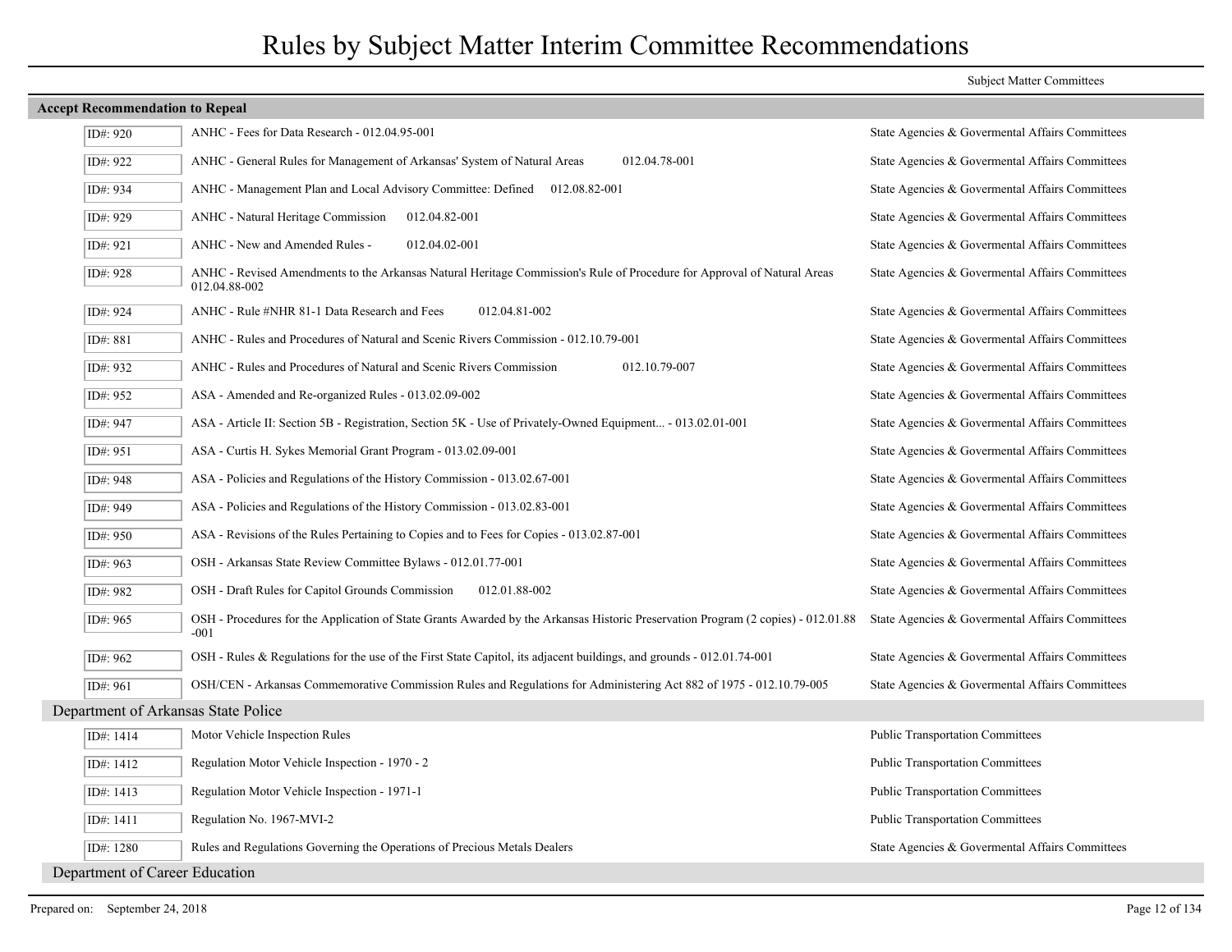# Rules by Subject Matter Interim Committee Recommendations

Subject Matter Committees

## Accept Recommendation to Repeal

| ID | Rule | Subject Matter Committees |
|---|---|---|
| ID#: 920 | ANHC - Fees for Data Research - 012.04.95-001 | State Agencies & Govermental Affairs Committees |
| ID#: 922 | ANHC - General Rules for Management of Arkansas' System of Natural Areas 012.04.78-001 | State Agencies & Govermental Affairs Committees |
| ID#: 934 | ANHC - Management Plan and Local Advisory Committee: Defined 012.08.82-001 | State Agencies & Govermental Affairs Committees |
| ID#: 929 | ANHC - Natural Heritage Commission 012.04.82-001 | State Agencies & Govermental Affairs Committees |
| ID#: 921 | ANHC - New and Amended Rules - 012.04.02-001 | State Agencies & Govermental Affairs Committees |
| ID#: 928 | ANHC - Revised Amendments to the Arkansas Natural Heritage Commission's Rule of Procedure for Approval of Natural Areas 012.04.88-002 | State Agencies & Govermental Affairs Committees |
| ID#: 924 | ANHC - Rule #NHR 81-1 Data Research and Fees 012.04.81-002 | State Agencies & Govermental Affairs Committees |
| ID#: 881 | ANHC - Rules and Procedures of Natural and Scenic Rivers Commission - 012.10.79-001 | State Agencies & Govermental Affairs Committees |
| ID#: 932 | ANHC - Rules and Procedures of Natural and Scenic Rivers Commission 012.10.79-007 | State Agencies & Govermental Affairs Committees |
| ID#: 952 | ASA - Amended and Re-organized Rules - 013.02.09-002 | State Agencies & Govermental Affairs Committees |
| ID#: 947 | ASA - Article II: Section 5B - Registration, Section 5K - Use of Privately-Owned Equipment... - 013.02.01-001 | State Agencies & Govermental Affairs Committees |
| ID#: 951 | ASA - Curtis H. Sykes Memorial Grant Program - 013.02.09-001 | State Agencies & Govermental Affairs Committees |
| ID#: 948 | ASA - Policies and Regulations of the History Commission - 013.02.67-001 | State Agencies & Govermental Affairs Committees |
| ID#: 949 | ASA - Policies and Regulations of the History Commission - 013.02.83-001 | State Agencies & Govermental Affairs Committees |
| ID#: 950 | ASA - Revisions of the Rules Pertaining to Copies and to Fees for Copies - 013.02.87-001 | State Agencies & Govermental Affairs Committees |
| ID#: 963 | OSH - Arkansas State Review Committee Bylaws - 012.01.77-001 | State Agencies & Govermental Affairs Committees |
| ID#: 982 | OSH - Draft Rules for Capitol Grounds Commission 012.01.88-002 | State Agencies & Govermental Affairs Committees |
| ID#: 965 | OSH - Procedures for the Application of State Grants Awarded by the Arkansas Historic Preservation Program (2 copies) - 012.01.88-001 | State Agencies & Govermental Affairs Committees |
| ID#: 962 | OSH - Rules & Regulations for the use of the First State Capitol, its adjacent buildings, and grounds - 012.01.74-001 | State Agencies & Govermental Affairs Committees |
| ID#: 961 | OSH/CEN - Arkansas Commemorative Commission Rules and Regulations for Administering Act 882 of 1975 - 012.10.79-005 | State Agencies & Govermental Affairs Committees |

### Department of Arkansas State Police

| ID | Rule | Subject Matter Committees |
|---|---|---|
| ID#: 1414 | Motor Vehicle Inspection Rules | Public Transportation Committees |
| ID#: 1412 | Regulation Motor Vehicle Inspection - 1970 - 2 | Public Transportation Committees |
| ID#: 1413 | Regulation Motor Vehicle Inspection - 1971-1 | Public Transportation Committees |
| ID#: 1411 | Regulation No. 1967-MVI-2 | Public Transportation Committees |
| ID#: 1280 | Rules and Regulations Governing the Operations of Precious Metals Dealers | State Agencies & Govermental Affairs Committees |

### Department of Career Education

Prepared on: September 24, 2018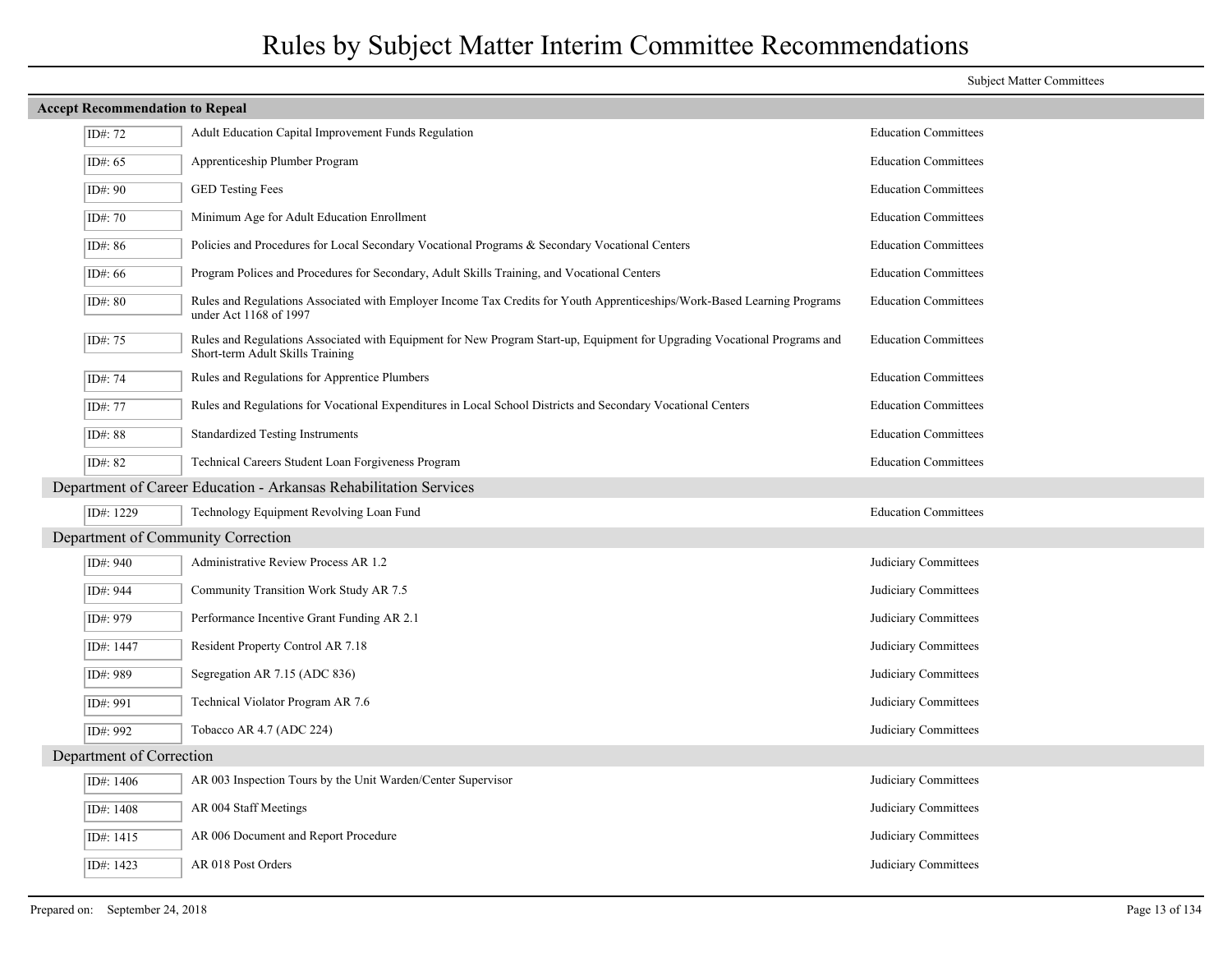# Rules by Subject Matter Interim Committee Recommendations

Subject Matter Committees

## Accept Recommendation to Repeal

| ID# | Rule | Subject Matter Committees |
|---|---|---|
| ID#: 72 | Adult Education Capital Improvement Funds Regulation | Education Committees |
| ID#: 65 | Apprenticeship Plumber Program | Education Committees |
| ID#: 90 | GED Testing Fees | Education Committees |
| ID#: 70 | Minimum Age for Adult Education Enrollment | Education Committees |
| ID#: 86 | Policies and Procedures for Local Secondary Vocational Programs & Secondary Vocational Centers | Education Committees |
| ID#: 66 | Program Polices and Procedures for Secondary, Adult Skills Training, and Vocational Centers | Education Committees |
| ID#: 80 | Rules and Regulations Associated with Employer Income Tax Credits for Youth Apprenticeships/Work-Based Learning Programs under Act 1168 of 1997 | Education Committees |
| ID#: 75 | Rules and Regulations Associated with Equipment for New Program Start-up, Equipment for Upgrading Vocational Programs and Short-term Adult Skills Training | Education Committees |
| ID#: 74 | Rules and Regulations for Apprentice Plumbers | Education Committees |
| ID#: 77 | Rules and Regulations for Vocational Expenditures in Local School Districts and Secondary Vocational Centers | Education Committees |
| ID#: 88 | Standardized Testing Instruments | Education Committees |
| ID#: 82 | Technical Careers Student Loan Forgiveness Program | Education Committees |

### Department of Career Education - Arkansas Rehabilitation Services

| ID# | Rule | Subject Matter Committees |
|---|---|---|
| ID#: 1229 | Technology Equipment Revolving Loan Fund | Education Committees |

### Department of Community Correction

| ID# | Rule | Subject Matter Committees |
|---|---|---|
| ID#: 940 | Administrative Review Process AR 1.2 | Judiciary Committees |
| ID#: 944 | Community Transition Work Study AR 7.5 | Judiciary Committees |
| ID#: 979 | Performance Incentive Grant Funding AR 2.1 | Judiciary Committees |
| ID#: 1447 | Resident Property Control AR 7.18 | Judiciary Committees |
| ID#: 989 | Segregation AR 7.15 (ADC 836) | Judiciary Committees |
| ID#: 991 | Technical Violator Program AR 7.6 | Judiciary Committees |
| ID#: 992 | Tobacco AR 4.7 (ADC 224) | Judiciary Committees |

### Department of Correction

| ID# | Rule | Subject Matter Committees |
|---|---|---|
| ID#: 1406 | AR 003 Inspection Tours by the Unit Warden/Center Supervisor | Judiciary Committees |
| ID#: 1408 | AR 004 Staff Meetings | Judiciary Committees |
| ID#: 1415 | AR 006 Document and Report Procedure | Judiciary Committees |
| ID#: 1423 | AR 018 Post Orders | Judiciary Committees |

Prepared on: September 24, 2018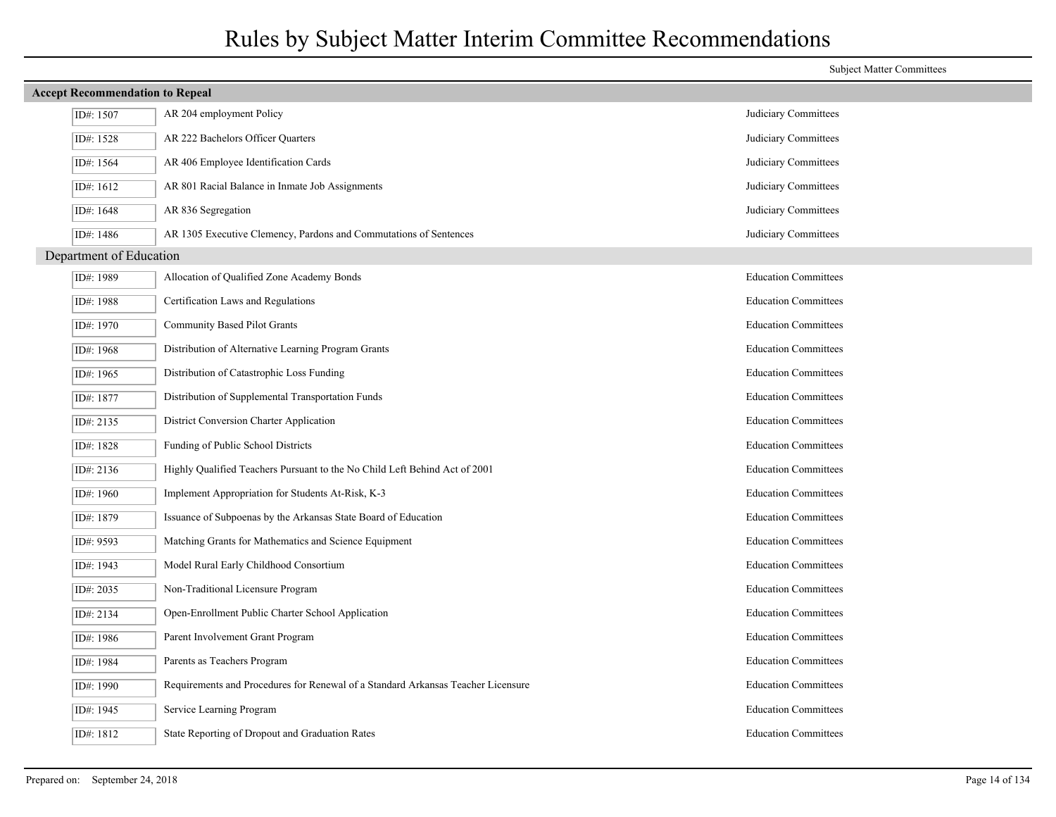# Rules by Subject Matter Interim Committee Recommendations

| | | Subject Matter Committees |
|---|---|---|
| **Accept Recommendation to Repeal** | | |
| ID#: 1507 | AR 204 employment Policy | Judiciary Committees |
| ID#: 1528 | AR 222 Bachelors Officer Quarters | Judiciary Committees |
| ID#: 1564 | AR 406 Employee Identification Cards | Judiciary Committees |
| ID#: 1612 | AR 801 Racial Balance in Inmate Job Assignments | Judiciary Committees |
| ID#: 1648 | AR 836 Segregation | Judiciary Committees |
| ID#: 1486 | AR 1305 Executive Clemency, Pardons and Commutations of Sentences | Judiciary Committees |
| **Department of Education** | | |
| ID#: 1989 | Allocation of Qualified Zone Academy Bonds | Education Committees |
| ID#: 1988 | Certification Laws and Regulations | Education Committees |
| ID#: 1970 | Community Based Pilot Grants | Education Committees |
| ID#: 1968 | Distribution of Alternative Learning Program Grants | Education Committees |
| ID#: 1965 | Distribution of Catastrophic Loss Funding | Education Committees |
| ID#: 1877 | Distribution of Supplemental Transportation Funds | Education Committees |
| ID#: 2135 | District Conversion Charter Application | Education Committees |
| ID#: 1828 | Funding of Public School Districts | Education Committees |
| ID#: 2136 | Highly Qualified Teachers Pursuant to the No Child Left Behind Act of 2001 | Education Committees |
| ID#: 1960 | Implement Appropriation for Students At-Risk, K-3 | Education Committees |
| ID#: 1879 | Issuance of Subpoenas by the Arkansas State Board of Education | Education Committees |
| ID#: 9593 | Matching Grants for Mathematics and Science Equipment | Education Committees |
| ID#: 1943 | Model Rural Early Childhood Consortium | Education Committees |
| ID#: 2035 | Non-Traditional Licensure Program | Education Committees |
| ID#: 2134 | Open-Enrollment Public Charter School Application | Education Committees |
| ID#: 1986 | Parent Involvement Grant Program | Education Committees |
| ID#: 1984 | Parents as Teachers Program | Education Committees |
| ID#: 1990 | Requirements and Procedures for Renewal of a Standard Arkansas Teacher Licensure | Education Committees |
| ID#: 1945 | Service Learning Program | Education Committees |
| ID#: 1812 | State Reporting of Dropout and Graduation Rates | Education Committees |

Prepared on: September 24, 2018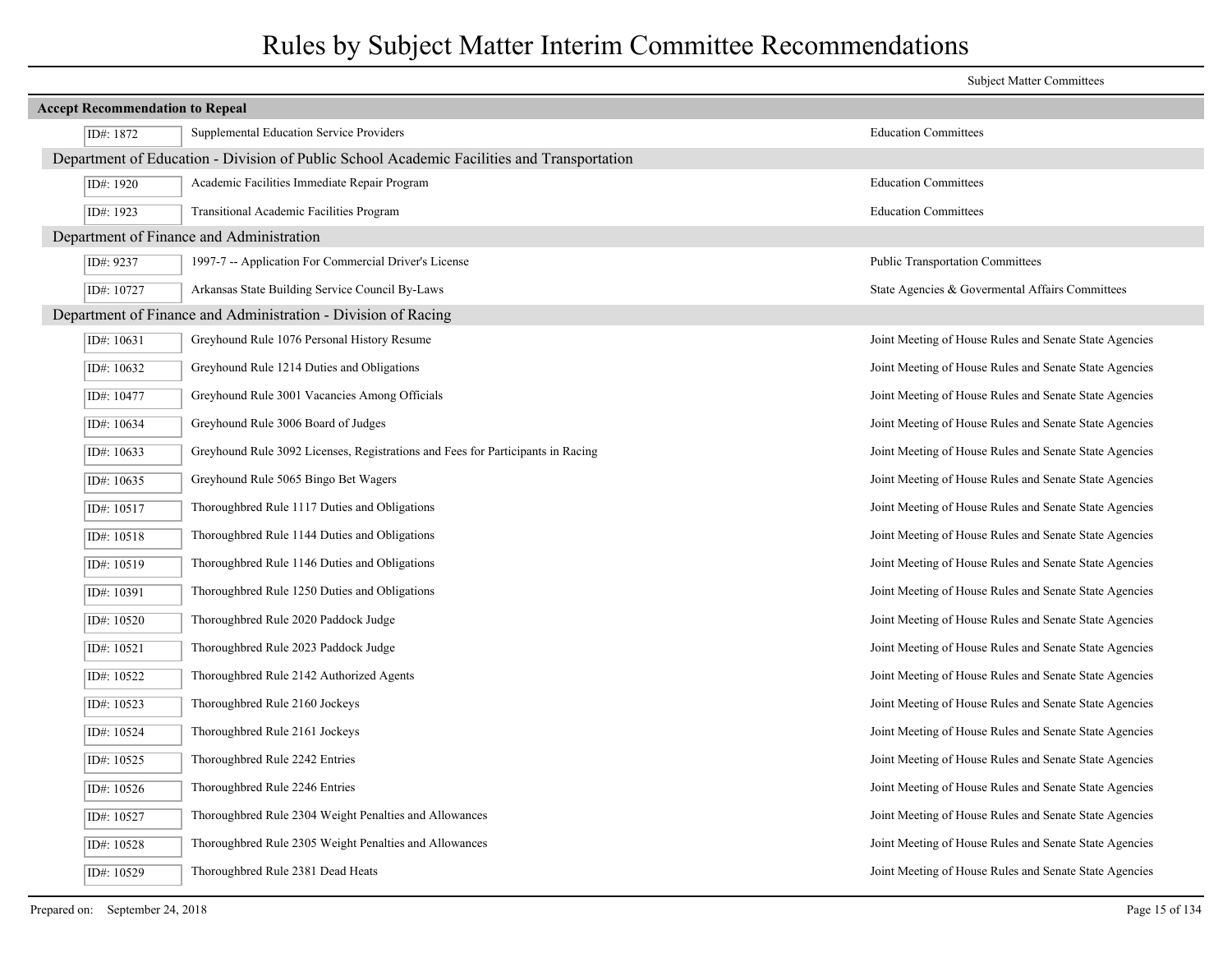# Rules by Subject Matter Interim Committee Recommendations

| | | Subject Matter Committees |
|---|---|---|
| **Accept Recommendation to Repeal** | | |
| ID#: 1872 | Supplemental Education Service Providers | Education Committees |
| **Department of Education - Division of Public School Academic Facilities and Transportation** | | |
| ID#: 1920 | Academic Facilities Immediate Repair Program | Education Committees |
| ID#: 1923 | Transitional Academic Facilities Program | Education Committees |
| **Department of Finance and Administration** | | |
| ID#: 9237 | 1997-7 -- Application For Commercial Driver's License | Public Transportation Committees |
| ID#: 10727 | Arkansas State Building Service Council By-Laws | State Agencies & Govermental Affairs Committees |
| **Department of Finance and Administration - Division of Racing** | | |
| ID#: 10631 | Greyhound Rule 1076 Personal History Resume | Joint Meeting of House Rules and Senate State Agencies |
| ID#: 10632 | Greyhound Rule 1214 Duties and Obligations | Joint Meeting of House Rules and Senate State Agencies |
| ID#: 10477 | Greyhound Rule 3001 Vacancies Among Officials | Joint Meeting of House Rules and Senate State Agencies |
| ID#: 10634 | Greyhound Rule 3006 Board of Judges | Joint Meeting of House Rules and Senate State Agencies |
| ID#: 10633 | Greyhound Rule 3092 Licenses, Registrations and Fees for Participants in Racing | Joint Meeting of House Rules and Senate State Agencies |
| ID#: 10635 | Greyhound Rule 5065 Bingo Bet Wagers | Joint Meeting of House Rules and Senate State Agencies |
| ID#: 10517 | Thoroughbred Rule 1117 Duties and Obligations | Joint Meeting of House Rules and Senate State Agencies |
| ID#: 10518 | Thoroughbred Rule 1144 Duties and Obligations | Joint Meeting of House Rules and Senate State Agencies |
| ID#: 10519 | Thoroughbred Rule 1146 Duties and Obligations | Joint Meeting of House Rules and Senate State Agencies |
| ID#: 10391 | Thoroughbred Rule 1250 Duties and Obligations | Joint Meeting of House Rules and Senate State Agencies |
| ID#: 10520 | Thoroughbred Rule 2020 Paddock Judge | Joint Meeting of House Rules and Senate State Agencies |
| ID#: 10521 | Thoroughbred Rule 2023 Paddock Judge | Joint Meeting of House Rules and Senate State Agencies |
| ID#: 10522 | Thoroughbred Rule 2142 Authorized Agents | Joint Meeting of House Rules and Senate State Agencies |
| ID#: 10523 | Thoroughbred Rule 2160 Jockeys | Joint Meeting of House Rules and Senate State Agencies |
| ID#: 10524 | Thoroughbred Rule 2161 Jockeys | Joint Meeting of House Rules and Senate State Agencies |
| ID#: 10525 | Thoroughbred Rule 2242 Entries | Joint Meeting of House Rules and Senate State Agencies |
| ID#: 10526 | Thoroughbred Rule 2246 Entries | Joint Meeting of House Rules and Senate State Agencies |
| ID#: 10527 | Thoroughbred Rule 2304 Weight Penalties and Allowances | Joint Meeting of House Rules and Senate State Agencies |
| ID#: 10528 | Thoroughbred Rule 2305 Weight Penalties and Allowances | Joint Meeting of House Rules and Senate State Agencies |
| ID#: 10529 | Thoroughbred Rule 2381 Dead Heats | Joint Meeting of House Rules and Senate State Agencies |

Prepared on: September 24, 2018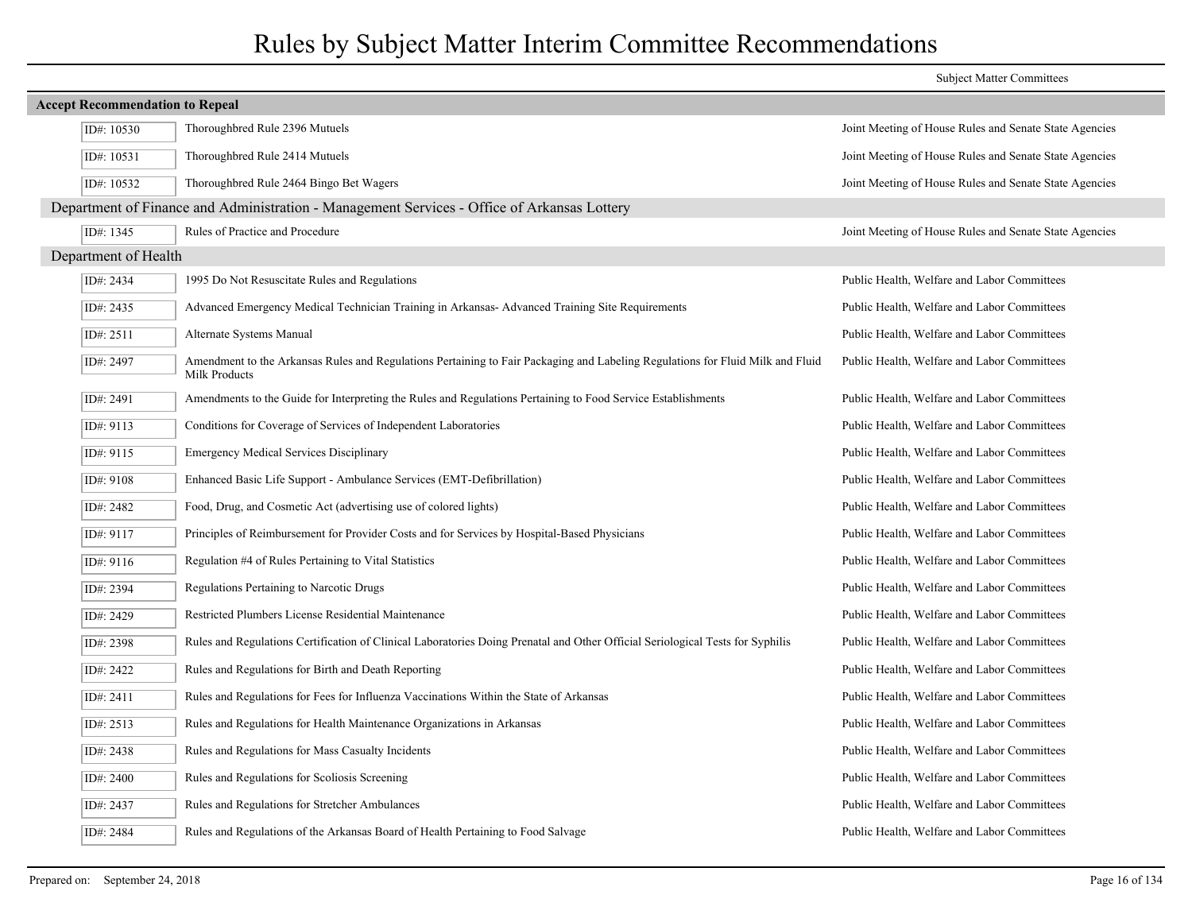# Rules by Subject Matter Interim Committee Recommendations

| | | Subject Matter Committees |
|---|---|---|
| **Accept Recommendation to Repeal** | | |
| ID#: 10530 | Thoroughbred Rule 2396 Mutuels | Joint Meeting of House Rules and Senate State Agencies |
| ID#: 10531 | Thoroughbred Rule 2414 Mutuels | Joint Meeting of House Rules and Senate State Agencies |
| ID#: 10532 | Thoroughbred Rule 2464 Bingo Bet Wagers | Joint Meeting of House Rules and Senate State Agencies |
| **Department of Finance and Administration - Management Services - Office of Arkansas Lottery** | | |
| ID#: 1345 | Rules of Practice and Procedure | Joint Meeting of House Rules and Senate State Agencies |
| **Department of Health** | | |
| ID#: 2434 | 1995 Do Not Resuscitate Rules and Regulations | Public Health, Welfare and Labor Committees |
| ID#: 2435 | Advanced Emergency Medical Technician Training in Arkansas- Advanced Training Site Requirements | Public Health, Welfare and Labor Committees |
| ID#: 2511 | Alternate Systems Manual | Public Health, Welfare and Labor Committees |
| ID#: 2497 | Amendment to the Arkansas Rules and Regulations Pertaining to Fair Packaging and Labeling Regulations for Fluid Milk and Fluid Milk Products | Public Health, Welfare and Labor Committees |
| ID#: 2491 | Amendments to the Guide for Interpreting the Rules and Regulations Pertaining to Food Service Establishments | Public Health, Welfare and Labor Committees |
| ID#: 9113 | Conditions for Coverage of Services of Independent Laboratories | Public Health, Welfare and Labor Committees |
| ID#: 9115 | Emergency Medical Services Disciplinary | Public Health, Welfare and Labor Committees |
| ID#: 9108 | Enhanced Basic Life Support - Ambulance Services (EMT-Defibrillation) | Public Health, Welfare and Labor Committees |
| ID#: 2482 | Food, Drug, and Cosmetic Act (advertising use of colored lights) | Public Health, Welfare and Labor Committees |
| ID#: 9117 | Principles of Reimbursement for Provider Costs and for Services by Hospital-Based Physicians | Public Health, Welfare and Labor Committees |
| ID#: 9116 | Regulation #4 of Rules Pertaining to Vital Statistics | Public Health, Welfare and Labor Committees |
| ID#: 2394 | Regulations Pertaining to Narcotic Drugs | Public Health, Welfare and Labor Committees |
| ID#: 2429 | Restricted Plumbers License Residential Maintenance | Public Health, Welfare and Labor Committees |
| ID#: 2398 | Rules and Regulations Certification of Clinical Laboratories Doing Prenatal and Other Official Seriological Tests for Syphilis | Public Health, Welfare and Labor Committees |
| ID#: 2422 | Rules and Regulations for Birth and Death Reporting | Public Health, Welfare and Labor Committees |
| ID#: 2411 | Rules and Regulations for Fees for Influenza Vaccinations Within the State of Arkansas | Public Health, Welfare and Labor Committees |
| ID#: 2513 | Rules and Regulations for Health Maintenance Organizations in Arkansas | Public Health, Welfare and Labor Committees |
| ID#: 2438 | Rules and Regulations for Mass Casualty Incidents | Public Health, Welfare and Labor Committees |
| ID#: 2400 | Rules and Regulations for Scoliosis Screening | Public Health, Welfare and Labor Committees |
| ID#: 2437 | Rules and Regulations for Stretcher Ambulances | Public Health, Welfare and Labor Committees |
| ID#: 2484 | Rules and Regulations of the Arkansas Board of Health Pertaining to Food Salvage | Public Health, Welfare and Labor Committees |

Prepared on: September 24, 2018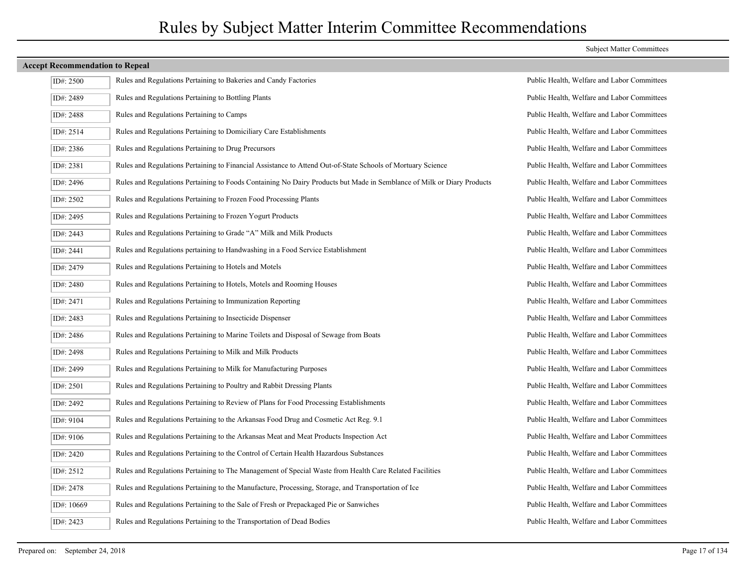# Rules by Subject Matter Interim Committee Recommendations

| | | Subject Matter Committees |
|---|---|---|
| **Accept Recommendation to Repeal** | | |
| ID#: 2500 | Rules and Regulations Pertaining to Bakeries and Candy Factories | Public Health, Welfare and Labor Committees |
| ID#: 2489 | Rules and Regulations Pertaining to Bottling Plants | Public Health, Welfare and Labor Committees |
| ID#: 2488 | Rules and Regulations Pertaining to Camps | Public Health, Welfare and Labor Committees |
| ID#: 2514 | Rules and Regulations Pertaining to Domiciliary Care Establishments | Public Health, Welfare and Labor Committees |
| ID#: 2386 | Rules and Regulations Pertaining to Drug Precursors | Public Health, Welfare and Labor Committees |
| ID#: 2381 | Rules and Regulations Pertaining to Financial Assistance to Attend Out-of-State Schools of Mortuary Science | Public Health, Welfare and Labor Committees |
| ID#: 2496 | Rules and Regulations Pertaining to Foods Containing No Dairy Products but Made in Semblance of Milk or Diary Products | Public Health, Welfare and Labor Committees |
| ID#: 2502 | Rules and Regulations Pertaining to Frozen Food Processing Plants | Public Health, Welfare and Labor Committees |
| ID#: 2495 | Rules and Regulations Pertaining to Frozen Yogurt Products | Public Health, Welfare and Labor Committees |
| ID#: 2443 | Rules and Regulations Pertaining to Grade "A" Milk and Milk Products | Public Health, Welfare and Labor Committees |
| ID#: 2441 | Rules and Regulations pertaining to Handwashing in a Food Service Establishment | Public Health, Welfare and Labor Committees |
| ID#: 2479 | Rules and Regulations Pertaining to Hotels and Motels | Public Health, Welfare and Labor Committees |
| ID#: 2480 | Rules and Regulations Pertaining to Hotels, Motels and Rooming Houses | Public Health, Welfare and Labor Committees |
| ID#: 2471 | Rules and Regulations Pertaining to Immunization Reporting | Public Health, Welfare and Labor Committees |
| ID#: 2483 | Rules and Regulations Pertaining to Insecticide Dispenser | Public Health, Welfare and Labor Committees |
| ID#: 2486 | Rules and Regulations Pertaining to Marine Toilets and Disposal of Sewage from Boats | Public Health, Welfare and Labor Committees |
| ID#: 2498 | Rules and Regulations Pertaining to Milk and Milk Products | Public Health, Welfare and Labor Committees |
| ID#: 2499 | Rules and Regulations Pertaining to Milk for Manufacturing Purposes | Public Health, Welfare and Labor Committees |
| ID#: 2501 | Rules and Regulations Pertaining to Poultry and Rabbit Dressing Plants | Public Health, Welfare and Labor Committees |
| ID#: 2492 | Rules and Regulations Pertaining to Review of Plans for Food Processing Establishments | Public Health, Welfare and Labor Committees |
| ID#: 9104 | Rules and Regulations Pertaining to the Arkansas Food Drug and Cosmetic Act Reg. 9.1 | Public Health, Welfare and Labor Committees |
| ID#: 9106 | Rules and Regulations Pertaining to the Arkansas Meat and Meat Products Inspection Act | Public Health, Welfare and Labor Committees |
| ID#: 2420 | Rules and Regulations Pertaining to the Control of Certain Health Hazardous Substances | Public Health, Welfare and Labor Committees |
| ID#: 2512 | Rules and Regulations Pertaining to The Management of Special Waste from Health Care Related Facilities | Public Health, Welfare and Labor Committees |
| ID#: 2478 | Rules and Regulations Pertaining to the Manufacture, Processing, Storage, and Transportation of Ice | Public Health, Welfare and Labor Committees |
| ID#: 10669 | Rules and Regulations Pertaining to the Sale of Fresh or Prepackaged Pie or Sanwiches | Public Health, Welfare and Labor Committees |
| ID#: 2423 | Rules and Regulations Pertaining to the Transportation of Dead Bodies | Public Health, Welfare and Labor Committees |

Prepared on: September 24, 2018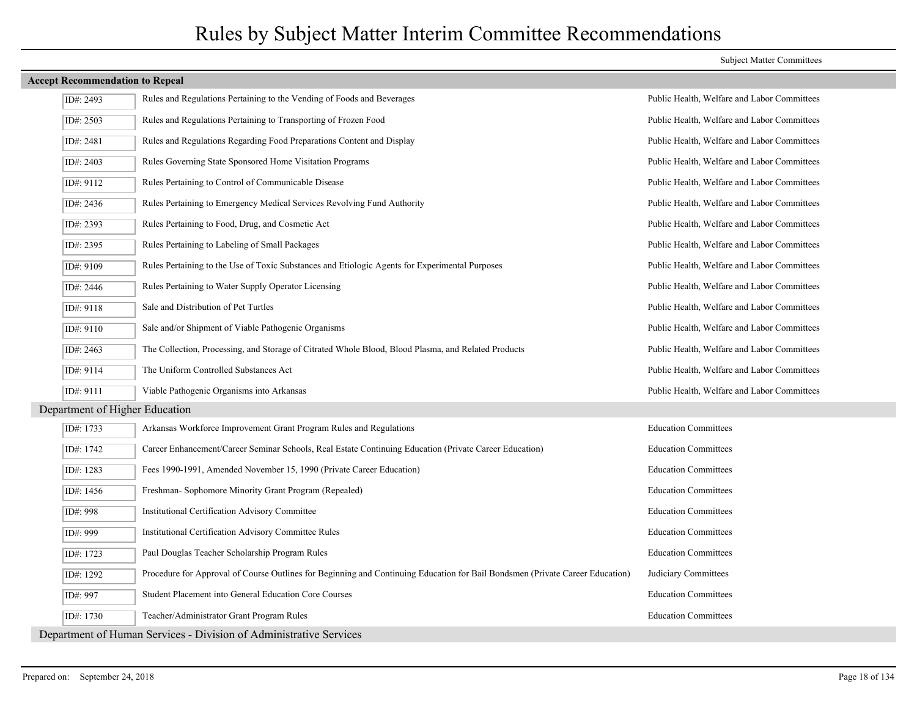# Rules by Subject Matter Interim Committee Recommendations

| | | Subject Matter Committees |
|---|---|---|
| **Accept Recommendation to Repeal** | | |
| ID#: 2493 | Rules and Regulations Pertaining to the Vending of Foods and Beverages | Public Health, Welfare and Labor Committees |
| ID#: 2503 | Rules and Regulations Pertaining to Transporting of Frozen Food | Public Health, Welfare and Labor Committees |
| ID#: 2481 | Rules and Regulations Regarding Food Preparations Content and Display | Public Health, Welfare and Labor Committees |
| ID#: 2403 | Rules Governing State Sponsored Home Visitation Programs | Public Health, Welfare and Labor Committees |
| ID#: 9112 | Rules Pertaining to Control of Communicable Disease | Public Health, Welfare and Labor Committees |
| ID#: 2436 | Rules Pertaining to Emergency Medical Services Revolving Fund Authority | Public Health, Welfare and Labor Committees |
| ID#: 2393 | Rules Pertaining to Food, Drug, and Cosmetic Act | Public Health, Welfare and Labor Committees |
| ID#: 2395 | Rules Pertaining to Labeling of Small Packages | Public Health, Welfare and Labor Committees |
| ID#: 9109 | Rules Pertaining to the Use of Toxic Substances and Etiologic Agents for Experimental Purposes | Public Health, Welfare and Labor Committees |
| ID#: 2446 | Rules Pertaining to Water Supply Operator Licensing | Public Health, Welfare and Labor Committees |
| ID#: 9118 | Sale and Distribution of Pet Turtles | Public Health, Welfare and Labor Committees |
| ID#: 9110 | Sale and/or Shipment of Viable Pathogenic Organisms | Public Health, Welfare and Labor Committees |
| ID#: 2463 | The Collection, Processing, and Storage of Citrated Whole Blood, Blood Plasma, and Related Products | Public Health, Welfare and Labor Committees |
| ID#: 9114 | The Uniform Controlled Substances Act | Public Health, Welfare and Labor Committees |
| ID#: 9111 | Viable Pathogenic Organisms into Arkansas | Public Health, Welfare and Labor Committees |
| **Department of Higher Education** | | |
| ID#: 1733 | Arkansas Workforce Improvement Grant Program Rules and Regulations | Education Committees |
| ID#: 1742 | Career Enhancement/Career Seminar Schools, Real Estate Continuing Education (Private Career Education) | Education Committees |
| ID#: 1283 | Fees 1990-1991, Amended November 15, 1990 (Private Career Education) | Education Committees |
| ID#: 1456 | Freshman- Sophomore Minority Grant Program (Repealed) | Education Committees |
| ID#: 998 | Institutional Certification Advisory Committee | Education Committees |
| ID#: 999 | Institutional Certification Advisory Committee Rules | Education Committees |
| ID#: 1723 | Paul Douglas Teacher Scholarship Program Rules | Education Committees |
| ID#: 1292 | Procedure for Approval of Course Outlines for Beginning and Continuing Education for Bail Bondsmen (Private Career Education) | Judiciary Committees |
| ID#: 997 | Student Placement into General Education Core Courses | Education Committees |
| ID#: 1730 | Teacher/Administrator Grant Program Rules | Education Committees |
| **Department of Human Services - Division of Administrative Services** | | |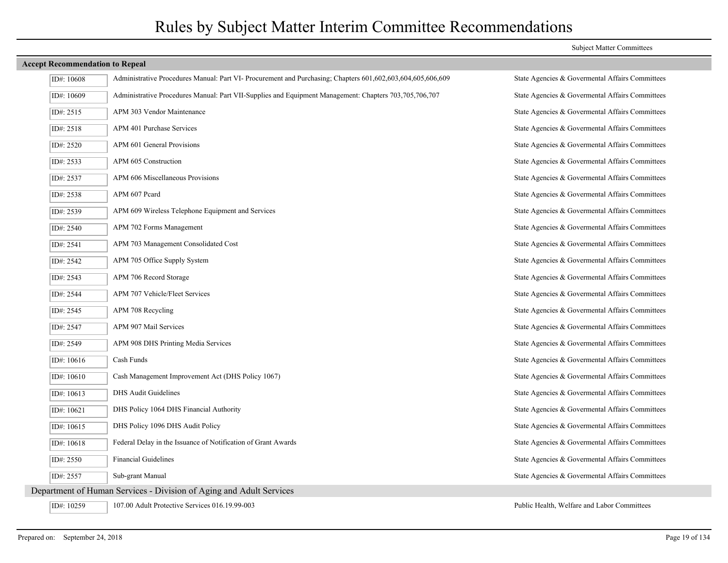# Rules by Subject Matter Interim Committee Recommendations

| | | Subject Matter Committees |
|---|---|---|
| **Accept Recommendation to Repeal** | | |
| ID#: 10608 | Administrative Procedures Manual: Part VI- Procurement and Purchasing; Chapters 601,602,603,604,605,606,609 | State Agencies & Govermental Affairs Committees |
| ID#: 10609 | Administrative Procedures Manual: Part VII-Supplies and Equipment Management: Chapters 703,705,706,707 | State Agencies & Govermental Affairs Committees |
| ID#: 2515 | APM 303 Vendor Maintenance | State Agencies & Govermental Affairs Committees |
| ID#: 2518 | APM 401 Purchase Services | State Agencies & Govermental Affairs Committees |
| ID#: 2520 | APM 601 General Provisions | State Agencies & Govermental Affairs Committees |
| ID#: 2533 | APM 605 Construction | State Agencies & Govermental Affairs Committees |
| ID#: 2537 | APM 606 Miscellaneous Provisions | State Agencies & Govermental Affairs Committees |
| ID#: 2538 | APM 607 Pcard | State Agencies & Govermental Affairs Committees |
| ID#: 2539 | APM 609 Wireless Telephone Equipment and Services | State Agencies & Govermental Affairs Committees |
| ID#: 2540 | APM 702 Forms Management | State Agencies & Govermental Affairs Committees |
| ID#: 2541 | APM 703 Management Consolidated Cost | State Agencies & Govermental Affairs Committees |
| ID#: 2542 | APM 705 Office Supply System | State Agencies & Govermental Affairs Committees |
| ID#: 2543 | APM 706 Record Storage | State Agencies & Govermental Affairs Committees |
| ID#: 2544 | APM 707 Vehicle/Fleet Services | State Agencies & Govermental Affairs Committees |
| ID#: 2545 | APM 708 Recycling | State Agencies & Govermental Affairs Committees |
| ID#: 2547 | APM 907 Mail Services | State Agencies & Govermental Affairs Committees |
| ID#: 2549 | APM 908 DHS Printing Media Services | State Agencies & Govermental Affairs Committees |
| ID#: 10616 | Cash Funds | State Agencies & Govermental Affairs Committees |
| ID#: 10610 | Cash Management Improvement Act (DHS Policy 1067) | State Agencies & Govermental Affairs Committees |
| ID#: 10613 | DHS Audit Guidelines | State Agencies & Govermental Affairs Committees |
| ID#: 10621 | DHS Policy 1064 DHS Financial Authority | State Agencies & Govermental Affairs Committees |
| ID#: 10615 | DHS Policy 1096 DHS Audit Policy | State Agencies & Govermental Affairs Committees |
| ID#: 10618 | Federal Delay in the Issuance of Notification of Grant Awards | State Agencies & Govermental Affairs Committees |
| ID#: 2550 | Financial Guidelines | State Agencies & Govermental Affairs Committees |
| ID#: 2557 | Sub-grant Manual | State Agencies & Govermental Affairs Committees |
| **Department of Human Services - Division of Aging and Adult Services** | | |
| ID#: 10259 | 107.00 Adult Protective Services 016.19.99-003 | Public Health, Welfare and Labor Committees |

Prepared on: September 24, 2018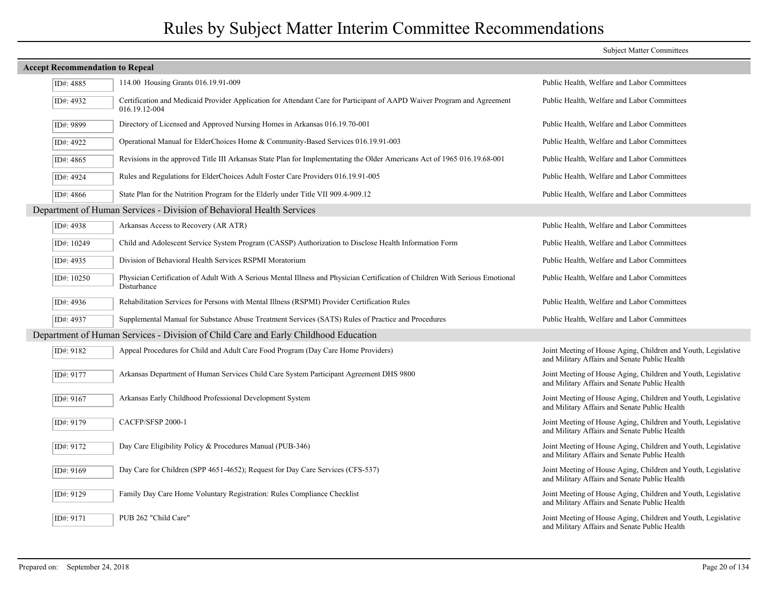# Rules by Subject Matter Interim Committee Recommendations

**Accept Recommendation to Repeal**

| ID# | Rule | Subject Matter Committees |
|---|---|---|
| ID#: 4885 | 114.00 Housing Grants 016.19.91-009 | Public Health, Welfare and Labor Committees |
| ID#: 4932 | Certification and Medicaid Provider Application for Attendant Care for Participant of AAPD Waiver Program and Agreement 016.19.12-004 | Public Health, Welfare and Labor Committees |
| ID#: 9899 | Directory of Licensed and Approved Nursing Homes in Arkansas 016.19.70-001 | Public Health, Welfare and Labor Committees |
| ID#: 4922 | Operational Manual for ElderChoices Home & Community-Based Services 016.19.91-003 | Public Health, Welfare and Labor Committees |
| ID#: 4865 | Revisions in the approved Title III Arkansas State Plan for Implementating the Older Americans Act of 1965 016.19.68-001 | Public Health, Welfare and Labor Committees |
| ID#: 4924 | Rules and Regulations for ElderChoices Adult Foster Care Providers 016.19.91-005 | Public Health, Welfare and Labor Committees |
| ID#: 4866 | State Plan for the Nutrition Program for the Elderly under Title VII 909.4-909.12 | Public Health, Welfare and Labor Committees |

## Department of Human Services - Division of Behavioral Health Services

| ID# | Rule | Subject Matter Committees |
|---|---|---|
| ID#: 4938 | Arkansas Access to Recovery (AR ATR) | Public Health, Welfare and Labor Committees |
| ID#: 10249 | Child and Adolescent Service System Program (CASSP) Authorization to Disclose Health Information Form | Public Health, Welfare and Labor Committees |
| ID#: 4935 | Division of Behavioral Health Services RSPMI Moratorium | Public Health, Welfare and Labor Committees |
| ID#: 10250 | Physician Certification of Adult With A Serious Mental Illness and Physician Certification of Children With Serious Emotional Disturbance | Public Health, Welfare and Labor Committees |
| ID#: 4936 | Rehabilitation Services for Persons with Mental Illness (RSPMI) Provider Certification Rules | Public Health, Welfare and Labor Committees |
| ID#: 4937 | Supplemental Manual for Substance Abuse Treatment Services (SATS) Rules of Practice and Procedures | Public Health, Welfare and Labor Committees |

## Department of Human Services - Division of Child Care and Early Childhood Education

| ID# | Rule | Subject Matter Committees |
|---|---|---|
| ID#: 9182 | Appeal Procedures for Child and Adult Care Food Program (Day Care Home Providers) | Joint Meeting of House Aging, Children and Youth, Legislative and Military Affairs and Senate Public Health |
| ID#: 9177 | Arkansas Department of Human Services Child Care System Participant Agreement DHS 9800 | Joint Meeting of House Aging, Children and Youth, Legislative and Military Affairs and Senate Public Health |
| ID#: 9167 | Arkansas Early Childhood Professional Development System | Joint Meeting of House Aging, Children and Youth, Legislative and Military Affairs and Senate Public Health |
| ID#: 9179 | CACFP/SFSP 2000-1 | Joint Meeting of House Aging, Children and Youth, Legislative and Military Affairs and Senate Public Health |
| ID#: 9172 | Day Care Eligibility Policy & Procedures Manual (PUB-346) | Joint Meeting of House Aging, Children and Youth, Legislative and Military Affairs and Senate Public Health |
| ID#: 9169 | Day Care for Children (SPP 4651-4652); Request for Day Care Services (CFS-537) | Joint Meeting of House Aging, Children and Youth, Legislative and Military Affairs and Senate Public Health |
| ID#: 9129 | Family Day Care Home Voluntary Registration: Rules Compliance Checklist | Joint Meeting of House Aging, Children and Youth, Legislative and Military Affairs and Senate Public Health |
| ID#: 9171 | PUB 262 "Child Care" | Joint Meeting of House Aging, Children and Youth, Legislative and Military Affairs and Senate Public Health |

Prepared on: September 24, 2018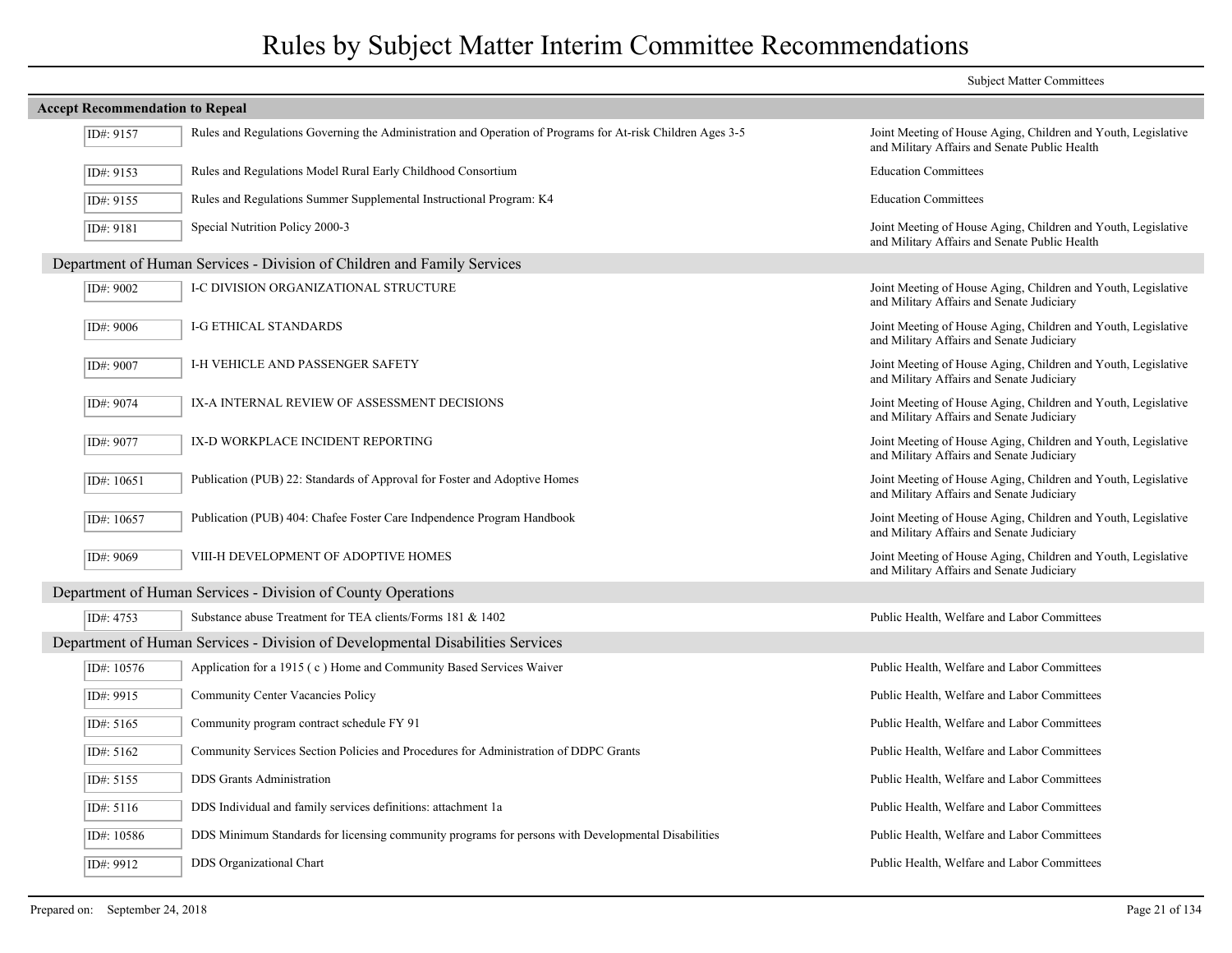# Rules by Subject Matter Interim Committee Recommendations

**Accept Recommendation to Repeal**

| ID# | Rule | Subject Matter Committees |
|---|---|---|
| ID#: 9157 | Rules and Regulations Governing the Administration and Operation of Programs for At-risk Children Ages 3-5 | Joint Meeting of House Aging, Children and Youth, Legislative and Military Affairs and Senate Public Health |
| ID#: 9153 | Rules and Regulations Model Rural Early Childhood Consortium | Education Committees |
| ID#: 9155 | Rules and Regulations Summer Supplemental Instructional Program: K4 | Education Committees |
| ID#: 9181 | Special Nutrition Policy 2000-3 | Joint Meeting of House Aging, Children and Youth, Legislative and Military Affairs and Senate Public Health |

## Department of Human Services - Division of Children and Family Services

| ID# | Rule | Subject Matter Committees |
|---|---|---|
| ID#: 9002 | I-C DIVISION ORGANIZATIONAL STRUCTURE | Joint Meeting of House Aging, Children and Youth, Legislative and Military Affairs and Senate Judiciary |
| ID#: 9006 | I-G ETHICAL STANDARDS | Joint Meeting of House Aging, Children and Youth, Legislative and Military Affairs and Senate Judiciary |
| ID#: 9007 | I-H VEHICLE AND PASSENGER SAFETY | Joint Meeting of House Aging, Children and Youth, Legislative and Military Affairs and Senate Judiciary |
| ID#: 9074 | IX-A INTERNAL REVIEW OF ASSESSMENT DECISIONS | Joint Meeting of House Aging, Children and Youth, Legislative and Military Affairs and Senate Judiciary |
| ID#: 9077 | IX-D WORKPLACE INCIDENT REPORTING | Joint Meeting of House Aging, Children and Youth, Legislative and Military Affairs and Senate Judiciary |
| ID#: 10651 | Publication (PUB) 22: Standards of Approval for Foster and Adoptive Homes | Joint Meeting of House Aging, Children and Youth, Legislative and Military Affairs and Senate Judiciary |
| ID#: 10657 | Publication (PUB) 404: Chafee Foster Care Indpendence Program Handbook | Joint Meeting of House Aging, Children and Youth, Legislative and Military Affairs and Senate Judiciary |
| ID#: 9069 | VIII-H DEVELOPMENT OF ADOPTIVE HOMES | Joint Meeting of House Aging, Children and Youth, Legislative and Military Affairs and Senate Judiciary |

## Department of Human Services - Division of County Operations

| ID# | Rule | Subject Matter Committees |
|---|---|---|
| ID#: 4753 | Substance abuse Treatment for TEA clients/Forms 181 & 1402 | Public Health, Welfare and Labor Committees |

## Department of Human Services - Division of Developmental Disabilities Services

| ID# | Rule | Subject Matter Committees |
|---|---|---|
| ID#: 10576 | Application for a 1915 ( c ) Home and Community Based Services Waiver | Public Health, Welfare and Labor Committees |
| ID#: 9915 | Community Center Vacancies Policy | Public Health, Welfare and Labor Committees |
| ID#: 5165 | Community program contract schedule FY 91 | Public Health, Welfare and Labor Committees |
| ID#: 5162 | Community Services Section Policies and Procedures for Administration of DDPC Grants | Public Health, Welfare and Labor Committees |
| ID#: 5155 | DDS Grants Administration | Public Health, Welfare and Labor Committees |
| ID#: 5116 | DDS Individual and family services definitions: attachment 1a | Public Health, Welfare and Labor Committees |
| ID#: 10586 | DDS Minimum Standards for licensing community programs for persons with Developmental Disabilities | Public Health, Welfare and Labor Committees |
| ID#: 9912 | DDS Organizational Chart | Public Health, Welfare and Labor Committees |

Prepared on: September 24, 2018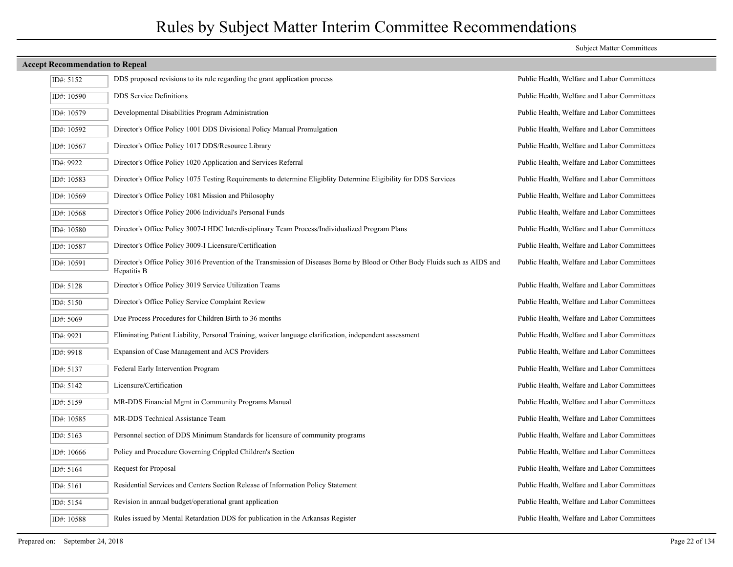# Rules by Subject Matter Interim Committee Recommendations

Subject Matter Committees

## Accept Recommendation to Repeal

| ID | Title | Committee |
|---|---|---|
| ID#: 5152 | DDS proposed revisions to its rule regarding the grant application process | Public Health, Welfare and Labor Committees |
| ID#: 10590 | DDS Service Definitions | Public Health, Welfare and Labor Committees |
| ID#: 10579 | Developmental Disabilities Program Administration | Public Health, Welfare and Labor Committees |
| ID#: 10592 | Director's Office Policy 1001 DDS Divisional Policy Manual Promulgation | Public Health, Welfare and Labor Committees |
| ID#: 10567 | Director's Office Policy 1017 DDS/Resource Library | Public Health, Welfare and Labor Committees |
| ID#: 9922 | Director's Office Policy 1020 Application and Services Referral | Public Health, Welfare and Labor Committees |
| ID#: 10583 | Director's Office Policy 1075 Testing Requirements to determine Eligiblity Determine Eligibility for DDS Services | Public Health, Welfare and Labor Committees |
| ID#: 10569 | Director's Office Policy 1081 Mission and Philosophy | Public Health, Welfare and Labor Committees |
| ID#: 10568 | Director's Office Policy 2006 Individual's Personal Funds | Public Health, Welfare and Labor Committees |
| ID#: 10580 | Director's Office Policy 3007-I HDC Interdisciplinary Team Process/Individualized Program Plans | Public Health, Welfare and Labor Committees |
| ID#: 10587 | Director's Office Policy 3009-I Licensure/Certification | Public Health, Welfare and Labor Committees |
| ID#: 10591 | Director's Office Policy 3016 Prevention of the Transmission of Diseases Borne by Blood or Other Body Fluids such as AIDS and Hepatitis B | Public Health, Welfare and Labor Committees |
| ID#: 5128 | Director's Office Policy 3019 Service Utilization Teams | Public Health, Welfare and Labor Committees |
| ID#: 5150 | Director's Office Policy Service Complaint Review | Public Health, Welfare and Labor Committees |
| ID#: 5069 | Due Process Procedures for Children Birth to 36 months | Public Health, Welfare and Labor Committees |
| ID#: 9921 | Eliminating Patient Liability, Personal Training, waiver language clarification, independent assessment | Public Health, Welfare and Labor Committees |
| ID#: 9918 | Expansion of Case Management and ACS Providers | Public Health, Welfare and Labor Committees |
| ID#: 5137 | Federal Early Intervention Program | Public Health, Welfare and Labor Committees |
| ID#: 5142 | Licensure/Certification | Public Health, Welfare and Labor Committees |
| ID#: 5159 | MR-DDS Financial Mgmt in Community Programs Manual | Public Health, Welfare and Labor Committees |
| ID#: 10585 | MR-DDS Technical Assistance Team | Public Health, Welfare and Labor Committees |
| ID#: 5163 | Personnel section of DDS Minimum Standards for licensure of community programs | Public Health, Welfare and Labor Committees |
| ID#: 10666 | Policy and Procedure Governing Crippled Children's Section | Public Health, Welfare and Labor Committees |
| ID#: 5164 | Request for Proposal | Public Health, Welfare and Labor Committees |
| ID#: 5161 | Residential Services and Centers Section Release of Information Policy Statement | Public Health, Welfare and Labor Committees |
| ID#: 5154 | Revision in annual budget/operational grant application | Public Health, Welfare and Labor Committees |
| ID#: 10588 | Rules issued by Mental Retardation DDS for publication in the Arkansas Register | Public Health, Welfare and Labor Committees |

Prepared on: September 24, 2018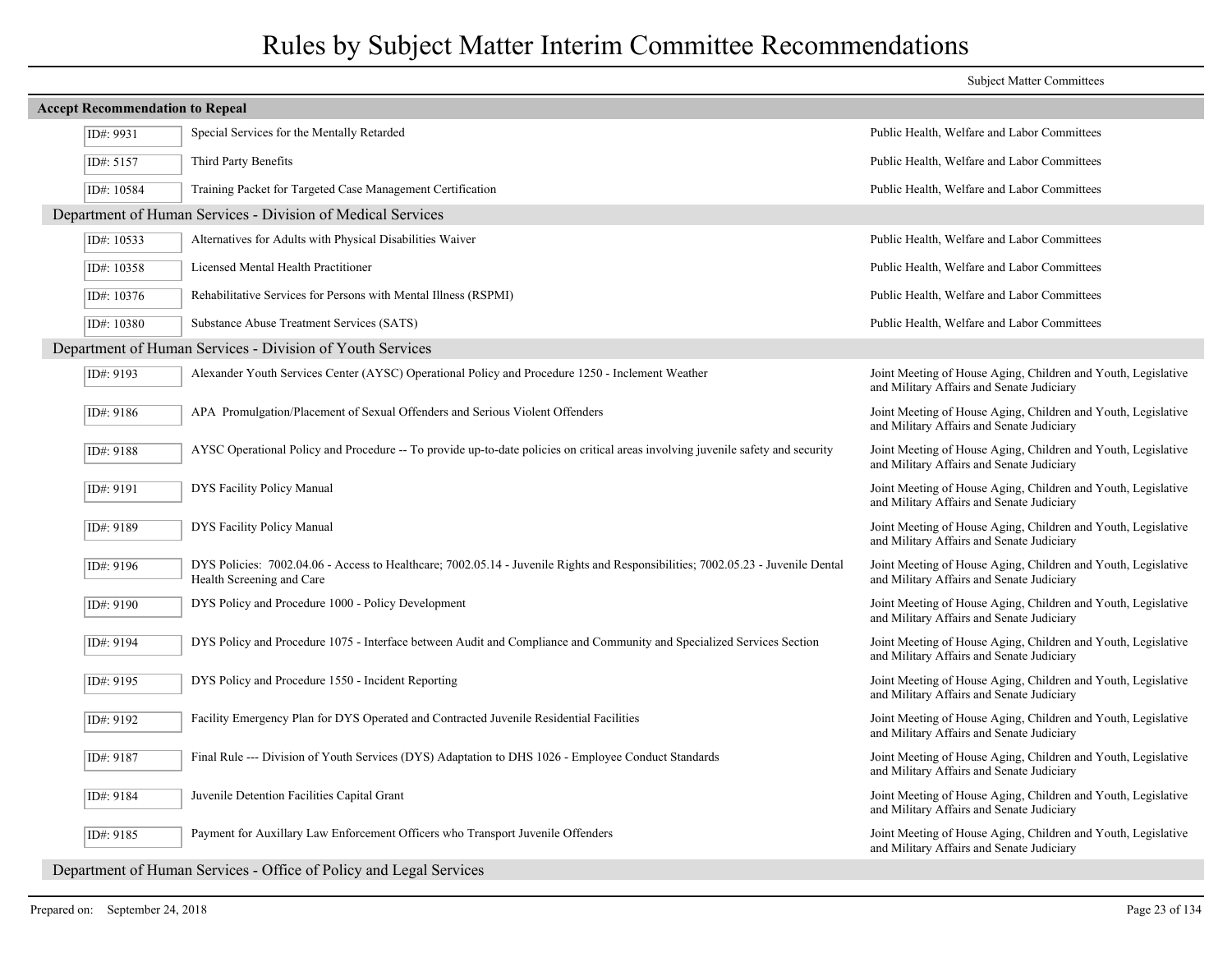# Rules by Subject Matter Interim Committee Recommendations

| | | Subject Matter Committees |
|---|---|---|
| **Accept Recommendation to Repeal** | | |
| ID#: 9931 | Special Services for the Mentally Retarded | Public Health, Welfare and Labor Committees |
| ID#: 5157 | Third Party Benefits | Public Health, Welfare and Labor Committees |
| ID#: 10584 | Training Packet for Targeted Case Management Certification | Public Health, Welfare and Labor Committees |
| **Department of Human Services - Division of Medical Services** | | |
| ID#: 10533 | Alternatives for Adults with Physical Disabilities Waiver | Public Health, Welfare and Labor Committees |
| ID#: 10358 | Licensed Mental Health Practitioner | Public Health, Welfare and Labor Committees |
| ID#: 10376 | Rehabilitative Services for Persons with Mental Illness (RSPMI) | Public Health, Welfare and Labor Committees |
| ID#: 10380 | Substance Abuse Treatment Services (SATS) | Public Health, Welfare and Labor Committees |
| **Department of Human Services - Division of Youth Services** | | |
| ID#: 9193 | Alexander Youth Services Center (AYSC) Operational Policy and Procedure 1250 - Inclement Weather | Joint Meeting of House Aging, Children and Youth, Legislative and Military Affairs and Senate Judiciary |
| ID#: 9186 | APA Promulgation/Placement of Sexual Offenders and Serious Violent Offenders | Joint Meeting of House Aging, Children and Youth, Legislative and Military Affairs and Senate Judiciary |
| ID#: 9188 | AYSC Operational Policy and Procedure -- To provide up-to-date policies on critical areas involving juvenile safety and security | Joint Meeting of House Aging, Children and Youth, Legislative and Military Affairs and Senate Judiciary |
| ID#: 9191 | DYS Facility Policy Manual | Joint Meeting of House Aging, Children and Youth, Legislative and Military Affairs and Senate Judiciary |
| ID#: 9189 | DYS Facility Policy Manual | Joint Meeting of House Aging, Children and Youth, Legislative and Military Affairs and Senate Judiciary |
| ID#: 9196 | DYS Policies: 7002.04.06 - Access to Healthcare; 7002.05.14 - Juvenile Rights and Responsibilities; 7002.05.23 - Juvenile Dental Health Screening and Care | Joint Meeting of House Aging, Children and Youth, Legislative and Military Affairs and Senate Judiciary |
| ID#: 9190 | DYS Policy and Procedure 1000 - Policy Development | Joint Meeting of House Aging, Children and Youth, Legislative and Military Affairs and Senate Judiciary |
| ID#: 9194 | DYS Policy and Procedure 1075 - Interface between Audit and Compliance and Community and Specialized Services Section | Joint Meeting of House Aging, Children and Youth, Legislative and Military Affairs and Senate Judiciary |
| ID#: 9195 | DYS Policy and Procedure 1550 - Incident Reporting | Joint Meeting of House Aging, Children and Youth, Legislative and Military Affairs and Senate Judiciary |
| ID#: 9192 | Facility Emergency Plan for DYS Operated and Contracted Juvenile Residential Facilities | Joint Meeting of House Aging, Children and Youth, Legislative and Military Affairs and Senate Judiciary |
| ID#: 9187 | Final Rule --- Division of Youth Services (DYS) Adaptation to DHS 1026 - Employee Conduct Standards | Joint Meeting of House Aging, Children and Youth, Legislative and Military Affairs and Senate Judiciary |
| ID#: 9184 | Juvenile Detention Facilities Capital Grant | Joint Meeting of House Aging, Children and Youth, Legislative and Military Affairs and Senate Judiciary |
| ID#: 9185 | Payment for Auxillary Law Enforcement Officers who Transport Juvenile Offenders | Joint Meeting of House Aging, Children and Youth, Legislative and Military Affairs and Senate Judiciary |
| **Department of Human Services - Office of Policy and Legal Services** | | |

Prepared on: September 24, 2018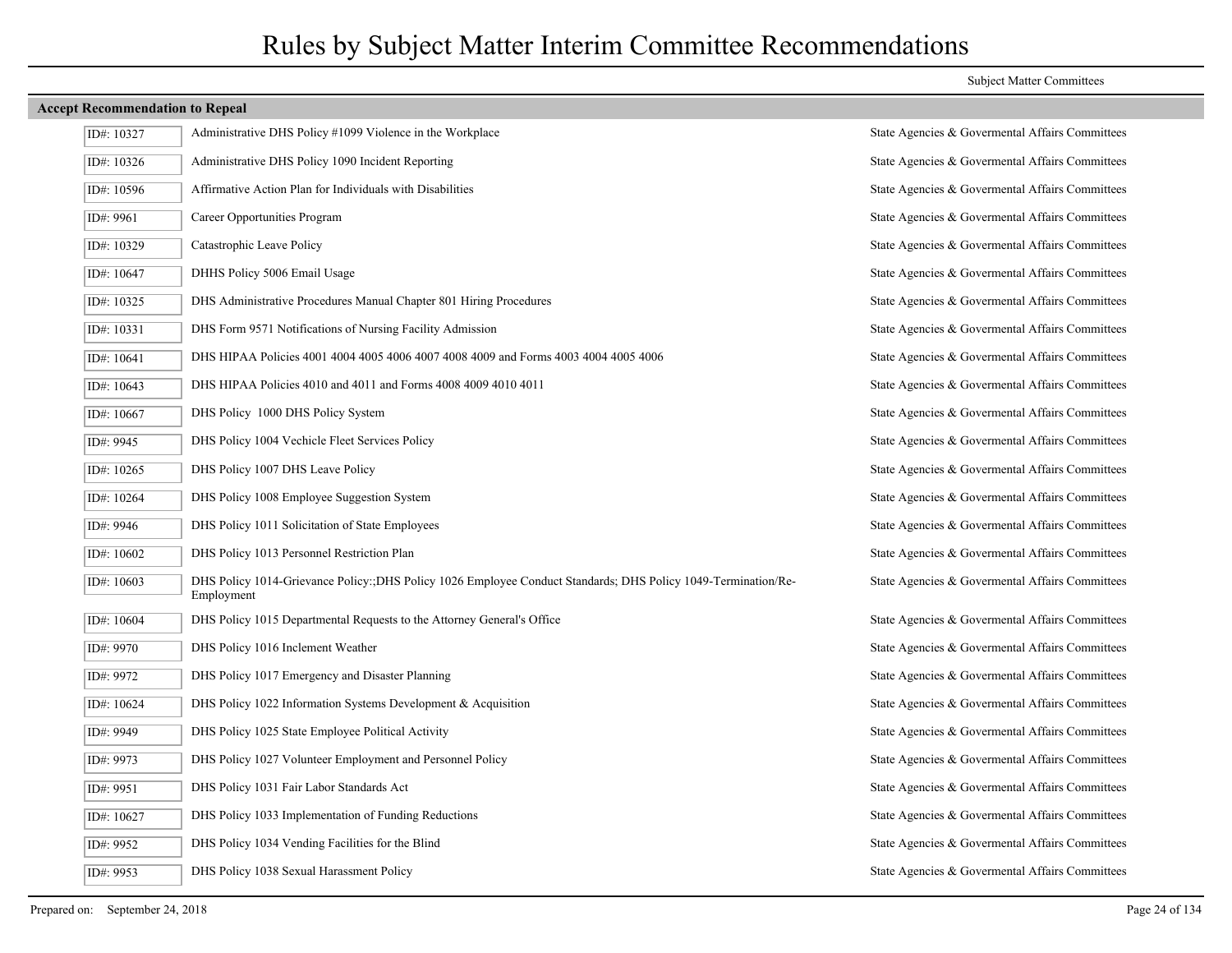# Rules by Subject Matter Interim Committee Recommendations

Subject Matter Committees

## Accept Recommendation to Repeal

| ID# | Rule | Subject Matter Committee |
|---|---|---|
| ID#: 10327 | Administrative DHS Policy #1099 Violence in the Workplace | State Agencies & Govermental Affairs Committees |
| ID#: 10326 | Administrative DHS Policy 1090 Incident Reporting | State Agencies & Govermental Affairs Committees |
| ID#: 10596 | Affirmative Action Plan for Individuals with Disabilities | State Agencies & Govermental Affairs Committees |
| ID#: 9961 | Career Opportunities Program | State Agencies & Govermental Affairs Committees |
| ID#: 10329 | Catastrophic Leave Policy | State Agencies & Govermental Affairs Committees |
| ID#: 10647 | DHHS Policy 5006 Email Usage | State Agencies & Govermental Affairs Committees |
| ID#: 10325 | DHS Administrative Procedures Manual Chapter 801 Hiring Procedures | State Agencies & Govermental Affairs Committees |
| ID#: 10331 | DHS Form 9571 Notifications of Nursing Facility Admission | State Agencies & Govermental Affairs Committees |
| ID#: 10641 | DHS HIPAA Policies 4001 4004 4005 4006 4007 4008 4009 and Forms 4003 4004 4005 4006 | State Agencies & Govermental Affairs Committees |
| ID#: 10643 | DHS HIPAA Policies 4010 and 4011 and Forms 4008 4009 4010 4011 | State Agencies & Govermental Affairs Committees |
| ID#: 10667 | DHS Policy 1000 DHS Policy System | State Agencies & Govermental Affairs Committees |
| ID#: 9945 | DHS Policy 1004 Vechicle Fleet Services Policy | State Agencies & Govermental Affairs Committees |
| ID#: 10265 | DHS Policy 1007 DHS Leave Policy | State Agencies & Govermental Affairs Committees |
| ID#: 10264 | DHS Policy 1008 Employee Suggestion System | State Agencies & Govermental Affairs Committees |
| ID#: 9946 | DHS Policy 1011 Solicitation of State Employees | State Agencies & Govermental Affairs Committees |
| ID#: 10602 | DHS Policy 1013 Personnel Restriction Plan | State Agencies & Govermental Affairs Committees |
| ID#: 10603 | DHS Policy 1014-Grievance Policy:;DHS Policy 1026 Employee Conduct Standards; DHS Policy 1049-Termination/Re-Employment | State Agencies & Govermental Affairs Committees |
| ID#: 10604 | DHS Policy 1015 Departmental Requests to the Attorney General's Office | State Agencies & Govermental Affairs Committees |
| ID#: 9970 | DHS Policy 1016 Inclement Weather | State Agencies & Govermental Affairs Committees |
| ID#: 9972 | DHS Policy 1017 Emergency and Disaster Planning | State Agencies & Govermental Affairs Committees |
| ID#: 10624 | DHS Policy 1022 Information Systems Development & Acquisition | State Agencies & Govermental Affairs Committees |
| ID#: 9949 | DHS Policy 1025 State Employee Political Activity | State Agencies & Govermental Affairs Committees |
| ID#: 9973 | DHS Policy 1027 Volunteer Employment and Personnel Policy | State Agencies & Govermental Affairs Committees |
| ID#: 9951 | DHS Policy 1031 Fair Labor Standards Act | State Agencies & Govermental Affairs Committees |
| ID#: 10627 | DHS Policy 1033 Implementation of Funding Reductions | State Agencies & Govermental Affairs Committees |
| ID#: 9952 | DHS Policy 1034 Vending Facilities for the Blind | State Agencies & Govermental Affairs Committees |
| ID#: 9953 | DHS Policy 1038 Sexual Harassment Policy | State Agencies & Govermental Affairs Committees |

Prepared on: September 24, 2018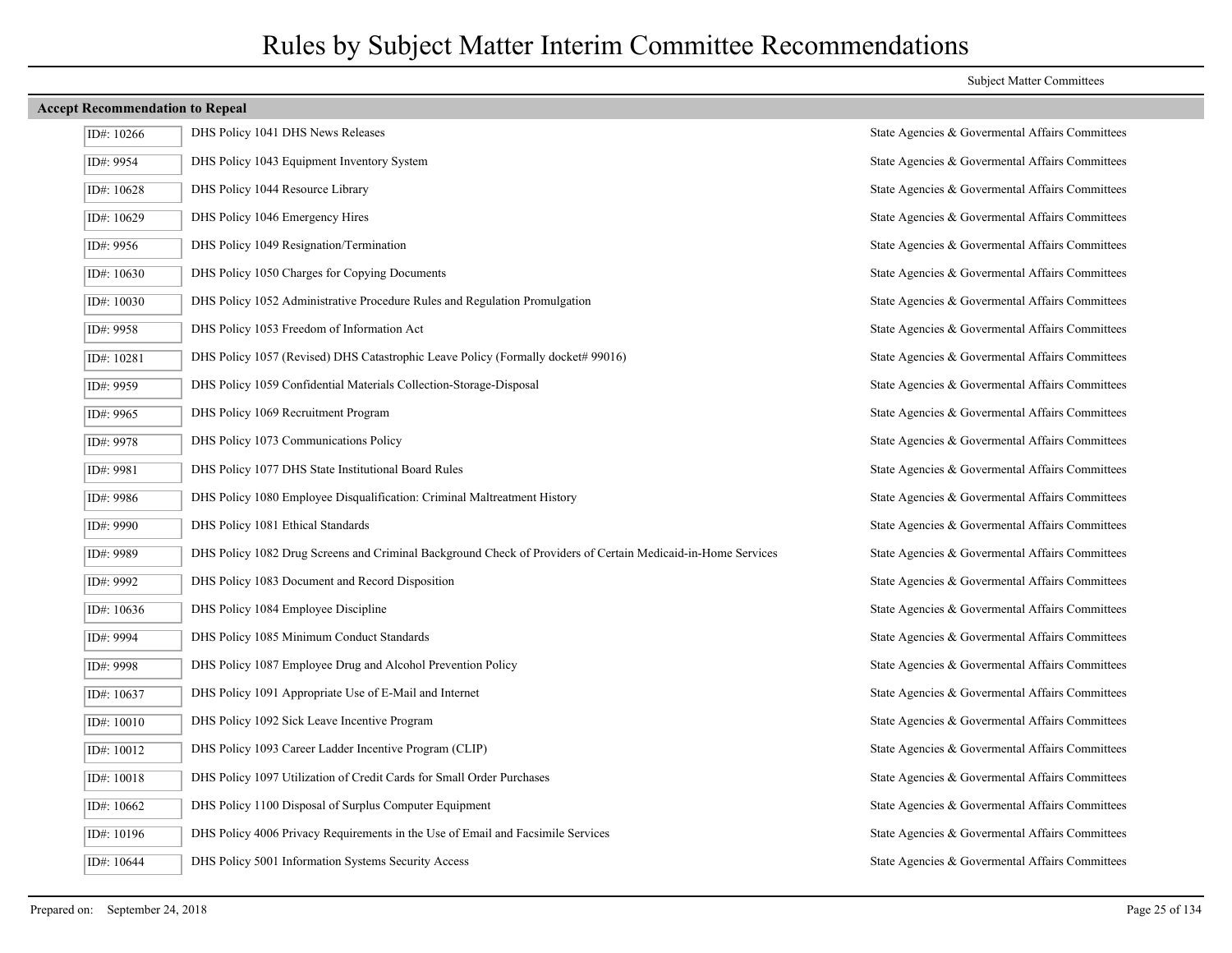# Rules by Subject Matter Interim Committee Recommendations

| | | Subject Matter Committees |
|---|---|---|
| **Accept Recommendation to Repeal** | | |
| ID#: 10266 | DHS Policy 1041 DHS News Releases | State Agencies & Govermental Affairs Committees |
| ID#: 9954 | DHS Policy 1043 Equipment Inventory System | State Agencies & Govermental Affairs Committees |
| ID#: 10628 | DHS Policy 1044 Resource Library | State Agencies & Govermental Affairs Committees |
| ID#: 10629 | DHS Policy 1046 Emergency Hires | State Agencies & Govermental Affairs Committees |
| ID#: 9956 | DHS Policy 1049 Resignation/Termination | State Agencies & Govermental Affairs Committees |
| ID#: 10630 | DHS Policy 1050 Charges for Copying Documents | State Agencies & Govermental Affairs Committees |
| ID#: 10030 | DHS Policy 1052 Administrative Procedure Rules and Regulation Promulgation | State Agencies & Govermental Affairs Committees |
| ID#: 9958 | DHS Policy 1053 Freedom of Information Act | State Agencies & Govermental Affairs Committees |
| ID#: 10281 | DHS Policy 1057 (Revised) DHS Catastrophic Leave Policy (Formally docket# 99016) | State Agencies & Govermental Affairs Committees |
| ID#: 9959 | DHS Policy 1059 Confidential Materials Collection-Storage-Disposal | State Agencies & Govermental Affairs Committees |
| ID#: 9965 | DHS Policy 1069 Recruitment Program | State Agencies & Govermental Affairs Committees |
| ID#: 9978 | DHS Policy 1073 Communications Policy | State Agencies & Govermental Affairs Committees |
| ID#: 9981 | DHS Policy 1077 DHS State Institutional Board Rules | State Agencies & Govermental Affairs Committees |
| ID#: 9986 | DHS Policy 1080 Employee Disqualification: Criminal Maltreatment History | State Agencies & Govermental Affairs Committees |
| ID#: 9990 | DHS Policy 1081 Ethical Standards | State Agencies & Govermental Affairs Committees |
| ID#: 9989 | DHS Policy 1082 Drug Screens and Criminal Background Check of Providers of Certain Medicaid-in-Home Services | State Agencies & Govermental Affairs Committees |
| ID#: 9992 | DHS Policy 1083 Document and Record Disposition | State Agencies & Govermental Affairs Committees |
| ID#: 10636 | DHS Policy 1084 Employee Discipline | State Agencies & Govermental Affairs Committees |
| ID#: 9994 | DHS Policy 1085 Minimum Conduct Standards | State Agencies & Govermental Affairs Committees |
| ID#: 9998 | DHS Policy 1087 Employee Drug and Alcohol Prevention Policy | State Agencies & Govermental Affairs Committees |
| ID#: 10637 | DHS Policy 1091 Appropriate Use of E-Mail and Internet | State Agencies & Govermental Affairs Committees |
| ID#: 10010 | DHS Policy 1092 Sick Leave Incentive Program | State Agencies & Govermental Affairs Committees |
| ID#: 10012 | DHS Policy 1093 Career Ladder Incentive Program (CLIP) | State Agencies & Govermental Affairs Committees |
| ID#: 10018 | DHS Policy 1097 Utilization of Credit Cards for Small Order Purchases | State Agencies & Govermental Affairs Committees |
| ID#: 10662 | DHS Policy 1100 Disposal of Surplus Computer Equipment | State Agencies & Govermental Affairs Committees |
| ID#: 10196 | DHS Policy 4006 Privacy Requirements in the Use of Email and Facsimile Services | State Agencies & Govermental Affairs Committees |
| ID#: 10644 | DHS Policy 5001 Information Systems Security Access | State Agencies & Govermental Affairs Committees |

Prepared on: September 24, 2018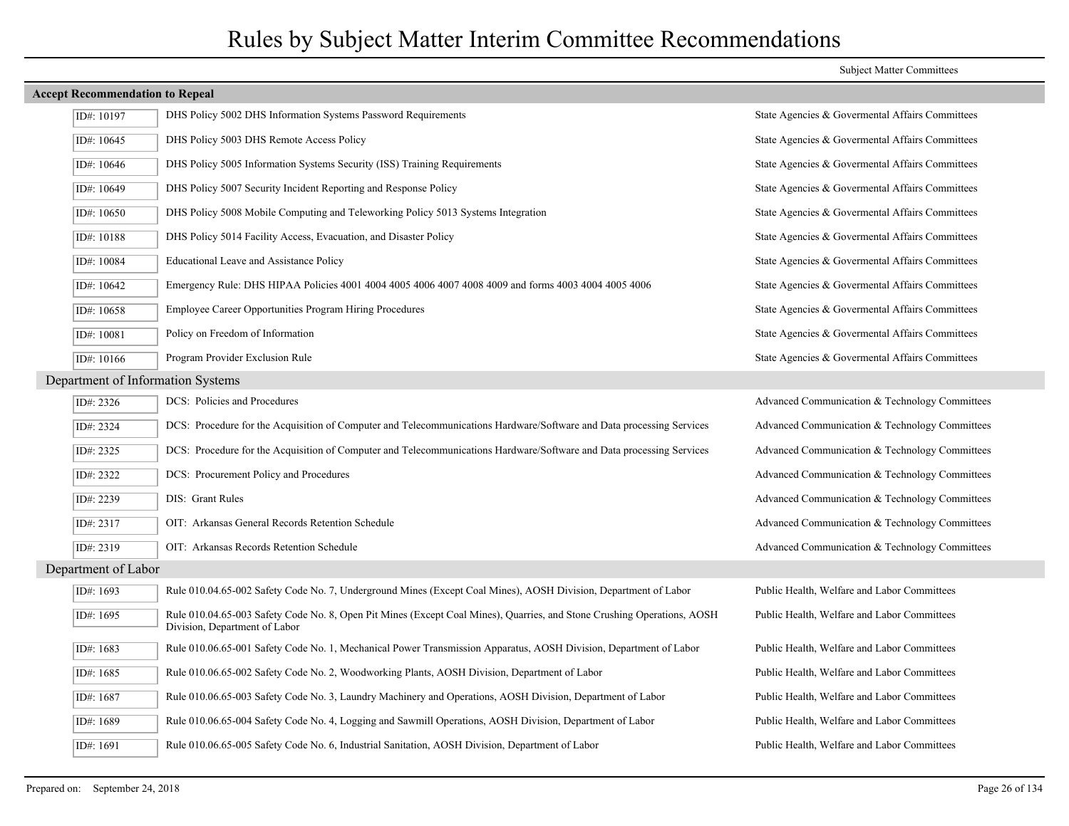# Rules by Subject Matter Interim Committee Recommendations

| | | Subject Matter Committees |
|---|---|---|

## Accept Recommendation to Repeal

| ID# | Rule | Subject Matter Committees |
|---|---|---|
| ID#: 10197 | DHS Policy 5002 DHS Information Systems Password Requirements | State Agencies & Govermental Affairs Committees |
| ID#: 10645 | DHS Policy 5003 DHS Remote Access Policy | State Agencies & Govermental Affairs Committees |
| ID#: 10646 | DHS Policy 5005 Information Systems Security (ISS) Training Requirements | State Agencies & Govermental Affairs Committees |
| ID#: 10649 | DHS Policy 5007 Security Incident Reporting and Response Policy | State Agencies & Govermental Affairs Committees |
| ID#: 10650 | DHS Policy 5008 Mobile Computing and Teleworking Policy 5013 Systems Integration | State Agencies & Govermental Affairs Committees |
| ID#: 10188 | DHS Policy 5014 Facility Access, Evacuation, and Disaster Policy | State Agencies & Govermental Affairs Committees |
| ID#: 10084 | Educational Leave and Assistance Policy | State Agencies & Govermental Affairs Committees |
| ID#: 10642 | Emergency Rule: DHS HIPAA Policies 4001 4004 4005 4006 4007 4008 4009 and forms 4003 4004 4005 4006 | State Agencies & Govermental Affairs Committees |
| ID#: 10658 | Employee Career Opportunities Program Hiring Procedures | State Agencies & Govermental Affairs Committees |
| ID#: 10081 | Policy on Freedom of Information | State Agencies & Govermental Affairs Committees |
| ID#: 10166 | Program Provider Exclusion Rule | State Agencies & Govermental Affairs Committees |

### Department of Information Systems

| ID# | Rule | Subject Matter Committees |
|---|---|---|
| ID#: 2326 | DCS: Policies and Procedures | Advanced Communication & Technology Committees |
| ID#: 2324 | DCS: Procedure for the Acquisition of Computer and Telecommunications Hardware/Software and Data processing Services | Advanced Communication & Technology Committees |
| ID#: 2325 | DCS: Procedure for the Acquisition of Computer and Telecommunications Hardware/Software and Data processing Services | Advanced Communication & Technology Committees |
| ID#: 2322 | DCS: Procurement Policy and Procedures | Advanced Communication & Technology Committees |
| ID#: 2239 | DIS: Grant Rules | Advanced Communication & Technology Committees |
| ID#: 2317 | OIT: Arkansas General Records Retention Schedule | Advanced Communication & Technology Committees |
| ID#: 2319 | OIT: Arkansas Records Retention Schedule | Advanced Communication & Technology Committees |

### Department of Labor

| ID# | Rule | Subject Matter Committees |
|---|---|---|
| ID#: 1693 | Rule 010.04.65-002 Safety Code No. 7, Underground Mines (Except Coal Mines), AOSH Division, Department of Labor | Public Health, Welfare and Labor Committees |
| ID#: 1695 | Rule 010.04.65-003 Safety Code No. 8, Open Pit Mines (Except Coal Mines), Quarries, and Stone Crushing Operations, AOSH Division, Department of Labor | Public Health, Welfare and Labor Committees |
| ID#: 1683 | Rule 010.06.65-001 Safety Code No. 1, Mechanical Power Transmission Apparatus, AOSH Division, Department of Labor | Public Health, Welfare and Labor Committees |
| ID#: 1685 | Rule 010.06.65-002 Safety Code No. 2, Woodworking Plants, AOSH Division, Department of Labor | Public Health, Welfare and Labor Committees |
| ID#: 1687 | Rule 010.06.65-003 Safety Code No. 3, Laundry Machinery and Operations, AOSH Division, Department of Labor | Public Health, Welfare and Labor Committees |
| ID#: 1689 | Rule 010.06.65-004 Safety Code No. 4, Logging and Sawmill Operations, AOSH Division, Department of Labor | Public Health, Welfare and Labor Committees |
| ID#: 1691 | Rule 010.06.65-005 Safety Code No. 6, Industrial Sanitation, AOSH Division, Department of Labor | Public Health, Welfare and Labor Committees |

Prepared on: September 24, 2018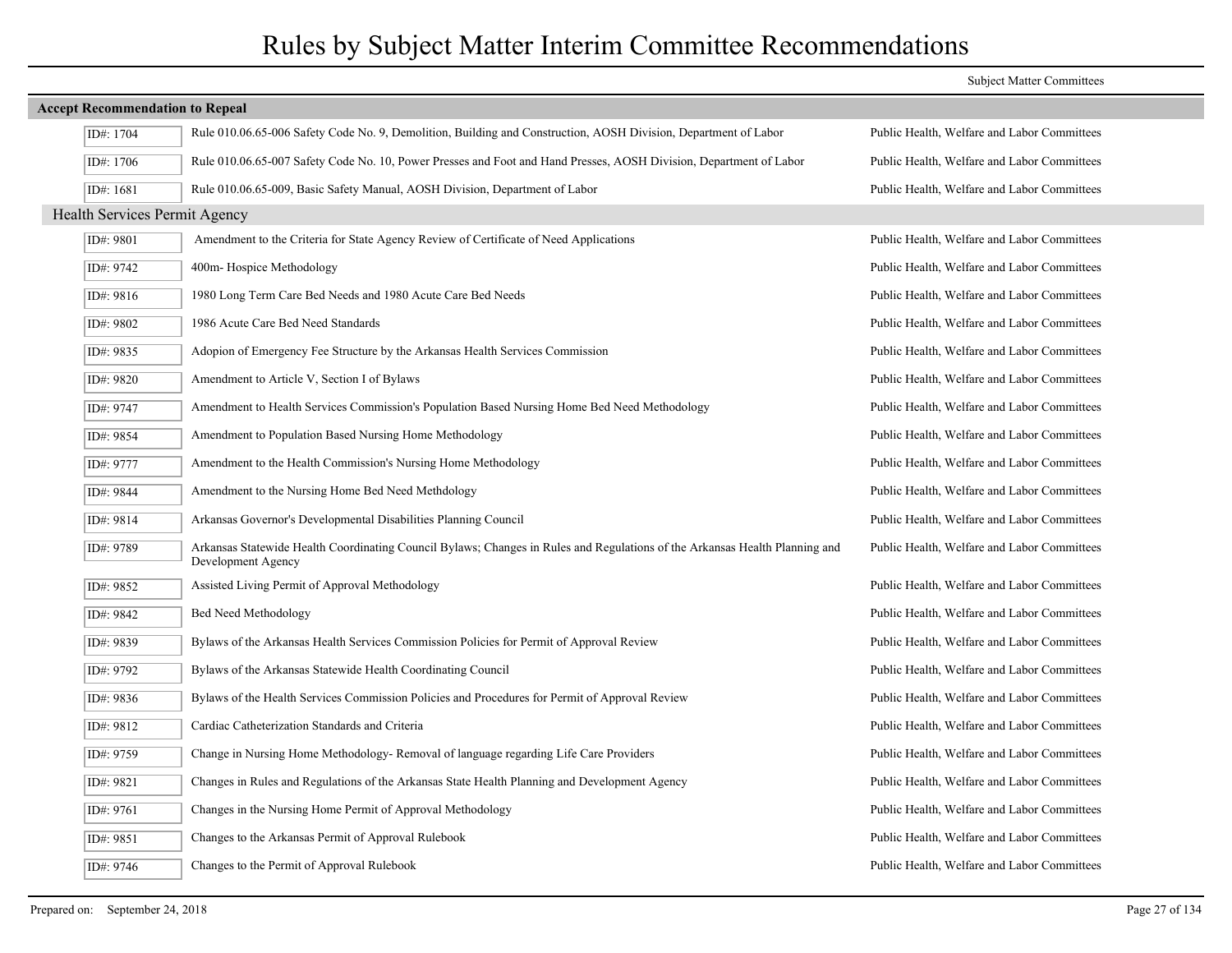# Rules by Subject Matter Interim Committee Recommendations

| | | Subject Matter Committees |
|---|---|---|
| **Accept Recommendation to Repeal** | | |
| ID#: 1704 | Rule 010.06.65-006 Safety Code No. 9, Demolition, Building and Construction, AOSH Division, Department of Labor | Public Health, Welfare and Labor Committees |
| ID#: 1706 | Rule 010.06.65-007 Safety Code No. 10, Power Presses and Foot and Hand Presses, AOSH Division, Department of Labor | Public Health, Welfare and Labor Committees |
| ID#: 1681 | Rule 010.06.65-009, Basic Safety Manual, AOSH Division, Department of Labor | Public Health, Welfare and Labor Committees |
| **Health Services Permit Agency** | | |
| ID#: 9801 | Amendment to the Criteria for State Agency Review of Certificate of Need Applications | Public Health, Welfare and Labor Committees |
| ID#: 9742 | 400m- Hospice Methodology | Public Health, Welfare and Labor Committees |
| ID#: 9816 | 1980 Long Term Care Bed Needs and 1980 Acute Care Bed Needs | Public Health, Welfare and Labor Committees |
| ID#: 9802 | 1986 Acute Care Bed Need Standards | Public Health, Welfare and Labor Committees |
| ID#: 9835 | Adopion of Emergency Fee Structure by the Arkansas Health Services Commission | Public Health, Welfare and Labor Committees |
| ID#: 9820 | Amendment to Article V, Section I of Bylaws | Public Health, Welfare and Labor Committees |
| ID#: 9747 | Amendment to Health Services Commission's Population Based Nursing Home Bed Need Methodology | Public Health, Welfare and Labor Committees |
| ID#: 9854 | Amendment to Population Based Nursing Home Methodology | Public Health, Welfare and Labor Committees |
| ID#: 9777 | Amendment to the Health Commission's Nursing Home Methodology | Public Health, Welfare and Labor Committees |
| ID#: 9844 | Amendment to the Nursing Home Bed Need Methdology | Public Health, Welfare and Labor Committees |
| ID#: 9814 | Arkansas Governor's Developmental Disabilities Planning Council | Public Health, Welfare and Labor Committees |
| ID#: 9789 | Arkansas Statewide Health Coordinating Council Bylaws; Changes in Rules and Regulations of the Arkansas Health Planning and Development Agency | Public Health, Welfare and Labor Committees |
| ID#: 9852 | Assisted Living Permit of Approval Methodology | Public Health, Welfare and Labor Committees |
| ID#: 9842 | Bed Need Methodology | Public Health, Welfare and Labor Committees |
| ID#: 9839 | Bylaws of the Arkansas Health Services Commission Policies for Permit of Approval Review | Public Health, Welfare and Labor Committees |
| ID#: 9792 | Bylaws of the Arkansas Statewide Health Coordinating Council | Public Health, Welfare and Labor Committees |
| ID#: 9836 | Bylaws of the Health Services Commission Policies and Procedures for Permit of Approval Review | Public Health, Welfare and Labor Committees |
| ID#: 9812 | Cardiac Catheterization Standards and Criteria | Public Health, Welfare and Labor Committees |
| ID#: 9759 | Change in Nursing Home Methodology- Removal of language regarding Life Care Providers | Public Health, Welfare and Labor Committees |
| ID#: 9821 | Changes in Rules and Regulations of the Arkansas State Health Planning and Development Agency | Public Health, Welfare and Labor Committees |
| ID#: 9761 | Changes in the Nursing Home Permit of Approval Methodology | Public Health, Welfare and Labor Committees |
| ID#: 9851 | Changes to the Arkansas Permit of Approval Rulebook | Public Health, Welfare and Labor Committees |
| ID#: 9746 | Changes to the Permit of Approval Rulebook | Public Health, Welfare and Labor Committees |

Prepared on: September 24, 2018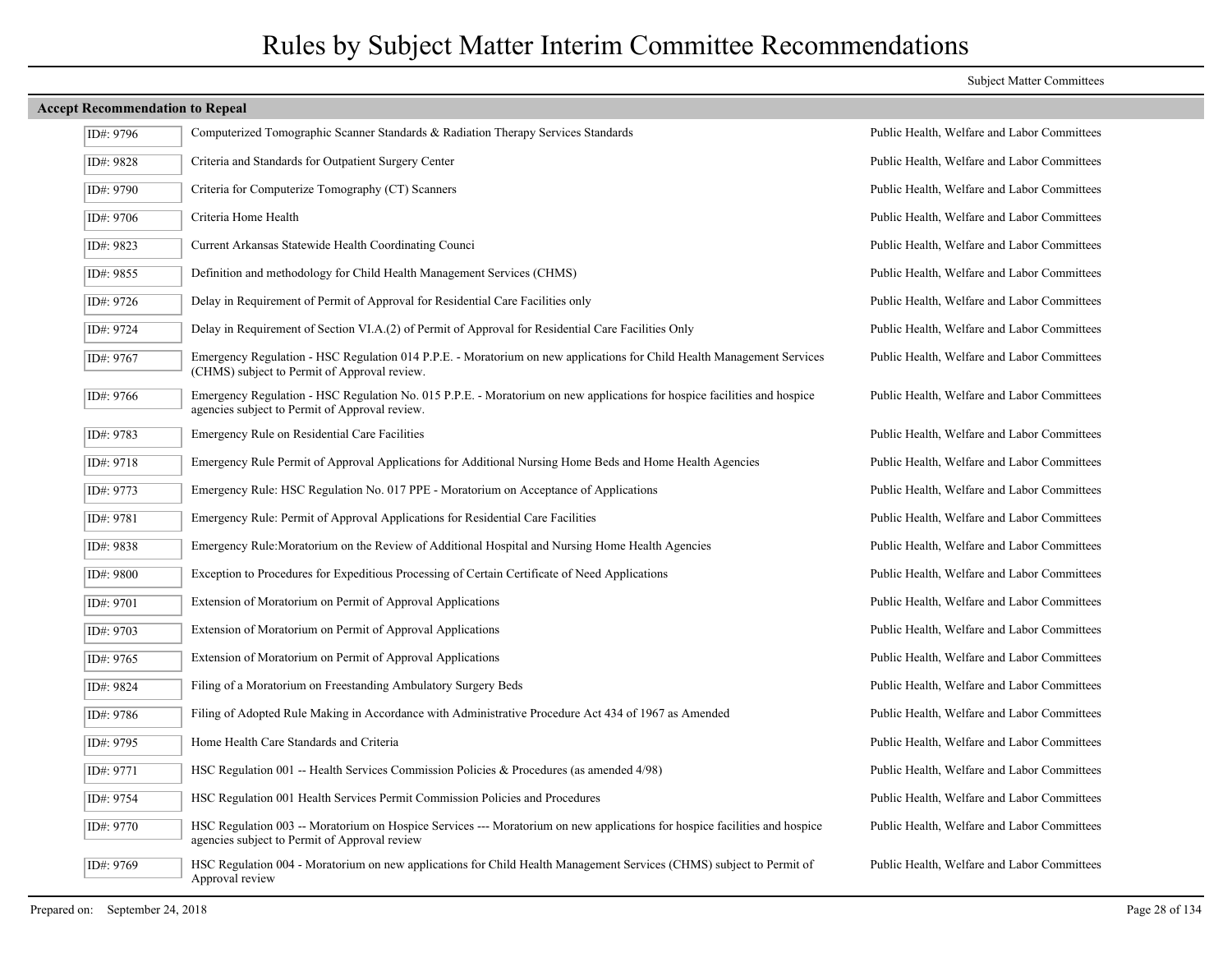# Rules by Subject Matter Interim Committee Recommendations

Subject Matter Committees

## Accept Recommendation to Repeal

| ID | Rule | Committee |
|---|---|---|
| ID#: 9796 | Computerized Tomographic Scanner Standards & Radiation Therapy Services Standards | Public Health, Welfare and Labor Committees |
| ID#: 9828 | Criteria and Standards for Outpatient Surgery Center | Public Health, Welfare and Labor Committees |
| ID#: 9790 | Criteria for Computerize Tomography (CT) Scanners | Public Health, Welfare and Labor Committees |
| ID#: 9706 | Criteria Home Health | Public Health, Welfare and Labor Committees |
| ID#: 9823 | Current Arkansas Statewide Health Coordinating Counci | Public Health, Welfare and Labor Committees |
| ID#: 9855 | Definition and methodology for Child Health Management Services (CHMS) | Public Health, Welfare and Labor Committees |
| ID#: 9726 | Delay in Requirement of Permit of Approval for Residential Care Facilities only | Public Health, Welfare and Labor Committees |
| ID#: 9724 | Delay in Requirement of Section VI.A.(2) of Permit of Approval for Residential Care Facilities Only | Public Health, Welfare and Labor Committees |
| ID#: 9767 | Emergency Regulation - HSC Regulation 014 P.P.E. - Moratorium on new applications for Child Health Management Services (CHMS) subject to Permit of Approval review. | Public Health, Welfare and Labor Committees |
| ID#: 9766 | Emergency Regulation - HSC Regulation No. 015 P.P.E. - Moratorium on new applications for hospice facilities and hospice agencies subject to Permit of Approval review. | Public Health, Welfare and Labor Committees |
| ID#: 9783 | Emergency Rule on Residential Care Facilities | Public Health, Welfare and Labor Committees |
| ID#: 9718 | Emergency Rule Permit of Approval Applications for Additional Nursing Home Beds and Home Health Agencies | Public Health, Welfare and Labor Committees |
| ID#: 9773 | Emergency Rule: HSC Regulation No. 017 PPE - Moratorium on Acceptance of Applications | Public Health, Welfare and Labor Committees |
| ID#: 9781 | Emergency Rule: Permit of Approval Applications for Residential Care Facilities | Public Health, Welfare and Labor Committees |
| ID#: 9838 | Emergency Rule:Moratorium on the Review of Additional Hospital and Nursing Home Health Agencies | Public Health, Welfare and Labor Committees |
| ID#: 9800 | Exception to Procedures for Expeditious Processing of Certain Certificate of Need Applications | Public Health, Welfare and Labor Committees |
| ID#: 9701 | Extension of Moratorium on Permit of Approval Applications | Public Health, Welfare and Labor Committees |
| ID#: 9703 | Extension of Moratorium on Permit of Approval Applications | Public Health, Welfare and Labor Committees |
| ID#: 9765 | Extension of Moratorium on Permit of Approval Applications | Public Health, Welfare and Labor Committees |
| ID#: 9824 | Filing of a Moratorium on Freestanding Ambulatory Surgery Beds | Public Health, Welfare and Labor Committees |
| ID#: 9786 | Filing of Adopted Rule Making in Accordance with Administrative Procedure Act 434 of 1967 as Amended | Public Health, Welfare and Labor Committees |
| ID#: 9795 | Home Health Care Standards and Criteria | Public Health, Welfare and Labor Committees |
| ID#: 9771 | HSC Regulation 001 -- Health Services Commission Policies & Procedures (as amended 4/98) | Public Health, Welfare and Labor Committees |
| ID#: 9754 | HSC Regulation 001 Health Services Permit Commission Policies and Procedures | Public Health, Welfare and Labor Committees |
| ID#: 9770 | HSC Regulation 003 -- Moratorium on Hospice Services --- Moratorium on new applications for hospice facilities and hospice agencies subject to Permit of Approval review | Public Health, Welfare and Labor Committees |
| ID#: 9769 | HSC Regulation 004 - Moratorium on new applications for Child Health Management Services (CHMS) subject to Permit of Approval review | Public Health, Welfare and Labor Committees |

Prepared on: September 24, 2018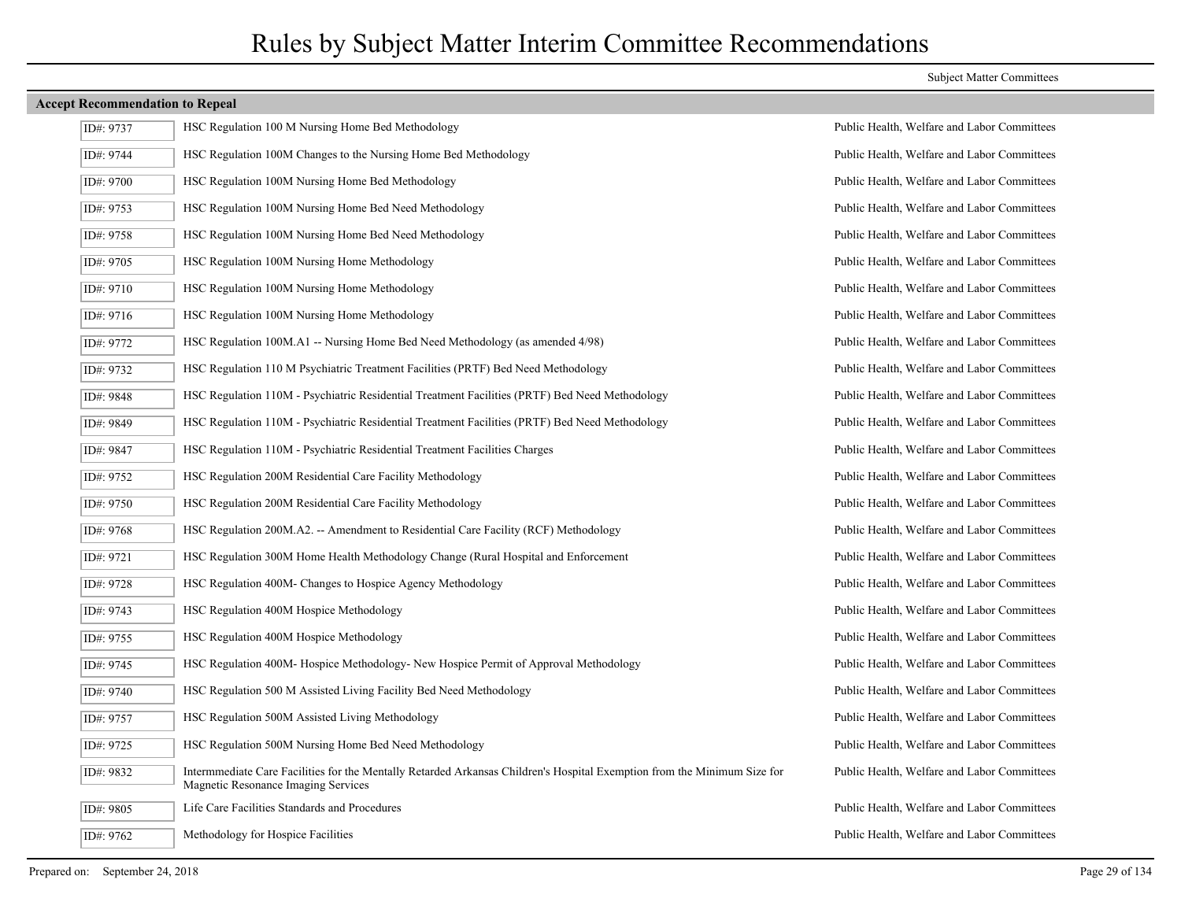# Rules by Subject Matter Interim Committee Recommendations

Subject Matter Committees

## Accept Recommendation to Repeal

| ID | Rule | Committee |
|---|---|---|
| ID#: 9737 | HSC Regulation 100 M Nursing Home Bed Methodology | Public Health, Welfare and Labor Committees |
| ID#: 9744 | HSC Regulation 100M Changes to the Nursing Home Bed Methodology | Public Health, Welfare and Labor Committees |
| ID#: 9700 | HSC Regulation 100M Nursing Home Bed Methodology | Public Health, Welfare and Labor Committees |
| ID#: 9753 | HSC Regulation 100M Nursing Home Bed Need Methodology | Public Health, Welfare and Labor Committees |
| ID#: 9758 | HSC Regulation 100M Nursing Home Bed Need Methodology | Public Health, Welfare and Labor Committees |
| ID#: 9705 | HSC Regulation 100M Nursing Home Methodology | Public Health, Welfare and Labor Committees |
| ID#: 9710 | HSC Regulation 100M Nursing Home Methodology | Public Health, Welfare and Labor Committees |
| ID#: 9716 | HSC Regulation 100M Nursing Home Methodology | Public Health, Welfare and Labor Committees |
| ID#: 9772 | HSC Regulation 100M.A1 -- Nursing Home Bed Need Methodology (as amended 4/98) | Public Health, Welfare and Labor Committees |
| ID#: 9732 | HSC Regulation 110 M Psychiatric Treatment Facilities (PRTF) Bed Need Methodology | Public Health, Welfare and Labor Committees |
| ID#: 9848 | HSC Regulation 110M - Psychiatric Residential Treatment Facilities (PRTF) Bed Need Methodology | Public Health, Welfare and Labor Committees |
| ID#: 9849 | HSC Regulation 110M - Psychiatric Residential Treatment Facilities (PRTF) Bed Need Methodology | Public Health, Welfare and Labor Committees |
| ID#: 9847 | HSC Regulation 110M - Psychiatric Residential Treatment Facilities Charges | Public Health, Welfare and Labor Committees |
| ID#: 9752 | HSC Regulation 200M Residential Care Facility Methodology | Public Health, Welfare and Labor Committees |
| ID#: 9750 | HSC Regulation 200M Residential Care Facility Methodology | Public Health, Welfare and Labor Committees |
| ID#: 9768 | HSC Regulation 200M.A2. -- Amendment to Residential Care Facility (RCF) Methodology | Public Health, Welfare and Labor Committees |
| ID#: 9721 | HSC Regulation 300M Home Health Methodology Change (Rural Hospital and Enforcement | Public Health, Welfare and Labor Committees |
| ID#: 9728 | HSC Regulation 400M- Changes to Hospice Agency Methodology | Public Health, Welfare and Labor Committees |
| ID#: 9743 | HSC Regulation 400M Hospice Methodology | Public Health, Welfare and Labor Committees |
| ID#: 9755 | HSC Regulation 400M Hospice Methodology | Public Health, Welfare and Labor Committees |
| ID#: 9745 | HSC Regulation 400M- Hospice Methodology- New Hospice Permit of Approval Methodology | Public Health, Welfare and Labor Committees |
| ID#: 9740 | HSC Regulation 500 M Assisted Living Facility Bed Need Methodology | Public Health, Welfare and Labor Committees |
| ID#: 9757 | HSC Regulation 500M Assisted Living Methodology | Public Health, Welfare and Labor Committees |
| ID#: 9725 | HSC Regulation 500M Nursing Home Bed Need Methodology | Public Health, Welfare and Labor Committees |
| ID#: 9832 | Intermmediate Care Facilities for the Mentally Retarded Arkansas Children's Hospital Exemption from the Minimum Size for Magnetic Resonance Imaging Services | Public Health, Welfare and Labor Committees |
| ID#: 9805 | Life Care Facilities Standards and Procedures | Public Health, Welfare and Labor Committees |
| ID#: 9762 | Methodology for Hospice Facilities | Public Health, Welfare and Labor Committees |

Prepared on: September 24, 2018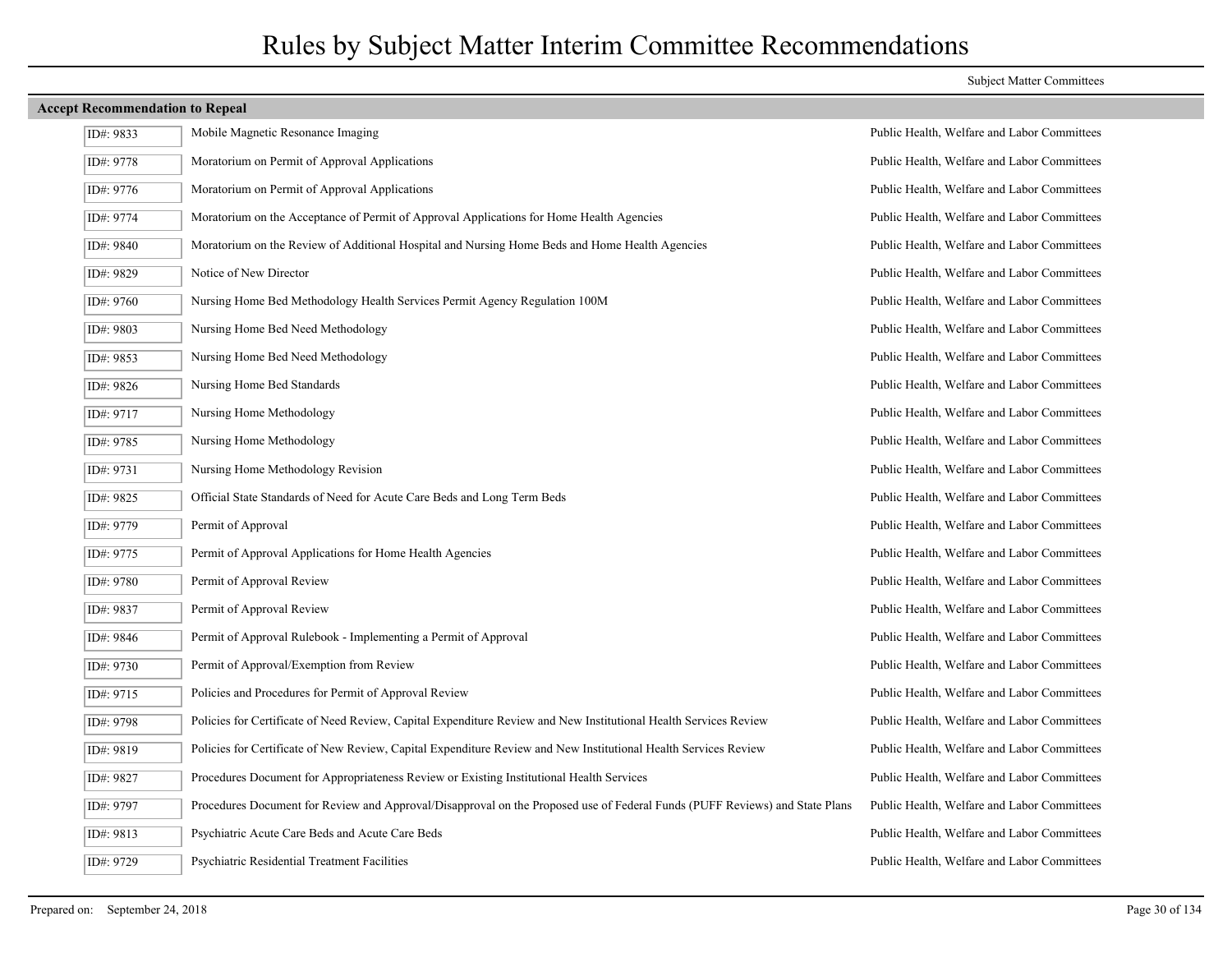# Rules by Subject Matter Interim Committee Recommendations

Subject Matter Committees

## Accept Recommendation to Repeal

| ID# | Title | Committee |
|---|---|---|
| ID#: 9833 | Mobile Magnetic Resonance Imaging | Public Health, Welfare and Labor Committees |
| ID#: 9778 | Moratorium on Permit of Approval Applications | Public Health, Welfare and Labor Committees |
| ID#: 9776 | Moratorium on Permit of Approval Applications | Public Health, Welfare and Labor Committees |
| ID#: 9774 | Moratorium on the Acceptance of Permit of Approval Applications for Home Health Agencies | Public Health, Welfare and Labor Committees |
| ID#: 9840 | Moratorium on the Review of Additional Hospital and Nursing Home Beds and Home Health Agencies | Public Health, Welfare and Labor Committees |
| ID#: 9829 | Notice of New Director | Public Health, Welfare and Labor Committees |
| ID#: 9760 | Nursing Home Bed Methodology Health Services Permit Agency Regulation 100M | Public Health, Welfare and Labor Committees |
| ID#: 9803 | Nursing Home Bed Need Methodology | Public Health, Welfare and Labor Committees |
| ID#: 9853 | Nursing Home Bed Need Methodology | Public Health, Welfare and Labor Committees |
| ID#: 9826 | Nursing Home Bed Standards | Public Health, Welfare and Labor Committees |
| ID#: 9717 | Nursing Home Methodology | Public Health, Welfare and Labor Committees |
| ID#: 9785 | Nursing Home Methodology | Public Health, Welfare and Labor Committees |
| ID#: 9731 | Nursing Home Methodology Revision | Public Health, Welfare and Labor Committees |
| ID#: 9825 | Official State Standards of Need for Acute Care Beds and Long Term Beds | Public Health, Welfare and Labor Committees |
| ID#: 9779 | Permit of Approval | Public Health, Welfare and Labor Committees |
| ID#: 9775 | Permit of Approval Applications for Home Health Agencies | Public Health, Welfare and Labor Committees |
| ID#: 9780 | Permit of Approval Review | Public Health, Welfare and Labor Committees |
| ID#: 9837 | Permit of Approval Review | Public Health, Welfare and Labor Committees |
| ID#: 9846 | Permit of Approval Rulebook - Implementing a Permit of Approval | Public Health, Welfare and Labor Committees |
| ID#: 9730 | Permit of Approval/Exemption from Review | Public Health, Welfare and Labor Committees |
| ID#: 9715 | Policies and Procedures for Permit of Approval Review | Public Health, Welfare and Labor Committees |
| ID#: 9798 | Policies for Certificate of Need Review, Capital Expenditure Review and New Institutional Health Services Review | Public Health, Welfare and Labor Committees |
| ID#: 9819 | Policies for Certificate of New Review, Capital Expenditure Review and New Institutional Health Services Review | Public Health, Welfare and Labor Committees |
| ID#: 9827 | Procedures Document for Appropriateness Review or Existing Institutional Health Services | Public Health, Welfare and Labor Committees |
| ID#: 9797 | Procedures Document for Review and Approval/Disapproval on the Proposed use of Federal Funds (PUFF Reviews) and State Plans | Public Health, Welfare and Labor Committees |
| ID#: 9813 | Psychiatric Acute Care Beds and Acute Care Beds | Public Health, Welfare and Labor Committees |
| ID#: 9729 | Psychiatric Residential Treatment Facilities | Public Health, Welfare and Labor Committees |

Prepared on: September 24, 2018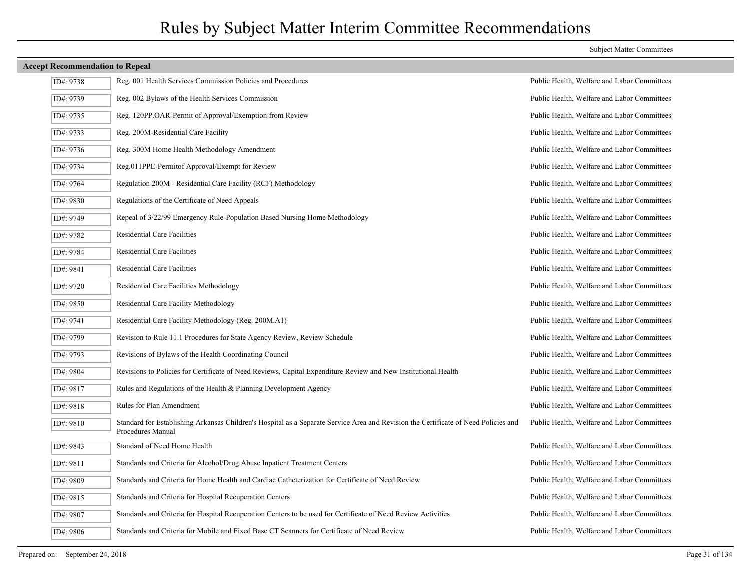# Rules by Subject Matter Interim Committee Recommendations

| | | Subject Matter Committees |
|---|---|---|
| **Accept Recommendation to Repeal** | | |
| ID#: 9738 | Reg. 001 Health Services Commission Policies and Procedures | Public Health, Welfare and Labor Committees |
| ID#: 9739 | Reg. 002 Bylaws of the Health Services Commission | Public Health, Welfare and Labor Committees |
| ID#: 9735 | Reg. 120PP.OAR-Permit of Approval/Exemption from Review | Public Health, Welfare and Labor Committees |
| ID#: 9733 | Reg. 200M-Residential Care Facility | Public Health, Welfare and Labor Committees |
| ID#: 9736 | Reg. 300M Home Health Methodology Amendment | Public Health, Welfare and Labor Committees |
| ID#: 9734 | Reg.011PPE-Permitof Approval/Exempt for Review | Public Health, Welfare and Labor Committees |
| ID#: 9764 | Regulation 200M - Residential Care Facility (RCF) Methodology | Public Health, Welfare and Labor Committees |
| ID#: 9830 | Regulations of the Certificate of Need Appeals | Public Health, Welfare and Labor Committees |
| ID#: 9749 | Repeal of 3/22/99 Emergency Rule-Population Based Nursing Home Methodology | Public Health, Welfare and Labor Committees |
| ID#: 9782 | Residential Care Facilities | Public Health, Welfare and Labor Committees |
| ID#: 9784 | Residential Care Facilities | Public Health, Welfare and Labor Committees |
| ID#: 9841 | Residential Care Facilities | Public Health, Welfare and Labor Committees |
| ID#: 9720 | Residential Care Facilities Methodology | Public Health, Welfare and Labor Committees |
| ID#: 9850 | Residential Care Facility Methodology | Public Health, Welfare and Labor Committees |
| ID#: 9741 | Residential Care Facility Methodology (Reg. 200M.A1) | Public Health, Welfare and Labor Committees |
| ID#: 9799 | Revision to Rule 11.1 Procedures for State Agency Review, Review Schedule | Public Health, Welfare and Labor Committees |
| ID#: 9793 | Revisions of Bylaws of the Health Coordinating Council | Public Health, Welfare and Labor Committees |
| ID#: 9804 | Revisions to Policies for Certificate of Need Reviews, Capital Expenditure Review and New Institutional Health | Public Health, Welfare and Labor Committees |
| ID#: 9817 | Rules and Regulations of the Health & Planning Development Agency | Public Health, Welfare and Labor Committees |
| ID#: 9818 | Rules for Plan Amendment | Public Health, Welfare and Labor Committees |
| ID#: 9810 | Standard for Establishing Arkansas Children's Hospital as a Separate Service Area and Revision the Certificate of Need Policies and Procedures Manual | Public Health, Welfare and Labor Committees |
| ID#: 9843 | Standard of Need Home Health | Public Health, Welfare and Labor Committees |
| ID#: 9811 | Standards and Criteria for Alcohol/Drug Abuse Inpatient Treatment Centers | Public Health, Welfare and Labor Committees |
| ID#: 9809 | Standards and Criteria for Home Health and Cardiac Catheterization for Certificate of Need Review | Public Health, Welfare and Labor Committees |
| ID#: 9815 | Standards and Criteria for Hospital Recuperation Centers | Public Health, Welfare and Labor Committees |
| ID#: 9807 | Standards and Criteria for Hospital Recuperation Centers to be used for Certificate of Need Review Activities | Public Health, Welfare and Labor Committees |
| ID#: 9806 | Standards and Criteria for Mobile and Fixed Base CT Scanners for Certificate of Need Review | Public Health, Welfare and Labor Committees |

Prepared on: September 24, 2018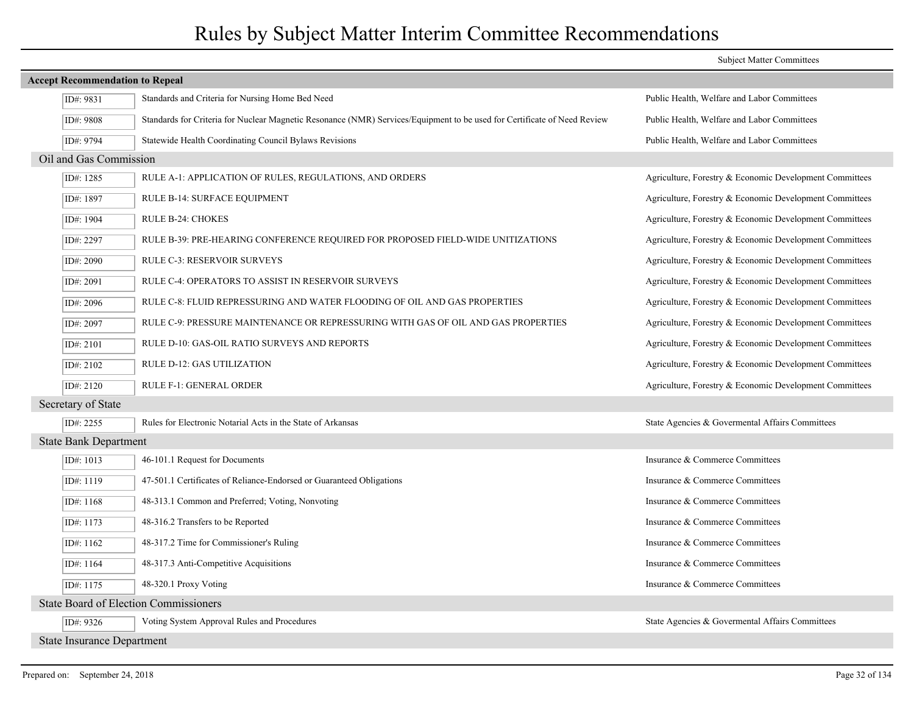# Rules by Subject Matter Interim Committee Recommendations

| | | Subject Matter Committees |
|---|---|---|
| **Accept Recommendation to Repeal** | | |
| ID#: 9831 | Standards and Criteria for Nursing Home Bed Need | Public Health, Welfare and Labor Committees |
| ID#: 9808 | Standards for Criteria for Nuclear Magnetic Resonance (NMR) Services/Equipment to be used for Certificate of Need Review | Public Health, Welfare and Labor Committees |
| ID#: 9794 | Statewide Health Coordinating Council Bylaws Revisions | Public Health, Welfare and Labor Committees |
| **Oil and Gas Commission** | | |
| ID#: 1285 | RULE A-1: APPLICATION OF RULES, REGULATIONS, AND ORDERS | Agriculture, Forestry & Economic Development Committees |
| ID#: 1897 | RULE B-14: SURFACE EQUIPMENT | Agriculture, Forestry & Economic Development Committees |
| ID#: 1904 | RULE B-24: CHOKES | Agriculture, Forestry & Economic Development Committees |
| ID#: 2297 | RULE B-39: PRE-HEARING CONFERENCE REQUIRED FOR PROPOSED FIELD-WIDE UNITIZATIONS | Agriculture, Forestry & Economic Development Committees |
| ID#: 2090 | RULE C-3: RESERVOIR SURVEYS | Agriculture, Forestry & Economic Development Committees |
| ID#: 2091 | RULE C-4: OPERATORS TO ASSIST IN RESERVOIR SURVEYS | Agriculture, Forestry & Economic Development Committees |
| ID#: 2096 | RULE C-8: FLUID REPRESSURING AND WATER FLOODING OF OIL AND GAS PROPERTIES | Agriculture, Forestry & Economic Development Committees |
| ID#: 2097 | RULE C-9: PRESSURE MAINTENANCE OR REPRESSURING WITH GAS OF OIL AND GAS PROPERTIES | Agriculture, Forestry & Economic Development Committees |
| ID#: 2101 | RULE D-10: GAS-OIL RATIO SURVEYS AND REPORTS | Agriculture, Forestry & Economic Development Committees |
| ID#: 2102 | RULE D-12: GAS UTILIZATION | Agriculture, Forestry & Economic Development Committees |
| ID#: 2120 | RULE F-1: GENERAL ORDER | Agriculture, Forestry & Economic Development Committees |
| **Secretary of State** | | |
| ID#: 2255 | Rules for Electronic Notarial Acts in the State of Arkansas | State Agencies & Govermental Affairs Committees |
| **State Bank Department** | | |
| ID#: 1013 | 46-101.1 Request for Documents | Insurance & Commerce Committees |
| ID#: 1119 | 47-501.1 Certificates of Reliance-Endorsed or Guaranteed Obligations | Insurance & Commerce Committees |
| ID#: 1168 | 48-313.1 Common and Preferred; Voting, Nonvoting | Insurance & Commerce Committees |
| ID#: 1173 | 48-316.2 Transfers to be Reported | Insurance & Commerce Committees |
| ID#: 1162 | 48-317.2 Time for Commissioner's Ruling | Insurance & Commerce Committees |
| ID#: 1164 | 48-317.3 Anti-Competitive Acquisitions | Insurance & Commerce Committees |
| ID#: 1175 | 48-320.1 Proxy Voting | Insurance & Commerce Committees |
| **State Board of Election Commissioners** | | |
| ID#: 9326 | Voting System Approval Rules and Procedures | State Agencies & Govermental Affairs Committees |
| **State Insurance Department** | | |

Prepared on: September 24, 2018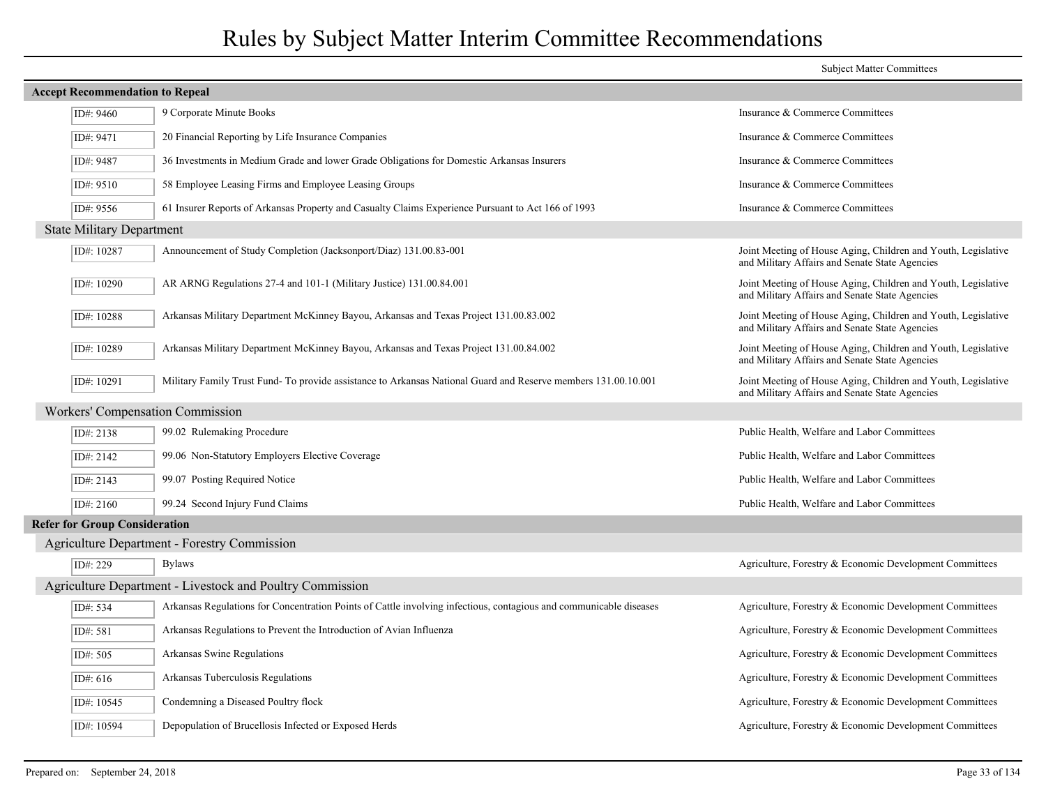# Rules by Subject Matter Interim Committee Recommendations

| | | Subject Matter Committees |
|---|---|---|
| **Accept Recommendation to Repeal** | | |
| ID#: 9460 | 9 Corporate Minute Books | Insurance & Commerce Committees |
| ID#: 9471 | 20 Financial Reporting by Life Insurance Companies | Insurance & Commerce Committees |
| ID#: 9487 | 36 Investments in Medium Grade and lower Grade Obligations for Domestic Arkansas Insurers | Insurance & Commerce Committees |
| ID#: 9510 | 58 Employee Leasing Firms and Employee Leasing Groups | Insurance & Commerce Committees |
| ID#: 9556 | 61 Insurer Reports of Arkansas Property and Casualty Claims Experience Pursuant to Act 166 of 1993 | Insurance & Commerce Committees |
| State Military Department | | |
| ID#: 10287 | Announcement of Study Completion (Jacksonport/Diaz) 131.00.83-001 | Joint Meeting of House Aging, Children and Youth, Legislative and Military Affairs and Senate State Agencies |
| ID#: 10290 | AR ARNG Regulations 27-4 and 101-1 (Military Justice) 131.00.84.001 | Joint Meeting of House Aging, Children and Youth, Legislative and Military Affairs and Senate State Agencies |
| ID#: 10288 | Arkansas Military Department McKinney Bayou, Arkansas and Texas Project 131.00.83.002 | Joint Meeting of House Aging, Children and Youth, Legislative and Military Affairs and Senate State Agencies |
| ID#: 10289 | Arkansas Military Department McKinney Bayou, Arkansas and Texas Project 131.00.84.002 | Joint Meeting of House Aging, Children and Youth, Legislative and Military Affairs and Senate State Agencies |
| ID#: 10291 | Military Family Trust Fund- To provide assistance to Arkansas National Guard and Reserve members 131.00.10.001 | Joint Meeting of House Aging, Children and Youth, Legislative and Military Affairs and Senate State Agencies |
| Workers' Compensation Commission | | |
| ID#: 2138 | 99.02 Rulemaking Procedure | Public Health, Welfare and Labor Committees |
| ID#: 2142 | 99.06 Non-Statutory Employers Elective Coverage | Public Health, Welfare and Labor Committees |
| ID#: 2143 | 99.07 Posting Required Notice | Public Health, Welfare and Labor Committees |
| ID#: 2160 | 99.24 Second Injury Fund Claims | Public Health, Welfare and Labor Committees |
| **Refer for Group Consideration** | | |
| Agriculture Department - Forestry Commission | | |
| ID#: 229 | Bylaws | Agriculture, Forestry & Economic Development Committees |
| Agriculture Department - Livestock and Poultry Commission | | |
| ID#: 534 | Arkansas Regulations for Concentration Points of Cattle involving infectious, contagious and communicable diseases | Agriculture, Forestry & Economic Development Committees |
| ID#: 581 | Arkansas Regulations to Prevent the Introduction of Avian Influenza | Agriculture, Forestry & Economic Development Committees |
| ID#: 505 | Arkansas Swine Regulations | Agriculture, Forestry & Economic Development Committees |
| ID#: 616 | Arkansas Tuberculosis Regulations | Agriculture, Forestry & Economic Development Committees |
| ID#: 10545 | Condemning a Diseased Poultry flock | Agriculture, Forestry & Economic Development Committees |
| ID#: 10594 | Depopulation of Brucellosis Infected or Exposed Herds | Agriculture, Forestry & Economic Development Committees |

Prepared on: September 24, 2018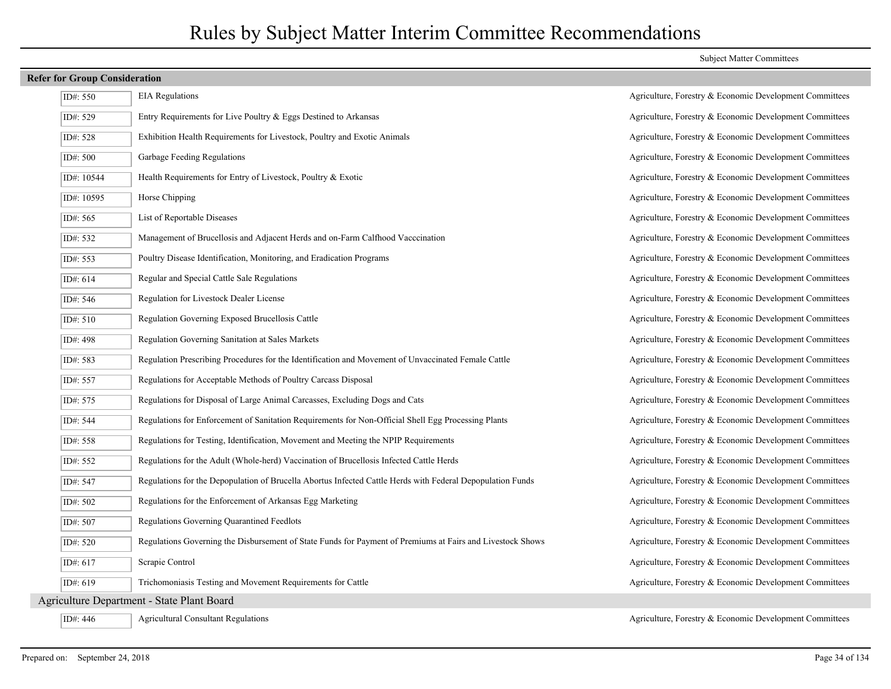# Rules by Subject Matter Interim Committee Recommendations

| | | Subject Matter Committees |
|---|---|---|
| **Refer for Group Consideration** | | |
| ID#: 550 | EIA Regulations | Agriculture, Forestry & Economic Development Committees |
| ID#: 529 | Entry Requirements for Live Poultry & Eggs Destined to Arkansas | Agriculture, Forestry & Economic Development Committees |
| ID#: 528 | Exhibition Health Requirements for Livestock, Poultry and Exotic Animals | Agriculture, Forestry & Economic Development Committees |
| ID#: 500 | Garbage Feeding Regulations | Agriculture, Forestry & Economic Development Committees |
| ID#: 10544 | Health Requirements for Entry of Livestock, Poultry & Exotic | Agriculture, Forestry & Economic Development Committees |
| ID#: 10595 | Horse Chipping | Agriculture, Forestry & Economic Development Committees |
| ID#: 565 | List of Reportable Diseases | Agriculture, Forestry & Economic Development Committees |
| ID#: 532 | Management of Brucellosis and Adjacent Herds and on-Farm Calfhood Vacccination | Agriculture, Forestry & Economic Development Committees |
| ID#: 553 | Poultry Disease Identification, Monitoring, and Eradication Programs | Agriculture, Forestry & Economic Development Committees |
| ID#: 614 | Regular and Special Cattle Sale Regulations | Agriculture, Forestry & Economic Development Committees |
| ID#: 546 | Regulation for Livestock Dealer License | Agriculture, Forestry & Economic Development Committees |
| ID#: 510 | Regulation Governing Exposed Brucellosis Cattle | Agriculture, Forestry & Economic Development Committees |
| ID#: 498 | Regulation Governing Sanitation at Sales Markets | Agriculture, Forestry & Economic Development Committees |
| ID#: 583 | Regulation Prescribing Procedures for the Identification and Movement of Unvaccinated Female Cattle | Agriculture, Forestry & Economic Development Committees |
| ID#: 557 | Regulations for Acceptable Methods of Poultry Carcass Disposal | Agriculture, Forestry & Economic Development Committees |
| ID#: 575 | Regulations for Disposal of Large Animal Carcasses, Excluding Dogs and Cats | Agriculture, Forestry & Economic Development Committees |
| ID#: 544 | Regulations for Enforcement of Sanitation Requirements for Non-Official Shell Egg Processing Plants | Agriculture, Forestry & Economic Development Committees |
| ID#: 558 | Regulations for Testing, Identification, Movement and Meeting the NPIP Requirements | Agriculture, Forestry & Economic Development Committees |
| ID#: 552 | Regulations for the Adult (Whole-herd) Vaccination of Brucellosis Infected Cattle Herds | Agriculture, Forestry & Economic Development Committees |
| ID#: 547 | Regulations for the Depopulation of Brucella Abortus Infected Cattle Herds with Federal Depopulation Funds | Agriculture, Forestry & Economic Development Committees |
| ID#: 502 | Regulations for the Enforcement of Arkansas Egg Marketing | Agriculture, Forestry & Economic Development Committees |
| ID#: 507 | Regulations Governing Quarantined Feedlots | Agriculture, Forestry & Economic Development Committees |
| ID#: 520 | Regulations Governing the Disbursement of State Funds for Payment of Premiums at Fairs and Livestock Shows | Agriculture, Forestry & Economic Development Committees |
| ID#: 617 | Scrapie Control | Agriculture, Forestry & Economic Development Committees |
| ID#: 619 | Trichomoniasis Testing and Movement Requirements for Cattle | Agriculture, Forestry & Economic Development Committees |
| **Agriculture Department - State Plant Board** | | |
| ID#: 446 | Agricultural Consultant Regulations | Agriculture, Forestry & Economic Development Committees |

Prepared on: September 24, 2018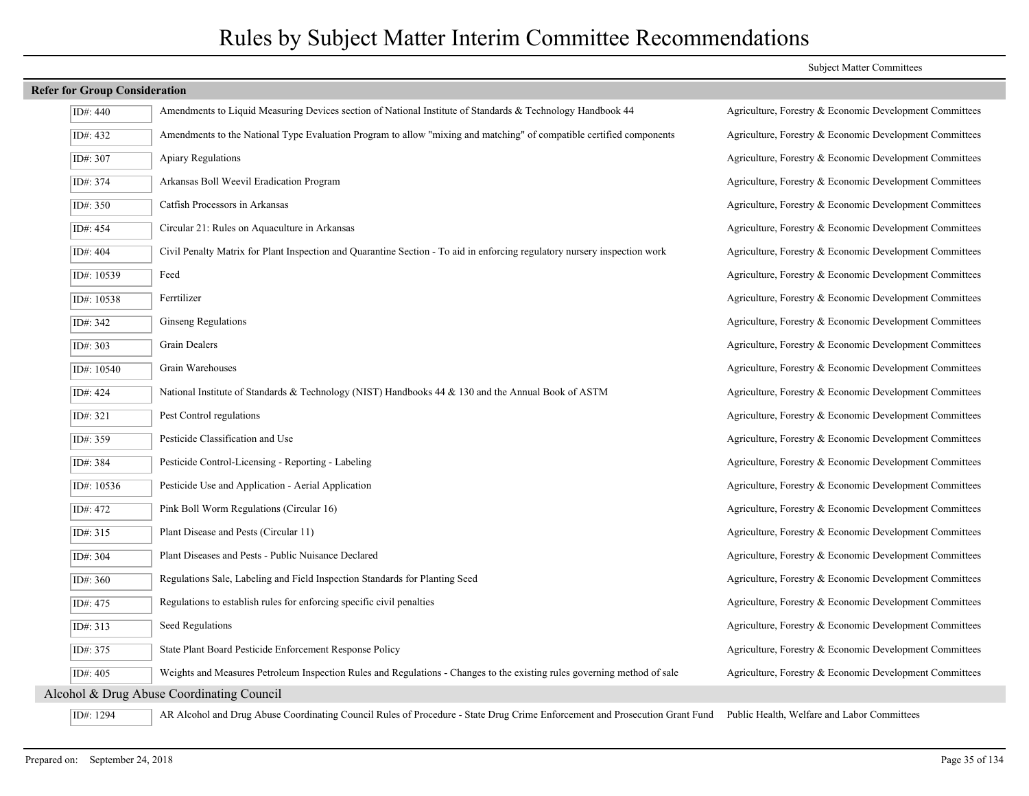# Rules by Subject Matter Interim Committee Recommendations

**Refer for Group Consideration**

| ID | Rule | Subject Matter Committees |
| --- | --- | --- |
| ID#: 440 | Amendments to Liquid Measuring Devices section of National Institute of Standards & Technology Handbook 44 | Agriculture, Forestry & Economic Development Committees |
| ID#: 432 | Amendments to the National Type Evaluation Program to allow "mixing and matching" of compatible certified components | Agriculture, Forestry & Economic Development Committees |
| ID#: 307 | Apiary Regulations | Agriculture, Forestry & Economic Development Committees |
| ID#: 374 | Arkansas Boll Weevil Eradication Program | Agriculture, Forestry & Economic Development Committees |
| ID#: 350 | Catfish Processors in Arkansas | Agriculture, Forestry & Economic Development Committees |
| ID#: 454 | Circular 21: Rules on Aquaculture in Arkansas | Agriculture, Forestry & Economic Development Committees |
| ID#: 404 | Civil Penalty Matrix for Plant Inspection and Quarantine Section - To aid in enforcing regulatory nursery inspection work | Agriculture, Forestry & Economic Development Committees |
| ID#: 10539 | Feed | Agriculture, Forestry & Economic Development Committees |
| ID#: 10538 | Ferrtilizer | Agriculture, Forestry & Economic Development Committees |
| ID#: 342 | Ginseng Regulations | Agriculture, Forestry & Economic Development Committees |
| ID#: 303 | Grain Dealers | Agriculture, Forestry & Economic Development Committees |
| ID#: 10540 | Grain Warehouses | Agriculture, Forestry & Economic Development Committees |
| ID#: 424 | National Institute of Standards & Technology (NIST) Handbooks 44 & 130 and the Annual Book of ASTM | Agriculture, Forestry & Economic Development Committees |
| ID#: 321 | Pest Control regulations | Agriculture, Forestry & Economic Development Committees |
| ID#: 359 | Pesticide Classification and Use | Agriculture, Forestry & Economic Development Committees |
| ID#: 384 | Pesticide Control-Licensing - Reporting - Labeling | Agriculture, Forestry & Economic Development Committees |
| ID#: 10536 | Pesticide Use and Application - Aerial Application | Agriculture, Forestry & Economic Development Committees |
| ID#: 472 | Pink Boll Worm Regulations (Circular 16) | Agriculture, Forestry & Economic Development Committees |
| ID#: 315 | Plant Disease and Pests (Circular 11) | Agriculture, Forestry & Economic Development Committees |
| ID#: 304 | Plant Diseases and Pests - Public Nuisance Declared | Agriculture, Forestry & Economic Development Committees |
| ID#: 360 | Regulations Sale, Labeling and Field Inspection Standards for Planting Seed | Agriculture, Forestry & Economic Development Committees |
| ID#: 475 | Regulations to establish rules for enforcing specific civil penalties | Agriculture, Forestry & Economic Development Committees |
| ID#: 313 | Seed Regulations | Agriculture, Forestry & Economic Development Committees |
| ID#: 375 | State Plant Board Pesticide Enforcement Response Policy | Agriculture, Forestry & Economic Development Committees |
| ID#: 405 | Weights and Measures Petroleum Inspection Rules and Regulations - Changes to the existing rules governing method of sale | Agriculture, Forestry & Economic Development Committees |

## Alcohol & Drug Abuse Coordinating Council

| ID | Rule | Subject Matter Committees |
| --- | --- | --- |
| ID#: 1294 | AR Alcohol and Drug Abuse Coordinating Council Rules of Procedure - State Drug Crime Enforcement and Prosecution Grant Fund | Public Health, Welfare and Labor Committees |

Prepared on: September 24, 2018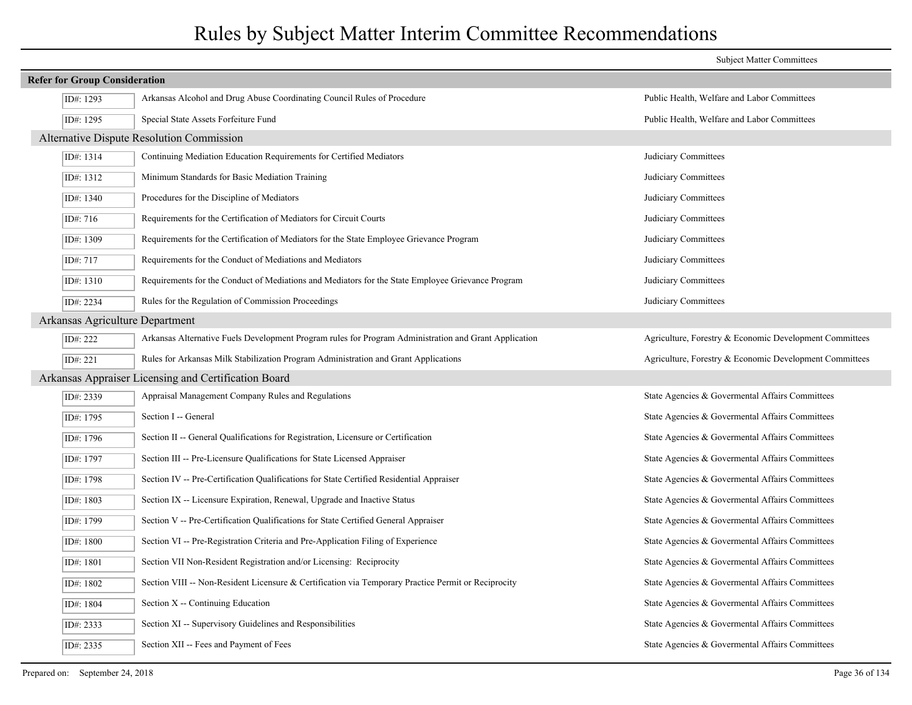# Rules by Subject Matter Interim Committee Recommendations

| | | Subject Matter Committees |
|---|---|---|
| **Refer for Group Consideration** | | |
| ID#: 1293 | Arkansas Alcohol and Drug Abuse Coordinating Council Rules of Procedure | Public Health, Welfare and Labor Committees |
| ID#: 1295 | Special State Assets Forfeiture Fund | Public Health, Welfare and Labor Committees |
| **Alternative Dispute Resolution Commission** | | |
| ID#: 1314 | Continuing Mediation Education Requirements for Certified Mediators | Judiciary Committees |
| ID#: 1312 | Minimum Standards for Basic Mediation Training | Judiciary Committees |
| ID#: 1340 | Procedures for the Discipline of Mediators | Judiciary Committees |
| ID#: 716 | Requirements for the Certification of Mediators for Circuit Courts | Judiciary Committees |
| ID#: 1309 | Requirements for the Certification of Mediators for the State Employee Grievance Program | Judiciary Committees |
| ID#: 717 | Requirements for the Conduct of Mediations and Mediators | Judiciary Committees |
| ID#: 1310 | Requirements for the Conduct of Mediations and Mediators for the State Employee Grievance Program | Judiciary Committees |
| ID#: 2234 | Rules for the Regulation of Commission Proceedings | Judiciary Committees |
| **Arkansas Agriculture Department** | | |
| ID#: 222 | Arkansas Alternative Fuels Development Program rules for Program Administration and Grant Application | Agriculture, Forestry & Economic Development Committees |
| ID#: 221 | Rules for Arkansas Milk Stabilization Program Administration and Grant Applications | Agriculture, Forestry & Economic Development Committees |
| **Arkansas Appraiser Licensing and Certification Board** | | |
| ID#: 2339 | Appraisal Management Company Rules and Regulations | State Agencies & Govermental Affairs Committees |
| ID#: 1795 | Section I -- General | State Agencies & Govermental Affairs Committees |
| ID#: 1796 | Section II -- General Qualifications for Registration, Licensure or Certification | State Agencies & Govermental Affairs Committees |
| ID#: 1797 | Section III -- Pre-Licensure Qualifications for State Licensed Appraiser | State Agencies & Govermental Affairs Committees |
| ID#: 1798 | Section IV -- Pre-Certification Qualifications for State Certified Residential Appraiser | State Agencies & Govermental Affairs Committees |
| ID#: 1803 | Section IX -- Licensure Expiration, Renewal, Upgrade and Inactive Status | State Agencies & Govermental Affairs Committees |
| ID#: 1799 | Section V -- Pre-Certification Qualifications for State Certified General Appraiser | State Agencies & Govermental Affairs Committees |
| ID#: 1800 | Section VI -- Pre-Registration Criteria and Pre-Application Filing of Experience | State Agencies & Govermental Affairs Committees |
| ID#: 1801 | Section VII Non-Resident Registration and/or Licensing: Reciprocity | State Agencies & Govermental Affairs Committees |
| ID#: 1802 | Section VIII -- Non-Resident Licensure & Certification via Temporary Practice Permit or Reciprocity | State Agencies & Govermental Affairs Committees |
| ID#: 1804 | Section X -- Continuing Education | State Agencies & Govermental Affairs Committees |
| ID#: 2333 | Section XI -- Supervisory Guidelines and Responsibilities | State Agencies & Govermental Affairs Committees |
| ID#: 2335 | Section XII -- Fees and Payment of Fees | State Agencies & Govermental Affairs Committees |

Prepared on: September 24, 2018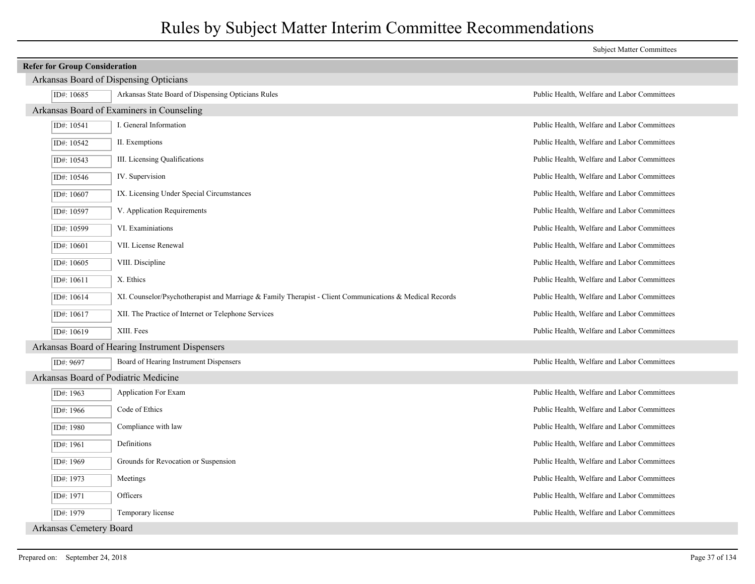# Rules by Subject Matter Interim Committee Recommendations

| | | Subject Matter Committees |
|---|---|---|
| **Refer for Group Consideration** | | |
| Arkansas Board of Dispensing Opticians | | |
| ID#: 10685 | Arkansas State Board of Dispensing Opticians Rules | Public Health, Welfare and Labor Committees |
| Arkansas Board of Examiners in Counseling | | |
| ID#: 10541 | I. General Information | Public Health, Welfare and Labor Committees |
| ID#: 10542 | II. Exemptions | Public Health, Welfare and Labor Committees |
| ID#: 10543 | III. Licensing Qualifications | Public Health, Welfare and Labor Committees |
| ID#: 10546 | IV. Supervision | Public Health, Welfare and Labor Committees |
| ID#: 10607 | IX. Licensing Under Special Circumstances | Public Health, Welfare and Labor Committees |
| ID#: 10597 | V. Application Requirements | Public Health, Welfare and Labor Committees |
| ID#: 10599 | VI. Examiniations | Public Health, Welfare and Labor Committees |
| ID#: 10601 | VII. License Renewal | Public Health, Welfare and Labor Committees |
| ID#: 10605 | VIII. Discipline | Public Health, Welfare and Labor Committees |
| ID#: 10611 | X. Ethics | Public Health, Welfare and Labor Committees |
| ID#: 10614 | XI. Counselor/Psychotherapist and Marriage & Family Therapist - Client Communications & Medical Records | Public Health, Welfare and Labor Committees |
| ID#: 10617 | XII. The Practice of Internet or Telephone Services | Public Health, Welfare and Labor Committees |
| ID#: 10619 | XIII. Fees | Public Health, Welfare and Labor Committees |
| Arkansas Board of Hearing Instrument Dispensers | | |
| ID#: 9697 | Board of Hearing Instrument Dispensers | Public Health, Welfare and Labor Committees |
| Arkansas Board of Podiatric Medicine | | |
| ID#: 1963 | Application For Exam | Public Health, Welfare and Labor Committees |
| ID#: 1966 | Code of Ethics | Public Health, Welfare and Labor Committees |
| ID#: 1980 | Compliance with law | Public Health, Welfare and Labor Committees |
| ID#: 1961 | Definitions | Public Health, Welfare and Labor Committees |
| ID#: 1969 | Grounds for Revocation or Suspension | Public Health, Welfare and Labor Committees |
| ID#: 1973 | Meetings | Public Health, Welfare and Labor Committees |
| ID#: 1971 | Officers | Public Health, Welfare and Labor Committees |
| ID#: 1979 | Temporary license | Public Health, Welfare and Labor Committees |
| Arkansas Cemetery Board | | |

Prepared on: September 24, 2018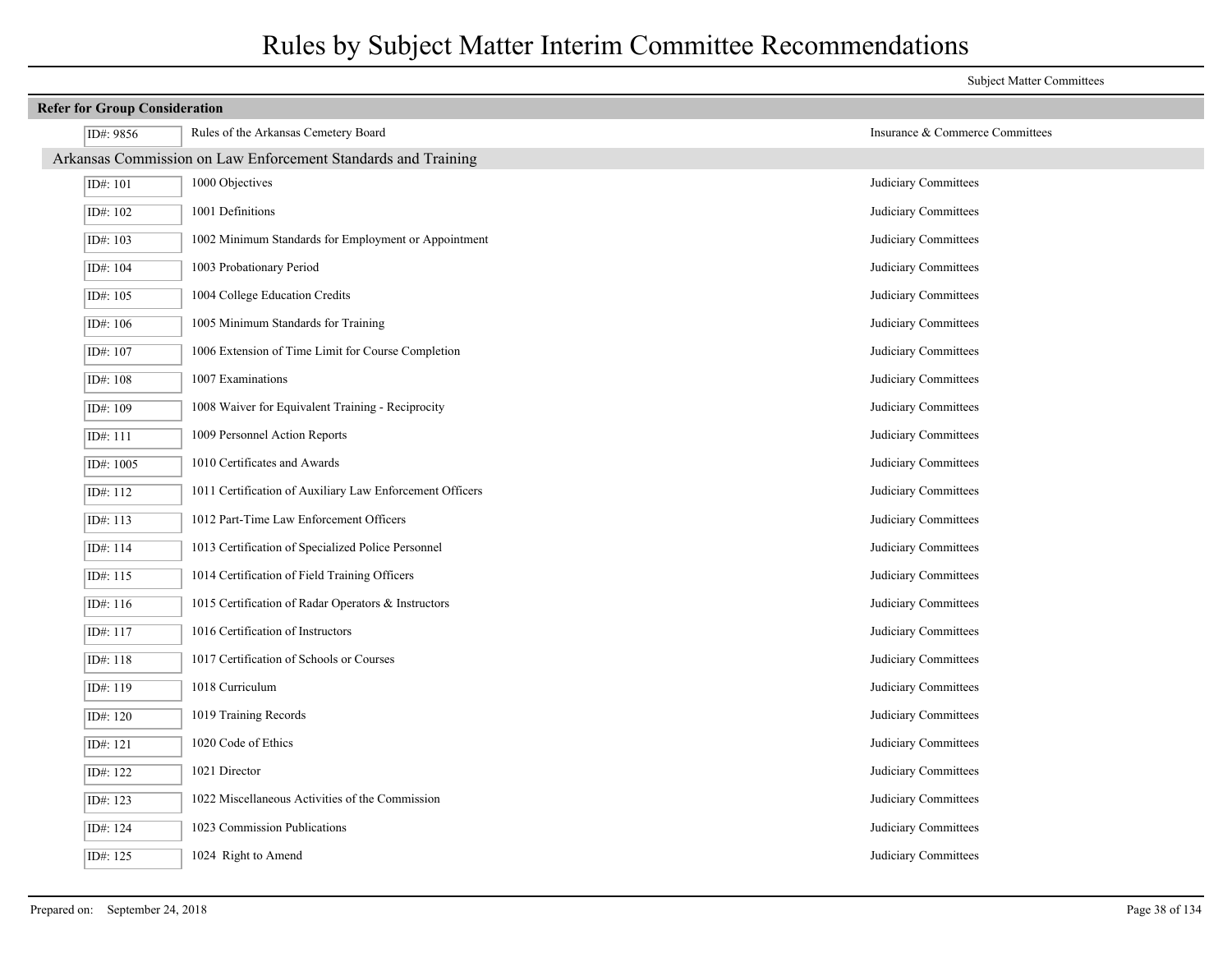# Rules by Subject Matter Interim Committee Recommendations

| | | Subject Matter Committees |
|---|---|---|
| **Refer for Group Consideration** | | |
| ID#: 9856 | Rules of the Arkansas Cemetery Board | Insurance & Commerce Committees |
| **Arkansas Commission on Law Enforcement Standards and Training** | | |
| ID#: 101 | 1000 Objectives | Judiciary Committees |
| ID#: 102 | 1001 Definitions | Judiciary Committees |
| ID#: 103 | 1002 Minimum Standards for Employment or Appointment | Judiciary Committees |
| ID#: 104 | 1003 Probationary Period | Judiciary Committees |
| ID#: 105 | 1004 College Education Credits | Judiciary Committees |
| ID#: 106 | 1005 Minimum Standards for Training | Judiciary Committees |
| ID#: 107 | 1006 Extension of Time Limit for Course Completion | Judiciary Committees |
| ID#: 108 | 1007 Examinations | Judiciary Committees |
| ID#: 109 | 1008 Waiver for Equivalent Training - Reciprocity | Judiciary Committees |
| ID#: 111 | 1009 Personnel Action Reports | Judiciary Committees |
| ID#: 1005 | 1010 Certificates and Awards | Judiciary Committees |
| ID#: 112 | 1011 Certification of Auxiliary Law Enforcement Officers | Judiciary Committees |
| ID#: 113 | 1012 Part-Time Law Enforcement Officers | Judiciary Committees |
| ID#: 114 | 1013 Certification of Specialized Police Personnel | Judiciary Committees |
| ID#: 115 | 1014 Certification of Field Training Officers | Judiciary Committees |
| ID#: 116 | 1015 Certification of Radar Operators & Instructors | Judiciary Committees |
| ID#: 117 | 1016 Certification of Instructors | Judiciary Committees |
| ID#: 118 | 1017 Certification of Schools or Courses | Judiciary Committees |
| ID#: 119 | 1018 Curriculum | Judiciary Committees |
| ID#: 120 | 1019 Training Records | Judiciary Committees |
| ID#: 121 | 1020 Code of Ethics | Judiciary Committees |
| ID#: 122 | 1021 Director | Judiciary Committees |
| ID#: 123 | 1022 Miscellaneous Activities of the Commission | Judiciary Committees |
| ID#: 124 | 1023 Commission Publications | Judiciary Committees |
| ID#: 125 | 1024 Right to Amend | Judiciary Committees |

Prepared on: September 24, 2018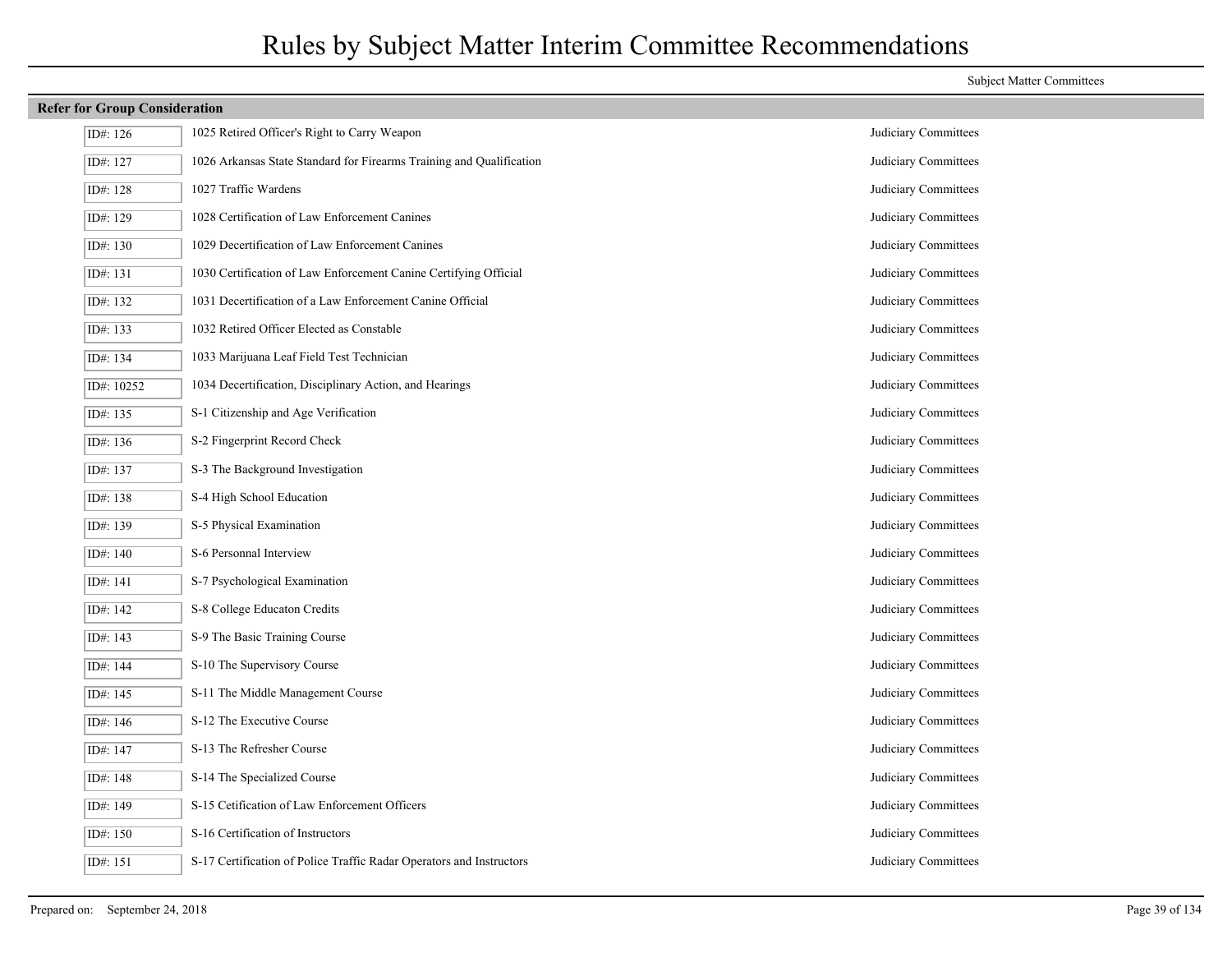# Rules by Subject Matter Interim Committee Recommendations

| | | Subject Matter Committees |
|---|---|---|
| **Refer for Group Consideration** | | |
| ID#: 126 | 1025 Retired Officer's Right to Carry Weapon | Judiciary Committees |
| ID#: 127 | 1026 Arkansas State Standard for Firearms Training and Qualification | Judiciary Committees |
| ID#: 128 | 1027 Traffic Wardens | Judiciary Committees |
| ID#: 129 | 1028 Certification of Law Enforcement Canines | Judiciary Committees |
| ID#: 130 | 1029 Decertification of Law Enforcement Canines | Judiciary Committees |
| ID#: 131 | 1030 Certification of Law Enforcement Canine Certifying Official | Judiciary Committees |
| ID#: 132 | 1031 Decertification of a Law Enforcement Canine Official | Judiciary Committees |
| ID#: 133 | 1032 Retired Officer Elected as Constable | Judiciary Committees |
| ID#: 134 | 1033 Marijuana Leaf Field Test Technician | Judiciary Committees |
| ID#: 10252 | 1034 Decertification, Disciplinary Action, and Hearings | Judiciary Committees |
| ID#: 135 | S-1 Citizenship and Age Verification | Judiciary Committees |
| ID#: 136 | S-2 Fingerprint Record Check | Judiciary Committees |
| ID#: 137 | S-3 The Background Investigation | Judiciary Committees |
| ID#: 138 | S-4 High School Education | Judiciary Committees |
| ID#: 139 | S-5 Physical Examination | Judiciary Committees |
| ID#: 140 | S-6 Personnal Interview | Judiciary Committees |
| ID#: 141 | S-7 Psychological Examination | Judiciary Committees |
| ID#: 142 | S-8 College Educaton Credits | Judiciary Committees |
| ID#: 143 | S-9 The Basic Training Course | Judiciary Committees |
| ID#: 144 | S-10 The Supervisory Course | Judiciary Committees |
| ID#: 145 | S-11 The Middle Management Course | Judiciary Committees |
| ID#: 146 | S-12 The Executive Course | Judiciary Committees |
| ID#: 147 | S-13 The Refresher Course | Judiciary Committees |
| ID#: 148 | S-14 The Specialized Course | Judiciary Committees |
| ID#: 149 | S-15 Cetification of Law Enforcement Officers | Judiciary Committees |
| ID#: 150 | S-16 Certification of Instructors | Judiciary Committees |
| ID#: 151 | S-17 Certification of Police Traffic Radar Operators and Instructors | Judiciary Committees |

Prepared on: September 24, 2018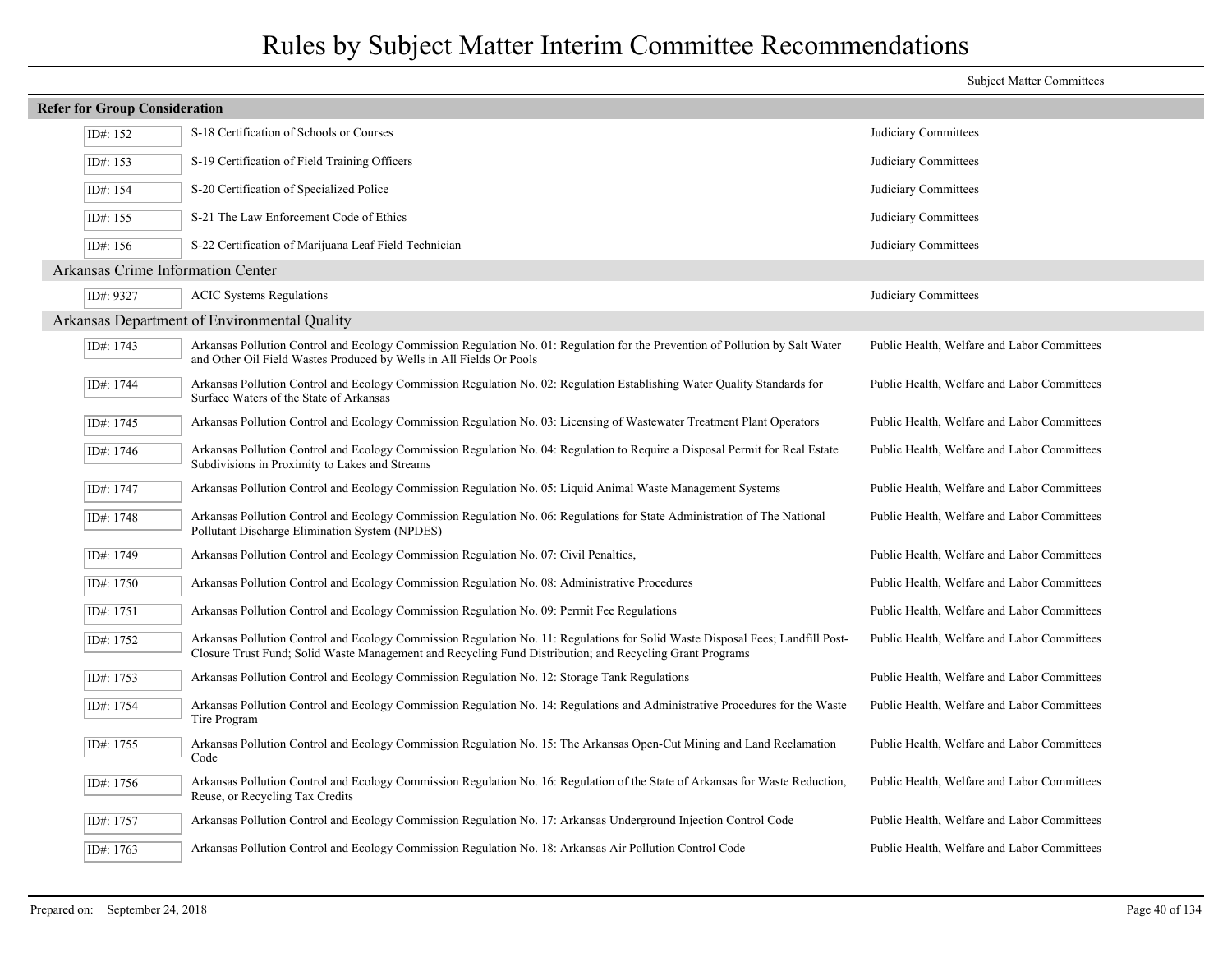# Rules by Subject Matter Interim Committee Recommendations

| | | Subject Matter Committees |
|---|---|---|
| **Refer for Group Consideration** | | |
| ID#: 152 | S-18 Certification of Schools or Courses | Judiciary Committees |
| ID#: 153 | S-19 Certification of Field Training Officers | Judiciary Committees |
| ID#: 154 | S-20 Certification of Specialized Police | Judiciary Committees |
| ID#: 155 | S-21 The Law Enforcement Code of Ethics | Judiciary Committees |
| ID#: 156 | S-22 Certification of Marijuana Leaf Field Technician | Judiciary Committees |
| **Arkansas Crime Information Center** | | |
| ID#: 9327 | ACIC Systems Regulations | Judiciary Committees |
| **Arkansas Department of Environmental Quality** | | |
| ID#: 1743 | Arkansas Pollution Control and Ecology Commission Regulation No. 01: Regulation for the Prevention of Pollution by Salt Water and Other Oil Field Wastes Produced by Wells in All Fields Or Pools | Public Health, Welfare and Labor Committees |
| ID#: 1744 | Arkansas Pollution Control and Ecology Commission Regulation No. 02: Regulation Establishing Water Quality Standards for Surface Waters of the State of Arkansas | Public Health, Welfare and Labor Committees |
| ID#: 1745 | Arkansas Pollution Control and Ecology Commission Regulation No. 03: Licensing of Wastewater Treatment Plant Operators | Public Health, Welfare and Labor Committees |
| ID#: 1746 | Arkansas Pollution Control and Ecology Commission Regulation No. 04: Regulation to Require a Disposal Permit for Real Estate Subdivisions in Proximity to Lakes and Streams | Public Health, Welfare and Labor Committees |
| ID#: 1747 | Arkansas Pollution Control and Ecology Commission Regulation No. 05: Liquid Animal Waste Management Systems | Public Health, Welfare and Labor Committees |
| ID#: 1748 | Arkansas Pollution Control and Ecology Commission Regulation No. 06: Regulations for State Administration of The National Pollutant Discharge Elimination System (NPDES) | Public Health, Welfare and Labor Committees |
| ID#: 1749 | Arkansas Pollution Control and Ecology Commission Regulation No. 07: Civil Penalties, | Public Health, Welfare and Labor Committees |
| ID#: 1750 | Arkansas Pollution Control and Ecology Commission Regulation No. 08: Administrative Procedures | Public Health, Welfare and Labor Committees |
| ID#: 1751 | Arkansas Pollution Control and Ecology Commission Regulation No. 09: Permit Fee Regulations | Public Health, Welfare and Labor Committees |
| ID#: 1752 | Arkansas Pollution Control and Ecology Commission Regulation No. 11: Regulations for Solid Waste Disposal Fees; Landfill Post-Closure Trust Fund; Solid Waste Management and Recycling Fund Distribution; and Recycling Grant Programs | Public Health, Welfare and Labor Committees |
| ID#: 1753 | Arkansas Pollution Control and Ecology Commission Regulation No. 12: Storage Tank Regulations | Public Health, Welfare and Labor Committees |
| ID#: 1754 | Arkansas Pollution Control and Ecology Commission Regulation No. 14: Regulations and Administrative Procedures for the Waste Tire Program | Public Health, Welfare and Labor Committees |
| ID#: 1755 | Arkansas Pollution Control and Ecology Commission Regulation No. 15: The Arkansas Open-Cut Mining and Land Reclamation Code | Public Health, Welfare and Labor Committees |
| ID#: 1756 | Arkansas Pollution Control and Ecology Commission Regulation No. 16: Regulation of the State of Arkansas for Waste Reduction, Reuse, or Recycling Tax Credits | Public Health, Welfare and Labor Committees |
| ID#: 1757 | Arkansas Pollution Control and Ecology Commission Regulation No. 17: Arkansas Underground Injection Control Code | Public Health, Welfare and Labor Committees |
| ID#: 1763 | Arkansas Pollution Control and Ecology Commission Regulation No. 18: Arkansas Air Pollution Control Code | Public Health, Welfare and Labor Committees |

Prepared on: September 24, 2018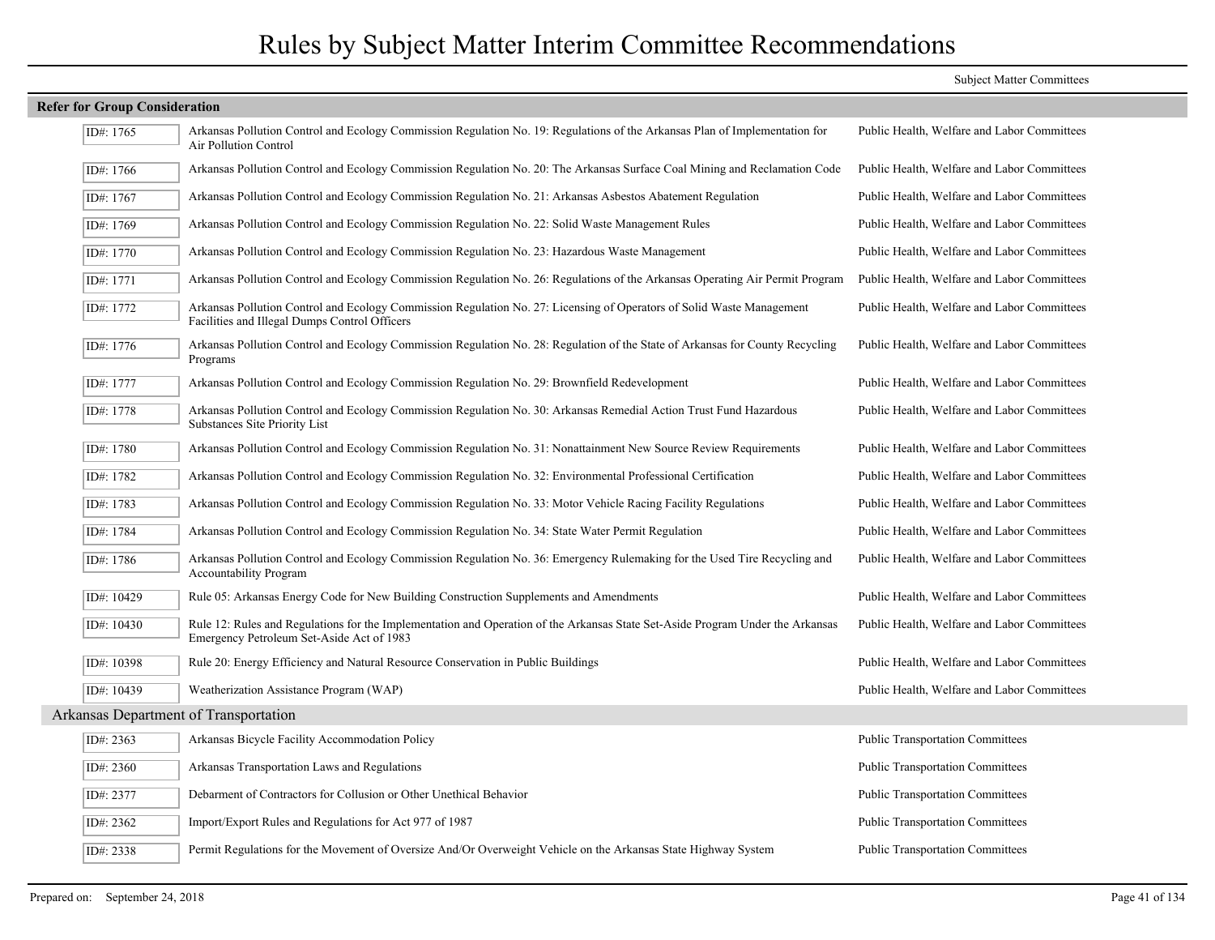# Rules by Subject Matter Interim Committee Recommendations

## Refer for Group Consideration

| ID# | Rule | Subject Matter Committees |
|---|---|---|
| ID#: 1765 | Arkansas Pollution Control and Ecology Commission Regulation No. 19: Regulations of the Arkansas Plan of Implementation for Air Pollution Control | Public Health, Welfare and Labor Committees |
| ID#: 1766 | Arkansas Pollution Control and Ecology Commission Regulation No. 20: The Arkansas Surface Coal Mining and Reclamation Code | Public Health, Welfare and Labor Committees |
| ID#: 1767 | Arkansas Pollution Control and Ecology Commission Regulation No. 21: Arkansas Asbestos Abatement Regulation | Public Health, Welfare and Labor Committees |
| ID#: 1769 | Arkansas Pollution Control and Ecology Commission Regulation No. 22: Solid Waste Management Rules | Public Health, Welfare and Labor Committees |
| ID#: 1770 | Arkansas Pollution Control and Ecology Commission Regulation No. 23: Hazardous Waste Management | Public Health, Welfare and Labor Committees |
| ID#: 1771 | Arkansas Pollution Control and Ecology Commission Regulation No. 26: Regulations of the Arkansas Operating Air Permit Program | Public Health, Welfare and Labor Committees |
| ID#: 1772 | Arkansas Pollution Control and Ecology Commission Regulation No. 27: Licensing of Operators of Solid Waste Management Facilities and Illegal Dumps Control Officers | Public Health, Welfare and Labor Committees |
| ID#: 1776 | Arkansas Pollution Control and Ecology Commission Regulation No. 28: Regulation of the State of Arkansas for County Recycling Programs | Public Health, Welfare and Labor Committees |
| ID#: 1777 | Arkansas Pollution Control and Ecology Commission Regulation No. 29: Brownfield Redevelopment | Public Health, Welfare and Labor Committees |
| ID#: 1778 | Arkansas Pollution Control and Ecology Commission Regulation No. 30: Arkansas Remedial Action Trust Fund Hazardous Substances Site Priority List | Public Health, Welfare and Labor Committees |
| ID#: 1780 | Arkansas Pollution Control and Ecology Commission Regulation No. 31: Nonattainment New Source Review Requirements | Public Health, Welfare and Labor Committees |
| ID#: 1782 | Arkansas Pollution Control and Ecology Commission Regulation No. 32: Environmental Professional Certification | Public Health, Welfare and Labor Committees |
| ID#: 1783 | Arkansas Pollution Control and Ecology Commission Regulation No. 33: Motor Vehicle Racing Facility Regulations | Public Health, Welfare and Labor Committees |
| ID#: 1784 | Arkansas Pollution Control and Ecology Commission Regulation No. 34: State Water Permit Regulation | Public Health, Welfare and Labor Committees |
| ID#: 1786 | Arkansas Pollution Control and Ecology Commission Regulation No. 36: Emergency Rulemaking for the Used Tire Recycling and Accountability Program | Public Health, Welfare and Labor Committees |
| ID#: 10429 | Rule 05: Arkansas Energy Code for New Building Construction Supplements and Amendments | Public Health, Welfare and Labor Committees |
| ID#: 10430 | Rule 12: Rules and Regulations for the Implementation and Operation of the Arkansas State Set-Aside Program Under the Arkansas Emergency Petroleum Set-Aside Act of 1983 | Public Health, Welfare and Labor Committees |
| ID#: 10398 | Rule 20: Energy Efficiency and Natural Resource Conservation in Public Buildings | Public Health, Welfare and Labor Committees |
| ID#: 10439 | Weatherization Assistance Program (WAP) | Public Health, Welfare and Labor Committees |

### Arkansas Department of Transportation

| ID# | Rule | Subject Matter Committees |
|---|---|---|
| ID#: 2363 | Arkansas Bicycle Facility Accommodation Policy | Public Transportation Committees |
| ID#: 2360 | Arkansas Transportation Laws and Regulations | Public Transportation Committees |
| ID#: 2377 | Debarment of Contractors for Collusion or Other Unethical Behavior | Public Transportation Committees |
| ID#: 2362 | Import/Export Rules and Regulations for Act 977 of 1987 | Public Transportation Committees |
| ID#: 2338 | Permit Regulations for the Movement of Oversize And/Or Overweight Vehicle on the Arkansas State Highway System | Public Transportation Committees |

Prepared on: September 24, 2018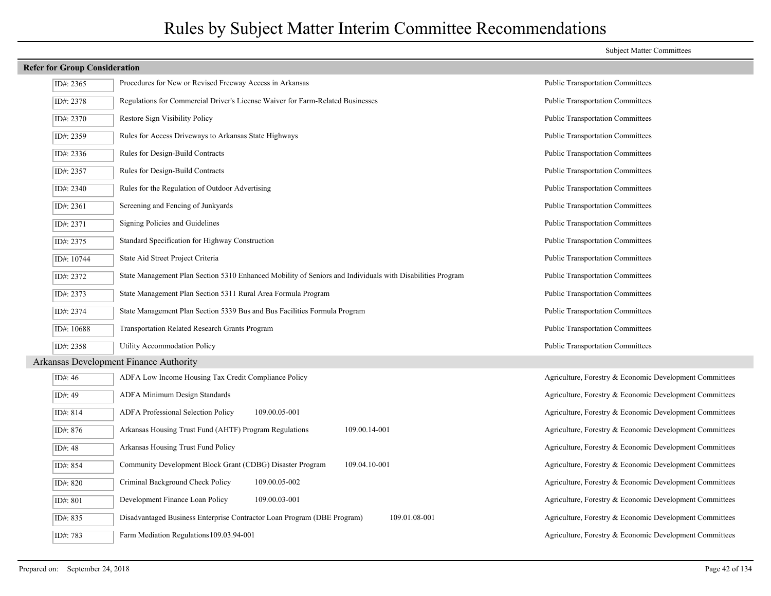# Rules by Subject Matter Interim Committee Recommendations

| | | Subject Matter Committees |
|---|---|---|
| **Refer for Group Consideration** | | |
| ID#: 2365 | Procedures for New or Revised Freeway Access in Arkansas | Public Transportation Committees |
| ID#: 2378 | Regulations for Commercial Driver's License Waiver for Farm-Related Businesses | Public Transportation Committees |
| ID#: 2370 | Restore Sign Visibility Policy | Public Transportation Committees |
| ID#: 2359 | Rules for Access Driveways to Arkansas State Highways | Public Transportation Committees |
| ID#: 2336 | Rules for Design-Build Contracts | Public Transportation Committees |
| ID#: 2357 | Rules for Design-Build Contracts | Public Transportation Committees |
| ID#: 2340 | Rules for the Regulation of Outdoor Advertising | Public Transportation Committees |
| ID#: 2361 | Screening and Fencing of Junkyards | Public Transportation Committees |
| ID#: 2371 | Signing Policies and Guidelines | Public Transportation Committees |
| ID#: 2375 | Standard Specification for Highway Construction | Public Transportation Committees |
| ID#: 10744 | State Aid Street Project Criteria | Public Transportation Committees |
| ID#: 2372 | State Management Plan Section 5310 Enhanced Mobility of Seniors and Individuals with Disabilities Program | Public Transportation Committees |
| ID#: 2373 | State Management Plan Section 5311 Rural Area Formula Program | Public Transportation Committees |
| ID#: 2374 | State Management Plan Section 5339 Bus and Bus Facilities Formula Program | Public Transportation Committees |
| ID#: 10688 | Transportation Related Research Grants Program | Public Transportation Committees |
| ID#: 2358 | Utility Accommodation Policy | Public Transportation Committees |
| **Arkansas Development Finance Authority** | | |
| ID#: 46 | ADFA Low Income Housing Tax Credit Compliance Policy | Agriculture, Forestry & Economic Development Committees |
| ID#: 49 | ADFA Minimum Design Standards | Agriculture, Forestry & Economic Development Committees |
| ID#: 814 | ADFA Professional Selection Policy 109.00.05-001 | Agriculture, Forestry & Economic Development Committees |
| ID#: 876 | Arkansas Housing Trust Fund (AHTF) Program Regulations 109.00.14-001 | Agriculture, Forestry & Economic Development Committees |
| ID#: 48 | Arkansas Housing Trust Fund Policy | Agriculture, Forestry & Economic Development Committees |
| ID#: 854 | Community Development Block Grant (CDBG) Disaster Program 109.04.10-001 | Agriculture, Forestry & Economic Development Committees |
| ID#: 820 | Criminal Background Check Policy 109.00.05-002 | Agriculture, Forestry & Economic Development Committees |
| ID#: 801 | Development Finance Loan Policy 109.00.03-001 | Agriculture, Forestry & Economic Development Committees |
| ID#: 835 | Disadvantaged Business Enterprise Contractor Loan Program (DBE Program) 109.01.08-001 | Agriculture, Forestry & Economic Development Committees |
| ID#: 783 | Farm Mediation Regulations109.03.94-001 | Agriculture, Forestry & Economic Development Committees |

Prepared on: September 24, 2018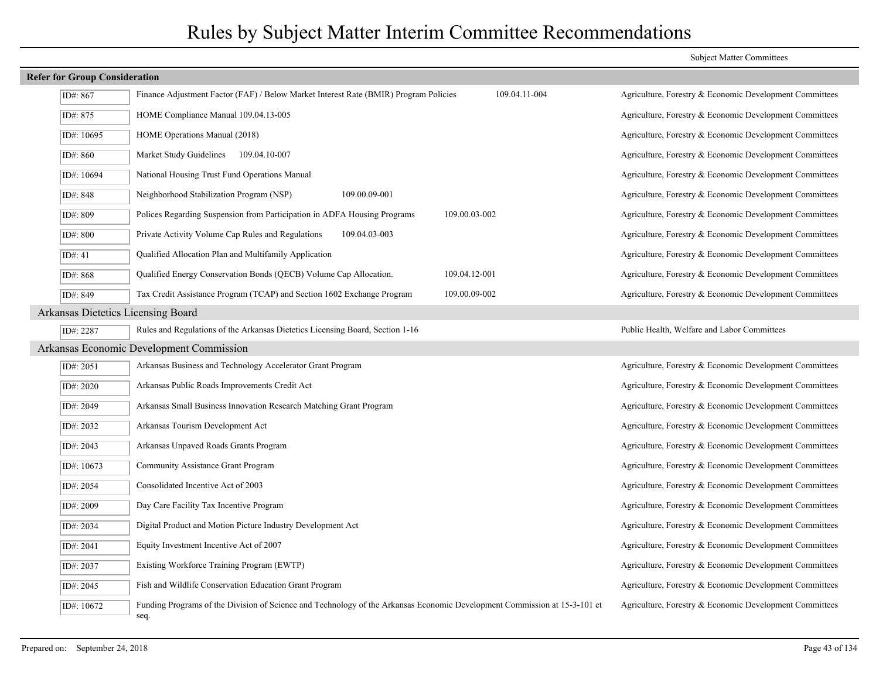# Rules by Subject Matter Interim Committee Recommendations

**Refer for Group Consideration**

| ID | Rule | Subject Matter Committees |
|---|---|---|
| ID#: 867 | Finance Adjustment Factor (FAF) / Below Market Interest Rate (BMIR) Program Policies 109.04.11-004 | Agriculture, Forestry & Economic Development Committees |
| ID#: 875 | HOME Compliance Manual 109.04.13-005 | Agriculture, Forestry & Economic Development Committees |
| ID#: 10695 | HOME Operations Manual (2018) | Agriculture, Forestry & Economic Development Committees |
| ID#: 860 | Market Study Guidelines 109.04.10-007 | Agriculture, Forestry & Economic Development Committees |
| ID#: 10694 | National Housing Trust Fund Operations Manual | Agriculture, Forestry & Economic Development Committees |
| ID#: 848 | Neighborhood Stabilization Program (NSP) 109.00.09-001 | Agriculture, Forestry & Economic Development Committees |
| ID#: 809 | Polices Regarding Suspension from Participation in ADFA Housing Programs 109.00.03-002 | Agriculture, Forestry & Economic Development Committees |
| ID#: 800 | Private Activity Volume Cap Rules and Regulations 109.04.03-003 | Agriculture, Forestry & Economic Development Committees |
| ID#: 41 | Qualified Allocation Plan and Multifamily Application | Agriculture, Forestry & Economic Development Committees |
| ID#: 868 | Qualified Energy Conservation Bonds (QECB) Volume Cap Allocation. 109.04.12-001 | Agriculture, Forestry & Economic Development Committees |
| ID#: 849 | Tax Credit Assistance Program (TCAP) and Section 1602 Exchange Program 109.00.09-002 | Agriculture, Forestry & Economic Development Committees |

## Arkansas Dietetics Licensing Board

| ID | Rule | Subject Matter Committees |
|---|---|---|
| ID#: 2287 | Rules and Regulations of the Arkansas Dietetics Licensing Board, Section 1-16 | Public Health, Welfare and Labor Committees |

## Arkansas Economic Development Commission

| ID | Rule | Subject Matter Committees |
|---|---|---|
| ID#: 2051 | Arkansas Business and Technology Accelerator Grant Program | Agriculture, Forestry & Economic Development Committees |
| ID#: 2020 | Arkansas Public Roads Improvements Credit Act | Agriculture, Forestry & Economic Development Committees |
| ID#: 2049 | Arkansas Small Business Innovation Research Matching Grant Program | Agriculture, Forestry & Economic Development Committees |
| ID#: 2032 | Arkansas Tourism Development Act | Agriculture, Forestry & Economic Development Committees |
| ID#: 2043 | Arkansas Unpaved Roads Grants Program | Agriculture, Forestry & Economic Development Committees |
| ID#: 10673 | Community Assistance Grant Program | Agriculture, Forestry & Economic Development Committees |
| ID#: 2054 | Consolidated Incentive Act of 2003 | Agriculture, Forestry & Economic Development Committees |
| ID#: 2009 | Day Care Facility Tax Incentive Program | Agriculture, Forestry & Economic Development Committees |
| ID#: 2034 | Digital Product and Motion Picture Industry Development Act | Agriculture, Forestry & Economic Development Committees |
| ID#: 2041 | Equity Investment Incentive Act of 2007 | Agriculture, Forestry & Economic Development Committees |
| ID#: 2037 | Existing Workforce Training Program (EWTP) | Agriculture, Forestry & Economic Development Committees |
| ID#: 2045 | Fish and Wildlife Conservation Education Grant Program | Agriculture, Forestry & Economic Development Committees |
| ID#: 10672 | Funding Programs of the Division of Science and Technology of the Arkansas Economic Development Commission at 15-3-101 et seq. | Agriculture, Forestry & Economic Development Committees |

Prepared on: September 24, 2018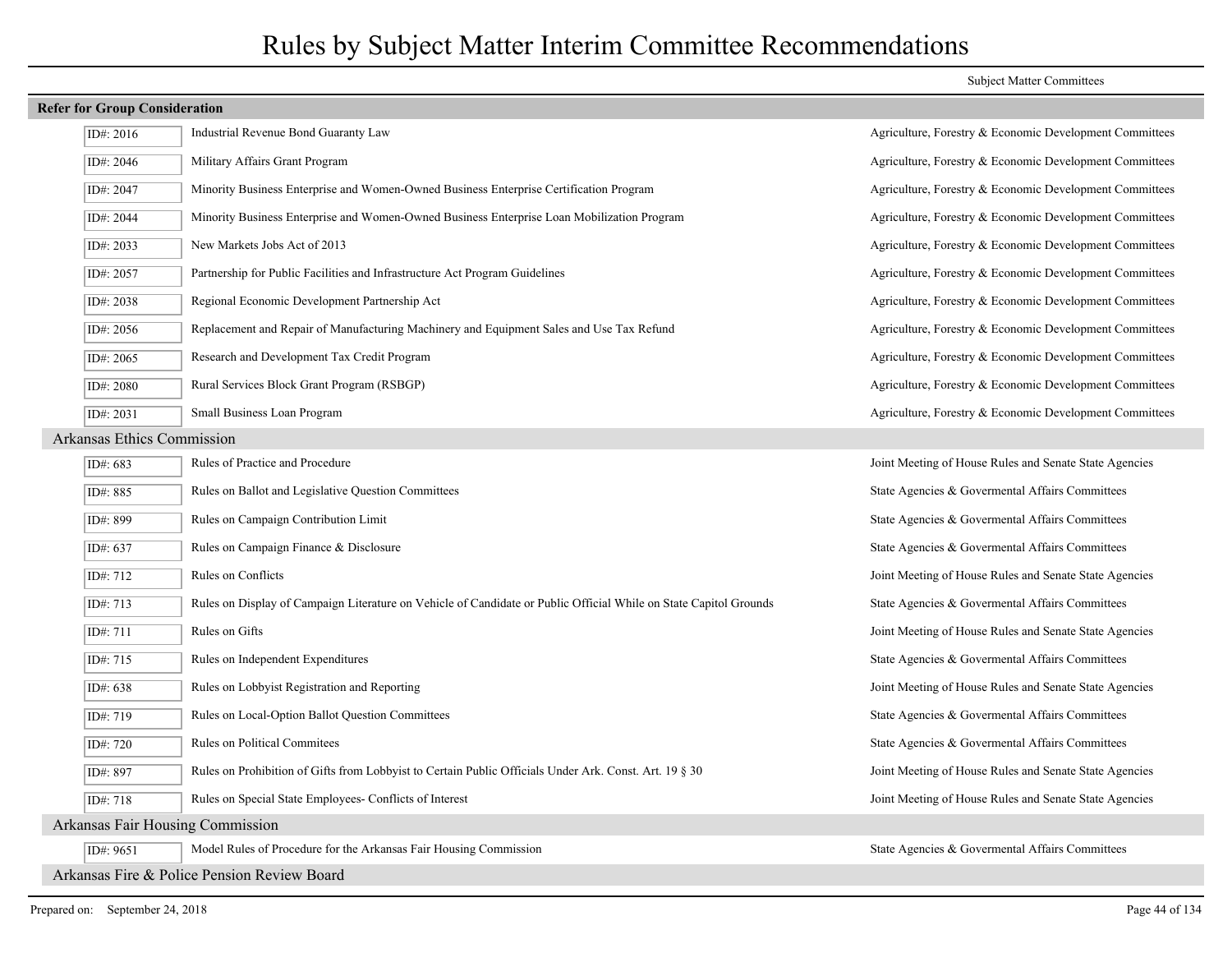# Rules by Subject Matter Interim Committee Recommendations

| | | Subject Matter Committees |
|---|---|---|
| **Refer for Group Consideration** | | |
| ID#: 2016 | Industrial Revenue Bond Guaranty Law | Agriculture, Forestry & Economic Development Committees |
| ID#: 2046 | Military Affairs Grant Program | Agriculture, Forestry & Economic Development Committees |
| ID#: 2047 | Minority Business Enterprise and Women-Owned Business Enterprise Certification Program | Agriculture, Forestry & Economic Development Committees |
| ID#: 2044 | Minority Business Enterprise and Women-Owned Business Enterprise Loan Mobilization Program | Agriculture, Forestry & Economic Development Committees |
| ID#: 2033 | New Markets Jobs Act of 2013 | Agriculture, Forestry & Economic Development Committees |
| ID#: 2057 | Partnership for Public Facilities and Infrastructure Act Program Guidelines | Agriculture, Forestry & Economic Development Committees |
| ID#: 2038 | Regional Economic Development Partnership Act | Agriculture, Forestry & Economic Development Committees |
| ID#: 2056 | Replacement and Repair of Manufacturing Machinery and Equipment Sales and Use Tax Refund | Agriculture, Forestry & Economic Development Committees |
| ID#: 2065 | Research and Development Tax Credit Program | Agriculture, Forestry & Economic Development Committees |
| ID#: 2080 | Rural Services Block Grant Program (RSBGP) | Agriculture, Forestry & Economic Development Committees |
| ID#: 2031 | Small Business Loan Program | Agriculture, Forestry & Economic Development Committees |
| **Arkansas Ethics Commission** | | |
| ID#: 683 | Rules of Practice and Procedure | Joint Meeting of House Rules and Senate State Agencies |
| ID#: 885 | Rules on Ballot and Legislative Question Committees | State Agencies & Governmental Affairs Committees |
| ID#: 899 | Rules on Campaign Contribution Limit | State Agencies & Governmental Affairs Committees |
| ID#: 637 | Rules on Campaign Finance & Disclosure | State Agencies & Governmental Affairs Committees |
| ID#: 712 | Rules on Conflicts | Joint Meeting of House Rules and Senate State Agencies |
| ID#: 713 | Rules on Display of Campaign Literature on Vehicle of Candidate or Public Official While on State Capitol Grounds | State Agencies & Governmental Affairs Committees |
| ID#: 711 | Rules on Gifts | Joint Meeting of House Rules and Senate State Agencies |
| ID#: 715 | Rules on Independent Expenditures | State Agencies & Governmental Affairs Committees |
| ID#: 638 | Rules on Lobbyist Registration and Reporting | Joint Meeting of House Rules and Senate State Agencies |
| ID#: 719 | Rules on Local-Option Ballot Question Committees | State Agencies & Governmental Affairs Committees |
| ID#: 720 | Rules on Political Commitees | State Agencies & Governmental Affairs Committees |
| ID#: 897 | Rules on Prohibition of Gifts from Lobbyist to Certain Public Officials Under Ark. Const. Art. 19 § 30 | Joint Meeting of House Rules and Senate State Agencies |
| ID#: 718 | Rules on Special State Employees- Conflicts of Interest | Joint Meeting of House Rules and Senate State Agencies |
| **Arkansas Fair Housing Commission** | | |
| ID#: 9651 | Model Rules of Procedure for the Arkansas Fair Housing Commission | State Agencies & Governmental Affairs Committees |
| **Arkansas Fire & Police Pension Review Board** | | |

Prepared on: September 24, 2018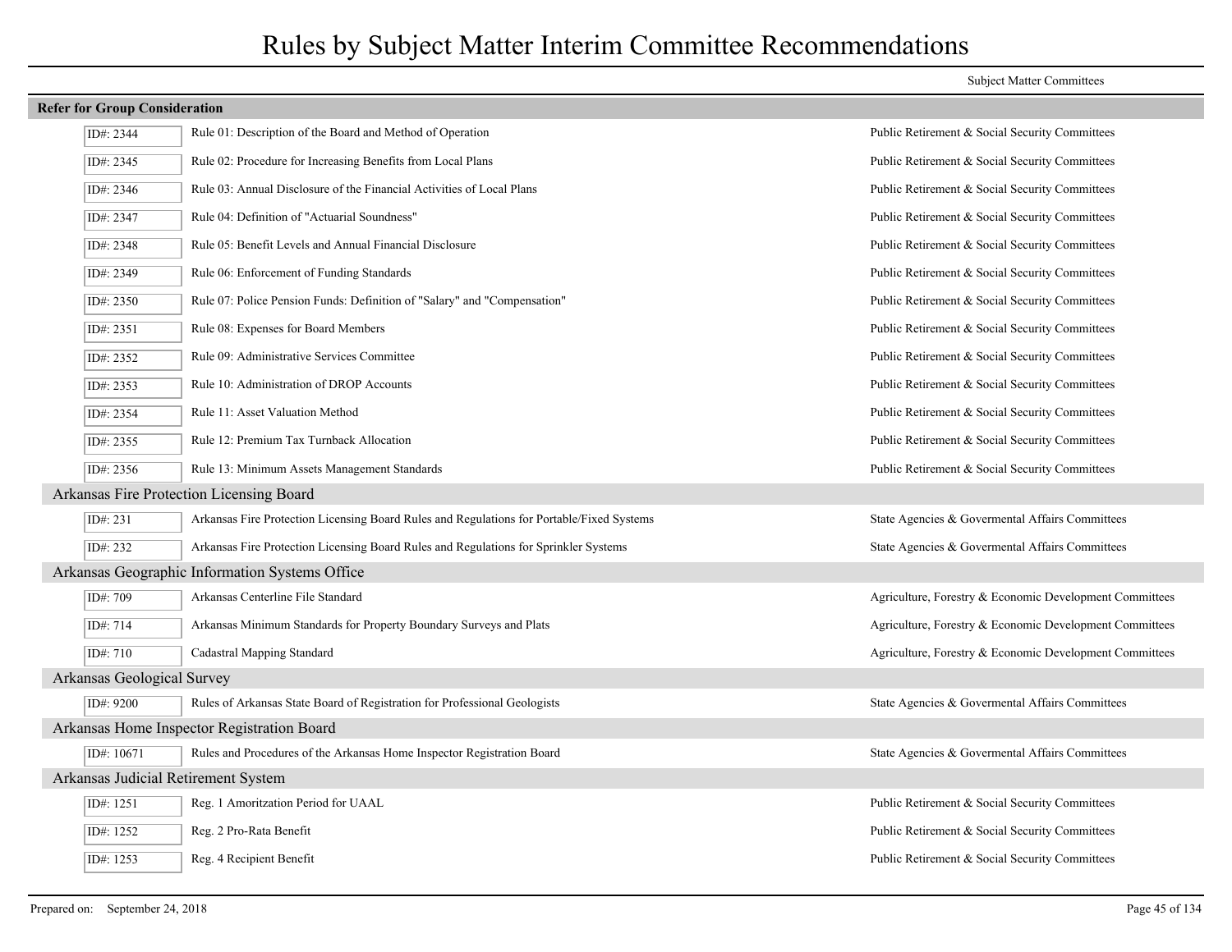# Rules by Subject Matter Interim Committee Recommendations

| | | Subject Matter Committees |
|---|---|---|
| **Refer for Group Consideration** | | |
| ID#: 2344 | Rule 01: Description of the Board and Method of Operation | Public Retirement & Social Security Committees |
| ID#: 2345 | Rule 02: Procedure for Increasing Benefits from Local Plans | Public Retirement & Social Security Committees |
| ID#: 2346 | Rule 03: Annual Disclosure of the Financial Activities of Local Plans | Public Retirement & Social Security Committees |
| ID#: 2347 | Rule 04: Definition of "Actuarial Soundness" | Public Retirement & Social Security Committees |
| ID#: 2348 | Rule 05: Benefit Levels and Annual Financial Disclosure | Public Retirement & Social Security Committees |
| ID#: 2349 | Rule 06: Enforcement of Funding Standards | Public Retirement & Social Security Committees |
| ID#: 2350 | Rule 07: Police Pension Funds: Definition of "Salary" and "Compensation" | Public Retirement & Social Security Committees |
| ID#: 2351 | Rule 08: Expenses for Board Members | Public Retirement & Social Security Committees |
| ID#: 2352 | Rule 09: Administrative Services Committee | Public Retirement & Social Security Committees |
| ID#: 2353 | Rule 10: Administration of DROP Accounts | Public Retirement & Social Security Committees |
| ID#: 2354 | Rule 11: Asset Valuation Method | Public Retirement & Social Security Committees |
| ID#: 2355 | Rule 12: Premium Tax Turnback Allocation | Public Retirement & Social Security Committees |
| ID#: 2356 | Rule 13: Minimum Assets Management Standards | Public Retirement & Social Security Committees |
| **Arkansas Fire Protection Licensing Board** | | |
| ID#: 231 | Arkansas Fire Protection Licensing Board Rules and Regulations for Portable/Fixed Systems | State Agencies & Govermental Affairs Committees |
| ID#: 232 | Arkansas Fire Protection Licensing Board Rules and Regulations for Sprinkler Systems | State Agencies & Govermental Affairs Committees |
| **Arkansas Geographic Information Systems Office** | | |
| ID#: 709 | Arkansas Centerline File Standard | Agriculture, Forestry & Economic Development Committees |
| ID#: 714 | Arkansas Minimum Standards for Property Boundary Surveys and Plats | Agriculture, Forestry & Economic Development Committees |
| ID#: 710 | Cadastral Mapping Standard | Agriculture, Forestry & Economic Development Committees |
| **Arkansas Geological Survey** | | |
| ID#: 9200 | Rules of Arkansas State Board of Registration for Professional Geologists | State Agencies & Govermental Affairs Committees |
| **Arkansas Home Inspector Registration Board** | | |
| ID#: 10671 | Rules and Procedures of the Arkansas Home Inspector Registration Board | State Agencies & Govermental Affairs Committees |
| **Arkansas Judicial Retirement System** | | |
| ID#: 1251 | Reg. 1 Amoritzation Period for UAAL | Public Retirement & Social Security Committees |
| ID#: 1252 | Reg. 2 Pro-Rata Benefit | Public Retirement & Social Security Committees |
| ID#: 1253 | Reg. 4 Recipient Benefit | Public Retirement & Social Security Committees |

Prepared on: September 24, 2018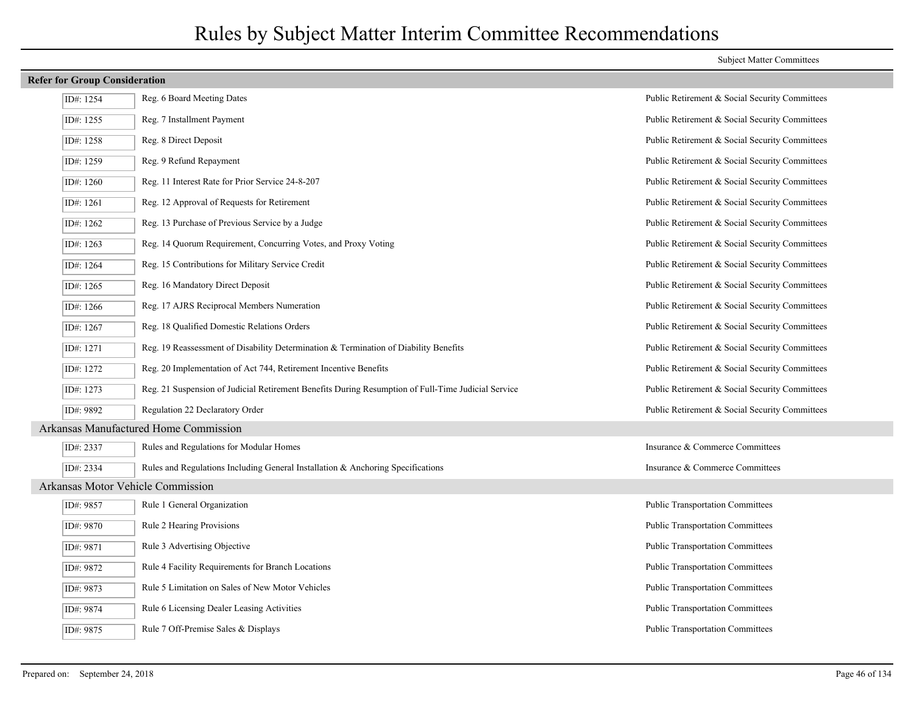# Rules by Subject Matter Interim Committee Recommendations

## Refer for Group Consideration

| ID# | Rule | Subject Matter Committees |
|---|---|---|
| ID#: 1254 | Reg. 6 Board Meeting Dates | Public Retirement & Social Security Committees |
| ID#: 1255 | Reg. 7 Installment Payment | Public Retirement & Social Security Committees |
| ID#: 1258 | Reg. 8 Direct Deposit | Public Retirement & Social Security Committees |
| ID#: 1259 | Reg. 9 Refund Repayment | Public Retirement & Social Security Committees |
| ID#: 1260 | Reg. 11 Interest Rate for Prior Service 24-8-207 | Public Retirement & Social Security Committees |
| ID#: 1261 | Reg. 12 Approval of Requests for Retirement | Public Retirement & Social Security Committees |
| ID#: 1262 | Reg. 13 Purchase of Previous Service by a Judge | Public Retirement & Social Security Committees |
| ID#: 1263 | Reg. 14 Quorum Requirement, Concurring Votes, and Proxy Voting | Public Retirement & Social Security Committees |
| ID#: 1264 | Reg. 15 Contributions for Military Service Credit | Public Retirement & Social Security Committees |
| ID#: 1265 | Reg. 16 Mandatory Direct Deposit | Public Retirement & Social Security Committees |
| ID#: 1266 | Reg. 17 AJRS Reciprocal Members Numeration | Public Retirement & Social Security Committees |
| ID#: 1267 | Reg. 18 Qualified Domestic Relations Orders | Public Retirement & Social Security Committees |
| ID#: 1271 | Reg. 19 Reassessment of Disability Determination & Termination of Diability Benefits | Public Retirement & Social Security Committees |
| ID#: 1272 | Reg. 20 Implementation of Act 744, Retirement Incentive Benefits | Public Retirement & Social Security Committees |
| ID#: 1273 | Reg. 21 Suspension of Judicial Retirement Benefits During Resumption of Full-Time Judicial Service | Public Retirement & Social Security Committees |
| ID#: 9892 | Regulation 22 Declaratory Order | Public Retirement & Social Security Committees |

### Arkansas Manufactured Home Commission

| ID# | Rule | Subject Matter Committees |
|---|---|---|
| ID#: 2337 | Rules and Regulations for Modular Homes | Insurance & Commerce Committees |
| ID#: 2334 | Rules and Regulations Including General Installation & Anchoring Specifications | Insurance & Commerce Committees |

### Arkansas Motor Vehicle Commission

| ID# | Rule | Subject Matter Committees |
|---|---|---|
| ID#: 9857 | Rule 1 General Organization | Public Transportation Committees |
| ID#: 9870 | Rule 2 Hearing Provisions | Public Transportation Committees |
| ID#: 9871 | Rule 3 Advertising Objective | Public Transportation Committees |
| ID#: 9872 | Rule 4 Facility Requirements for Branch Locations | Public Transportation Committees |
| ID#: 9873 | Rule 5 Limitation on Sales of New Motor Vehicles | Public Transportation Committees |
| ID#: 9874 | Rule 6 Licensing Dealer Leasing Activities | Public Transportation Committees |
| ID#: 9875 | Rule 7 Off-Premise Sales & Displays | Public Transportation Committees |

Prepared on: September 24, 2018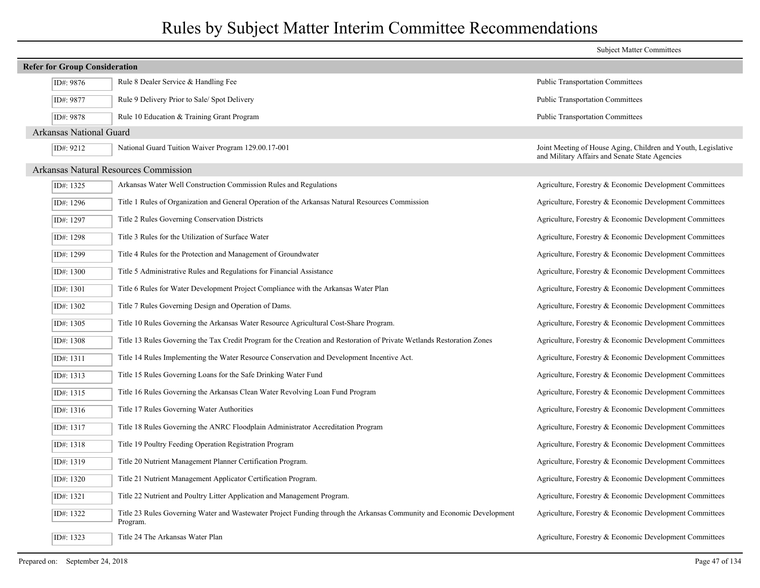# Rules by Subject Matter Interim Committee Recommendations

| | | Subject Matter Committees |
|---|---|---|
| **Refer for Group Consideration** | | |
| ID#: 9876 | Rule 8 Dealer Service & Handling Fee | Public Transportation Committees |
| ID#: 9877 | Rule 9 Delivery Prior to Sale/ Spot Delivery | Public Transportation Committees |
| ID#: 9878 | Rule 10 Education & Training Grant Program | Public Transportation Committees |
| **Arkansas National Guard** | | |
| ID#: 9212 | National Guard Tuition Waiver Program 129.00.17-001 | Joint Meeting of House Aging, Children and Youth, Legislative and Military Affairs and Senate State Agencies |
| **Arkansas Natural Resources Commission** | | |
| ID#: 1325 | Arkansas Water Well Construction Commission Rules and Regulations | Agriculture, Forestry & Economic Development Committees |
| ID#: 1296 | Title 1 Rules of Organization and General Operation of the Arkansas Natural Resources Commission | Agriculture, Forestry & Economic Development Committees |
| ID#: 1297 | Title 2 Rules Governing Conservation Districts | Agriculture, Forestry & Economic Development Committees |
| ID#: 1298 | Title 3 Rules for the Utilization of Surface Water | Agriculture, Forestry & Economic Development Committees |
| ID#: 1299 | Title 4 Rules for the Protection and Management of Groundwater | Agriculture, Forestry & Economic Development Committees |
| ID#: 1300 | Title 5 Administrative Rules and Regulations for Financial Assistance | Agriculture, Forestry & Economic Development Committees |
| ID#: 1301 | Title 6 Rules for Water Development Project Compliance with the Arkansas Water Plan | Agriculture, Forestry & Economic Development Committees |
| ID#: 1302 | Title 7 Rules Governing Design and Operation of Dams. | Agriculture, Forestry & Economic Development Committees |
| ID#: 1305 | Title 10 Rules Governing the Arkansas Water Resource Agricultural Cost-Share Program. | Agriculture, Forestry & Economic Development Committees |
| ID#: 1308 | Title 13 Rules Governing the Tax Credit Program for the Creation and Restoration of Private Wetlands Restoration Zones | Agriculture, Forestry & Economic Development Committees |
| ID#: 1311 | Title 14 Rules Implementing the Water Resource Conservation and Development Incentive Act. | Agriculture, Forestry & Economic Development Committees |
| ID#: 1313 | Title 15 Rules Governing Loans for the Safe Drinking Water Fund | Agriculture, Forestry & Economic Development Committees |
| ID#: 1315 | Title 16 Rules Governing the Arkansas Clean Water Revolving Loan Fund Program | Agriculture, Forestry & Economic Development Committees |
| ID#: 1316 | Title 17 Rules Governing Water Authorities | Agriculture, Forestry & Economic Development Committees |
| ID#: 1317 | Title 18 Rules Governing the ANRC Floodplain Administrator Accreditation Program | Agriculture, Forestry & Economic Development Committees |
| ID#: 1318 | Title 19 Poultry Feeding Operation Registration Program | Agriculture, Forestry & Economic Development Committees |
| ID#: 1319 | Title 20 Nutrient Management Planner Certification Program. | Agriculture, Forestry & Economic Development Committees |
| ID#: 1320 | Title 21 Nutrient Management Applicator Certification Program. | Agriculture, Forestry & Economic Development Committees |
| ID#: 1321 | Title 22 Nutrient and Poultry Litter Application and Management Program. | Agriculture, Forestry & Economic Development Committees |
| ID#: 1322 | Title 23 Rules Governing Water and Wastewater Project Funding through the Arkansas Community and Economic Development Program. | Agriculture, Forestry & Economic Development Committees |
| ID#: 1323 | Title 24 The Arkansas Water Plan | Agriculture, Forestry & Economic Development Committees |

Prepared on: September 24, 2018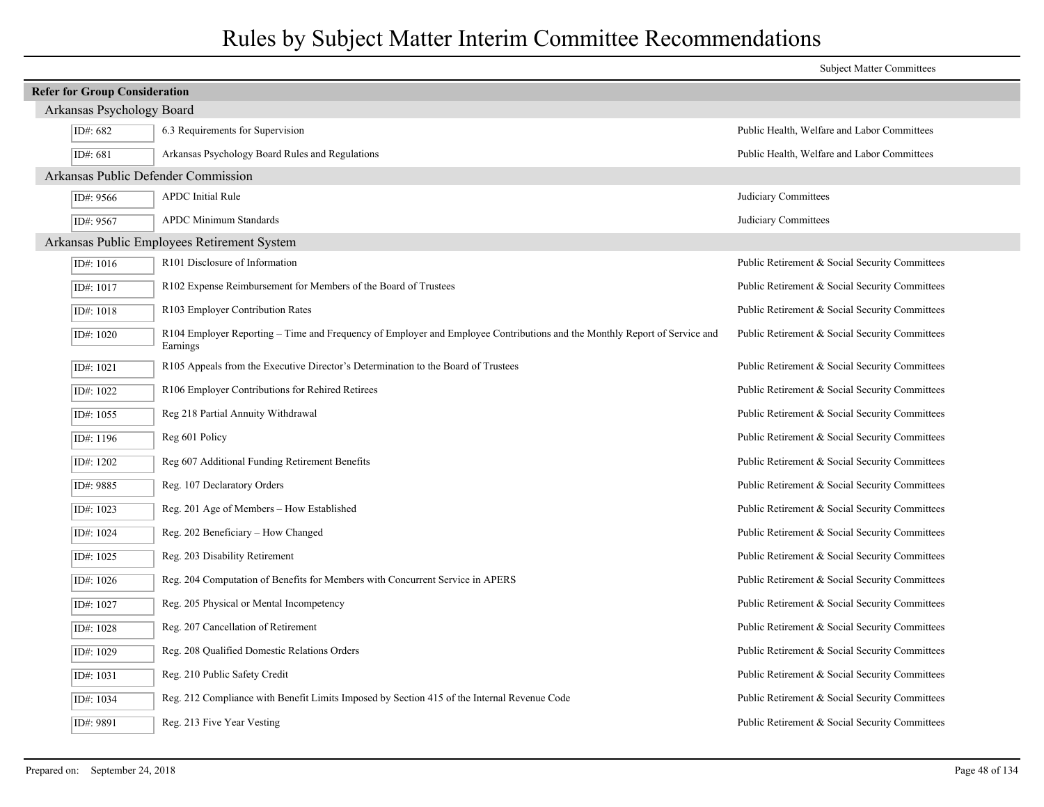# Rules by Subject Matter Interim Committee Recommendations

Subject Matter Committees

**Refer for Group Consideration**

## Arkansas Psychology Board

| ID | Rule | Subject Matter Committees |
|---|---|---|
| ID#: 682 | 6.3 Requirements for Supervision | Public Health, Welfare and Labor Committees |
| ID#: 681 | Arkansas Psychology Board Rules and Regulations | Public Health, Welfare and Labor Committees |

## Arkansas Public Defender Commission

| ID | Rule | Subject Matter Committees |
|---|---|---|
| ID#: 9566 | APDC Initial Rule | Judiciary Committees |
| ID#: 9567 | APDC Minimum Standards | Judiciary Committees |

## Arkansas Public Employees Retirement System

| ID | Rule | Subject Matter Committees |
|---|---|---|
| ID#: 1016 | R101 Disclosure of Information | Public Retirement & Social Security Committees |
| ID#: 1017 | R102 Expense Reimbursement for Members of the Board of Trustees | Public Retirement & Social Security Committees |
| ID#: 1018 | R103 Employer Contribution Rates | Public Retirement & Social Security Committees |
| ID#: 1020 | R104 Employer Reporting – Time and Frequency of Employer and Employee Contributions and the Monthly Report of Service and Earnings | Public Retirement & Social Security Committees |
| ID#: 1021 | R105 Appeals from the Executive Director's Determination to the Board of Trustees | Public Retirement & Social Security Committees |
| ID#: 1022 | R106 Employer Contributions for Rehired Retirees | Public Retirement & Social Security Committees |
| ID#: 1055 | Reg 218 Partial Annuity Withdrawal | Public Retirement & Social Security Committees |
| ID#: 1196 | Reg 601 Policy | Public Retirement & Social Security Committees |
| ID#: 1202 | Reg 607 Additional Funding Retirement Benefits | Public Retirement & Social Security Committees |
| ID#: 9885 | Reg. 107 Declaratory Orders | Public Retirement & Social Security Committees |
| ID#: 1023 | Reg. 201 Age of Members – How Established | Public Retirement & Social Security Committees |
| ID#: 1024 | Reg. 202 Beneficiary – How Changed | Public Retirement & Social Security Committees |
| ID#: 1025 | Reg. 203 Disability Retirement | Public Retirement & Social Security Committees |
| ID#: 1026 | Reg. 204 Computation of Benefits for Members with Concurrent Service in APERS | Public Retirement & Social Security Committees |
| ID#: 1027 | Reg. 205 Physical or Mental Incompetency | Public Retirement & Social Security Committees |
| ID#: 1028 | Reg. 207 Cancellation of Retirement | Public Retirement & Social Security Committees |
| ID#: 1029 | Reg. 208 Qualified Domestic Relations Orders | Public Retirement & Social Security Committees |
| ID#: 1031 | Reg. 210 Public Safety Credit | Public Retirement & Social Security Committees |
| ID#: 1034 | Reg. 212 Compliance with Benefit Limits Imposed by Section 415 of the Internal Revenue Code | Public Retirement & Social Security Committees |
| ID#: 9891 | Reg. 213 Five Year Vesting | Public Retirement & Social Security Committees |

Prepared on: September 24, 2018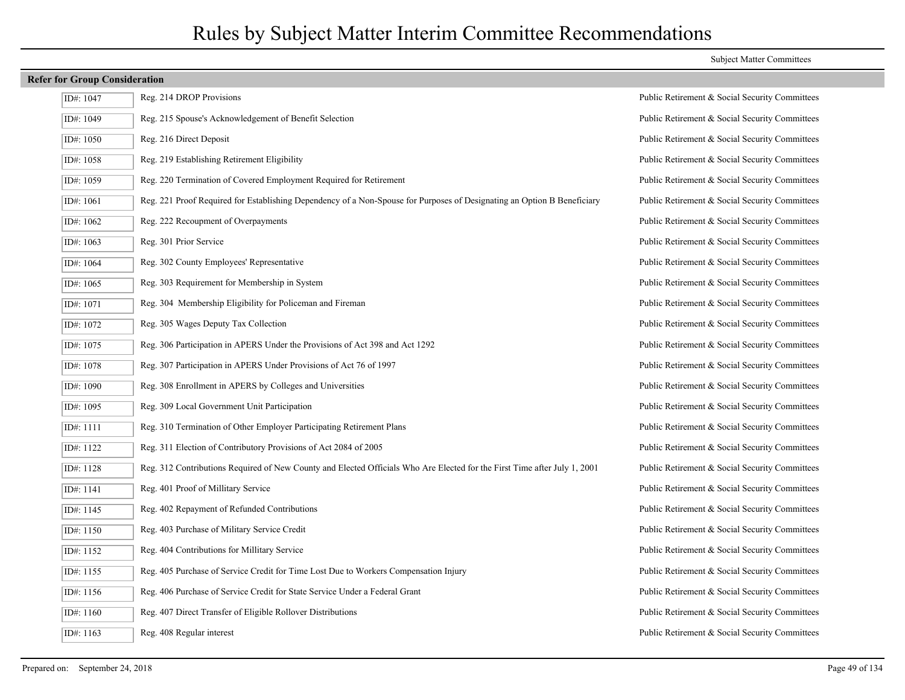# Rules by Subject Matter Interim Committee Recommendations

Subject Matter Committees

## Refer for Group Consideration

| ID | Rule | Committee |
|---|---|---|
| ID#: 1047 | Reg. 214 DROP Provisions | Public Retirement & Social Security Committees |
| ID#: 1049 | Reg. 215 Spouse's Acknowledgement of Benefit Selection | Public Retirement & Social Security Committees |
| ID#: 1050 | Reg. 216 Direct Deposit | Public Retirement & Social Security Committees |
| ID#: 1058 | Reg. 219 Establishing Retirement Eligibility | Public Retirement & Social Security Committees |
| ID#: 1059 | Reg. 220 Termination of Covered Employment Required for Retirement | Public Retirement & Social Security Committees |
| ID#: 1061 | Reg. 221 Proof Required for Establishing Dependency of a Non-Spouse for Purposes of Designating an Option B Beneficiary | Public Retirement & Social Security Committees |
| ID#: 1062 | Reg. 222 Recoupment of Overpayments | Public Retirement & Social Security Committees |
| ID#: 1063 | Reg. 301 Prior Service | Public Retirement & Social Security Committees |
| ID#: 1064 | Reg. 302 County Employees' Representative | Public Retirement & Social Security Committees |
| ID#: 1065 | Reg. 303 Requirement for Membership in System | Public Retirement & Social Security Committees |
| ID#: 1071 | Reg. 304 Membership Eligibility for Policeman and Fireman | Public Retirement & Social Security Committees |
| ID#: 1072 | Reg. 305 Wages Deputy Tax Collection | Public Retirement & Social Security Committees |
| ID#: 1075 | Reg. 306 Participation in APERS Under the Provisions of Act 398 and Act 1292 | Public Retirement & Social Security Committees |
| ID#: 1078 | Reg. 307 Participation in APERS Under Provisions of Act 76 of 1997 | Public Retirement & Social Security Committees |
| ID#: 1090 | Reg. 308 Enrollment in APERS by Colleges and Universities | Public Retirement & Social Security Committees |
| ID#: 1095 | Reg. 309 Local Government Unit Participation | Public Retirement & Social Security Committees |
| ID#: 1111 | Reg. 310 Termination of Other Employer Participating Retirement Plans | Public Retirement & Social Security Committees |
| ID#: 1122 | Reg. 311 Election of Contributory Provisions of Act 2084 of 2005 | Public Retirement & Social Security Committees |
| ID#: 1128 | Reg. 312 Contributions Required of New County and Elected Officials Who Are Elected for the First Time after July 1, 2001 | Public Retirement & Social Security Committees |
| ID#: 1141 | Reg. 401 Proof of Millitary Service | Public Retirement & Social Security Committees |
| ID#: 1145 | Reg. 402 Repayment of Refunded Contributions | Public Retirement & Social Security Committees |
| ID#: 1150 | Reg. 403 Purchase of Military Service Credit | Public Retirement & Social Security Committees |
| ID#: 1152 | Reg. 404 Contributions for Millitary Service | Public Retirement & Social Security Committees |
| ID#: 1155 | Reg. 405 Purchase of Service Credit for Time Lost Due to Workers Compensation Injury | Public Retirement & Social Security Committees |
| ID#: 1156 | Reg. 406 Purchase of Service Credit for State Service Under a Federal Grant | Public Retirement & Social Security Committees |
| ID#: 1160 | Reg. 407 Direct Transfer of Eligible Rollover Distributions | Public Retirement & Social Security Committees |
| ID#: 1163 | Reg. 408 Regular interest | Public Retirement & Social Security Committees |

Prepared on: September 24, 2018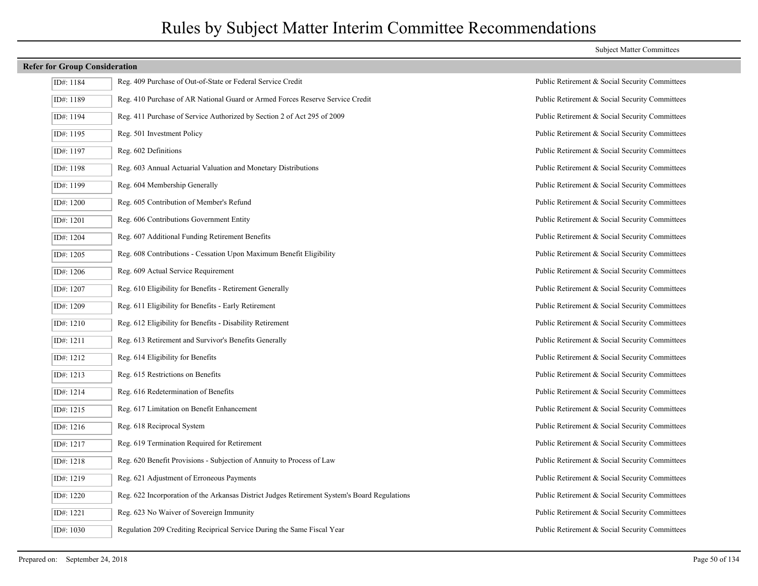# Rules by Subject Matter Interim Committee Recommendations

Subject Matter Committees

**Refer for Group Consideration**

| ID | Rule | Subject Matter Committees |
|---|---|---|
| ID#: 1184 | Reg. 409 Purchase of Out-of-State or Federal Service Credit | Public Retirement & Social Security Committees |
| ID#: 1189 | Reg. 410 Purchase of AR National Guard or Armed Forces Reserve Service Credit | Public Retirement & Social Security Committees |
| ID#: 1194 | Reg. 411 Purchase of Service Authorized by Section 2 of Act 295 of 2009 | Public Retirement & Social Security Committees |
| ID#: 1195 | Reg. 501 Investment Policy | Public Retirement & Social Security Committees |
| ID#: 1197 | Reg. 602 Definitions | Public Retirement & Social Security Committees |
| ID#: 1198 | Reg. 603 Annual Actuarial Valuation and Monetary Distributions | Public Retirement & Social Security Committees |
| ID#: 1199 | Reg. 604 Membership Generally | Public Retirement & Social Security Committees |
| ID#: 1200 | Reg. 605 Contribution of Member's Refund | Public Retirement & Social Security Committees |
| ID#: 1201 | Reg. 606 Contributions Government Entity | Public Retirement & Social Security Committees |
| ID#: 1204 | Reg. 607 Additional Funding Retirement Benefits | Public Retirement & Social Security Committees |
| ID#: 1205 | Reg. 608 Contributions - Cessation Upon Maximum Benefit Eligibility | Public Retirement & Social Security Committees |
| ID#: 1206 | Reg. 609 Actual Service Requirement | Public Retirement & Social Security Committees |
| ID#: 1207 | Reg. 610 Eligibility for Benefits - Retirement Generally | Public Retirement & Social Security Committees |
| ID#: 1209 | Reg. 611 Eligibility for Benefits - Early Retirement | Public Retirement & Social Security Committees |
| ID#: 1210 | Reg. 612 Eligibility for Benefits - Disability Retirement | Public Retirement & Social Security Committees |
| ID#: 1211 | Reg. 613 Retirement and Survivor's Benefits Generally | Public Retirement & Social Security Committees |
| ID#: 1212 | Reg. 614 Eligibility for Benefits | Public Retirement & Social Security Committees |
| ID#: 1213 | Reg. 615 Restrictions on Benefits | Public Retirement & Social Security Committees |
| ID#: 1214 | Reg. 616 Redetermination of Benefits | Public Retirement & Social Security Committees |
| ID#: 1215 | Reg. 617 Limitation on Benefit Enhancement | Public Retirement & Social Security Committees |
| ID#: 1216 | Reg. 618 Reciprocal System | Public Retirement & Social Security Committees |
| ID#: 1217 | Reg. 619 Termination Required for Retirement | Public Retirement & Social Security Committees |
| ID#: 1218 | Reg. 620 Benefit Provisions - Subjection of Annuity to Process of Law | Public Retirement & Social Security Committees |
| ID#: 1219 | Reg. 621 Adjustment of Erroneous Payments | Public Retirement & Social Security Committees |
| ID#: 1220 | Reg. 622 Incorporation of the Arkansas District Judges Retirement System's Board Regulations | Public Retirement & Social Security Committees |
| ID#: 1221 | Reg. 623 No Waiver of Sovereign Immunity | Public Retirement & Social Security Committees |
| ID#: 1030 | Regulation 209 Crediting Reciprical Service During the Same Fiscal Year | Public Retirement & Social Security Committees |

Prepared on: September 24, 2018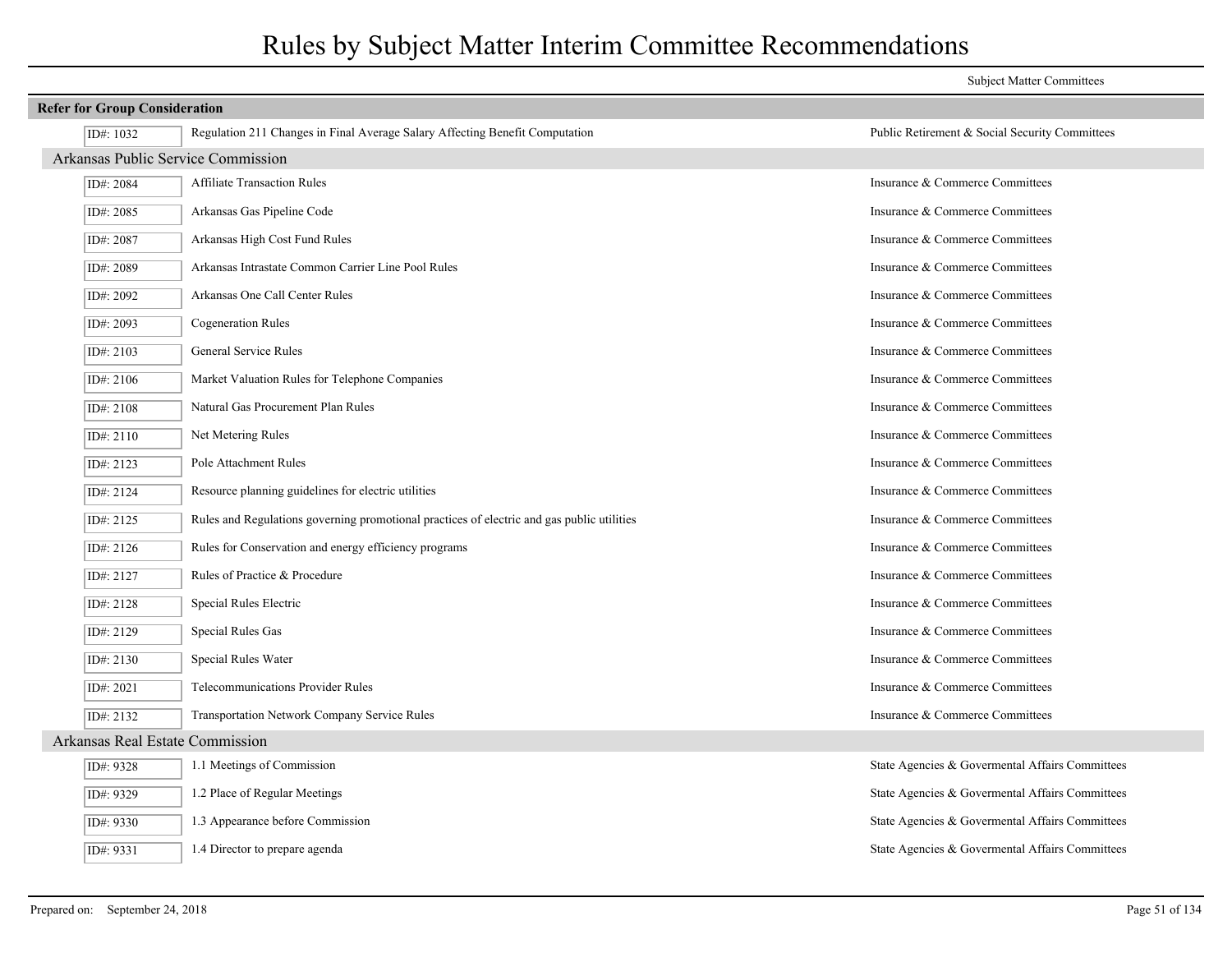# Rules by Subject Matter Interim Committee Recommendations

| ID | Rule | Subject Matter Committees |
|---|---|---|
| **Refer for Group Consideration** | | |
| ID#: 1032 | Regulation 211 Changes in Final Average Salary Affecting Benefit Computation | Public Retirement & Social Security Committees |
| **Arkansas Public Service Commission** | | |
| ID#: 2084 | Affiliate Transaction Rules | Insurance & Commerce Committees |
| ID#: 2085 | Arkansas Gas Pipeline Code | Insurance & Commerce Committees |
| ID#: 2087 | Arkansas High Cost Fund Rules | Insurance & Commerce Committees |
| ID#: 2089 | Arkansas Intrastate Common Carrier Line Pool Rules | Insurance & Commerce Committees |
| ID#: 2092 | Arkansas One Call Center Rules | Insurance & Commerce Committees |
| ID#: 2093 | Cogeneration Rules | Insurance & Commerce Committees |
| ID#: 2103 | General Service Rules | Insurance & Commerce Committees |
| ID#: 2106 | Market Valuation Rules for Telephone Companies | Insurance & Commerce Committees |
| ID#: 2108 | Natural Gas Procurement Plan Rules | Insurance & Commerce Committees |
| ID#: 2110 | Net Metering Rules | Insurance & Commerce Committees |
| ID#: 2123 | Pole Attachment Rules | Insurance & Commerce Committees |
| ID#: 2124 | Resource planning guidelines for electric utilities | Insurance & Commerce Committees |
| ID#: 2125 | Rules and Regulations governing promotional practices of electric and gas public utilities | Insurance & Commerce Committees |
| ID#: 2126 | Rules for Conservation and energy efficiency programs | Insurance & Commerce Committees |
| ID#: 2127 | Rules of Practice & Procedure | Insurance & Commerce Committees |
| ID#: 2128 | Special Rules Electric | Insurance & Commerce Committees |
| ID#: 2129 | Special Rules Gas | Insurance & Commerce Committees |
| ID#: 2130 | Special Rules Water | Insurance & Commerce Committees |
| ID#: 2021 | Telecommunications Provider Rules | Insurance & Commerce Committees |
| ID#: 2132 | Transportation Network Company Service Rules | Insurance & Commerce Committees |
| **Arkansas Real Estate Commission** | | |
| ID#: 9328 | 1.1 Meetings of Commission | State Agencies & Govermental Affairs Committees |
| ID#: 9329 | 1.2 Place of Regular Meetings | State Agencies & Govermental Affairs Committees |
| ID#: 9330 | 1.3 Appearance before Commission | State Agencies & Govermental Affairs Committees |
| ID#: 9331 | 1.4 Director to prepare agenda | State Agencies & Govermental Affairs Committees |

Prepared on: September 24, 2018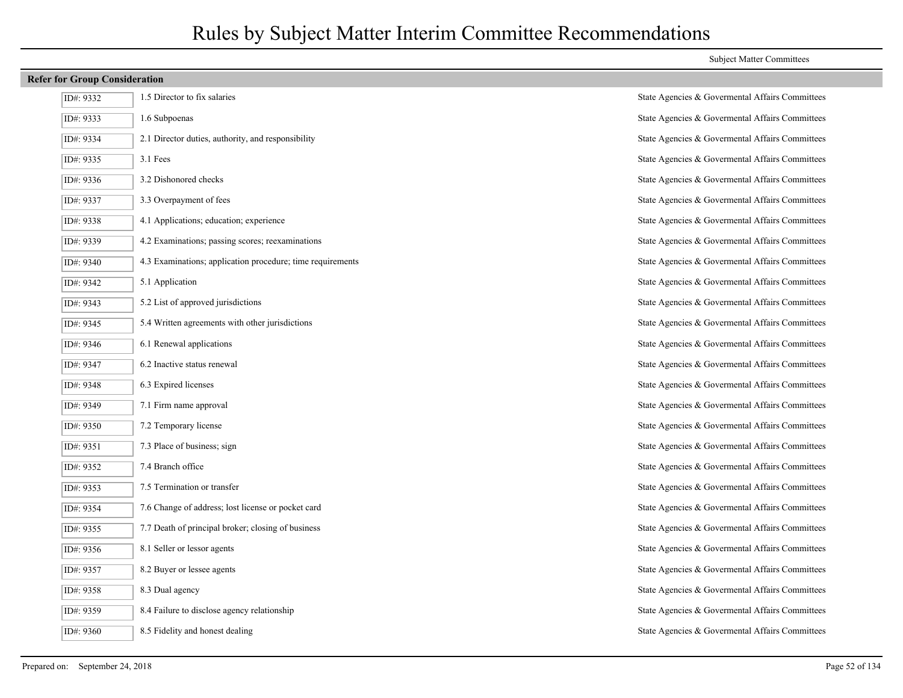# Rules by Subject Matter Interim Committee Recommendations

Subject Matter Committees

## Refer for Group Consideration

| ID | Rule | Committee |
|---|---|---|
| ID#: 9332 | 1.5 Director to fix salaries | State Agencies & Govermental Affairs Committees |
| ID#: 9333 | 1.6 Subpoenas | State Agencies & Govermental Affairs Committees |
| ID#: 9334 | 2.1 Director duties, authority, and responsibility | State Agencies & Govermental Affairs Committees |
| ID#: 9335 | 3.1 Fees | State Agencies & Govermental Affairs Committees |
| ID#: 9336 | 3.2 Dishonored checks | State Agencies & Govermental Affairs Committees |
| ID#: 9337 | 3.3 Overpayment of fees | State Agencies & Govermental Affairs Committees |
| ID#: 9338 | 4.1 Applications; education; experience | State Agencies & Govermental Affairs Committees |
| ID#: 9339 | 4.2 Examinations; passing scores; reexaminations | State Agencies & Govermental Affairs Committees |
| ID#: 9340 | 4.3 Examinations; application procedure; time requirements | State Agencies & Govermental Affairs Committees |
| ID#: 9342 | 5.1 Application | State Agencies & Govermental Affairs Committees |
| ID#: 9343 | 5.2 List of approved jurisdictions | State Agencies & Govermental Affairs Committees |
| ID#: 9345 | 5.4 Written agreements with other jurisdictions | State Agencies & Govermental Affairs Committees |
| ID#: 9346 | 6.1 Renewal applications | State Agencies & Govermental Affairs Committees |
| ID#: 9347 | 6.2 Inactive status renewal | State Agencies & Govermental Affairs Committees |
| ID#: 9348 | 6.3 Expired licenses | State Agencies & Govermental Affairs Committees |
| ID#: 9349 | 7.1 Firm name approval | State Agencies & Govermental Affairs Committees |
| ID#: 9350 | 7.2 Temporary license | State Agencies & Govermental Affairs Committees |
| ID#: 9351 | 7.3 Place of business; sign | State Agencies & Govermental Affairs Committees |
| ID#: 9352 | 7.4 Branch office | State Agencies & Govermental Affairs Committees |
| ID#: 9353 | 7.5 Termination or transfer | State Agencies & Govermental Affairs Committees |
| ID#: 9354 | 7.6 Change of address; lost license or pocket card | State Agencies & Govermental Affairs Committees |
| ID#: 9355 | 7.7 Death of principal broker; closing of business | State Agencies & Govermental Affairs Committees |
| ID#: 9356 | 8.1 Seller or lessor agents | State Agencies & Govermental Affairs Committees |
| ID#: 9357 | 8.2 Buyer or lessee agents | State Agencies & Govermental Affairs Committees |
| ID#: 9358 | 8.3 Dual agency | State Agencies & Govermental Affairs Committees |
| ID#: 9359 | 8.4 Failure to disclose agency relationship | State Agencies & Govermental Affairs Committees |
| ID#: 9360 | 8.5 Fidelity and honest dealing | State Agencies & Govermental Affairs Committees |

Prepared on: September 24, 2018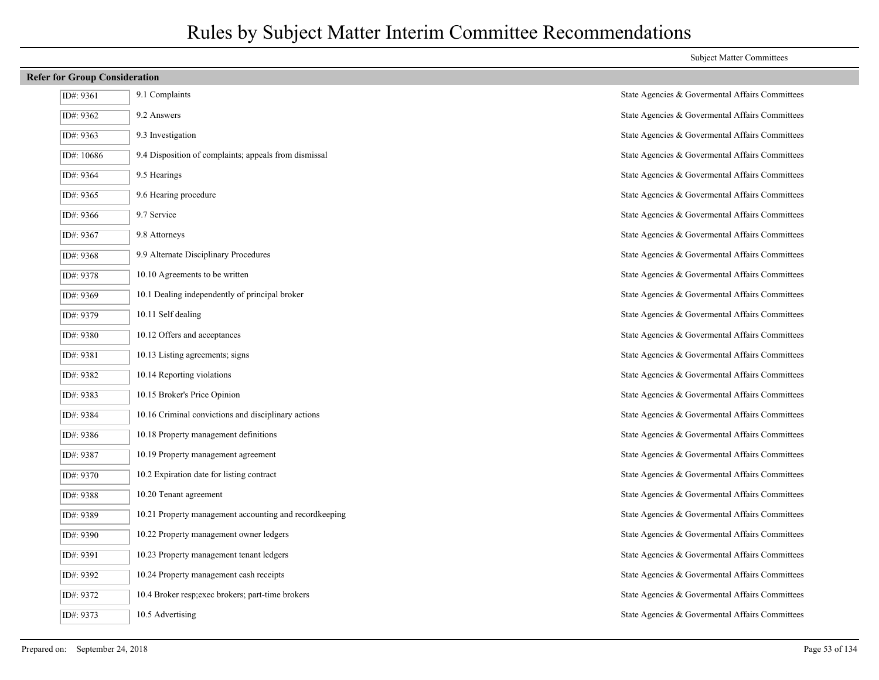# Rules by Subject Matter Interim Committee Recommendations

Subject Matter Committees

## Refer for Group Consideration

| ID | Rule | Committee |
|---|---|---|
| ID#: 9361 | 9.1 Complaints | State Agencies & Govermental Affairs Committees |
| ID#: 9362 | 9.2 Answers | State Agencies & Govermental Affairs Committees |
| ID#: 9363 | 9.3 Investigation | State Agencies & Govermental Affairs Committees |
| ID#: 10686 | 9.4 Disposition of complaints; appeals from dismissal | State Agencies & Govermental Affairs Committees |
| ID#: 9364 | 9.5 Hearings | State Agencies & Govermental Affairs Committees |
| ID#: 9365 | 9.6 Hearing procedure | State Agencies & Govermental Affairs Committees |
| ID#: 9366 | 9.7 Service | State Agencies & Govermental Affairs Committees |
| ID#: 9367 | 9.8 Attorneys | State Agencies & Govermental Affairs Committees |
| ID#: 9368 | 9.9 Alternate Disciplinary Procedures | State Agencies & Govermental Affairs Committees |
| ID#: 9378 | 10.10 Agreements to be written | State Agencies & Govermental Affairs Committees |
| ID#: 9369 | 10.1 Dealing independently of principal broker | State Agencies & Govermental Affairs Committees |
| ID#: 9379 | 10.11 Self dealing | State Agencies & Govermental Affairs Committees |
| ID#: 9380 | 10.12 Offers and acceptances | State Agencies & Govermental Affairs Committees |
| ID#: 9381 | 10.13 Listing agreements; signs | State Agencies & Govermental Affairs Committees |
| ID#: 9382 | 10.14 Reporting violations | State Agencies & Govermental Affairs Committees |
| ID#: 9383 | 10.15 Broker's Price Opinion | State Agencies & Govermental Affairs Committees |
| ID#: 9384 | 10.16 Criminal convictions and disciplinary actions | State Agencies & Govermental Affairs Committees |
| ID#: 9386 | 10.18 Property management definitions | State Agencies & Govermental Affairs Committees |
| ID#: 9387 | 10.19 Property management agreement | State Agencies & Govermental Affairs Committees |
| ID#: 9370 | 10.2 Expiration date for listing contract | State Agencies & Govermental Affairs Committees |
| ID#: 9388 | 10.20 Tenant agreement | State Agencies & Govermental Affairs Committees |
| ID#: 9389 | 10.21 Property management accounting and recordkeeping | State Agencies & Govermental Affairs Committees |
| ID#: 9390 | 10.22 Property management owner ledgers | State Agencies & Govermental Affairs Committees |
| ID#: 9391 | 10.23 Property management tenant ledgers | State Agencies & Govermental Affairs Committees |
| ID#: 9392 | 10.24 Property management cash receipts | State Agencies & Govermental Affairs Committees |
| ID#: 9372 | 10.4 Broker resp;exec brokers; part-time brokers | State Agencies & Govermental Affairs Committees |
| ID#: 9373 | 10.5 Advertising | State Agencies & Govermental Affairs Committees |

Prepared on: September 24, 2018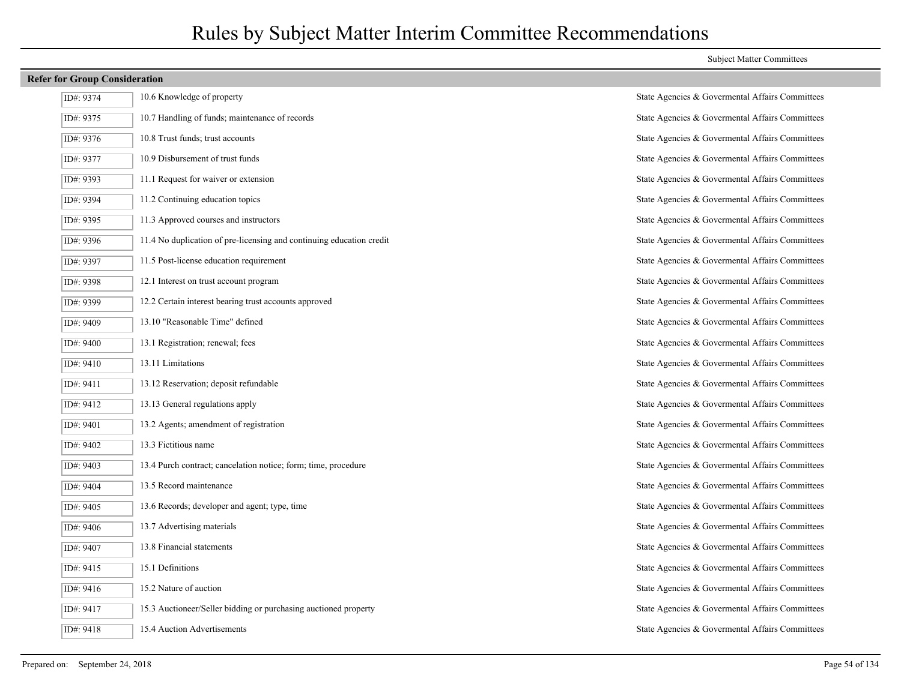# Rules by Subject Matter Interim Committee Recommendations

Subject Matter Committees

## Refer for Group Consideration

| ID | Rule | Subject Matter Committee |
|---|---|---|
| ID#: 9374 | 10.6 Knowledge of property | State Agencies & Govermental Affairs Committees |
| ID#: 9375 | 10.7 Handling of funds; maintenance of records | State Agencies & Govermental Affairs Committees |
| ID#: 9376 | 10.8 Trust funds; trust accounts | State Agencies & Govermental Affairs Committees |
| ID#: 9377 | 10.9 Disbursement of trust funds | State Agencies & Govermental Affairs Committees |
| ID#: 9393 | 11.1 Request for waiver or extension | State Agencies & Govermental Affairs Committees |
| ID#: 9394 | 11.2 Continuing education topics | State Agencies & Govermental Affairs Committees |
| ID#: 9395 | 11.3 Approved courses and instructors | State Agencies & Govermental Affairs Committees |
| ID#: 9396 | 11.4 No duplication of pre-licensing and continuing education credit | State Agencies & Govermental Affairs Committees |
| ID#: 9397 | 11.5 Post-license education requirement | State Agencies & Govermental Affairs Committees |
| ID#: 9398 | 12.1 Interest on trust account program | State Agencies & Govermental Affairs Committees |
| ID#: 9399 | 12.2 Certain interest bearing trust accounts approved | State Agencies & Govermental Affairs Committees |
| ID#: 9409 | 13.10 "Reasonable Time" defined | State Agencies & Govermental Affairs Committees |
| ID#: 9400 | 13.1 Registration; renewal; fees | State Agencies & Govermental Affairs Committees |
| ID#: 9410 | 13.11 Limitations | State Agencies & Govermental Affairs Committees |
| ID#: 9411 | 13.12 Reservation; deposit refundable | State Agencies & Govermental Affairs Committees |
| ID#: 9412 | 13.13 General regulations apply | State Agencies & Govermental Affairs Committees |
| ID#: 9401 | 13.2 Agents; amendment of registration | State Agencies & Govermental Affairs Committees |
| ID#: 9402 | 13.3 Fictitious name | State Agencies & Govermental Affairs Committees |
| ID#: 9403 | 13.4 Purch contract; cancelation notice; form; time, procedure | State Agencies & Govermental Affairs Committees |
| ID#: 9404 | 13.5 Record maintenance | State Agencies & Govermental Affairs Committees |
| ID#: 9405 | 13.6 Records; developer and agent; type, time | State Agencies & Govermental Affairs Committees |
| ID#: 9406 | 13.7 Advertising materials | State Agencies & Govermental Affairs Committees |
| ID#: 9407 | 13.8 Financial statements | State Agencies & Govermental Affairs Committees |
| ID#: 9415 | 15.1 Definitions | State Agencies & Govermental Affairs Committees |
| ID#: 9416 | 15.2 Nature of auction | State Agencies & Govermental Affairs Committees |
| ID#: 9417 | 15.3 Auctioneer/Seller bidding or purchasing auctioned property | State Agencies & Govermental Affairs Committees |
| ID#: 9418 | 15.4 Auction Advertisements | State Agencies & Govermental Affairs Committees |

Prepared on: September 24, 2018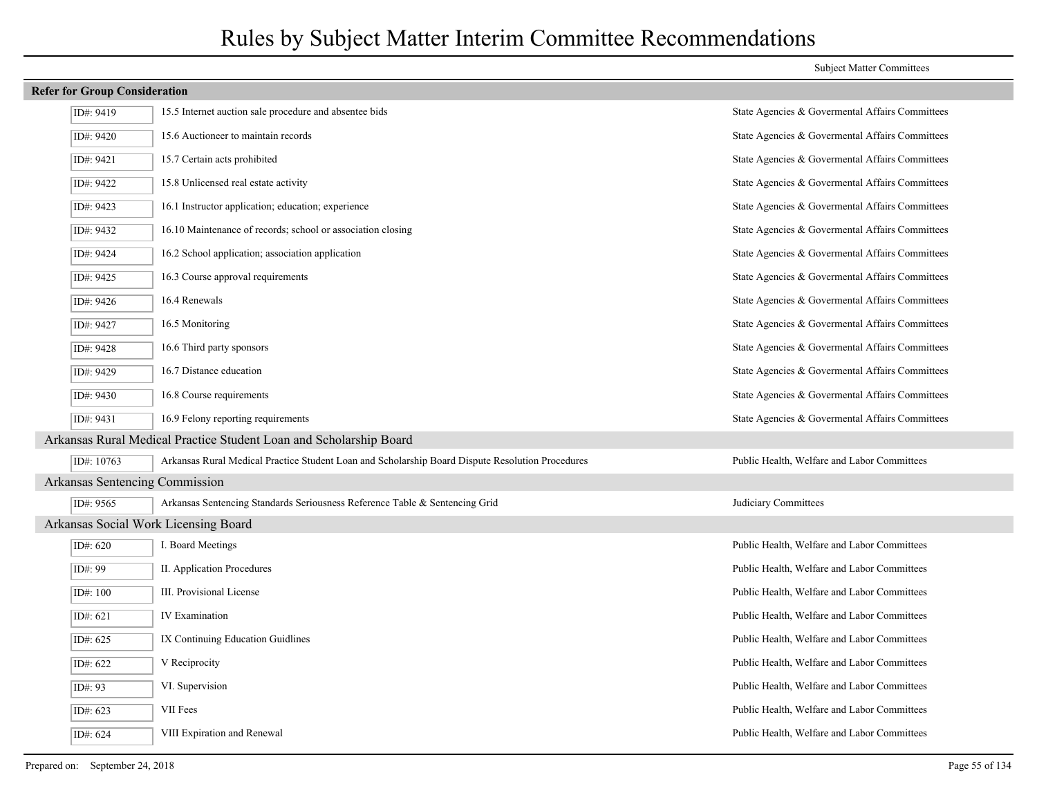# Rules by Subject Matter Interim Committee Recommendations

**Refer for Group Consideration**

| ID# | Rule | Subject Matter Committees |
|---|---|---|
| ID#: 9419 | 15.5 Internet auction sale procedure and absentee bids | State Agencies & Govermental Affairs Committees |
| ID#: 9420 | 15.6 Auctioneer to maintain records | State Agencies & Govermental Affairs Committees |
| ID#: 9421 | 15.7 Certain acts prohibited | State Agencies & Govermental Affairs Committees |
| ID#: 9422 | 15.8 Unlicensed real estate activity | State Agencies & Govermental Affairs Committees |
| ID#: 9423 | 16.1 Instructor application; education; experience | State Agencies & Govermental Affairs Committees |
| ID#: 9432 | 16.10 Maintenance of records; school or association closing | State Agencies & Govermental Affairs Committees |
| ID#: 9424 | 16.2 School application; association application | State Agencies & Govermental Affairs Committees |
| ID#: 9425 | 16.3 Course approval requirements | State Agencies & Govermental Affairs Committees |
| ID#: 9426 | 16.4 Renewals | State Agencies & Govermental Affairs Committees |
| ID#: 9427 | 16.5 Monitoring | State Agencies & Govermental Affairs Committees |
| ID#: 9428 | 16.6 Third party sponsors | State Agencies & Govermental Affairs Committees |
| ID#: 9429 | 16.7 Distance education | State Agencies & Govermental Affairs Committees |
| ID#: 9430 | 16.8 Course requirements | State Agencies & Govermental Affairs Committees |
| ID#: 9431 | 16.9 Felony reporting requirements | State Agencies & Govermental Affairs Committees |

## Arkansas Rural Medical Practice Student Loan and Scholarship Board

| ID# | Rule | Subject Matter Committees |
|---|---|---|
| ID#: 10763 | Arkansas Rural Medical Practice Student Loan and Scholarship Board Dispute Resolution Procedures | Public Health, Welfare and Labor Committees |

## Arkansas Sentencing Commission

| ID# | Rule | Subject Matter Committees |
|---|---|---|
| ID#: 9565 | Arkansas Sentencing Standards Seriousness Reference Table & Sentencing Grid | Judiciary Committees |

## Arkansas Social Work Licensing Board

| ID# | Rule | Subject Matter Committees |
|---|---|---|
| ID#: 620 | I. Board Meetings | Public Health, Welfare and Labor Committees |
| ID#: 99 | II. Application Procedures | Public Health, Welfare and Labor Committees |
| ID#: 100 | III. Provisional License | Public Health, Welfare and Labor Committees |
| ID#: 621 | IV Examination | Public Health, Welfare and Labor Committees |
| ID#: 625 | IX Continuing Education Guidlines | Public Health, Welfare and Labor Committees |
| ID#: 622 | V Reciprocity | Public Health, Welfare and Labor Committees |
| ID#: 93 | VI. Supervision | Public Health, Welfare and Labor Committees |
| ID#: 623 | VII Fees | Public Health, Welfare and Labor Committees |
| ID#: 624 | VIII Expiration and Renewal | Public Health, Welfare and Labor Committees |

Prepared on: September 24, 2018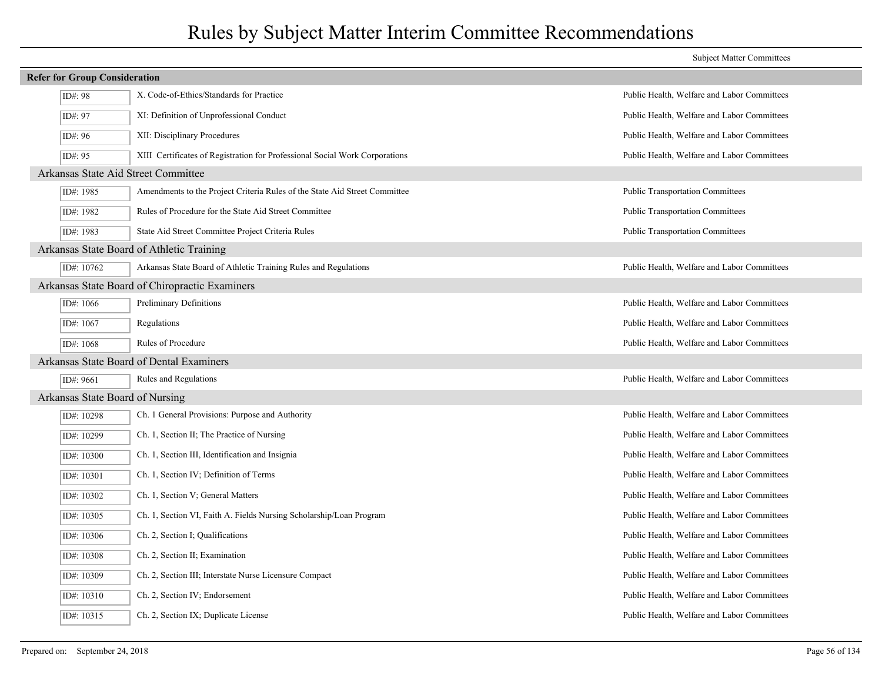# Rules by Subject Matter Interim Committee Recommendations

| | | Subject Matter Committees |
|---|---|---|
| **Refer for Group Consideration** | | |
| ID#: 98 | X. Code-of-Ethics/Standards for Practice | Public Health, Welfare and Labor Committees |
| ID#: 97 | XI: Definition of Unprofessional Conduct | Public Health, Welfare and Labor Committees |
| ID#: 96 | XII: Disciplinary Procedures | Public Health, Welfare and Labor Committees |
| ID#: 95 | XIII Certificates of Registration for Professional Social Work Corporations | Public Health, Welfare and Labor Committees |
| **Arkansas State Aid Street Committee** | | |
| ID#: 1985 | Amendments to the Project Criteria Rules of the State Aid Street Committee | Public Transportation Committees |
| ID#: 1982 | Rules of Procedure for the State Aid Street Committee | Public Transportation Committees |
| ID#: 1983 | State Aid Street Committee Project Criteria Rules | Public Transportation Committees |
| **Arkansas State Board of Athletic Training** | | |
| ID#: 10762 | Arkansas State Board of Athletic Training Rules and Regulations | Public Health, Welfare and Labor Committees |
| **Arkansas State Board of Chiropractic Examiners** | | |
| ID#: 1066 | Preliminary Definitions | Public Health, Welfare and Labor Committees |
| ID#: 1067 | Regulations | Public Health, Welfare and Labor Committees |
| ID#: 1068 | Rules of Procedure | Public Health, Welfare and Labor Committees |
| **Arkansas State Board of Dental Examiners** | | |
| ID#: 9661 | Rules and Regulations | Public Health, Welfare and Labor Committees |
| **Arkansas State Board of Nursing** | | |
| ID#: 10298 | Ch. 1 General Provisions: Purpose and Authority | Public Health, Welfare and Labor Committees |
| ID#: 10299 | Ch. 1, Section II; The Practice of Nursing | Public Health, Welfare and Labor Committees |
| ID#: 10300 | Ch. 1, Section III, Identification and Insignia | Public Health, Welfare and Labor Committees |
| ID#: 10301 | Ch. 1, Section IV; Definition of Terms | Public Health, Welfare and Labor Committees |
| ID#: 10302 | Ch. 1, Section V; General Matters | Public Health, Welfare and Labor Committees |
| ID#: 10305 | Ch. 1, Section VI, Faith A. Fields Nursing Scholarship/Loan Program | Public Health, Welfare and Labor Committees |
| ID#: 10306 | Ch. 2, Section I; Qualifications | Public Health, Welfare and Labor Committees |
| ID#: 10308 | Ch. 2, Section II; Examination | Public Health, Welfare and Labor Committees |
| ID#: 10309 | Ch. 2, Section III; Interstate Nurse Licensure Compact | Public Health, Welfare and Labor Committees |
| ID#: 10310 | Ch. 2, Section IV; Endorsement | Public Health, Welfare and Labor Committees |
| ID#: 10315 | Ch. 2, Section IX; Duplicate License | Public Health, Welfare and Labor Committees |

Prepared on: September 24, 2018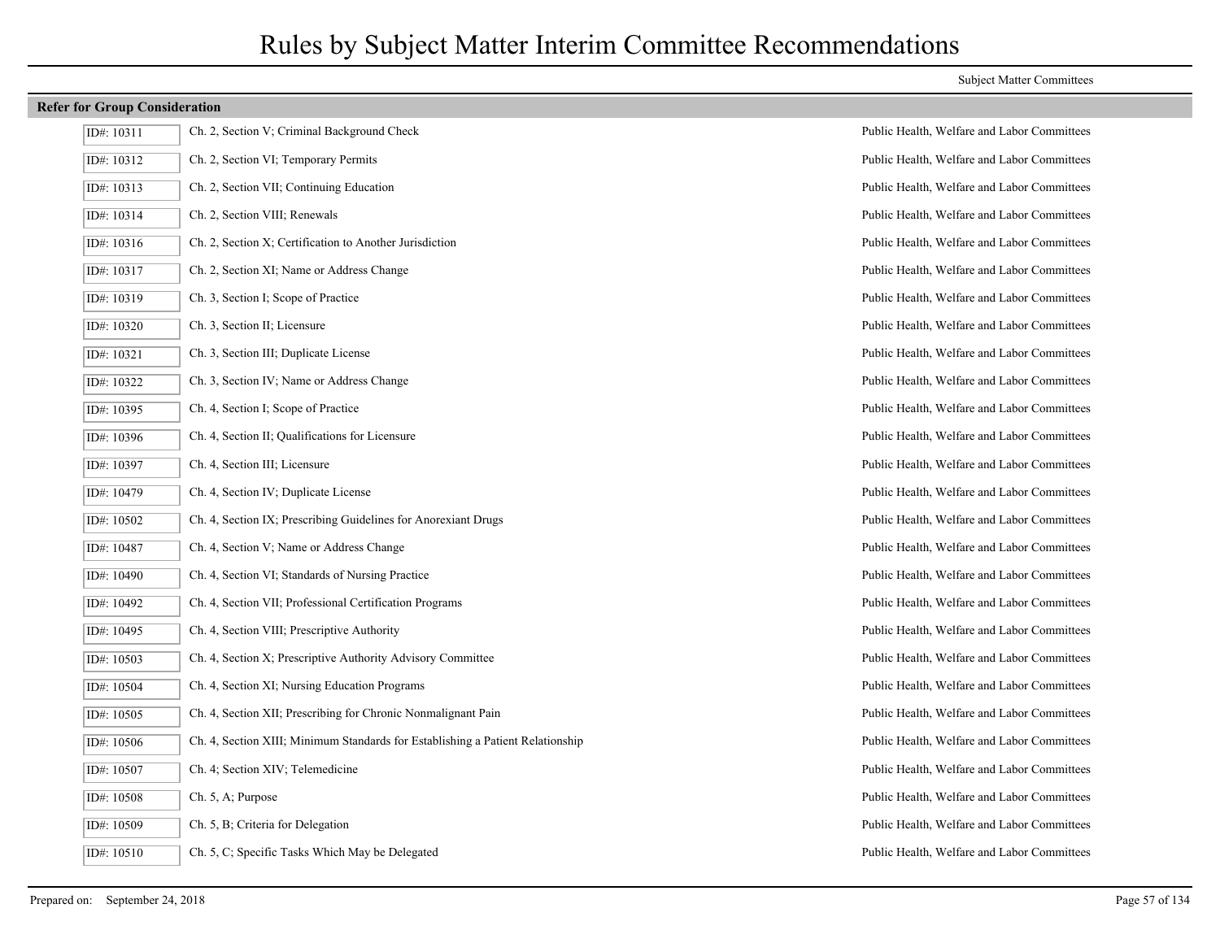# Rules by Subject Matter Interim Committee Recommendations

Subject Matter Committees

**Refer for Group Consideration**

| ID | Rule | Committee |
|---|---|---|
| ID#: 10311 | Ch. 2, Section V; Criminal Background Check | Public Health, Welfare and Labor Committees |
| ID#: 10312 | Ch. 2, Section VI; Temporary Permits | Public Health, Welfare and Labor Committees |
| ID#: 10313 | Ch. 2, Section VII; Continuing Education | Public Health, Welfare and Labor Committees |
| ID#: 10314 | Ch. 2, Section VIII; Renewals | Public Health, Welfare and Labor Committees |
| ID#: 10316 | Ch. 2, Section X; Certification to Another Jurisdiction | Public Health, Welfare and Labor Committees |
| ID#: 10317 | Ch. 2, Section XI; Name or Address Change | Public Health, Welfare and Labor Committees |
| ID#: 10319 | Ch. 3, Section I; Scope of Practice | Public Health, Welfare and Labor Committees |
| ID#: 10320 | Ch. 3, Section II; Licensure | Public Health, Welfare and Labor Committees |
| ID#: 10321 | Ch. 3, Section III; Duplicate License | Public Health, Welfare and Labor Committees |
| ID#: 10322 | Ch. 3, Section IV; Name or Address Change | Public Health, Welfare and Labor Committees |
| ID#: 10395 | Ch. 4, Section I; Scope of Practice | Public Health, Welfare and Labor Committees |
| ID#: 10396 | Ch. 4, Section II; Qualifications for Licensure | Public Health, Welfare and Labor Committees |
| ID#: 10397 | Ch. 4, Section III; Licensure | Public Health, Welfare and Labor Committees |
| ID#: 10479 | Ch. 4, Section IV; Duplicate License | Public Health, Welfare and Labor Committees |
| ID#: 10502 | Ch. 4, Section IX; Prescribing Guidelines for Anorexiant Drugs | Public Health, Welfare and Labor Committees |
| ID#: 10487 | Ch. 4, Section V; Name or Address Change | Public Health, Welfare and Labor Committees |
| ID#: 10490 | Ch. 4, Section VI; Standards of Nursing Practice | Public Health, Welfare and Labor Committees |
| ID#: 10492 | Ch. 4, Section VII; Professional Certification Programs | Public Health, Welfare and Labor Committees |
| ID#: 10495 | Ch. 4, Section VIII; Prescriptive Authority | Public Health, Welfare and Labor Committees |
| ID#: 10503 | Ch. 4, Section X; Prescriptive Authority Advisory Committee | Public Health, Welfare and Labor Committees |
| ID#: 10504 | Ch. 4, Section XI; Nursing Education Programs | Public Health, Welfare and Labor Committees |
| ID#: 10505 | Ch. 4, Section XII; Prescribing for Chronic Nonmalignant Pain | Public Health, Welfare and Labor Committees |
| ID#: 10506 | Ch. 4, Section XIII; Minimum Standards for Establishing a Patient Relationship | Public Health, Welfare and Labor Committees |
| ID#: 10507 | Ch. 4; Section XIV; Telemedicine | Public Health, Welfare and Labor Committees |
| ID#: 10508 | Ch. 5, A; Purpose | Public Health, Welfare and Labor Committees |
| ID#: 10509 | Ch. 5, B; Criteria for Delegation | Public Health, Welfare and Labor Committees |
| ID#: 10510 | Ch. 5, C; Specific Tasks Which May be Delegated | Public Health, Welfare and Labor Committees |

Prepared on: September 24, 2018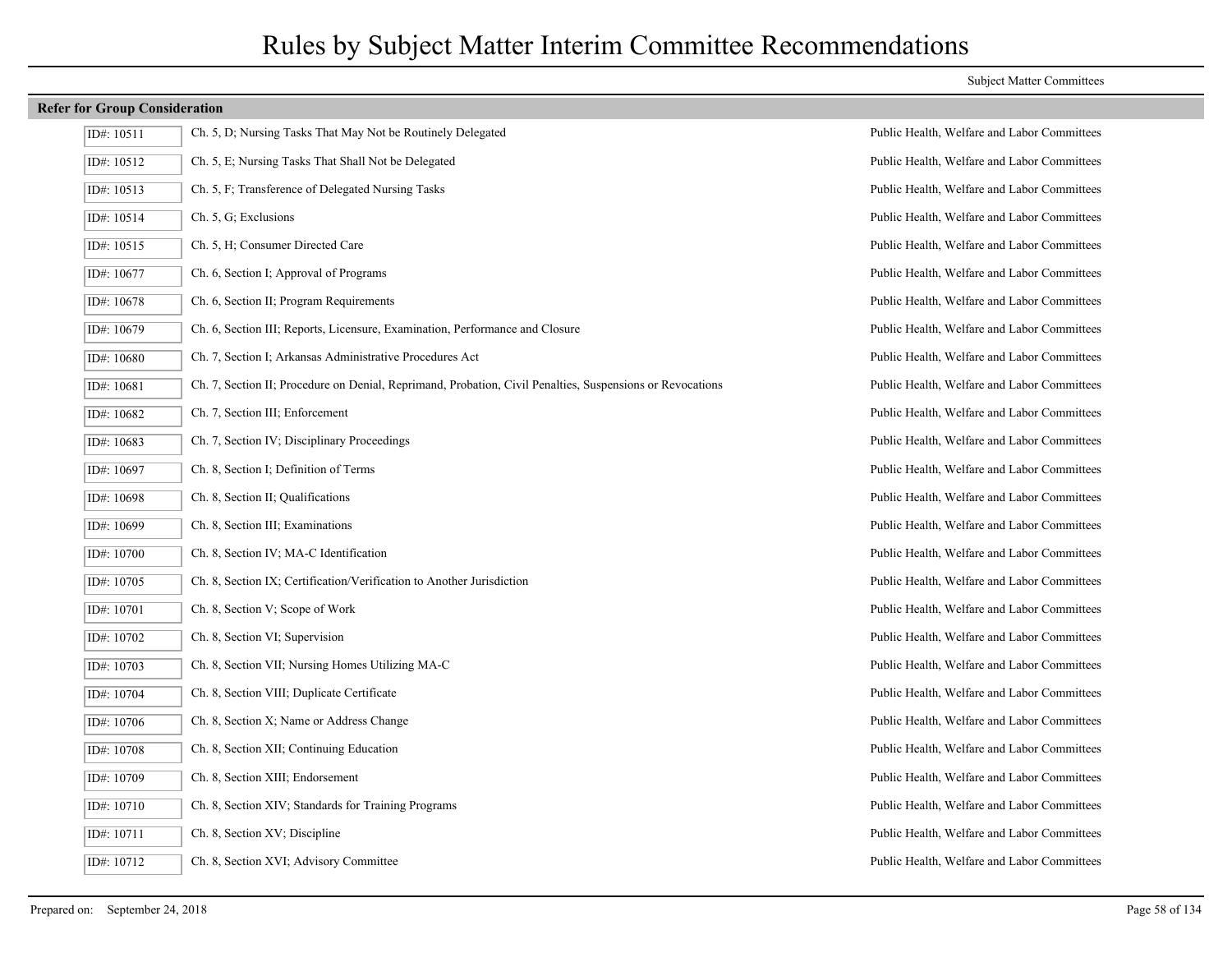# Rules by Subject Matter Interim Committee Recommendations

**Refer for Group Consideration**

| ID | Rule | Subject Matter Committees |
|---|---|---|
| ID#: 10511 | Ch. 5, D; Nursing Tasks That May Not be Routinely Delegated | Public Health, Welfare and Labor Committees |
| ID#: 10512 | Ch. 5, E; Nursing Tasks That Shall Not be Delegated | Public Health, Welfare and Labor Committees |
| ID#: 10513 | Ch. 5, F; Transference of Delegated Nursing Tasks | Public Health, Welfare and Labor Committees |
| ID#: 10514 | Ch. 5, G; Exclusions | Public Health, Welfare and Labor Committees |
| ID#: 10515 | Ch. 5, H; Consumer Directed Care | Public Health, Welfare and Labor Committees |
| ID#: 10677 | Ch. 6, Section I; Approval of Programs | Public Health, Welfare and Labor Committees |
| ID#: 10678 | Ch. 6, Section II; Program Requirements | Public Health, Welfare and Labor Committees |
| ID#: 10679 | Ch. 6, Section III; Reports, Licensure, Examination, Performance and Closure | Public Health, Welfare and Labor Committees |
| ID#: 10680 | Ch. 7, Section I; Arkansas Administrative Procedures Act | Public Health, Welfare and Labor Committees |
| ID#: 10681 | Ch. 7, Section II; Procedure on Denial, Reprimand, Probation, Civil Penalties, Suspensions or Revocations | Public Health, Welfare and Labor Committees |
| ID#: 10682 | Ch. 7, Section III; Enforcement | Public Health, Welfare and Labor Committees |
| ID#: 10683 | Ch. 7, Section IV; Disciplinary Proceedings | Public Health, Welfare and Labor Committees |
| ID#: 10697 | Ch. 8, Section I; Definition of Terms | Public Health, Welfare and Labor Committees |
| ID#: 10698 | Ch. 8, Section II; Qualifications | Public Health, Welfare and Labor Committees |
| ID#: 10699 | Ch. 8, Section III; Examinations | Public Health, Welfare and Labor Committees |
| ID#: 10700 | Ch. 8, Section IV; MA-C Identification | Public Health, Welfare and Labor Committees |
| ID#: 10705 | Ch. 8, Section IX; Certification/Verification to Another Jurisdiction | Public Health, Welfare and Labor Committees |
| ID#: 10701 | Ch. 8, Section V; Scope of Work | Public Health, Welfare and Labor Committees |
| ID#: 10702 | Ch. 8, Section VI; Supervision | Public Health, Welfare and Labor Committees |
| ID#: 10703 | Ch. 8, Section VII; Nursing Homes Utilizing MA-C | Public Health, Welfare and Labor Committees |
| ID#: 10704 | Ch. 8, Section VIII; Duplicate Certificate | Public Health, Welfare and Labor Committees |
| ID#: 10706 | Ch. 8, Section X; Name or Address Change | Public Health, Welfare and Labor Committees |
| ID#: 10708 | Ch. 8, Section XII; Continuing Education | Public Health, Welfare and Labor Committees |
| ID#: 10709 | Ch. 8, Section XIII; Endorsement | Public Health, Welfare and Labor Committees |
| ID#: 10710 | Ch. 8, Section XIV; Standards for Training Programs | Public Health, Welfare and Labor Committees |
| ID#: 10711 | Ch. 8, Section XV; Discipline | Public Health, Welfare and Labor Committees |
| ID#: 10712 | Ch. 8, Section XVI; Advisory Committee | Public Health, Welfare and Labor Committees |

Prepared on: September 24, 2018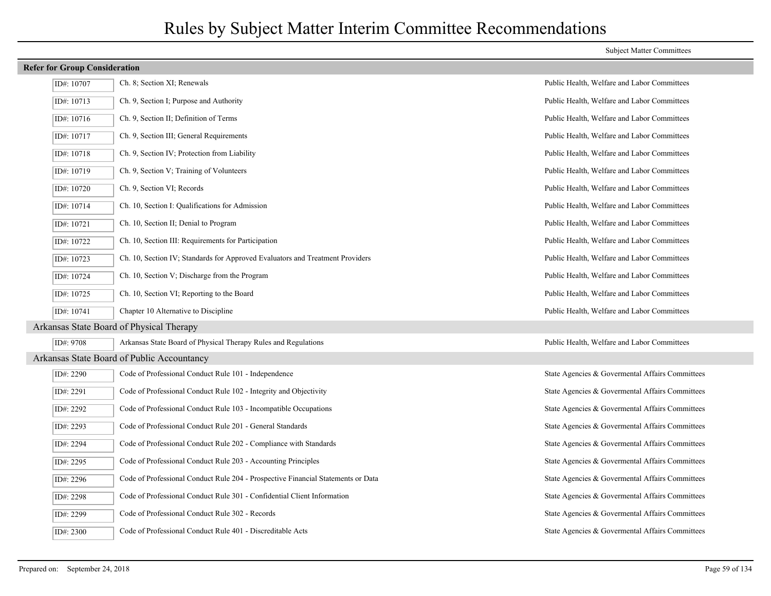# Rules by Subject Matter Interim Committee Recommendations

Subject Matter Committees

**Refer for Group Consideration**

| ID# | Rule | Subject Matter Committee |
|---|---|---|
| ID#: 10707 | Ch. 8; Section XI; Renewals | Public Health, Welfare and Labor Committees |
| ID#: 10713 | Ch. 9, Section I; Purpose and Authority | Public Health, Welfare and Labor Committees |
| ID#: 10716 | Ch. 9, Section II; Definition of Terms | Public Health, Welfare and Labor Committees |
| ID#: 10717 | Ch. 9, Section III; General Requirements | Public Health, Welfare and Labor Committees |
| ID#: 10718 | Ch. 9, Section IV; Protection from Liability | Public Health, Welfare and Labor Committees |
| ID#: 10719 | Ch. 9, Section V; Training of Volunteers | Public Health, Welfare and Labor Committees |
| ID#: 10720 | Ch. 9, Section VI; Records | Public Health, Welfare and Labor Committees |
| ID#: 10714 | Ch. 10, Section I: Qualifications for Admission | Public Health, Welfare and Labor Committees |
| ID#: 10721 | Ch. 10, Section II; Denial to Program | Public Health, Welfare and Labor Committees |
| ID#: 10722 | Ch. 10, Section III: Requirements for Participation | Public Health, Welfare and Labor Committees |
| ID#: 10723 | Ch. 10, Section IV; Standards for Approved Evaluators and Treatment Providers | Public Health, Welfare and Labor Committees |
| ID#: 10724 | Ch. 10, Section V; Discharge from the Program | Public Health, Welfare and Labor Committees |
| ID#: 10725 | Ch. 10, Section VI; Reporting to the Board | Public Health, Welfare and Labor Committees |
| ID#: 10741 | Chapter 10 Alternative to Discipline | Public Health, Welfare and Labor Committees |

## Arkansas State Board of Physical Therapy

| ID# | Rule | Subject Matter Committee |
|---|---|---|
| ID#: 9708 | Arkansas State Board of Physical Therapy Rules and Regulations | Public Health, Welfare and Labor Committees |

## Arkansas State Board of Public Accountancy

| ID# | Rule | Subject Matter Committee |
|---|---|---|
| ID#: 2290 | Code of Professional Conduct Rule 101 - Independence | State Agencies & Govermental Affairs Committees |
| ID#: 2291 | Code of Professional Conduct Rule 102 - Integrity and Objectivity | State Agencies & Govermental Affairs Committees |
| ID#: 2292 | Code of Professional Conduct Rule 103 - Incompatible Occupations | State Agencies & Govermental Affairs Committees |
| ID#: 2293 | Code of Professional Conduct Rule 201 - General Standards | State Agencies & Govermental Affairs Committees |
| ID#: 2294 | Code of Professional Conduct Rule 202 - Compliance with Standards | State Agencies & Govermental Affairs Committees |
| ID#: 2295 | Code of Professional Conduct Rule 203 - Accounting Principles | State Agencies & Govermental Affairs Committees |
| ID#: 2296 | Code of Professional Conduct Rule 204 - Prospective Financial Statements or Data | State Agencies & Govermental Affairs Committees |
| ID#: 2298 | Code of Professional Conduct Rule 301 - Confidential Client Information | State Agencies & Govermental Affairs Committees |
| ID#: 2299 | Code of Professional Conduct Rule 302 - Records | State Agencies & Govermental Affairs Committees |
| ID#: 2300 | Code of Professional Conduct Rule 401 - Discreditable Acts | State Agencies & Govermental Affairs Committees |

Prepared on: September 24, 2018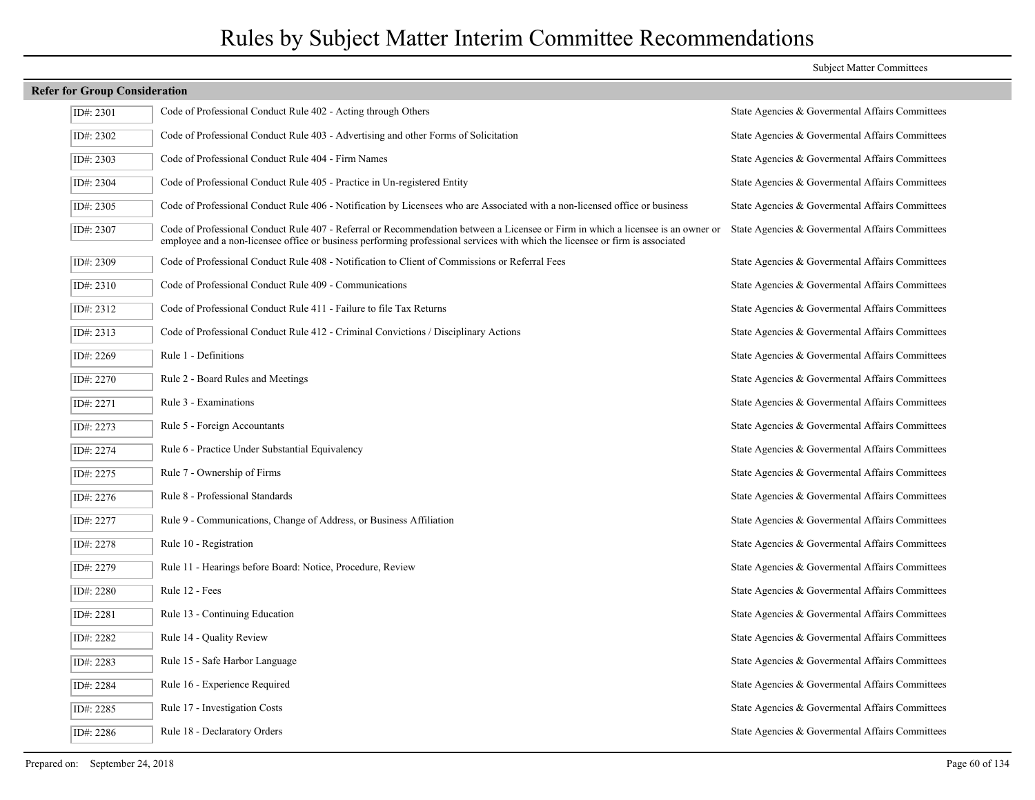# Rules by Subject Matter Interim Committee Recommendations

| | | Subject Matter Committees |
|---|---|---|
| **Refer for Group Consideration** | | |
| ID#: 2301 | Code of Professional Conduct Rule 402 - Acting through Others | State Agencies & Govermental Affairs Committees |
| ID#: 2302 | Code of Professional Conduct Rule 403 - Advertising and other Forms of Solicitation | State Agencies & Govermental Affairs Committees |
| ID#: 2303 | Code of Professional Conduct Rule 404 - Firm Names | State Agencies & Govermental Affairs Committees |
| ID#: 2304 | Code of Professional Conduct Rule 405 - Practice in Un-registered Entity | State Agencies & Govermental Affairs Committees |
| ID#: 2305 | Code of Professional Conduct Rule 406 - Notification by Licensees who are Associated with a non-licensed office or business | State Agencies & Govermental Affairs Committees |
| ID#: 2307 | Code of Professional Conduct Rule 407 - Referral or Recommendation between a Licensee or Firm in which a licensee is an owner or employee and a non-licensee office or business performing professional services with which the licensee or firm is associated | State Agencies & Govermental Affairs Committees |
| ID#: 2309 | Code of Professional Conduct Rule 408 - Notification to Client of Commissions or Referral Fees | State Agencies & Govermental Affairs Committees |
| ID#: 2310 | Code of Professional Conduct Rule 409 - Communications | State Agencies & Govermental Affairs Committees |
| ID#: 2312 | Code of Professional Conduct Rule 411 - Failure to file Tax Returns | State Agencies & Govermental Affairs Committees |
| ID#: 2313 | Code of Professional Conduct Rule 412 - Criminal Convictions / Disciplinary Actions | State Agencies & Govermental Affairs Committees |
| ID#: 2269 | Rule 1 - Definitions | State Agencies & Govermental Affairs Committees |
| ID#: 2270 | Rule 2 - Board Rules and Meetings | State Agencies & Govermental Affairs Committees |
| ID#: 2271 | Rule 3 - Examinations | State Agencies & Govermental Affairs Committees |
| ID#: 2273 | Rule 5 - Foreign Accountants | State Agencies & Govermental Affairs Committees |
| ID#: 2274 | Rule 6 - Practice Under Substantial Equivalency | State Agencies & Govermental Affairs Committees |
| ID#: 2275 | Rule 7 - Ownership of Firms | State Agencies & Govermental Affairs Committees |
| ID#: 2276 | Rule 8 - Professional Standards | State Agencies & Govermental Affairs Committees |
| ID#: 2277 | Rule 9 - Communications, Change of Address, or Business Affiliation | State Agencies & Govermental Affairs Committees |
| ID#: 2278 | Rule 10 - Registration | State Agencies & Govermental Affairs Committees |
| ID#: 2279 | Rule 11 - Hearings before Board: Notice, Procedure, Review | State Agencies & Govermental Affairs Committees |
| ID#: 2280 | Rule 12 - Fees | State Agencies & Govermental Affairs Committees |
| ID#: 2281 | Rule 13 - Continuing Education | State Agencies & Govermental Affairs Committees |
| ID#: 2282 | Rule 14 - Quality Review | State Agencies & Govermental Affairs Committees |
| ID#: 2283 | Rule 15 - Safe Harbor Language | State Agencies & Govermental Affairs Committees |
| ID#: 2284 | Rule 16 - Experience Required | State Agencies & Govermental Affairs Committees |
| ID#: 2285 | Rule 17 - Investigation Costs | State Agencies & Govermental Affairs Committees |
| ID#: 2286 | Rule 18 - Declaratory Orders | State Agencies & Govermental Affairs Committees |

Prepared on: September 24, 2018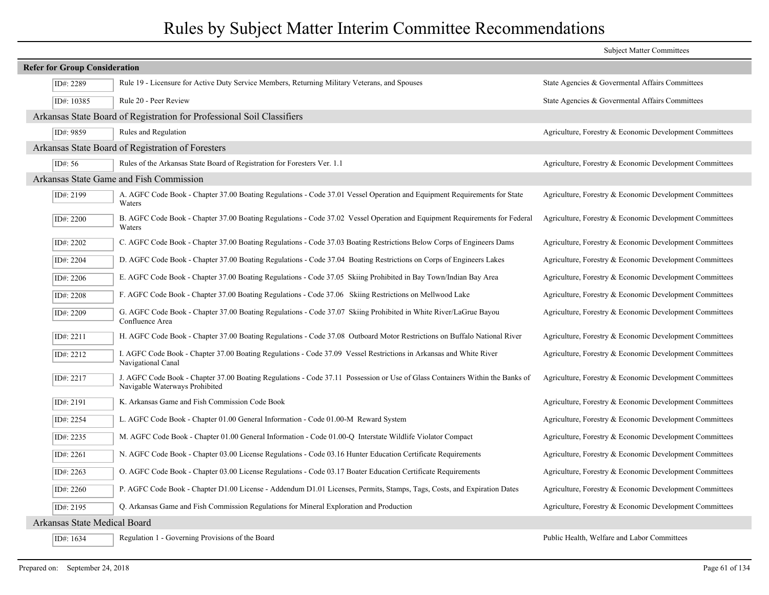# Rules by Subject Matter Interim Committee Recommendations

| | | Subject Matter Committees |
|---|---|---|
| **Refer for Group Consideration** | | |
| ID#: 2289 | Rule 19 - Licensure for Active Duty Service Members, Returning Military Veterans, and Spouses | State Agencies & Govermental Affairs Committees |
| ID#: 10385 | Rule 20 - Peer Review | State Agencies & Govermental Affairs Committees |
| **Arkansas State Board of Registration for Professional Soil Classifiers** | | |
| ID#: 9859 | Rules and Regulation | Agriculture, Forestry & Economic Development Committees |
| **Arkansas State Board of Registration of Foresters** | | |
| ID#: 56 | Rules of the Arkansas State Board of Registration for Foresters Ver. 1.1 | Agriculture, Forestry & Economic Development Committees |
| **Arkansas State Game and Fish Commission** | | |
| ID#: 2199 | A. AGFC Code Book - Chapter 37.00 Boating Regulations - Code 37.01 Vessel Operation and Equipment Requirements for State Waters | Agriculture, Forestry & Economic Development Committees |
| ID#: 2200 | B. AGFC Code Book - Chapter 37.00 Boating Regulations - Code 37.02 Vessel Operation and Equipment Requirements for Federal Waters | Agriculture, Forestry & Economic Development Committees |
| ID#: 2202 | C. AGFC Code Book - Chapter 37.00 Boating Regulations - Code 37.03 Boating Restrictions Below Corps of Engineers Dams | Agriculture, Forestry & Economic Development Committees |
| ID#: 2204 | D. AGFC Code Book - Chapter 37.00 Boating Regulations - Code 37.04 Boating Restrictions on Corps of Engineers Lakes | Agriculture, Forestry & Economic Development Committees |
| ID#: 2206 | E. AGFC Code Book - Chapter 37.00 Boating Regulations - Code 37.05 Skiing Prohibited in Bay Town/Indian Bay Area | Agriculture, Forestry & Economic Development Committees |
| ID#: 2208 | F. AGFC Code Book - Chapter 37.00 Boating Regulations - Code 37.06 Skiing Restrictions on Mellwood Lake | Agriculture, Forestry & Economic Development Committees |
| ID#: 2209 | G. AGFC Code Book - Chapter 37.00 Boating Regulations - Code 37.07 Skiing Prohibited in White River/LaGrue Bayou Confluence Area | Agriculture, Forestry & Economic Development Committees |
| ID#: 2211 | H. AGFC Code Book - Chapter 37.00 Boating Regulations - Code 37.08 Outboard Motor Restrictions on Buffalo National River | Agriculture, Forestry & Economic Development Committees |
| ID#: 2212 | I. AGFC Code Book - Chapter 37.00 Boating Regulations - Code 37.09 Vessel Restrictions in Arkansas and White River Navigational Canal | Agriculture, Forestry & Economic Development Committees |
| ID#: 2217 | J. AGFC Code Book - Chapter 37.00 Boating Regulations - Code 37.11 Possession or Use of Glass Containers Within the Banks of Navigable Waterways Prohibited | Agriculture, Forestry & Economic Development Committees |
| ID#: 2191 | K. Arkansas Game and Fish Commission Code Book | Agriculture, Forestry & Economic Development Committees |
| ID#: 2254 | L. AGFC Code Book - Chapter 01.00 General Information - Code 01.00-M Reward System | Agriculture, Forestry & Economic Development Committees |
| ID#: 2235 | M. AGFC Code Book - Chapter 01.00 General Information - Code 01.00-Q Interstate Wildlife Violator Compact | Agriculture, Forestry & Economic Development Committees |
| ID#: 2261 | N. AGFC Code Book - Chapter 03.00 License Regulations - Code 03.16 Hunter Education Certificate Requirements | Agriculture, Forestry & Economic Development Committees |
| ID#: 2263 | O. AGFC Code Book - Chapter 03.00 License Regulations - Code 03.17 Boater Education Certificate Requirements | Agriculture, Forestry & Economic Development Committees |
| ID#: 2260 | P. AGFC Code Book - Chapter D1.00 License - Addendum D1.01 Licenses, Permits, Stamps, Tags, Costs, and Expiration Dates | Agriculture, Forestry & Economic Development Committees |
| ID#: 2195 | Q. Arkansas Game and Fish Commission Regulations for Mineral Exploration and Production | Agriculture, Forestry & Economic Development Committees |
| **Arkansas State Medical Board** | | |
| ID#: 1634 | Regulation 1 - Governing Provisions of the Board | Public Health, Welfare and Labor Committees |

Prepared on: September 24, 2018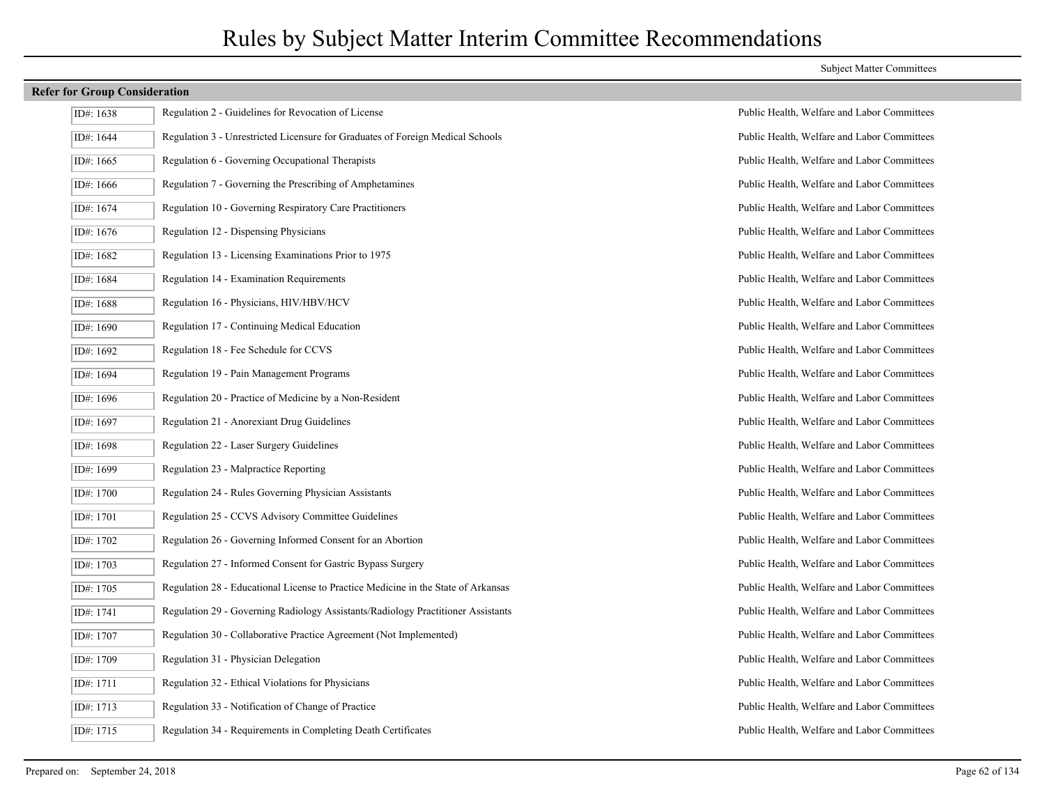# Rules by Subject Matter Interim Committee Recommendations

Subject Matter Committees

## Refer for Group Consideration

| ID# | Rule | Committee |
|---|---|---|
| ID#: 1638 | Regulation 2 - Guidelines for Revocation of License | Public Health, Welfare and Labor Committees |
| ID#: 1644 | Regulation 3 - Unrestricted Licensure for Graduates of Foreign Medical Schools | Public Health, Welfare and Labor Committees |
| ID#: 1665 | Regulation 6 - Governing Occupational Therapists | Public Health, Welfare and Labor Committees |
| ID#: 1666 | Regulation 7 - Governing the Prescribing of Amphetamines | Public Health, Welfare and Labor Committees |
| ID#: 1674 | Regulation 10 - Governing Respiratory Care Practitioners | Public Health, Welfare and Labor Committees |
| ID#: 1676 | Regulation 12 - Dispensing Physicians | Public Health, Welfare and Labor Committees |
| ID#: 1682 | Regulation 13 - Licensing Examinations Prior to 1975 | Public Health, Welfare and Labor Committees |
| ID#: 1684 | Regulation 14 - Examination Requirements | Public Health, Welfare and Labor Committees |
| ID#: 1688 | Regulation 16 - Physicians, HIV/HBV/HCV | Public Health, Welfare and Labor Committees |
| ID#: 1690 | Regulation 17 - Continuing Medical Education | Public Health, Welfare and Labor Committees |
| ID#: 1692 | Regulation 18 - Fee Schedule for CCVS | Public Health, Welfare and Labor Committees |
| ID#: 1694 | Regulation 19 - Pain Management Programs | Public Health, Welfare and Labor Committees |
| ID#: 1696 | Regulation 20 - Practice of Medicine by a Non-Resident | Public Health, Welfare and Labor Committees |
| ID#: 1697 | Regulation 21 - Anorexiant Drug Guidelines | Public Health, Welfare and Labor Committees |
| ID#: 1698 | Regulation 22 - Laser Surgery Guidelines | Public Health, Welfare and Labor Committees |
| ID#: 1699 | Regulation 23 - Malpractice Reporting | Public Health, Welfare and Labor Committees |
| ID#: 1700 | Regulation 24 - Rules Governing Physician Assistants | Public Health, Welfare and Labor Committees |
| ID#: 1701 | Regulation 25 - CCVS Advisory Committee Guidelines | Public Health, Welfare and Labor Committees |
| ID#: 1702 | Regulation 26 - Governing Informed Consent for an Abortion | Public Health, Welfare and Labor Committees |
| ID#: 1703 | Regulation 27 - Informed Consent for Gastric Bypass Surgery | Public Health, Welfare and Labor Committees |
| ID#: 1705 | Regulation 28 - Educational License to Practice Medicine in the State of Arkansas | Public Health, Welfare and Labor Committees |
| ID#: 1741 | Regulation 29 - Governing Radiology Assistants/Radiology Practitioner Assistants | Public Health, Welfare and Labor Committees |
| ID#: 1707 | Regulation 30 - Collaborative Practice Agreement (Not Implemented) | Public Health, Welfare and Labor Committees |
| ID#: 1709 | Regulation 31 - Physician Delegation | Public Health, Welfare and Labor Committees |
| ID#: 1711 | Regulation 32 - Ethical Violations for Physicians | Public Health, Welfare and Labor Committees |
| ID#: 1713 | Regulation 33 - Notification of Change of Practice | Public Health, Welfare and Labor Committees |
| ID#: 1715 | Regulation 34 - Requirements in Completing Death Certificates | Public Health, Welfare and Labor Committees |

Prepared on: September 24, 2018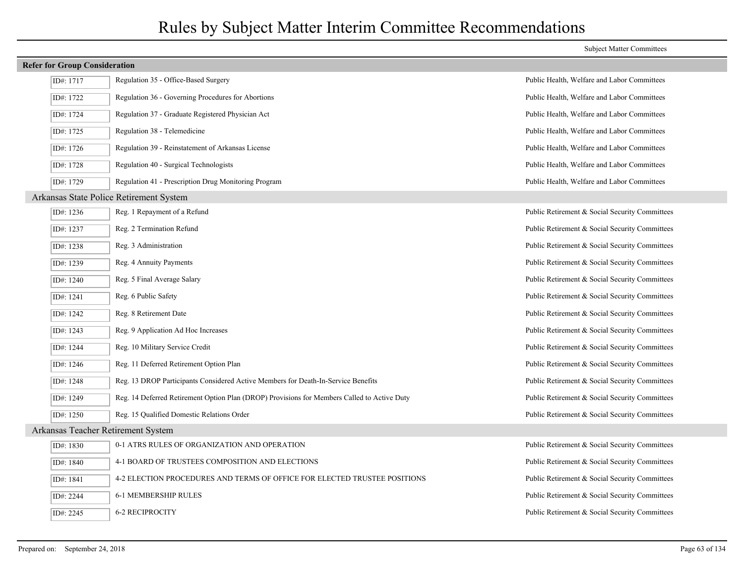# Rules by Subject Matter Interim Committee Recommendations

**Refer for Group Consideration**

| ID# | Rule | Subject Matter Committees |
|---|---|---|
| ID#: 1717 | Regulation 35 - Office-Based Surgery | Public Health, Welfare and Labor Committees |
| ID#: 1722 | Regulation 36 - Governing Procedures for Abortions | Public Health, Welfare and Labor Committees |
| ID#: 1724 | Regulation 37 - Graduate Registered Physician Act | Public Health, Welfare and Labor Committees |
| ID#: 1725 | Regulation 38 - Telemedicine | Public Health, Welfare and Labor Committees |
| ID#: 1726 | Regulation 39 - Reinstatement of Arkansas License | Public Health, Welfare and Labor Committees |
| ID#: 1728 | Regulation 40 - Surgical Technologists | Public Health, Welfare and Labor Committees |
| ID#: 1729 | Regulation 41 - Prescription Drug Monitoring Program | Public Health, Welfare and Labor Committees |

## Arkansas State Police Retirement System

| ID# | Rule | Subject Matter Committees |
|---|---|---|
| ID#: 1236 | Reg. 1 Repayment of a Refund | Public Retirement & Social Security Committees |
| ID#: 1237 | Reg. 2 Termination Refund | Public Retirement & Social Security Committees |
| ID#: 1238 | Reg. 3 Administration | Public Retirement & Social Security Committees |
| ID#: 1239 | Reg. 4 Annuity Payments | Public Retirement & Social Security Committees |
| ID#: 1240 | Reg. 5 Final Average Salary | Public Retirement & Social Security Committees |
| ID#: 1241 | Reg. 6 Public Safety | Public Retirement & Social Security Committees |
| ID#: 1242 | Reg. 8 Retirement Date | Public Retirement & Social Security Committees |
| ID#: 1243 | Reg. 9 Application Ad Hoc Increases | Public Retirement & Social Security Committees |
| ID#: 1244 | Reg. 10 Military Service Credit | Public Retirement & Social Security Committees |
| ID#: 1246 | Reg. 11 Deferred Retirement Option Plan | Public Retirement & Social Security Committees |
| ID#: 1248 | Reg. 13 DROP Participants Considered Active Members for Death-In-Service Benefits | Public Retirement & Social Security Committees |
| ID#: 1249 | Reg. 14 Deferred Retirement Option Plan (DROP) Provisions for Members Called to Active Duty | Public Retirement & Social Security Committees |
| ID#: 1250 | Reg. 15 Qualified Domestic Relations Order | Public Retirement & Social Security Committees |

## Arkansas Teacher Retirement System

| ID# | Rule | Subject Matter Committees |
|---|---|---|
| ID#: 1830 | 0-1 ATRS RULES OF ORGANIZATION AND OPERATION | Public Retirement & Social Security Committees |
| ID#: 1840 | 4-1 BOARD OF TRUSTEES COMPOSITION AND ELECTIONS | Public Retirement & Social Security Committees |
| ID#: 1841 | 4-2 ELECTION PROCEDURES AND TERMS OF OFFICE FOR ELECTED TRUSTEE POSITIONS | Public Retirement & Social Security Committees |
| ID#: 2244 | 6-1 MEMBERSHIP RULES | Public Retirement & Social Security Committees |
| ID#: 2245 | 6-2 RECIPROCITY | Public Retirement & Social Security Committees |

Prepared on: September 24, 2018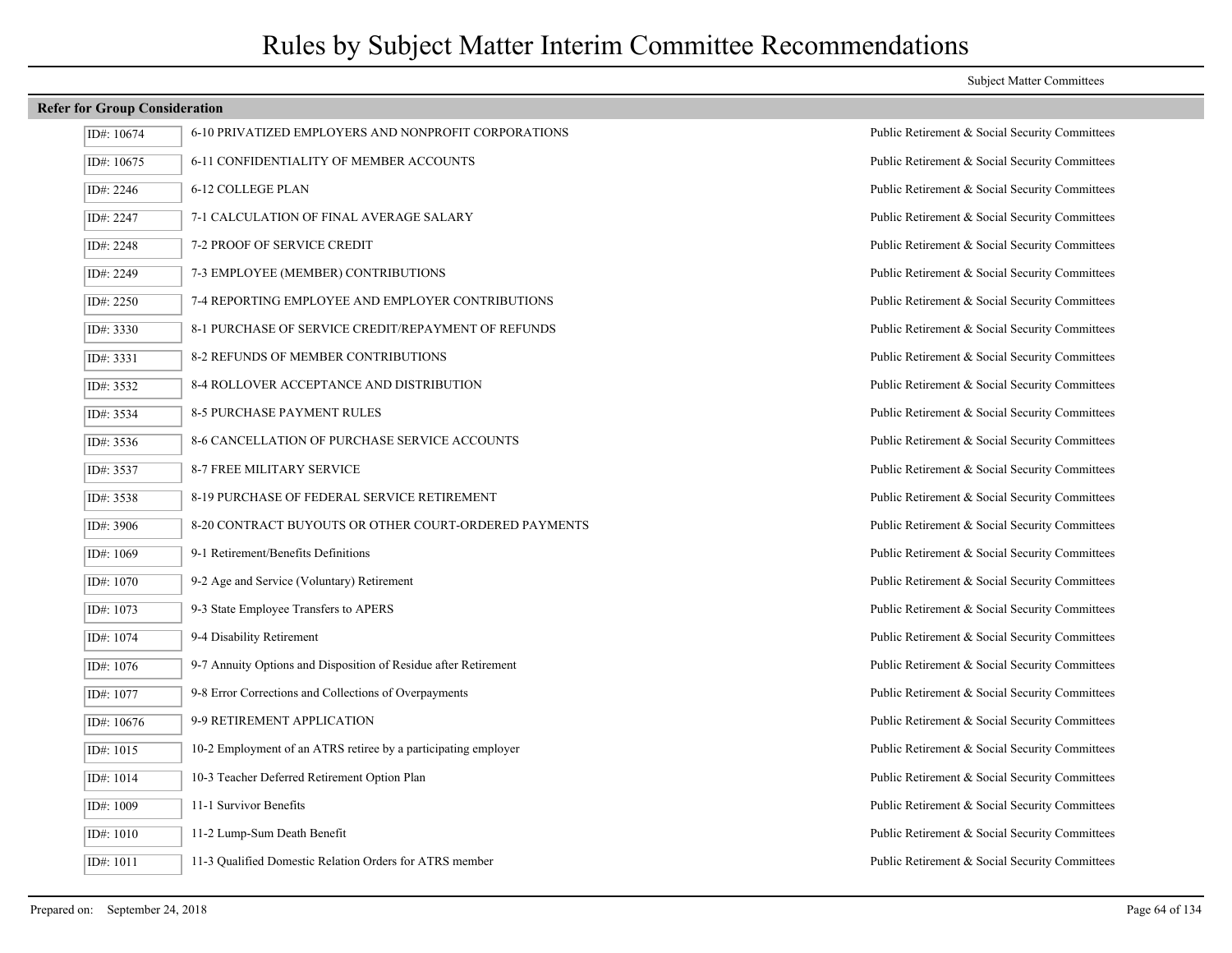# Rules by Subject Matter Interim Committee Recommendations

| | | Subject Matter Committees |
|---|---|---|
| **Refer for Group Consideration** | | |
| ID#: 10674 | 6-10 PRIVATIZED EMPLOYERS AND NONPROFIT CORPORATIONS | Public Retirement & Social Security Committees |
| ID#: 10675 | 6-11 CONFIDENTIALITY OF MEMBER ACCOUNTS | Public Retirement & Social Security Committees |
| ID#: 2246 | 6-12 COLLEGE PLAN | Public Retirement & Social Security Committees |
| ID#: 2247 | 7-1 CALCULATION OF FINAL AVERAGE SALARY | Public Retirement & Social Security Committees |
| ID#: 2248 | 7-2 PROOF OF SERVICE CREDIT | Public Retirement & Social Security Committees |
| ID#: 2249 | 7-3 EMPLOYEE (MEMBER) CONTRIBUTIONS | Public Retirement & Social Security Committees |
| ID#: 2250 | 7-4 REPORTING EMPLOYEE AND EMPLOYER CONTRIBUTIONS | Public Retirement & Social Security Committees |
| ID#: 3330 | 8-1 PURCHASE OF SERVICE CREDIT/REPAYMENT OF REFUNDS | Public Retirement & Social Security Committees |
| ID#: 3331 | 8-2 REFUNDS OF MEMBER CONTRIBUTIONS | Public Retirement & Social Security Committees |
| ID#: 3532 | 8-4 ROLLOVER ACCEPTANCE AND DISTRIBUTION | Public Retirement & Social Security Committees |
| ID#: 3534 | 8-5 PURCHASE PAYMENT RULES | Public Retirement & Social Security Committees |
| ID#: 3536 | 8-6 CANCELLATION OF PURCHASE SERVICE ACCOUNTS | Public Retirement & Social Security Committees |
| ID#: 3537 | 8-7 FREE MILITARY SERVICE | Public Retirement & Social Security Committees |
| ID#: 3538 | 8-19 PURCHASE OF FEDERAL SERVICE RETIREMENT | Public Retirement & Social Security Committees |
| ID#: 3906 | 8-20 CONTRACT BUYOUTS OR OTHER COURT-ORDERED PAYMENTS | Public Retirement & Social Security Committees |
| ID#: 1069 | 9-1 Retirement/Benefits Definitions | Public Retirement & Social Security Committees |
| ID#: 1070 | 9-2 Age and Service (Voluntary) Retirement | Public Retirement & Social Security Committees |
| ID#: 1073 | 9-3 State Employee Transfers to APERS | Public Retirement & Social Security Committees |
| ID#: 1074 | 9-4 Disability Retirement | Public Retirement & Social Security Committees |
| ID#: 1076 | 9-7 Annuity Options and Disposition of Residue after Retirement | Public Retirement & Social Security Committees |
| ID#: 1077 | 9-8 Error Corrections and Collections of Overpayments | Public Retirement & Social Security Committees |
| ID#: 10676 | 9-9 RETIREMENT APPLICATION | Public Retirement & Social Security Committees |
| ID#: 1015 | 10-2 Employment of an ATRS retiree by a participating employer | Public Retirement & Social Security Committees |
| ID#: 1014 | 10-3 Teacher Deferred Retirement Option Plan | Public Retirement & Social Security Committees |
| ID#: 1009 | 11-1 Survivor Benefits | Public Retirement & Social Security Committees |
| ID#: 1010 | 11-2 Lump-Sum Death Benefit | Public Retirement & Social Security Committees |
| ID#: 1011 | 11-3 Qualified Domestic Relation Orders for ATRS member | Public Retirement & Social Security Committees |

Prepared on: September 24, 2018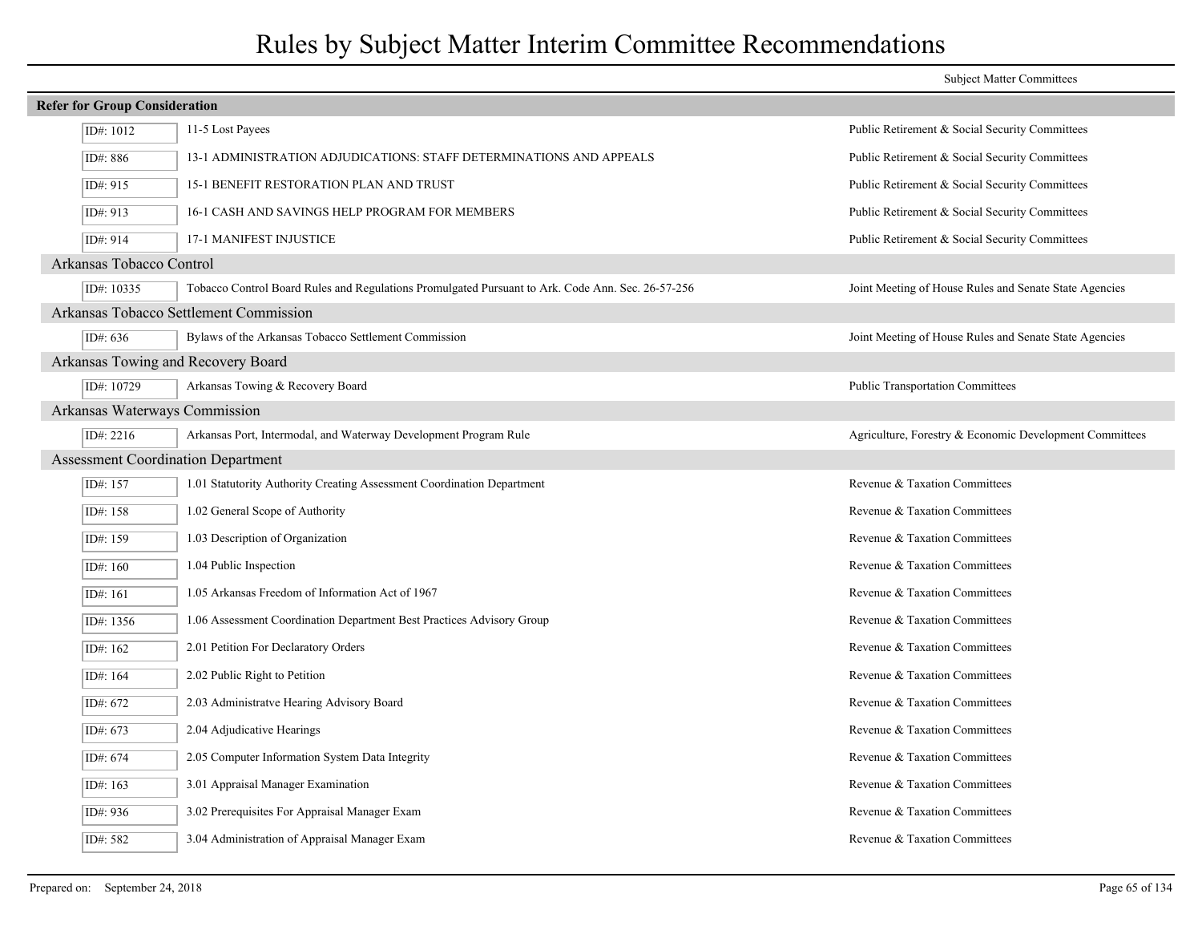# Rules by Subject Matter Interim Committee Recommendations

| | | Subject Matter Committees |
|---|---|---|
| **Refer for Group Consideration** | | |
| ID#: 1012 | 11-5 Lost Payees | Public Retirement & Social Security Committees |
| ID#: 886 | 13-1 ADMINISTRATION ADJUDICATIONS: STAFF DETERMINATIONS AND APPEALS | Public Retirement & Social Security Committees |
| ID#: 915 | 15-1 BENEFIT RESTORATION PLAN AND TRUST | Public Retirement & Social Security Committees |
| ID#: 913 | 16-1 CASH AND SAVINGS HELP PROGRAM FOR MEMBERS | Public Retirement & Social Security Committees |
| ID#: 914 | 17-1 MANIFEST INJUSTICE | Public Retirement & Social Security Committees |
| **Arkansas Tobacco Control** | | |
| ID#: 10335 | Tobacco Control Board Rules and Regulations Promulgated Pursuant to Ark. Code Ann. Sec. 26-57-256 | Joint Meeting of House Rules and Senate State Agencies |
| **Arkansas Tobacco Settlement Commission** | | |
| ID#: 636 | Bylaws of the Arkansas Tobacco Settlement Commission | Joint Meeting of House Rules and Senate State Agencies |
| **Arkansas Towing and Recovery Board** | | |
| ID#: 10729 | Arkansas Towing & Recovery Board | Public Transportation Committees |
| **Arkansas Waterways Commission** | | |
| ID#: 2216 | Arkansas Port, Intermodal, and Waterway Development Program Rule | Agriculture, Forestry & Economic Development Committees |
| **Assessment Coordination Department** | | |
| ID#: 157 | 1.01 Statutority Authority Creating Assessment Coordination Department | Revenue & Taxation Committees |
| ID#: 158 | 1.02 General Scope of Authority | Revenue & Taxation Committees |
| ID#: 159 | 1.03 Description of Organization | Revenue & Taxation Committees |
| ID#: 160 | 1.04 Public Inspection | Revenue & Taxation Committees |
| ID#: 161 | 1.05 Arkansas Freedom of Information Act of 1967 | Revenue & Taxation Committees |
| ID#: 1356 | 1.06 Assessment Coordination Department Best Practices Advisory Group | Revenue & Taxation Committees |
| ID#: 162 | 2.01 Petition For Declaratory Orders | Revenue & Taxation Committees |
| ID#: 164 | 2.02 Public Right to Petition | Revenue & Taxation Committees |
| ID#: 672 | 2.03 Administratve Hearing Advisory Board | Revenue & Taxation Committees |
| ID#: 673 | 2.04 Adjudicative Hearings | Revenue & Taxation Committees |
| ID#: 674 | 2.05 Computer Information System Data Integrity | Revenue & Taxation Committees |
| ID#: 163 | 3.01 Appraisal Manager Examination | Revenue & Taxation Committees |
| ID#: 936 | 3.02 Prerequisites For Appraisal Manager Exam | Revenue & Taxation Committees |
| ID#: 582 | 3.04 Administration of Appraisal Manager Exam | Revenue & Taxation Committees |

Prepared on: September 24, 2018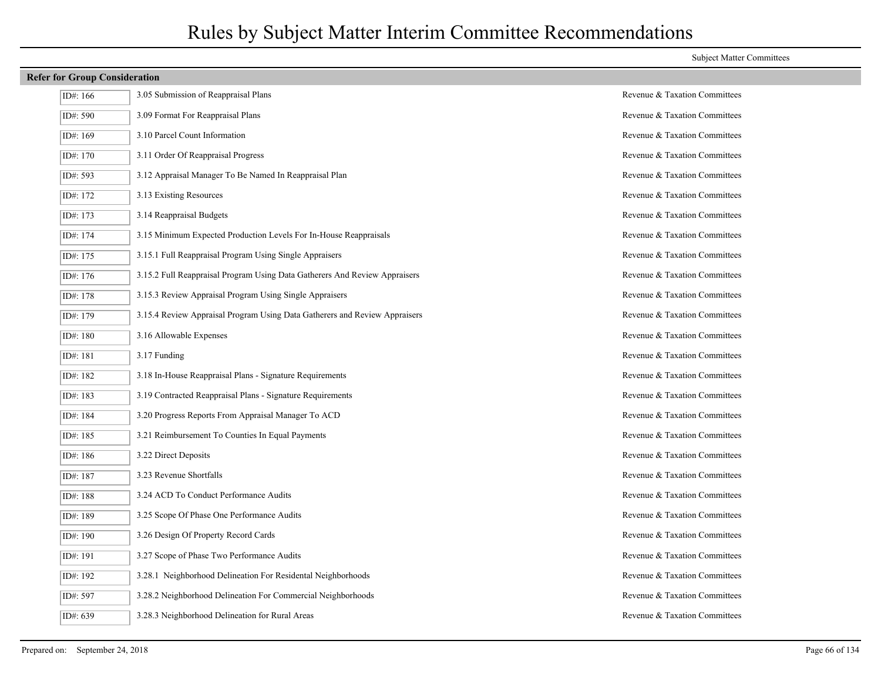# Rules by Subject Matter Interim Committee Recommendations

| | | Subject Matter Committees |
|---|---|---|
| **Refer for Group Consideration** | | |
| ID#: 166 | 3.05 Submission of Reappraisal Plans | Revenue & Taxation Committees |
| ID#: 590 | 3.09 Format For Reappraisal Plans | Revenue & Taxation Committees |
| ID#: 169 | 3.10 Parcel Count Information | Revenue & Taxation Committees |
| ID#: 170 | 3.11 Order Of Reappraisal Progress | Revenue & Taxation Committees |
| ID#: 593 | 3.12 Appraisal Manager To Be Named In Reappraisal Plan | Revenue & Taxation Committees |
| ID#: 172 | 3.13 Existing Resources | Revenue & Taxation Committees |
| ID#: 173 | 3.14 Reappraisal Budgets | Revenue & Taxation Committees |
| ID#: 174 | 3.15 Minimum Expected Production Levels For In-House Reappraisals | Revenue & Taxation Committees |
| ID#: 175 | 3.15.1 Full Reappraisal Program Using Single Appraisers | Revenue & Taxation Committees |
| ID#: 176 | 3.15.2 Full Reappraisal Program Using Data Gatherers And Review Appraisers | Revenue & Taxation Committees |
| ID#: 178 | 3.15.3 Review Appraisal Program Using Single Appraisers | Revenue & Taxation Committees |
| ID#: 179 | 3.15.4 Review Appraisal Program Using Data Gatherers and Review Appraisers | Revenue & Taxation Committees |
| ID#: 180 | 3.16 Allowable Expenses | Revenue & Taxation Committees |
| ID#: 181 | 3.17 Funding | Revenue & Taxation Committees |
| ID#: 182 | 3.18 In-House Reappraisal Plans - Signature Requirements | Revenue & Taxation Committees |
| ID#: 183 | 3.19 Contracted Reappraisal Plans - Signature Requirements | Revenue & Taxation Committees |
| ID#: 184 | 3.20 Progress Reports From Appraisal Manager To ACD | Revenue & Taxation Committees |
| ID#: 185 | 3.21 Reimbursement To Counties In Equal Payments | Revenue & Taxation Committees |
| ID#: 186 | 3.22 Direct Deposits | Revenue & Taxation Committees |
| ID#: 187 | 3.23 Revenue Shortfalls | Revenue & Taxation Committees |
| ID#: 188 | 3.24 ACD To Conduct Performance Audits | Revenue & Taxation Committees |
| ID#: 189 | 3.25 Scope Of Phase One Performance Audits | Revenue & Taxation Committees |
| ID#: 190 | 3.26 Design Of Property Record Cards | Revenue & Taxation Committees |
| ID#: 191 | 3.27 Scope of Phase Two Performance Audits | Revenue & Taxation Committees |
| ID#: 192 | 3.28.1 Neighborhood Delineation For Residental Neighborhoods | Revenue & Taxation Committees |
| ID#: 597 | 3.28.2 Neighborhood Delineation For Commercial Neighborhoods | Revenue & Taxation Committees |
| ID#: 639 | 3.28.3 Neighborhood Delineation for Rural Areas | Revenue & Taxation Committees |

Prepared on: September 24, 2018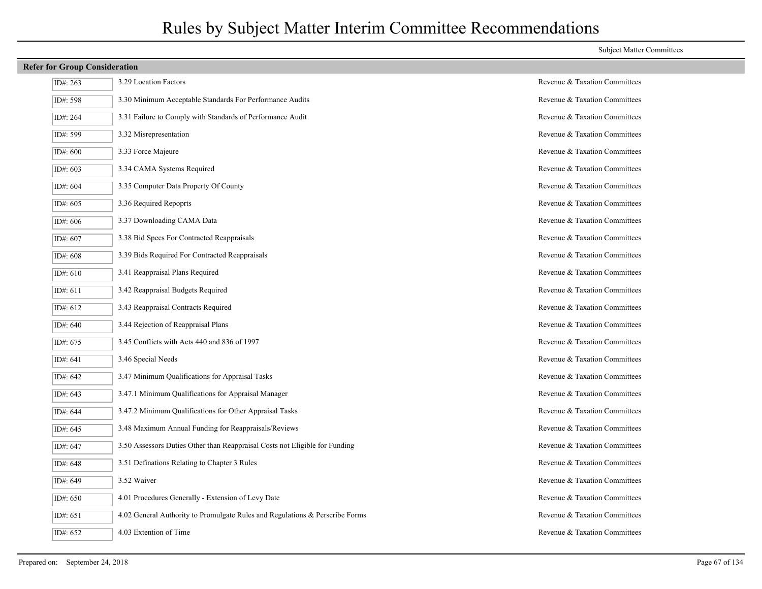# Rules by Subject Matter Interim Committee Recommendations

| | | Subject Matter Committees |
|---|---|---|
| **Refer for Group Consideration** | | |
| ID#: 263 | 3.29 Location Factors | Revenue & Taxation Committees |
| ID#: 598 | 3.30 Minimum Acceptable Standards For Performance Audits | Revenue & Taxation Committees |
| ID#: 264 | 3.31 Failure to Comply with Standards of Performance Audit | Revenue & Taxation Committees |
| ID#: 599 | 3.32 Misrepresentation | Revenue & Taxation Committees |
| ID#: 600 | 3.33 Force Majeure | Revenue & Taxation Committees |
| ID#: 603 | 3.34 CAMA Systems Required | Revenue & Taxation Committees |
| ID#: 604 | 3.35 Computer Data Property Of County | Revenue & Taxation Committees |
| ID#: 605 | 3.36 Required Repoprts | Revenue & Taxation Committees |
| ID#: 606 | 3.37 Downloading CAMA Data | Revenue & Taxation Committees |
| ID#: 607 | 3.38 Bid Specs For Contracted Reappraisals | Revenue & Taxation Committees |
| ID#: 608 | 3.39 Bids Required For Contracted Reappraisals | Revenue & Taxation Committees |
| ID#: 610 | 3.41 Reappraisal Plans Required | Revenue & Taxation Committees |
| ID#: 611 | 3.42 Reappraisal Budgets Required | Revenue & Taxation Committees |
| ID#: 612 | 3.43 Reappraisal Contracts Required | Revenue & Taxation Committees |
| ID#: 640 | 3.44 Rejection of Reappraisal Plans | Revenue & Taxation Committees |
| ID#: 675 | 3.45 Conflicts with Acts 440 and 836 of 1997 | Revenue & Taxation Committees |
| ID#: 641 | 3.46 Special Needs | Revenue & Taxation Committees |
| ID#: 642 | 3.47 Minimum Qualifications for Appraisal Tasks | Revenue & Taxation Committees |
| ID#: 643 | 3.47.1 Minimum Qualifications for Appraisal Manager | Revenue & Taxation Committees |
| ID#: 644 | 3.47.2 Minimum Qualifications for Other Appraisal Tasks | Revenue & Taxation Committees |
| ID#: 645 | 3.48 Maximum Annual Funding for Reappraisals/Reviews | Revenue & Taxation Committees |
| ID#: 647 | 3.50 Assessors Duties Other than Reappraisal Costs not Eligible for Funding | Revenue & Taxation Committees |
| ID#: 648 | 3.51 Definations Relating to Chapter 3 Rules | Revenue & Taxation Committees |
| ID#: 649 | 3.52 Waiver | Revenue & Taxation Committees |
| ID#: 650 | 4.01 Procedures Generally - Extension of Levy Date | Revenue & Taxation Committees |
| ID#: 651 | 4.02 General Authority to Promulgate Rules and Regulations & Perscribe Forms | Revenue & Taxation Committees |
| ID#: 652 | 4.03 Extention of Time | Revenue & Taxation Committees |

Prepared on: September 24, 2018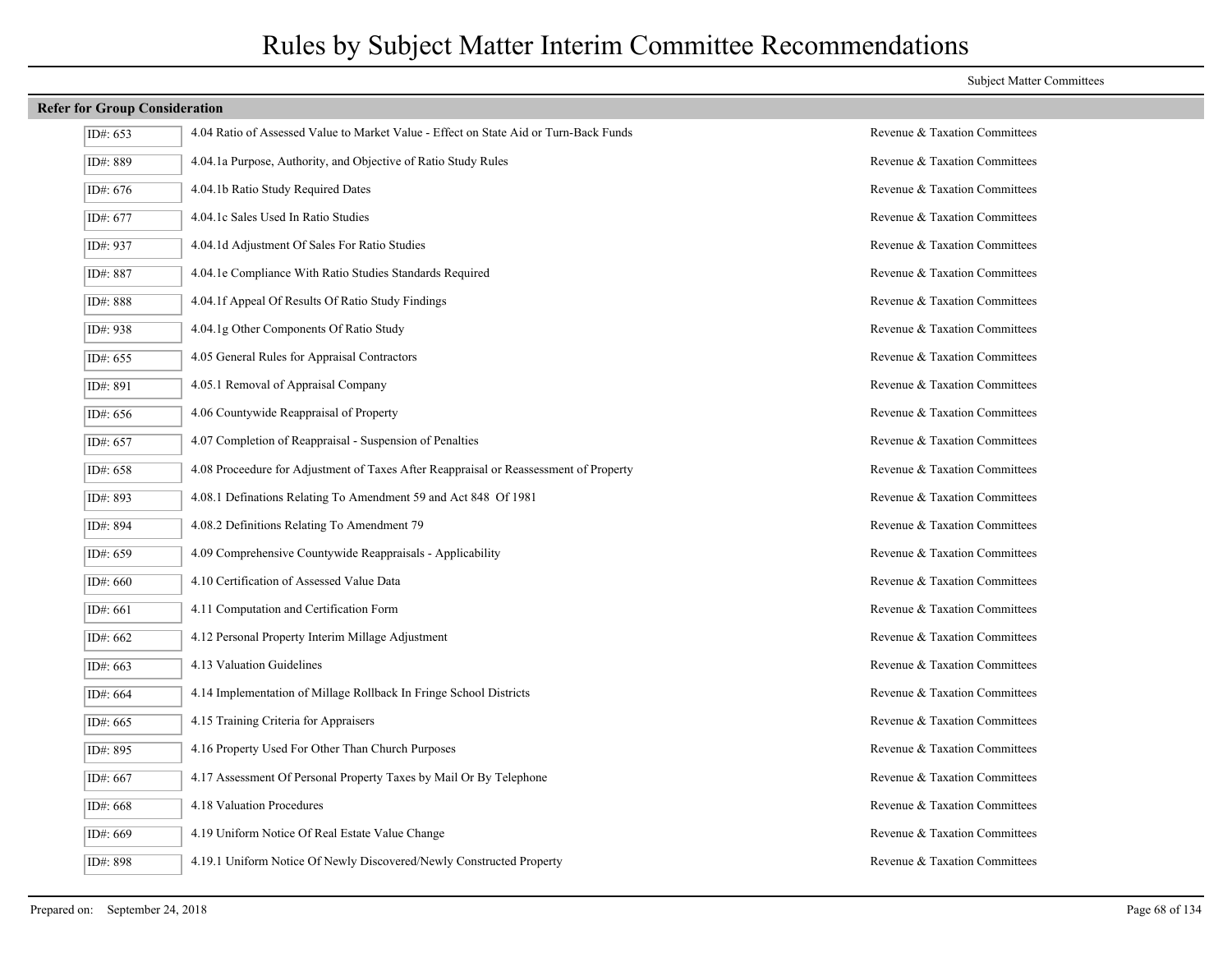# Rules by Subject Matter Interim Committee Recommendations

| | | Subject Matter Committees |
|---|---|---|
| **Refer for Group Consideration** | | |
| ID#: 653 | 4.04 Ratio of Assessed Value to Market Value - Effect on State Aid or Turn-Back Funds | Revenue & Taxation Committees |
| ID#: 889 | 4.04.1a Purpose, Authority, and Objective of Ratio Study Rules | Revenue & Taxation Committees |
| ID#: 676 | 4.04.1b Ratio Study Required Dates | Revenue & Taxation Committees |
| ID#: 677 | 4.04.1c Sales Used In Ratio Studies | Revenue & Taxation Committees |
| ID#: 937 | 4.04.1d Adjustment Of Sales For Ratio Studies | Revenue & Taxation Committees |
| ID#: 887 | 4.04.1e Compliance With Ratio Studies Standards Required | Revenue & Taxation Committees |
| ID#: 888 | 4.04.1f Appeal Of Results Of Ratio Study Findings | Revenue & Taxation Committees |
| ID#: 938 | 4.04.1g Other Components Of Ratio Study | Revenue & Taxation Committees |
| ID#: 655 | 4.05 General Rules for Appraisal Contractors | Revenue & Taxation Committees |
| ID#: 891 | 4.05.1 Removal of Appraisal Company | Revenue & Taxation Committees |
| ID#: 656 | 4.06 Countywide Reappraisal of Property | Revenue & Taxation Committees |
| ID#: 657 | 4.07 Completion of Reappraisal - Suspension of Penalties | Revenue & Taxation Committees |
| ID#: 658 | 4.08 Proceedure for Adjustment of Taxes After Reappraisal or Reassessment of Property | Revenue & Taxation Committees |
| ID#: 893 | 4.08.1 Definations Relating To Amendment 59 and Act 848 Of 1981 | Revenue & Taxation Committees |
| ID#: 894 | 4.08.2 Definitions Relating To Amendment 79 | Revenue & Taxation Committees |
| ID#: 659 | 4.09 Comprehensive Countywide Reappraisals - Applicability | Revenue & Taxation Committees |
| ID#: 660 | 4.10 Certification of Assessed Value Data | Revenue & Taxation Committees |
| ID#: 661 | 4.11 Computation and Certification Form | Revenue & Taxation Committees |
| ID#: 662 | 4.12 Personal Property Interim Millage Adjustment | Revenue & Taxation Committees |
| ID#: 663 | 4.13 Valuation Guidelines | Revenue & Taxation Committees |
| ID#: 664 | 4.14 Implementation of Millage Rollback In Fringe School Districts | Revenue & Taxation Committees |
| ID#: 665 | 4.15 Training Criteria for Appraisers | Revenue & Taxation Committees |
| ID#: 895 | 4.16 Property Used For Other Than Church Purposes | Revenue & Taxation Committees |
| ID#: 667 | 4.17 Assessment Of Personal Property Taxes by Mail Or By Telephone | Revenue & Taxation Committees |
| ID#: 668 | 4.18 Valuation Procedures | Revenue & Taxation Committees |
| ID#: 669 | 4.19 Uniform Notice Of Real Estate Value Change | Revenue & Taxation Committees |
| ID#: 898 | 4.19.1 Uniform Notice Of Newly Discovered/Newly Constructed Property | Revenue & Taxation Committees |

Prepared on: September 24, 2018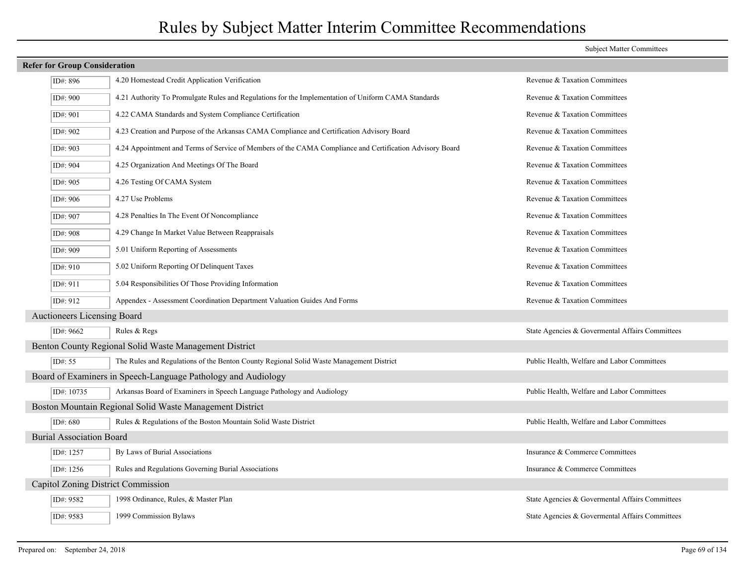# Rules by Subject Matter Interim Committee Recommendations

| | | Subject Matter Committees |
|---|---|---|
| **Refer for Group Consideration** | | |
| ID#: 896 | 4.20 Homestead Credit Application Verification | Revenue & Taxation Committees |
| ID#: 900 | 4.21 Authority To Promulgate Rules and Regulations for the Implementation of Uniform CAMA Standards | Revenue & Taxation Committees |
| ID#: 901 | 4.22 CAMA Standards and System Compliance Certification | Revenue & Taxation Committees |
| ID#: 902 | 4.23 Creation and Purpose of the Arkansas CAMA Compliance and Certification Advisory Board | Revenue & Taxation Committees |
| ID#: 903 | 4.24 Appointment and Terms of Service of Members of the CAMA Compliance and Certification Advisory Board | Revenue & Taxation Committees |
| ID#: 904 | 4.25 Organization And Meetings Of The Board | Revenue & Taxation Committees |
| ID#: 905 | 4.26 Testing Of CAMA System | Revenue & Taxation Committees |
| ID#: 906 | 4.27 Use Problems | Revenue & Taxation Committees |
| ID#: 907 | 4.28 Penalties In The Event Of Noncompliance | Revenue & Taxation Committees |
| ID#: 908 | 4.29 Change In Market Value Between Reappraisals | Revenue & Taxation Committees |
| ID#: 909 | 5.01 Uniform Reporting of Assessments | Revenue & Taxation Committees |
| ID#: 910 | 5.02 Uniform Reporting Of Delinquent Taxes | Revenue & Taxation Committees |
| ID#: 911 | 5.04 Responsibilities Of Those Providing Information | Revenue & Taxation Committees |
| ID#: 912 | Appendex - Assessment Coordination Department Valuation Guides And Forms | Revenue & Taxation Committees |
| **Auctioneers Licensing Board** | | |
| ID#: 9662 | Rules & Regs | State Agencies & Govermental Affairs Committees |
| **Benton County Regional Solid Waste Management District** | | |
| ID#: 55 | The Rules and Regulations of the Benton County Regional Solid Waste Management District | Public Health, Welfare and Labor Committees |
| **Board of Examiners in Speech-Language Pathology and Audiology** | | |
| ID#: 10735 | Arkansas Board of Examiners in Speech Language Pathology and Audiology | Public Health, Welfare and Labor Committees |
| **Boston Mountain Regional Solid Waste Management District** | | |
| ID#: 680 | Rules & Regulations of the Boston Mountain Solid Waste District | Public Health, Welfare and Labor Committees |
| **Burial Association Board** | | |
| ID#: 1257 | By Laws of Burial Associations | Insurance & Commerce Committees |
| ID#: 1256 | Rules and Regulations Governing Burial Associations | Insurance & Commerce Committees |
| **Capitol Zoning District Commission** | | |
| ID#: 9582 | 1998 Ordinance, Rules, & Master Plan | State Agencies & Govermental Affairs Committees |
| ID#: 9583 | 1999 Commission Bylaws | State Agencies & Govermental Affairs Committees |

Prepared on: September 24, 2018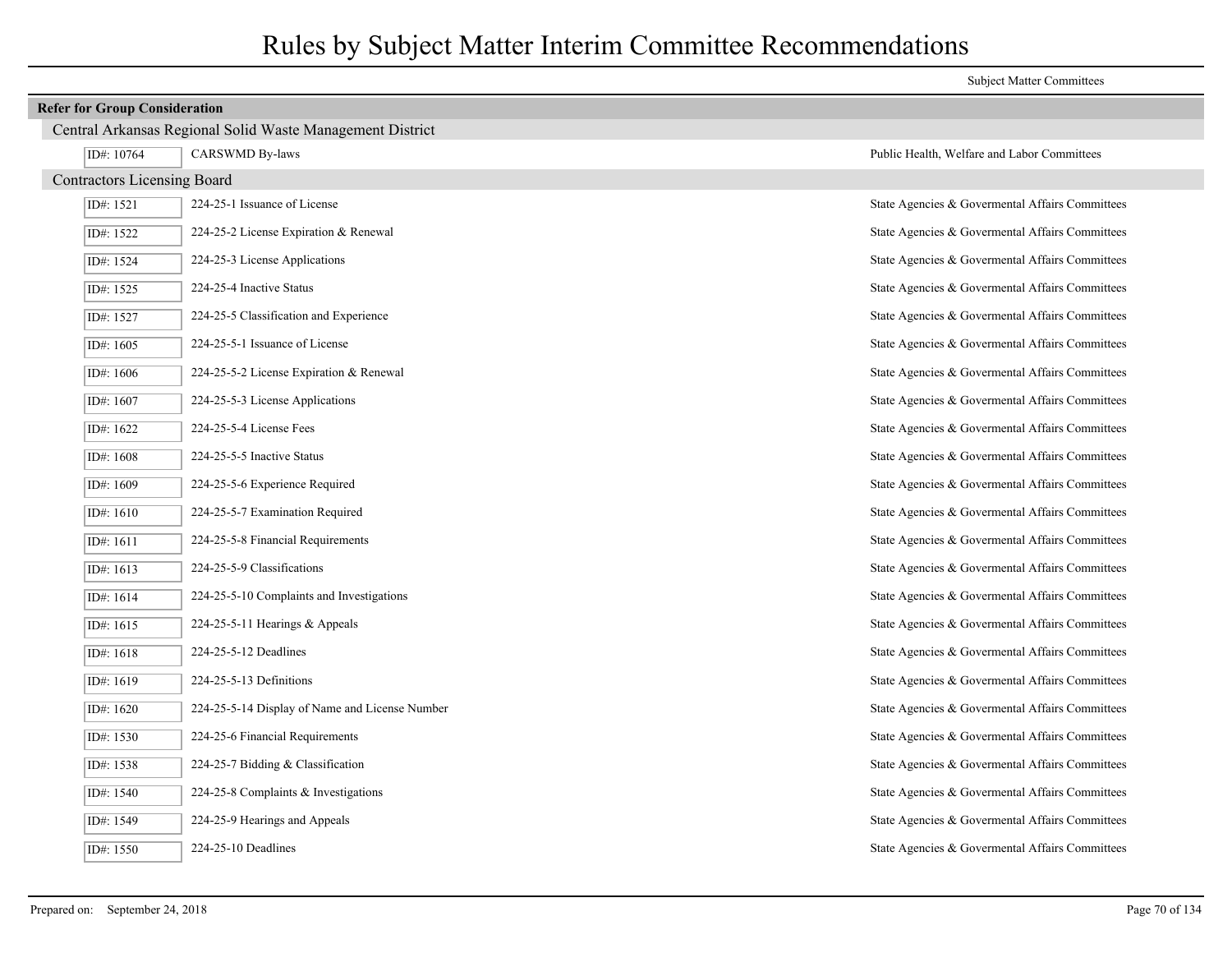# Rules by Subject Matter Interim Committee Recommendations

| | | Subject Matter Committees |
|---|---|---|
| **Refer for Group Consideration** | | |
| **Central Arkansas Regional Solid Waste Management District** | | |
| ID#: 10764 | CARSWMD By-laws | Public Health, Welfare and Labor Committees |
| **Contractors Licensing Board** | | |
| ID#: 1521 | 224-25-1 Issuance of License | State Agencies & Govermental Affairs Committees |
| ID#: 1522 | 224-25-2 License Expiration & Renewal | State Agencies & Govermental Affairs Committees |
| ID#: 1524 | 224-25-3 License Applications | State Agencies & Govermental Affairs Committees |
| ID#: 1525 | 224-25-4 Inactive Status | State Agencies & Govermental Affairs Committees |
| ID#: 1527 | 224-25-5 Classification and Experience | State Agencies & Govermental Affairs Committees |
| ID#: 1605 | 224-25-5-1 Issuance of License | State Agencies & Govermental Affairs Committees |
| ID#: 1606 | 224-25-5-2 License Expiration & Renewal | State Agencies & Govermental Affairs Committees |
| ID#: 1607 | 224-25-5-3 License Applications | State Agencies & Govermental Affairs Committees |
| ID#: 1622 | 224-25-5-4 License Fees | State Agencies & Govermental Affairs Committees |
| ID#: 1608 | 224-25-5-5 Inactive Status | State Agencies & Govermental Affairs Committees |
| ID#: 1609 | 224-25-5-6 Experience Required | State Agencies & Govermental Affairs Committees |
| ID#: 1610 | 224-25-5-7 Examination Required | State Agencies & Govermental Affairs Committees |
| ID#: 1611 | 224-25-5-8 Financial Requirements | State Agencies & Govermental Affairs Committees |
| ID#: 1613 | 224-25-5-9 Classifications | State Agencies & Govermental Affairs Committees |
| ID#: 1614 | 224-25-5-10 Complaints and Investigations | State Agencies & Govermental Affairs Committees |
| ID#: 1615 | 224-25-5-11 Hearings & Appeals | State Agencies & Govermental Affairs Committees |
| ID#: 1618 | 224-25-5-12 Deadlines | State Agencies & Govermental Affairs Committees |
| ID#: 1619 | 224-25-5-13 Definitions | State Agencies & Govermental Affairs Committees |
| ID#: 1620 | 224-25-5-14 Display of Name and License Number | State Agencies & Govermental Affairs Committees |
| ID#: 1530 | 224-25-6 Financial Requirements | State Agencies & Govermental Affairs Committees |
| ID#: 1538 | 224-25-7 Bidding & Classification | State Agencies & Govermental Affairs Committees |
| ID#: 1540 | 224-25-8 Complaints & Investigations | State Agencies & Govermental Affairs Committees |
| ID#: 1549 | 224-25-9 Hearings and Appeals | State Agencies & Govermental Affairs Committees |
| ID#: 1550 | 224-25-10 Deadlines | State Agencies & Govermental Affairs Committees |

Prepared on: September 24, 2018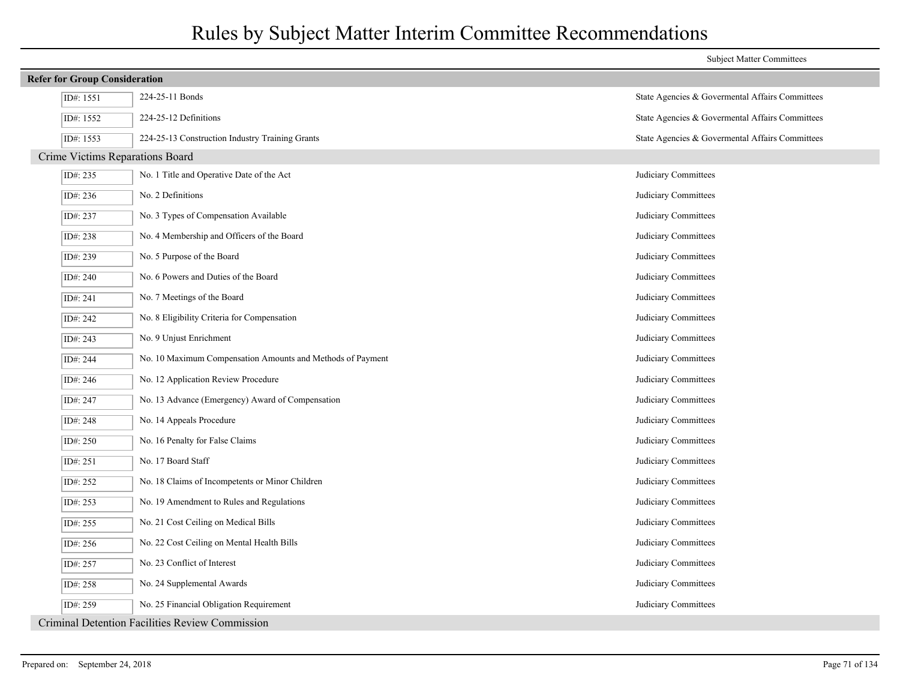# Rules by Subject Matter Interim Committee Recommendations

Subject Matter Committees

## Refer for Group Consideration

| ID# | Rule | Subject Matter Committees |
|---|---|---|
| ID#: 1551 | 224-25-11 Bonds | State Agencies & Govermental Affairs Committees |
| ID#: 1552 | 224-25-12 Definitions | State Agencies & Govermental Affairs Committees |
| ID#: 1553 | 224-25-13 Construction Industry Training Grants | State Agencies & Govermental Affairs Committees |

### Crime Victims Reparations Board

| ID# | Rule | Subject Matter Committees |
|---|---|---|
| ID#: 235 | No. 1 Title and Operative Date of the Act | Judiciary Committees |
| ID#: 236 | No. 2 Definitions | Judiciary Committees |
| ID#: 237 | No. 3 Types of Compensation Available | Judiciary Committees |
| ID#: 238 | No. 4 Membership and Officers of the Board | Judiciary Committees |
| ID#: 239 | No. 5 Purpose of the Board | Judiciary Committees |
| ID#: 240 | No. 6 Powers and Duties of the Board | Judiciary Committees |
| ID#: 241 | No. 7 Meetings of the Board | Judiciary Committees |
| ID#: 242 | No. 8 Eligibility Criteria for Compensation | Judiciary Committees |
| ID#: 243 | No. 9 Unjust Enrichment | Judiciary Committees |
| ID#: 244 | No. 10 Maximum Compensation Amounts and Methods of Payment | Judiciary Committees |
| ID#: 246 | No. 12 Application Review Procedure | Judiciary Committees |
| ID#: 247 | No. 13 Advance (Emergency) Award of Compensation | Judiciary Committees |
| ID#: 248 | No. 14 Appeals Procedure | Judiciary Committees |
| ID#: 250 | No. 16 Penalty for False Claims | Judiciary Committees |
| ID#: 251 | No. 17 Board Staff | Judiciary Committees |
| ID#: 252 | No. 18 Claims of Incompetents or Minor Children | Judiciary Committees |
| ID#: 253 | No. 19 Amendment to Rules and Regulations | Judiciary Committees |
| ID#: 255 | No. 21 Cost Ceiling on Medical Bills | Judiciary Committees |
| ID#: 256 | No. 22 Cost Ceiling on Mental Health Bills | Judiciary Committees |
| ID#: 257 | No. 23 Conflict of Interest | Judiciary Committees |
| ID#: 258 | No. 24 Supplemental Awards | Judiciary Committees |
| ID#: 259 | No. 25 Financial Obligation Requirement | Judiciary Committees |

### Criminal Detention Facilities Review Commission

Prepared on: September 24, 2018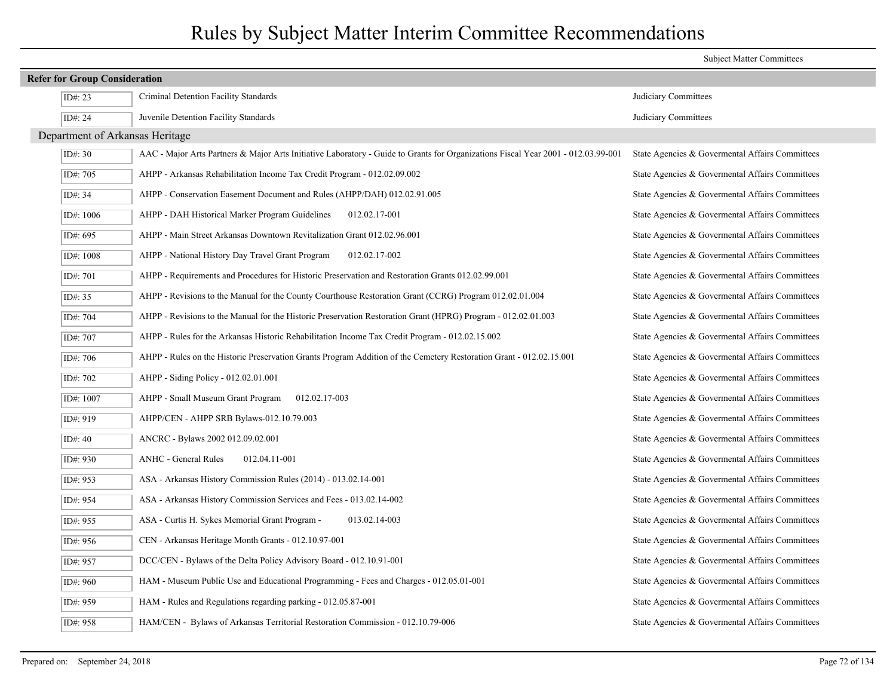# Rules by Subject Matter Interim Committee Recommendations

| | | Subject Matter Committees |
|---|---|---|
| **Refer for Group Consideration** | | |
| ID#: 23 | Criminal Detention Facility Standards | Judiciary Committees |
| ID#: 24 | Juvenile Detention Facility Standards | Judiciary Committees |
| **Department of Arkansas Heritage** | | |
| ID#: 30 | AAC - Major Arts Partners & Major Arts Initiative Laboratory - Guide to Grants for Organizations Fiscal Year 2001 - 012.03.99-001 | State Agencies & Govermental Affairs Committees |
| ID#: 705 | AHPP - Arkansas Rehabilitation Income Tax Credit Program - 012.02.09.002 | State Agencies & Govermental Affairs Committees |
| ID#: 34 | AHPP - Conservation Easement Document and Rules (AHPP/DAH) 012.02.91.005 | State Agencies & Govermental Affairs Committees |
| ID#: 1006 | AHPP - DAH Historical Marker Program Guidelines 012.02.17-001 | State Agencies & Govermental Affairs Committees |
| ID#: 695 | AHPP - Main Street Arkansas Downtown Revitalization Grant 012.02.96.001 | State Agencies & Govermental Affairs Committees |
| ID#: 1008 | AHPP - National History Day Travel Grant Program 012.02.17-002 | State Agencies & Govermental Affairs Committees |
| ID#: 701 | AHPP - Requirements and Procedures for Historic Preservation and Restoration Grants 012.02.99.001 | State Agencies & Govermental Affairs Committees |
| ID#: 35 | AHPP - Revisions to the Manual for the County Courthouse Restoration Grant (CCRG) Program 012.02.01.004 | State Agencies & Govermental Affairs Committees |
| ID#: 704 | AHPP - Revisions to the Manual for the Historic Preservation Restoration Grant (HPRG) Program - 012.02.01.003 | State Agencies & Govermental Affairs Committees |
| ID#: 707 | AHPP - Rules for the Arkansas Historic Rehabilitation Income Tax Credit Program - 012.02.15.002 | State Agencies & Govermental Affairs Committees |
| ID#: 706 | AHPP - Rules on the Historic Preservation Grants Program Addition of the Cemetery Restoration Grant - 012.02.15.001 | State Agencies & Govermental Affairs Committees |
| ID#: 702 | AHPP - Siding Policy - 012.02.01.001 | State Agencies & Govermental Affairs Committees |
| ID#: 1007 | AHPP - Small Museum Grant Program 012.02.17-003 | State Agencies & Govermental Affairs Committees |
| ID#: 919 | AHPP/CEN - AHPP SRB Bylaws-012.10.79.003 | State Agencies & Govermental Affairs Committees |
| ID#: 40 | ANCRC - Bylaws 2002 012.09.02.001 | State Agencies & Govermental Affairs Committees |
| ID#: 930 | ANHC - General Rules 012.04.11-001 | State Agencies & Govermental Affairs Committees |
| ID#: 953 | ASA - Arkansas History Commission Rules (2014) - 013.02.14-001 | State Agencies & Govermental Affairs Committees |
| ID#: 954 | ASA - Arkansas History Commission Services and Fees - 013.02.14-002 | State Agencies & Govermental Affairs Committees |
| ID#: 955 | ASA - Curtis H. Sykes Memorial Grant Program - 013.02.14-003 | State Agencies & Govermental Affairs Committees |
| ID#: 956 | CEN - Arkansas Heritage Month Grants - 012.10.97-001 | State Agencies & Govermental Affairs Committees |
| ID#: 957 | DCC/CEN - Bylaws of the Delta Policy Advisory Board - 012.10.91-001 | State Agencies & Govermental Affairs Committees |
| ID#: 960 | HAM - Museum Public Use and Educational Programming - Fees and Charges - 012.05.01-001 | State Agencies & Govermental Affairs Committees |
| ID#: 959 | HAM - Rules and Regulations regarding parking - 012.05.87-001 | State Agencies & Govermental Affairs Committees |
| ID#: 958 | HAM/CEN - Bylaws of Arkansas Territorial Restoration Commission - 012.10.79-006 | State Agencies & Govermental Affairs Committees |

Prepared on: September 24, 2018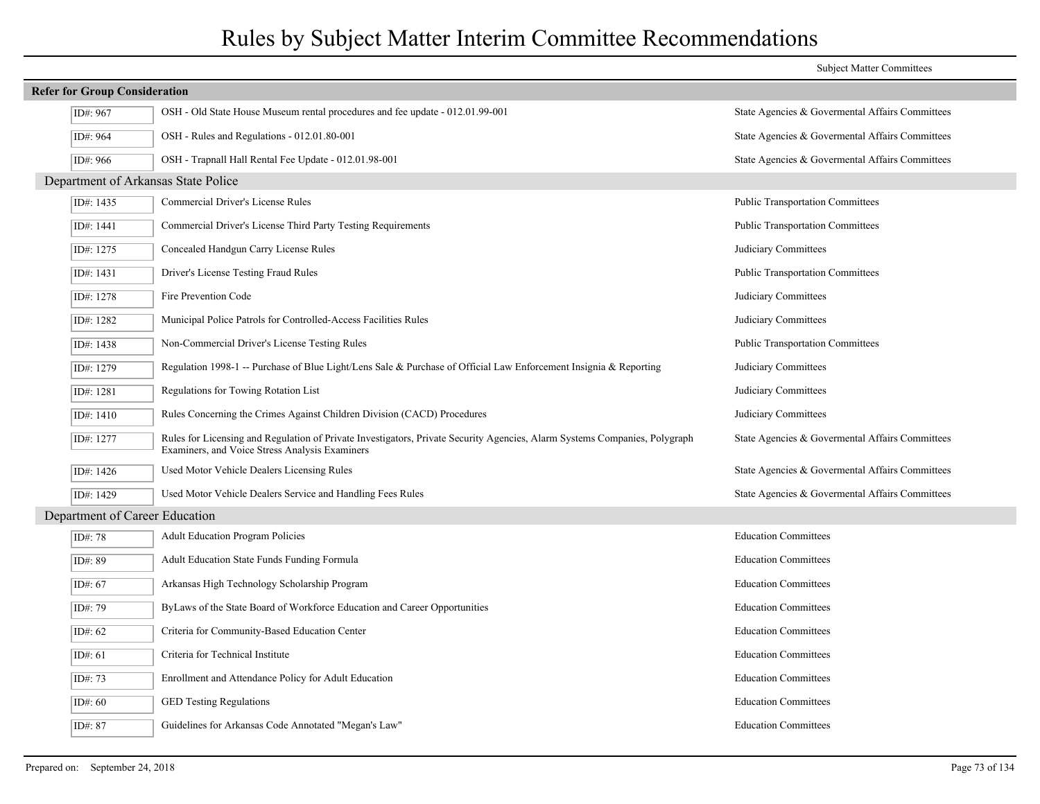# Rules by Subject Matter Interim Committee Recommendations

| ID | Rule | Subject Matter Committees |
|---|---|---|
| **Refer for Group Consideration** | | |
| ID#: 967 | OSH - Old State House Museum rental procedures and fee update - 012.01.99-001 | State Agencies & Govermental Affairs Committees |
| ID#: 964 | OSH - Rules and Regulations - 012.01.80-001 | State Agencies & Govermental Affairs Committees |
| ID#: 966 | OSH - Trapnall Hall Rental Fee Update - 012.01.98-001 | State Agencies & Govermental Affairs Committees |
| **Department of Arkansas State Police** | | |
| ID#: 1435 | Commercial Driver's License Rules | Public Transportation Committees |
| ID#: 1441 | Commercial Driver's License Third Party Testing Requirements | Public Transportation Committees |
| ID#: 1275 | Concealed Handgun Carry License Rules | Judiciary Committees |
| ID#: 1431 | Driver's License Testing Fraud Rules | Public Transportation Committees |
| ID#: 1278 | Fire Prevention Code | Judiciary Committees |
| ID#: 1282 | Municipal Police Patrols for Controlled-Access Facilities Rules | Judiciary Committees |
| ID#: 1438 | Non-Commercial Driver's License Testing Rules | Public Transportation Committees |
| ID#: 1279 | Regulation 1998-1 -- Purchase of Blue Light/Lens Sale & Purchase of Official Law Enforcement Insignia & Reporting | Judiciary Committees |
| ID#: 1281 | Regulations for Towing Rotation List | Judiciary Committees |
| ID#: 1410 | Rules Concerning the Crimes Against Children Division (CACD) Procedures | Judiciary Committees |
| ID#: 1277 | Rules for Licensing and Regulation of Private Investigators, Private Security Agencies, Alarm Systems Companies, Polygraph Examiners, and Voice Stress Analysis Examiners | State Agencies & Govermental Affairs Committees |
| ID#: 1426 | Used Motor Vehicle Dealers Licensing Rules | State Agencies & Govermental Affairs Committees |
| ID#: 1429 | Used Motor Vehicle Dealers Service and Handling Fees Rules | State Agencies & Govermental Affairs Committees |
| **Department of Career Education** | | |
| ID#: 78 | Adult Education Program Policies | Education Committees |
| ID#: 89 | Adult Education State Funds Funding Formula | Education Committees |
| ID#: 67 | Arkansas High Technology Scholarship Program | Education Committees |
| ID#: 79 | ByLaws of the State Board of Workforce Education and Career Opportunities | Education Committees |
| ID#: 62 | Criteria for Community-Based Education Center | Education Committees |
| ID#: 61 | Criteria for Technical Institute | Education Committees |
| ID#: 73 | Enrollment and Attendance Policy for Adult Education | Education Committees |
| ID#: 60 | GED Testing Regulations | Education Committees |
| ID#: 87 | Guidelines for Arkansas Code Annotated "Megan's Law" | Education Committees |

Prepared on: September 24, 2018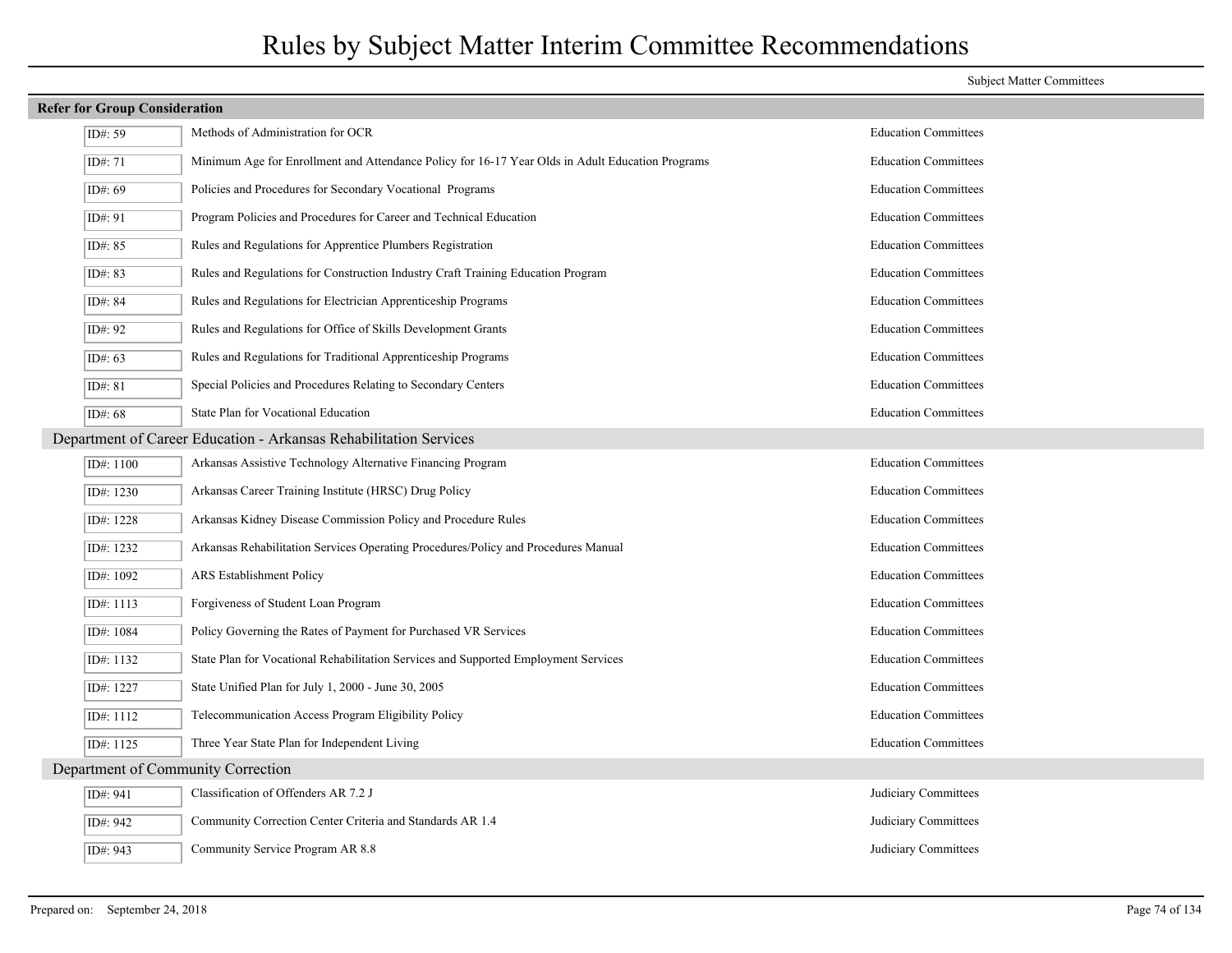# Rules by Subject Matter Interim Committee Recommendations

Subject Matter Committees

**Refer for Group Consideration**

| ID# | Rule | Subject Matter Committees |
|---|---|---|
| ID#: 59 | Methods of Administration for OCR | Education Committees |
| ID#: 71 | Minimum Age for Enrollment and Attendance Policy for 16-17 Year Olds in Adult Education Programs | Education Committees |
| ID#: 69 | Policies and Procedures for Secondary Vocational Programs | Education Committees |
| ID#: 91 | Program Policies and Procedures for Career and Technical Education | Education Committees |
| ID#: 85 | Rules and Regulations for Apprentice Plumbers Registration | Education Committees |
| ID#: 83 | Rules and Regulations for Construction Industry Craft Training Education Program | Education Committees |
| ID#: 84 | Rules and Regulations for Electrician Apprenticeship Programs | Education Committees |
| ID#: 92 | Rules and Regulations for Office of Skills Development Grants | Education Committees |
| ID#: 63 | Rules and Regulations for Traditional Apprenticeship Programs | Education Committees |
| ID#: 81 | Special Policies and Procedures Relating to Secondary Centers | Education Committees |
| ID#: 68 | State Plan for Vocational Education | Education Committees |

## Department of Career Education - Arkansas Rehabilitation Services

| ID# | Rule | Subject Matter Committees |
|---|---|---|
| ID#: 1100 | Arkansas Assistive Technology Alternative Financing Program | Education Committees |
| ID#: 1230 | Arkansas Career Training Institute (HRSC) Drug Policy | Education Committees |
| ID#: 1228 | Arkansas Kidney Disease Commission Policy and Procedure Rules | Education Committees |
| ID#: 1232 | Arkansas Rehabilitation Services Operating Procedures/Policy and Procedures Manual | Education Committees |
| ID#: 1092 | ARS Establishment Policy | Education Committees |
| ID#: 1113 | Forgiveness of Student Loan Program | Education Committees |
| ID#: 1084 | Policy Governing the Rates of Payment for Purchased VR Services | Education Committees |
| ID#: 1132 | State Plan for Vocational Rehabilitation Services and Supported Employment Services | Education Committees |
| ID#: 1227 | State Unified Plan for July 1, 2000 - June 30, 2005 | Education Committees |
| ID#: 1112 | Telecommunication Access Program Eligibility Policy | Education Committees |
| ID#: 1125 | Three Year State Plan for Independent Living | Education Committees |

## Department of Community Correction

| ID# | Rule | Subject Matter Committees |
|---|---|---|
| ID#: 941 | Classification of Offenders AR 7.2 J | Judiciary Committees |
| ID#: 942 | Community Correction Center Criteria and Standards AR 1.4 | Judiciary Committees |
| ID#: 943 | Community Service Program AR 8.8 | Judiciary Committees |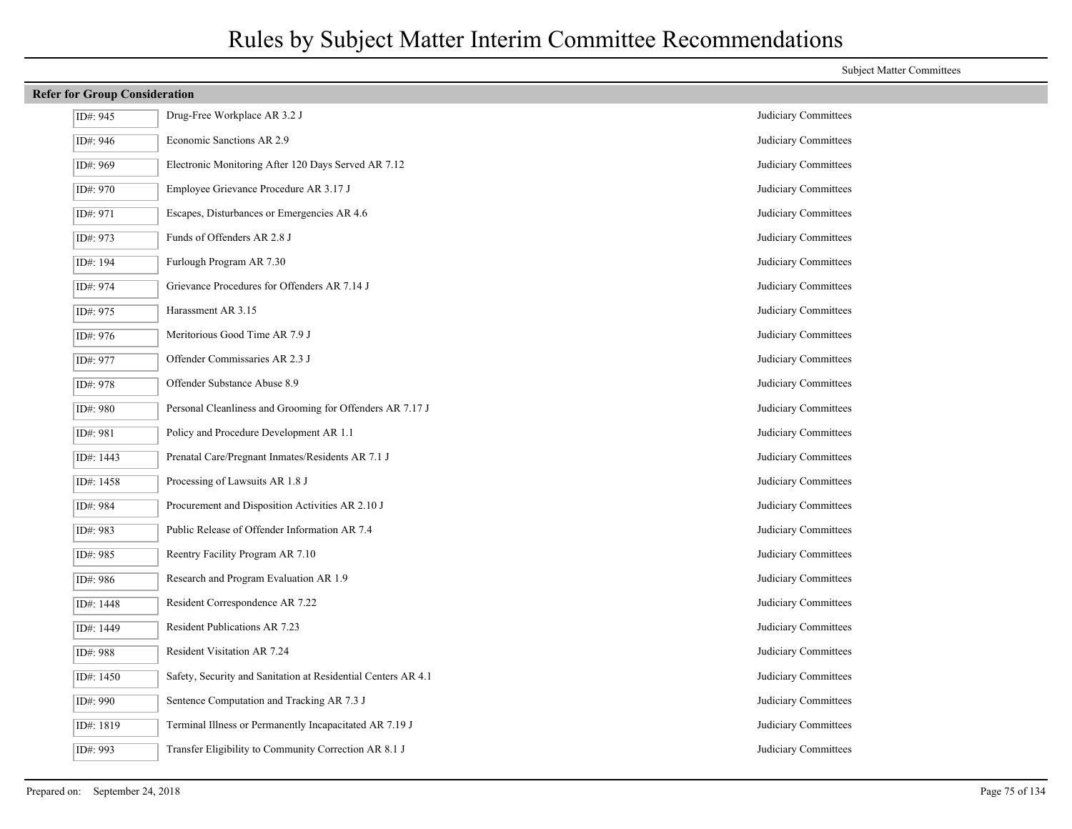# Rules by Subject Matter Interim Committee Recommendations

Subject Matter Committees

**Refer for Group Consideration**

| ID# | Rule | Committee |
|---|---|---|
| ID#: 945 | Drug-Free Workplace AR 3.2 J | Judiciary Committees |
| ID#: 946 | Economic Sanctions AR 2.9 | Judiciary Committees |
| ID#: 969 | Electronic Monitoring After 120 Days Served AR 7.12 | Judiciary Committees |
| ID#: 970 | Employee Grievance Procedure AR 3.17 J | Judiciary Committees |
| ID#: 971 | Escapes, Disturbances or Emergencies AR 4.6 | Judiciary Committees |
| ID#: 973 | Funds of Offenders AR 2.8 J | Judiciary Committees |
| ID#: 194 | Furlough Program AR 7.30 | Judiciary Committees |
| ID#: 974 | Grievance Procedures for Offenders AR 7.14 J | Judiciary Committees |
| ID#: 975 | Harassment AR 3.15 | Judiciary Committees |
| ID#: 976 | Meritorious Good Time AR 7.9 J | Judiciary Committees |
| ID#: 977 | Offender Commissaries AR 2.3 J | Judiciary Committees |
| ID#: 978 | Offender Substance Abuse 8.9 | Judiciary Committees |
| ID#: 980 | Personal Cleanliness and Grooming for Offenders AR 7.17 J | Judiciary Committees |
| ID#: 981 | Policy and Procedure Development AR 1.1 | Judiciary Committees |
| ID#: 1443 | Prenatal Care/Pregnant Inmates/Residents AR 7.1 J | Judiciary Committees |
| ID#: 1458 | Processing of Lawsuits AR 1.8 J | Judiciary Committees |
| ID#: 984 | Procurement and Disposition Activities AR 2.10 J | Judiciary Committees |
| ID#: 983 | Public Release of Offender Information AR 7.4 | Judiciary Committees |
| ID#: 985 | Reentry Facility Program AR 7.10 | Judiciary Committees |
| ID#: 986 | Research and Program Evaluation AR 1.9 | Judiciary Committees |
| ID#: 1448 | Resident Correspondence AR 7.22 | Judiciary Committees |
| ID#: 1449 | Resident Publications AR 7.23 | Judiciary Committees |
| ID#: 988 | Resident Visitation AR 7.24 | Judiciary Committees |
| ID#: 1450 | Safety, Security and Sanitation at Residential Centers AR 4.1 | Judiciary Committees |
| ID#: 990 | Sentence Computation and Tracking AR 7.3 J | Judiciary Committees |
| ID#: 1819 | Terminal Illness or Permanently Incapacitated AR 7.19 J | Judiciary Committees |
| ID#: 993 | Transfer Eligibility to Community Correction AR 8.1 J | Judiciary Committees |

Prepared on: September 24, 2018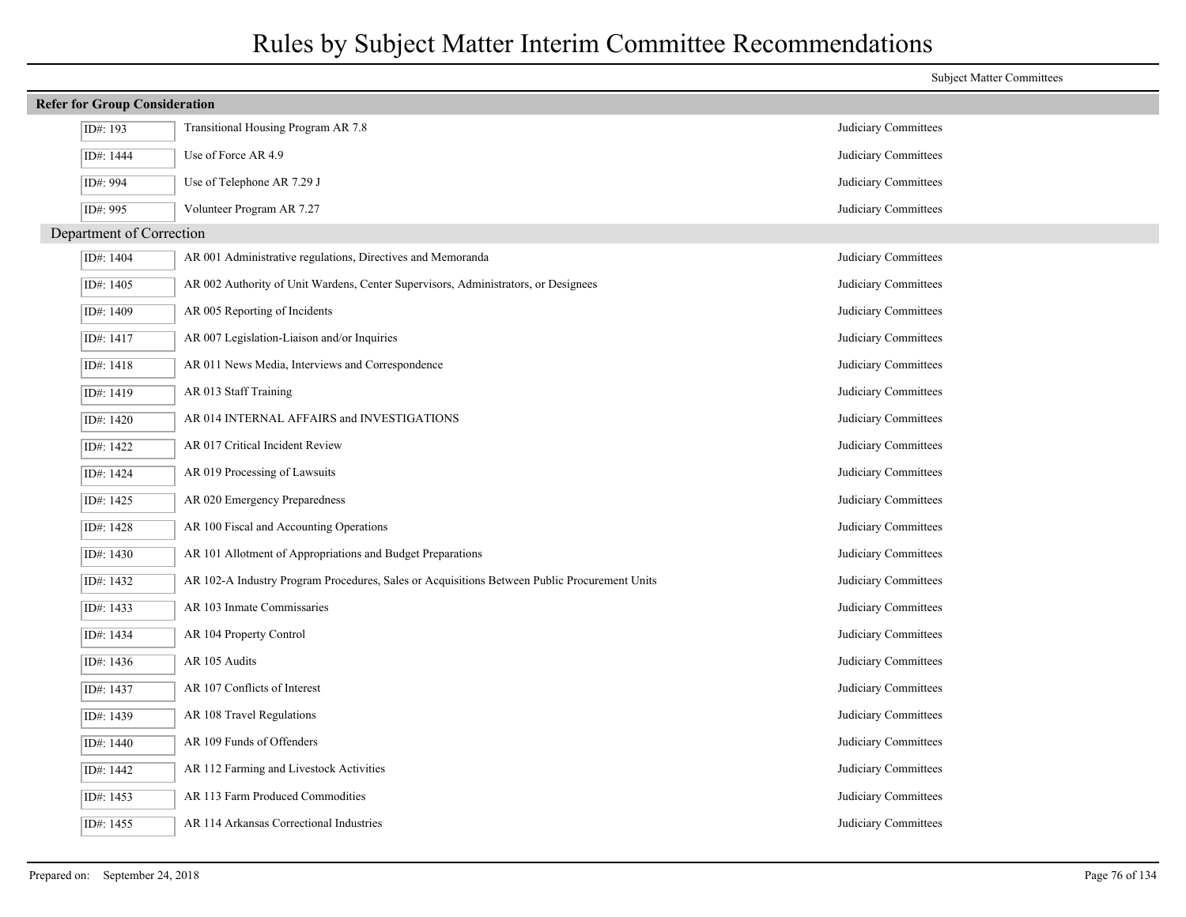# Rules by Subject Matter Interim Committee Recommendations

| | | Subject Matter Committees |
|---|---|---|
| **Refer for Group Consideration** | | |
| ID#: 193 | Transitional Housing Program AR 7.8 | Judiciary Committees |
| ID#: 1444 | Use of Force AR 4.9 | Judiciary Committees |
| ID#: 994 | Use of Telephone AR 7.29 J | Judiciary Committees |
| ID#: 995 | Volunteer Program AR 7.27 | Judiciary Committees |
| Department of Correction | | |
| ID#: 1404 | AR 001 Administrative regulations, Directives and Memoranda | Judiciary Committees |
| ID#: 1405 | AR 002 Authority of Unit Wardens, Center Supervisors, Administrators, or Designees | Judiciary Committees |
| ID#: 1409 | AR 005 Reporting of Incidents | Judiciary Committees |
| ID#: 1417 | AR 007 Legislation-Liaison and/or Inquiries | Judiciary Committees |
| ID#: 1418 | AR 011 News Media, Interviews and Correspondence | Judiciary Committees |
| ID#: 1419 | AR 013 Staff Training | Judiciary Committees |
| ID#: 1420 | AR 014 INTERNAL AFFAIRS and INVESTIGATIONS | Judiciary Committees |
| ID#: 1422 | AR 017 Critical Incident Review | Judiciary Committees |
| ID#: 1424 | AR 019 Processing of Lawsuits | Judiciary Committees |
| ID#: 1425 | AR 020 Emergency Preparedness | Judiciary Committees |
| ID#: 1428 | AR 100 Fiscal and Accounting Operations | Judiciary Committees |
| ID#: 1430 | AR 101 Allotment of Appropriations and Budget Preparations | Judiciary Committees |
| ID#: 1432 | AR 102-A Industry Program Procedures, Sales or Acquisitions Between Public Procurement Units | Judiciary Committees |
| ID#: 1433 | AR 103 Inmate Commissaries | Judiciary Committees |
| ID#: 1434 | AR 104 Property Control | Judiciary Committees |
| ID#: 1436 | AR 105 Audits | Judiciary Committees |
| ID#: 1437 | AR 107 Conflicts of Interest | Judiciary Committees |
| ID#: 1439 | AR 108 Travel Regulations | Judiciary Committees |
| ID#: 1440 | AR 109 Funds of Offenders | Judiciary Committees |
| ID#: 1442 | AR 112 Farming and Livestock Activities | Judiciary Committees |
| ID#: 1453 | AR 113 Farm Produced Commodities | Judiciary Committees |
| ID#: 1455 | AR 114 Arkansas Correctional Industries | Judiciary Committees |

Prepared on: September 24, 2018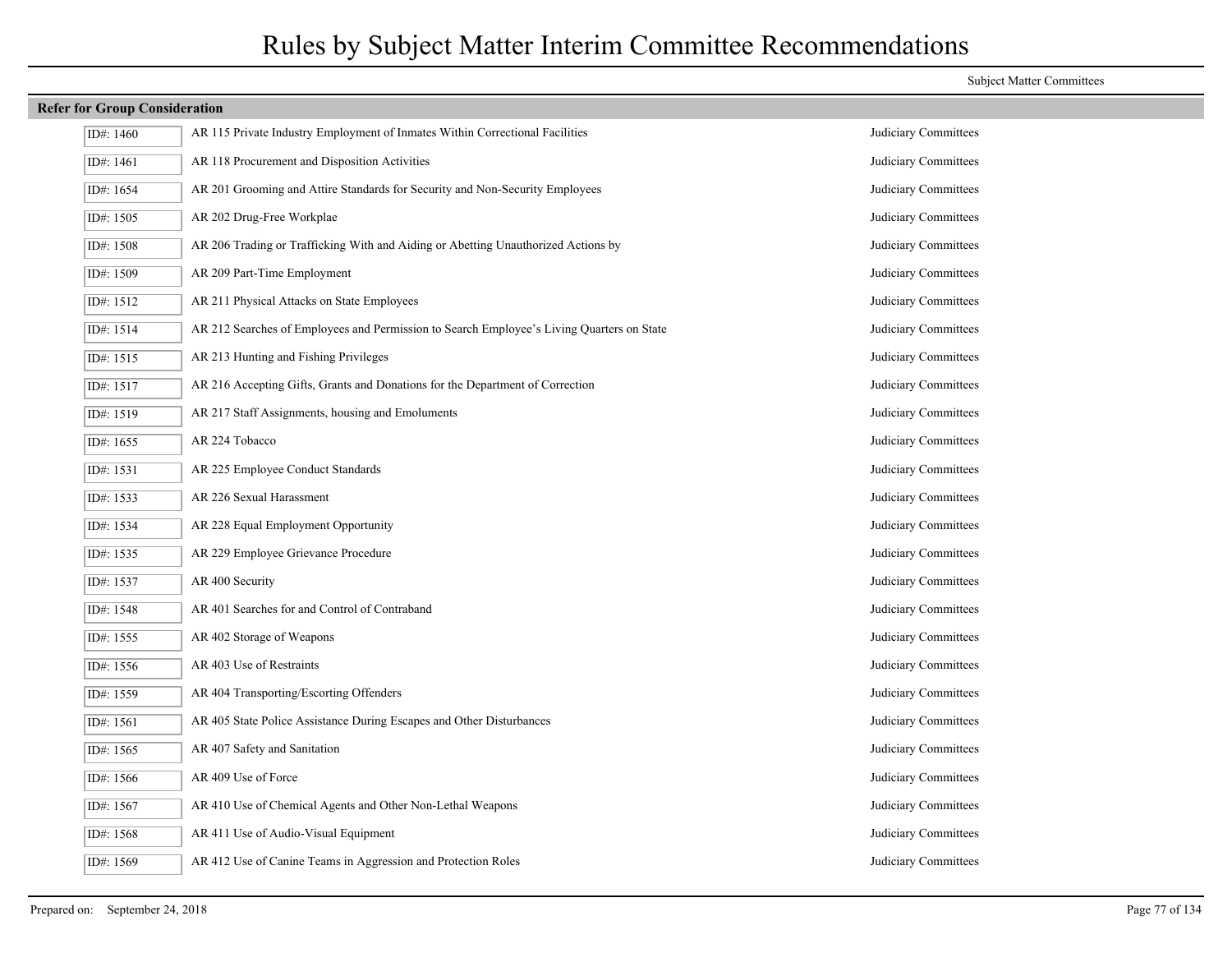# Rules by Subject Matter Interim Committee Recommendations

| | | Subject Matter Committees |
|---|---|---|
| **Refer for Group Consideration** | | |
| ID#: 1460 | AR 115 Private Industry Employment of Inmates Within Correctional Facilities | Judiciary Committees |
| ID#: 1461 | AR 118 Procurement and Disposition Activities | Judiciary Committees |
| ID#: 1654 | AR 201 Grooming and Attire Standards for Security and Non-Security Employees | Judiciary Committees |
| ID#: 1505 | AR 202 Drug-Free Workplae | Judiciary Committees |
| ID#: 1508 | AR 206 Trading or Trafficking With and Aiding or Abetting Unauthorized Actions by | Judiciary Committees |
| ID#: 1509 | AR 209 Part-Time Employment | Judiciary Committees |
| ID#: 1512 | AR 211 Physical Attacks on State Employees | Judiciary Committees |
| ID#: 1514 | AR 212 Searches of Employees and Permission to Search Employee's Living Quarters on State | Judiciary Committees |
| ID#: 1515 | AR 213 Hunting and Fishing Privileges | Judiciary Committees |
| ID#: 1517 | AR 216 Accepting Gifts, Grants and Donations for the Department of Correction | Judiciary Committees |
| ID#: 1519 | AR 217 Staff Assignments, housing and Emoluments | Judiciary Committees |
| ID#: 1655 | AR 224 Tobacco | Judiciary Committees |
| ID#: 1531 | AR 225 Employee Conduct Standards | Judiciary Committees |
| ID#: 1533 | AR 226 Sexual Harassment | Judiciary Committees |
| ID#: 1534 | AR 228 Equal Employment Opportunity | Judiciary Committees |
| ID#: 1535 | AR 229 Employee Grievance Procedure | Judiciary Committees |
| ID#: 1537 | AR 400 Security | Judiciary Committees |
| ID#: 1548 | AR 401 Searches for and Control of Contraband | Judiciary Committees |
| ID#: 1555 | AR 402 Storage of Weapons | Judiciary Committees |
| ID#: 1556 | AR 403 Use of Restraints | Judiciary Committees |
| ID#: 1559 | AR 404 Transporting/Escorting Offenders | Judiciary Committees |
| ID#: 1561 | AR 405 State Police Assistance During Escapes and Other Disturbances | Judiciary Committees |
| ID#: 1565 | AR 407 Safety and Sanitation | Judiciary Committees |
| ID#: 1566 | AR 409 Use of Force | Judiciary Committees |
| ID#: 1567 | AR 410 Use of Chemical Agents and Other Non-Lethal Weapons | Judiciary Committees |
| ID#: 1568 | AR 411 Use of Audio-Visual Equipment | Judiciary Committees |
| ID#: 1569 | AR 412 Use of Canine Teams in Aggression and Protection Roles | Judiciary Committees |

Prepared on: September 24, 2018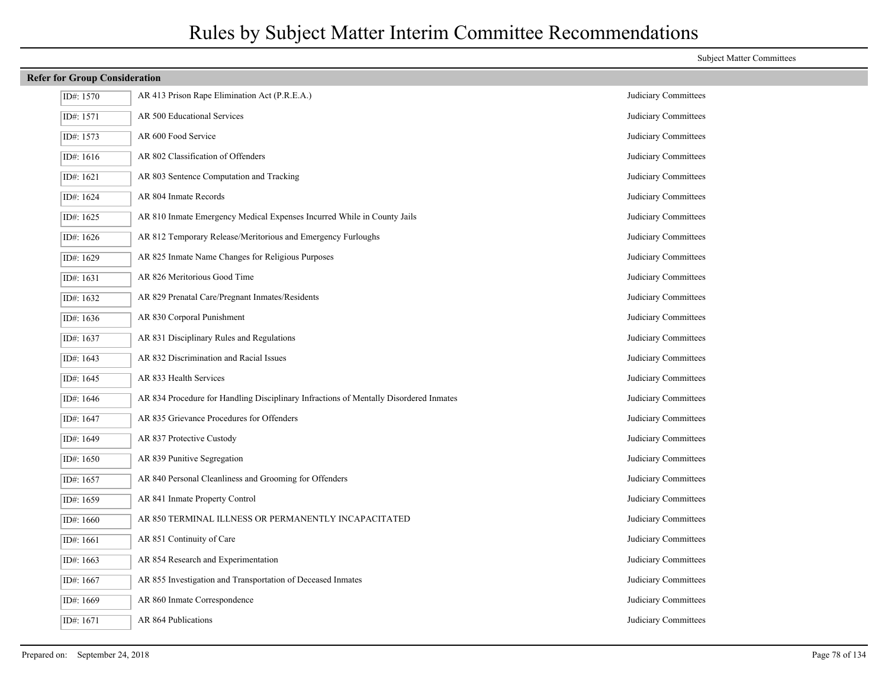# Rules by Subject Matter Interim Committee Recommendations

| | | Subject Matter Committees |
|---|---|---|
| **Refer for Group Consideration** | | |
| ID#: 1570 | AR 413 Prison Rape Elimination Act (P.R.E.A.) | Judiciary Committees |
| ID#: 1571 | AR 500 Educational Services | Judiciary Committees |
| ID#: 1573 | AR 600 Food Service | Judiciary Committees |
| ID#: 1616 | AR 802 Classification of Offenders | Judiciary Committees |
| ID#: 1621 | AR 803 Sentence Computation and Tracking | Judiciary Committees |
| ID#: 1624 | AR 804 Inmate Records | Judiciary Committees |
| ID#: 1625 | AR 810 Inmate Emergency Medical Expenses Incurred While in County Jails | Judiciary Committees |
| ID#: 1626 | AR 812 Temporary Release/Meritorious and Emergency Furloughs | Judiciary Committees |
| ID#: 1629 | AR 825 Inmate Name Changes for Religious Purposes | Judiciary Committees |
| ID#: 1631 | AR 826 Meritorious Good Time | Judiciary Committees |
| ID#: 1632 | AR 829 Prenatal Care/Pregnant Inmates/Residents | Judiciary Committees |
| ID#: 1636 | AR 830 Corporal Punishment | Judiciary Committees |
| ID#: 1637 | AR 831 Disciplinary Rules and Regulations | Judiciary Committees |
| ID#: 1643 | AR 832 Discrimination and Racial Issues | Judiciary Committees |
| ID#: 1645 | AR 833 Health Services | Judiciary Committees |
| ID#: 1646 | AR 834 Procedure for Handling Disciplinary Infractions of Mentally Disordered Inmates | Judiciary Committees |
| ID#: 1647 | AR 835 Grievance Procedures for Offenders | Judiciary Committees |
| ID#: 1649 | AR 837 Protective Custody | Judiciary Committees |
| ID#: 1650 | AR 839 Punitive Segregation | Judiciary Committees |
| ID#: 1657 | AR 840 Personal Cleanliness and Grooming for Offenders | Judiciary Committees |
| ID#: 1659 | AR 841 Inmate Property Control | Judiciary Committees |
| ID#: 1660 | AR 850 TERMINAL ILLNESS OR PERMANENTLY INCAPACITATED | Judiciary Committees |
| ID#: 1661 | AR 851 Continuity of Care | Judiciary Committees |
| ID#: 1663 | AR 854 Research and Experimentation | Judiciary Committees |
| ID#: 1667 | AR 855 Investigation and Transportation of Deceased Inmates | Judiciary Committees |
| ID#: 1669 | AR 860 Inmate Correspondence | Judiciary Committees |
| ID#: 1671 | AR 864 Publications | Judiciary Committees |

Prepared on: September 24, 2018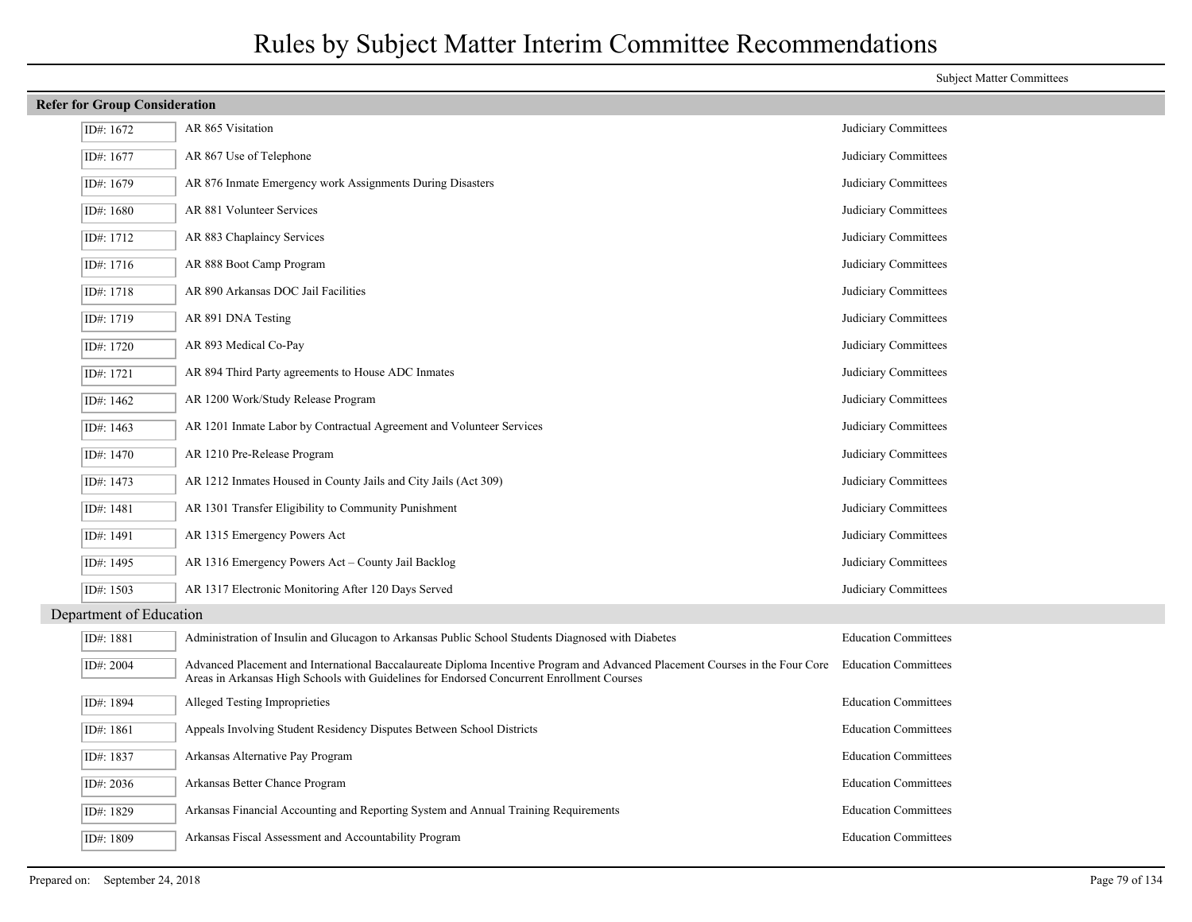# Rules by Subject Matter Interim Committee Recommendations

| | | Subject Matter Committees |
|---|---|---|
| **Refer for Group Consideration** | | |
| ID#: 1672 | AR 865 Visitation | Judiciary Committees |
| ID#: 1677 | AR 867 Use of Telephone | Judiciary Committees |
| ID#: 1679 | AR 876 Inmate Emergency work Assignments During Disasters | Judiciary Committees |
| ID#: 1680 | AR 881 Volunteer Services | Judiciary Committees |
| ID#: 1712 | AR 883 Chaplaincy Services | Judiciary Committees |
| ID#: 1716 | AR 888 Boot Camp Program | Judiciary Committees |
| ID#: 1718 | AR 890 Arkansas DOC Jail Facilities | Judiciary Committees |
| ID#: 1719 | AR 891 DNA Testing | Judiciary Committees |
| ID#: 1720 | AR 893 Medical Co-Pay | Judiciary Committees |
| ID#: 1721 | AR 894 Third Party agreements to House ADC Inmates | Judiciary Committees |
| ID#: 1462 | AR 1200 Work/Study Release Program | Judiciary Committees |
| ID#: 1463 | AR 1201 Inmate Labor by Contractual Agreement and Volunteer Services | Judiciary Committees |
| ID#: 1470 | AR 1210 Pre-Release Program | Judiciary Committees |
| ID#: 1473 | AR 1212 Inmates Housed in County Jails and City Jails (Act 309) | Judiciary Committees |
| ID#: 1481 | AR 1301 Transfer Eligibility to Community Punishment | Judiciary Committees |
| ID#: 1491 | AR 1315 Emergency Powers Act | Judiciary Committees |
| ID#: 1495 | AR 1316 Emergency Powers Act – County Jail Backlog | Judiciary Committees |
| ID#: 1503 | AR 1317 Electronic Monitoring After 120 Days Served | Judiciary Committees |
| **Department of Education** | | |
| ID#: 1881 | Administration of Insulin and Glucagon to Arkansas Public School Students Diagnosed with Diabetes | Education Committees |
| ID#: 2004 | Advanced Placement and International Baccalaureate Diploma Incentive Program and Advanced Placement Courses in the Four Core Areas in Arkansas High Schools with Guidelines for Endorsed Concurrent Enrollment Courses | Education Committees |
| ID#: 1894 | Alleged Testing Improprieties | Education Committees |
| ID#: 1861 | Appeals Involving Student Residency Disputes Between School Districts | Education Committees |
| ID#: 1837 | Arkansas Alternative Pay Program | Education Committees |
| ID#: 2036 | Arkansas Better Chance Program | Education Committees |
| ID#: 1829 | Arkansas Financial Accounting and Reporting System and Annual Training Requirements | Education Committees |
| ID#: 1809 | Arkansas Fiscal Assessment and Accountability Program | Education Committees |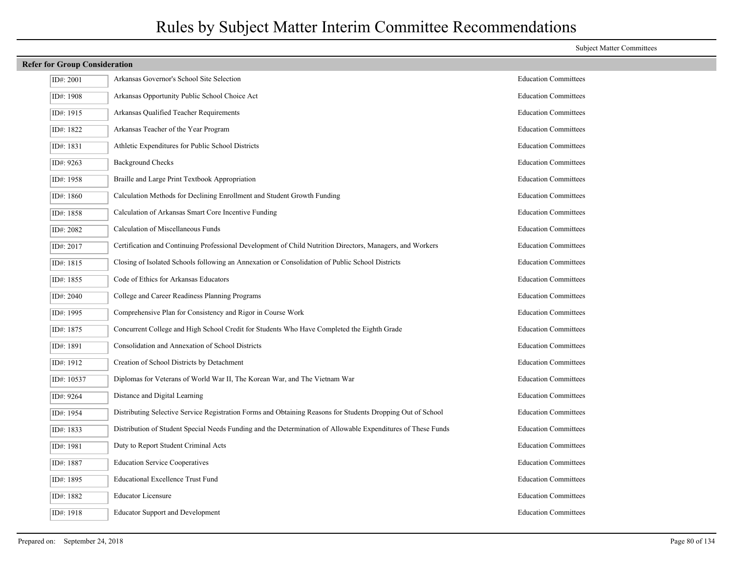# Rules by Subject Matter Interim Committee Recommendations

| | | Subject Matter Committees |
|---|---|---|
| **Refer for Group Consideration** | | |
| ID#: 2001 | Arkansas Governor's School Site Selection | Education Committees |
| ID#: 1908 | Arkansas Opportunity Public School Choice Act | Education Committees |
| ID#: 1915 | Arkansas Qualified Teacher Requirements | Education Committees |
| ID#: 1822 | Arkansas Teacher of the Year Program | Education Committees |
| ID#: 1831 | Athletic Expenditures for Public School Districts | Education Committees |
| ID#: 9263 | Background Checks | Education Committees |
| ID#: 1958 | Braille and Large Print Textbook Appropriation | Education Committees |
| ID#: 1860 | Calculation Methods for Declining Enrollment and Student Growth Funding | Education Committees |
| ID#: 1858 | Calculation of Arkansas Smart Core Incentive Funding | Education Committees |
| ID#: 2082 | Calculation of Miscellaneous Funds | Education Committees |
| ID#: 2017 | Certification and Continuing Professional Development of Child Nutrition Directors, Managers, and Workers | Education Committees |
| ID#: 1815 | Closing of Isolated Schools following an Annexation or Consolidation of Public School Districts | Education Committees |
| ID#: 1855 | Code of Ethics for Arkansas Educators | Education Committees |
| ID#: 2040 | College and Career Readiness Planning Programs | Education Committees |
| ID#: 1995 | Comprehensive Plan for Consistency and Rigor in Course Work | Education Committees |
| ID#: 1875 | Concurrent College and High School Credit for Students Who Have Completed the Eighth Grade | Education Committees |
| ID#: 1891 | Consolidation and Annexation of School Districts | Education Committees |
| ID#: 1912 | Creation of School Districts by Detachment | Education Committees |
| ID#: 10537 | Diplomas for Veterans of World War II, The Korean War, and The Vietnam War | Education Committees |
| ID#: 9264 | Distance and Digital Learning | Education Committees |
| ID#: 1954 | Distributing Selective Service Registration Forms and Obtaining Reasons for Students Dropping Out of School | Education Committees |
| ID#: 1833 | Distribution of Student Special Needs Funding and the Determination of Allowable Expenditures of These Funds | Education Committees |
| ID#: 1981 | Duty to Report Student Criminal Acts | Education Committees |
| ID#: 1887 | Education Service Cooperatives | Education Committees |
| ID#: 1895 | Educational Excellence Trust Fund | Education Committees |
| ID#: 1882 | Educator Licensure | Education Committees |
| ID#: 1918 | Educator Support and Development | Education Committees |

Prepared on: September 24, 2018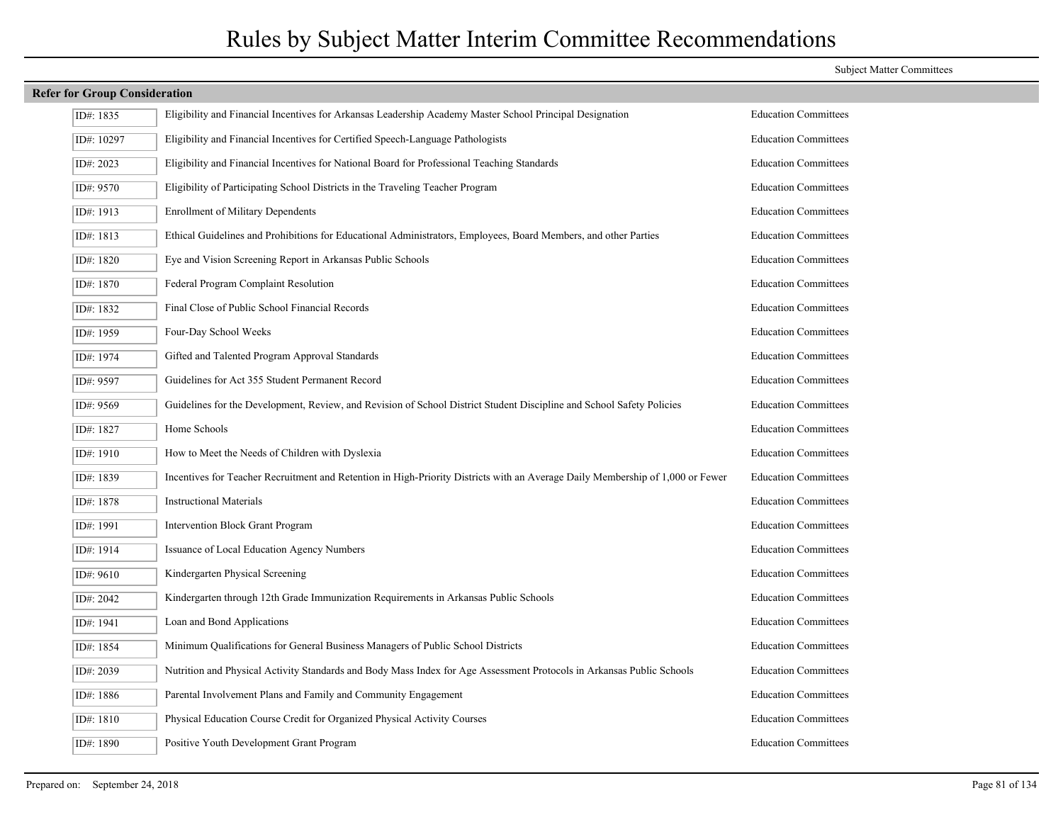# Rules by Subject Matter Interim Committee Recommendations

Subject Matter Committees

## Refer for Group Consideration

| ID | Rule | Committee |
|---|---|---|
| ID#: 1835 | Eligibility and Financial Incentives for Arkansas Leadership Academy Master School Principal Designation | Education Committees |
| ID#: 10297 | Eligibility and Financial Incentives for Certified Speech-Language Pathologists | Education Committees |
| ID#: 2023 | Eligibility and Financial Incentives for National Board for Professional Teaching Standards | Education Committees |
| ID#: 9570 | Eligibility of Participating School Districts in the Traveling Teacher Program | Education Committees |
| ID#: 1913 | Enrollment of Military Dependents | Education Committees |
| ID#: 1813 | Ethical Guidelines and Prohibitions for Educational Administrators, Employees, Board Members, and other Parties | Education Committees |
| ID#: 1820 | Eye and Vision Screening Report in Arkansas Public Schools | Education Committees |
| ID#: 1870 | Federal Program Complaint Resolution | Education Committees |
| ID#: 1832 | Final Close of Public School Financial Records | Education Committees |
| ID#: 1959 | Four-Day School Weeks | Education Committees |
| ID#: 1974 | Gifted and Talented Program Approval Standards | Education Committees |
| ID#: 9597 | Guidelines for Act 355 Student Permanent Record | Education Committees |
| ID#: 9569 | Guidelines for the Development, Review, and Revision of School District Student Discipline and School Safety Policies | Education Committees |
| ID#: 1827 | Home Schools | Education Committees |
| ID#: 1910 | How to Meet the Needs of Children with Dyslexia | Education Committees |
| ID#: 1839 | Incentives for Teacher Recruitment and Retention in High-Priority Districts with an Average Daily Membership of 1,000 or Fewer | Education Committees |
| ID#: 1878 | Instructional Materials | Education Committees |
| ID#: 1991 | Intervention Block Grant Program | Education Committees |
| ID#: 1914 | Issuance of Local Education Agency Numbers | Education Committees |
| ID#: 9610 | Kindergarten Physical Screening | Education Committees |
| ID#: 2042 | Kindergarten through 12th Grade Immunization Requirements in Arkansas Public Schools | Education Committees |
| ID#: 1941 | Loan and Bond Applications | Education Committees |
| ID#: 1854 | Minimum Qualifications for General Business Managers of Public School Districts | Education Committees |
| ID#: 2039 | Nutrition and Physical Activity Standards and Body Mass Index for Age Assessment Protocols in Arkansas Public Schools | Education Committees |
| ID#: 1886 | Parental Involvement Plans and Family and Community Engagement | Education Committees |
| ID#: 1810 | Physical Education Course Credit for Organized Physical Activity Courses | Education Committees |
| ID#: 1890 | Positive Youth Development Grant Program | Education Committees |

Prepared on: September 24, 2018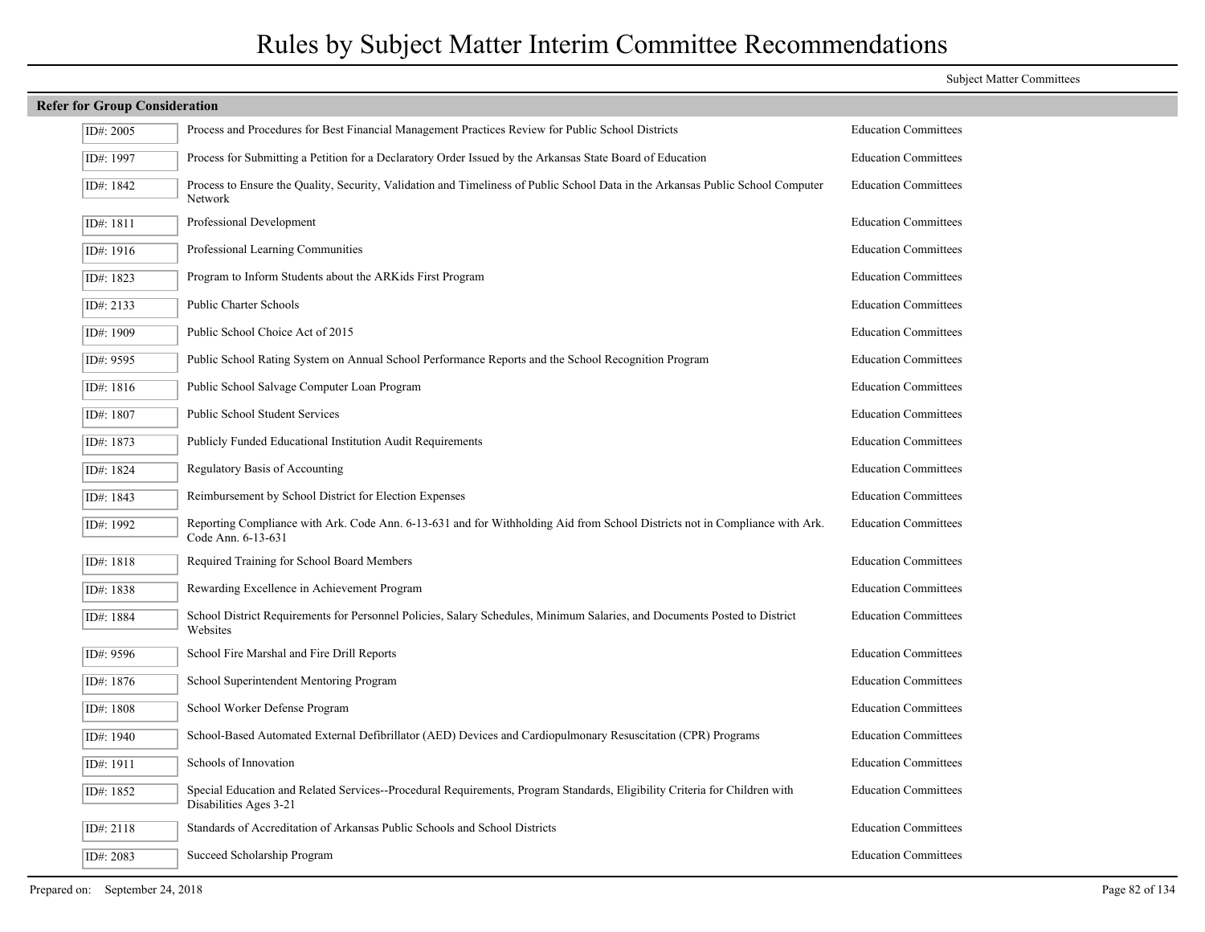# Rules by Subject Matter Interim Committee Recommendations

Subject Matter Committees

## Refer for Group Consideration

| ID# | Rule | Subject Matter Committee |
|---|---|---|
| ID#: 2005 | Process and Procedures for Best Financial Management Practices Review for Public School Districts | Education Committees |
| ID#: 1997 | Process for Submitting a Petition for a Declaratory Order Issued by the Arkansas State Board of Education | Education Committees |
| ID#: 1842 | Process to Ensure the Quality, Security, Validation and Timeliness of Public School Data in the Arkansas Public School Computer Network | Education Committees |
| ID#: 1811 | Professional Development | Education Committees |
| ID#: 1916 | Professional Learning Communities | Education Committees |
| ID#: 1823 | Program to Inform Students about the ARKids First Program | Education Committees |
| ID#: 2133 | Public Charter Schools | Education Committees |
| ID#: 1909 | Public School Choice Act of 2015 | Education Committees |
| ID#: 9595 | Public School Rating System on Annual School Performance Reports and the School Recognition Program | Education Committees |
| ID#: 1816 | Public School Salvage Computer Loan Program | Education Committees |
| ID#: 1807 | Public School Student Services | Education Committees |
| ID#: 1873 | Publicly Funded Educational Institution Audit Requirements | Education Committees |
| ID#: 1824 | Regulatory Basis of Accounting | Education Committees |
| ID#: 1843 | Reimbursement by School District for Election Expenses | Education Committees |
| ID#: 1992 | Reporting Compliance with Ark. Code Ann. 6-13-631 and for Withholding Aid from School Districts not in Compliance with Ark. Code Ann. 6-13-631 | Education Committees |
| ID#: 1818 | Required Training for School Board Members | Education Committees |
| ID#: 1838 | Rewarding Excellence in Achievement Program | Education Committees |
| ID#: 1884 | School District Requirements for Personnel Policies, Salary Schedules, Minimum Salaries, and Documents Posted to District Websites | Education Committees |
| ID#: 9596 | School Fire Marshal and Fire Drill Reports | Education Committees |
| ID#: 1876 | School Superintendent Mentoring Program | Education Committees |
| ID#: 1808 | School Worker Defense Program | Education Committees |
| ID#: 1940 | School-Based Automated External Defibrillator (AED) Devices and Cardiopulmonary Resuscitation (CPR) Programs | Education Committees |
| ID#: 1911 | Schools of Innovation | Education Committees |
| ID#: 1852 | Special Education and Related Services--Procedural Requirements, Program Standards, Eligibility Criteria for Children with Disabilities Ages 3-21 | Education Committees |
| ID#: 2118 | Standards of Accreditation of Arkansas Public Schools and School Districts | Education Committees |
| ID#: 2083 | Succeed Scholarship Program | Education Committees |

Prepared on: September 24, 2018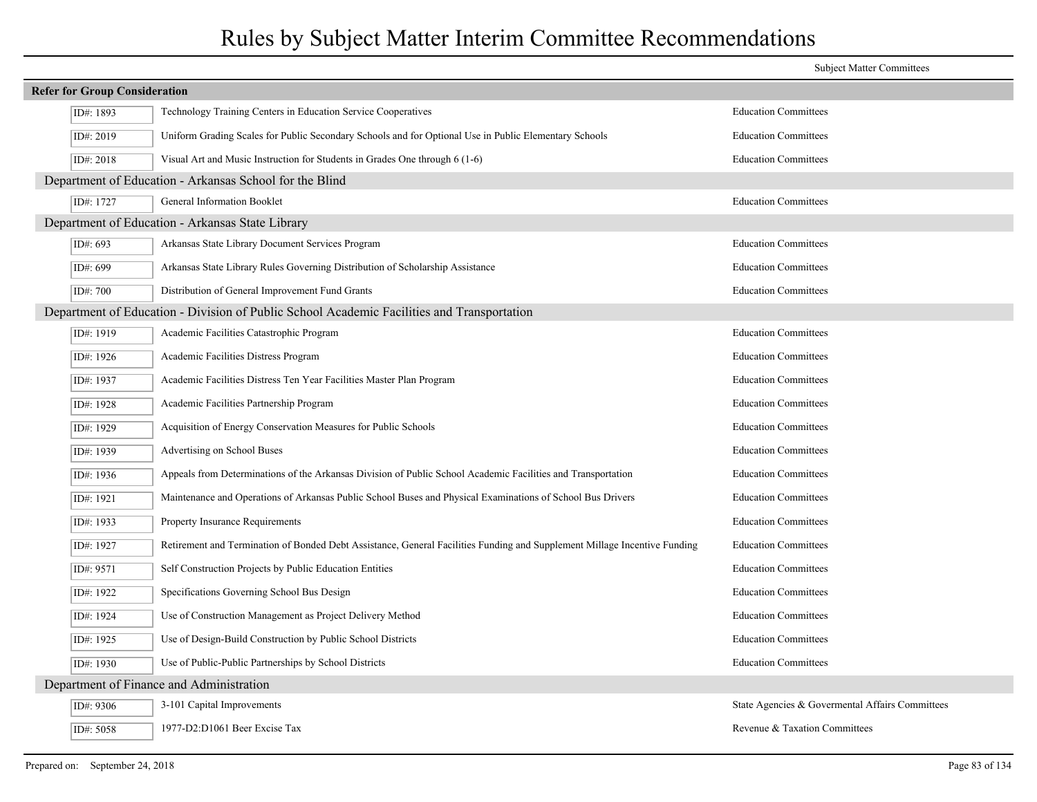# Rules by Subject Matter Interim Committee Recommendations

| | | Subject Matter Committees |
|---|---|---|
| **Refer for Group Consideration** | | |
| ID#: 1893 | Technology Training Centers in Education Service Cooperatives | Education Committees |
| ID#: 2019 | Uniform Grading Scales for Public Secondary Schools and for Optional Use in Public Elementary Schools | Education Committees |
| ID#: 2018 | Visual Art and Music Instruction for Students in Grades One through 6 (1-6) | Education Committees |
| **Department of Education - Arkansas School for the Blind** | | |
| ID#: 1727 | General Information Booklet | Education Committees |
| **Department of Education - Arkansas State Library** | | |
| ID#: 693 | Arkansas State Library Document Services Program | Education Committees |
| ID#: 699 | Arkansas State Library Rules Governing Distribution of Scholarship Assistance | Education Committees |
| ID#: 700 | Distribution of General Improvement Fund Grants | Education Committees |
| **Department of Education - Division of Public School Academic Facilities and Transportation** | | |
| ID#: 1919 | Academic Facilities Catastrophic Program | Education Committees |
| ID#: 1926 | Academic Facilities Distress Program | Education Committees |
| ID#: 1937 | Academic Facilities Distress Ten Year Facilities Master Plan Program | Education Committees |
| ID#: 1928 | Academic Facilities Partnership Program | Education Committees |
| ID#: 1929 | Acquisition of Energy Conservation Measures for Public Schools | Education Committees |
| ID#: 1939 | Advertising on School Buses | Education Committees |
| ID#: 1936 | Appeals from Determinations of the Arkansas Division of Public School Academic Facilities and Transportation | Education Committees |
| ID#: 1921 | Maintenance and Operations of Arkansas Public School Buses and Physical Examinations of School Bus Drivers | Education Committees |
| ID#: 1933 | Property Insurance Requirements | Education Committees |
| ID#: 1927 | Retirement and Termination of Bonded Debt Assistance, General Facilities Funding and Supplement Millage Incentive Funding | Education Committees |
| ID#: 9571 | Self Construction Projects by Public Education Entities | Education Committees |
| ID#: 1922 | Specifications Governing School Bus Design | Education Committees |
| ID#: 1924 | Use of Construction Management as Project Delivery Method | Education Committees |
| ID#: 1925 | Use of Design-Build Construction by Public School Districts | Education Committees |
| ID#: 1930 | Use of Public-Public Partnerships by School Districts | Education Committees |
| **Department of Finance and Administration** | | |
| ID#: 9306 | 3-101 Capital Improvements | State Agencies & Govermental Affairs Committees |
| ID#: 5058 | 1977-D2:D1061 Beer Excise Tax | Revenue & Taxation Committees |

Prepared on: September 24, 2018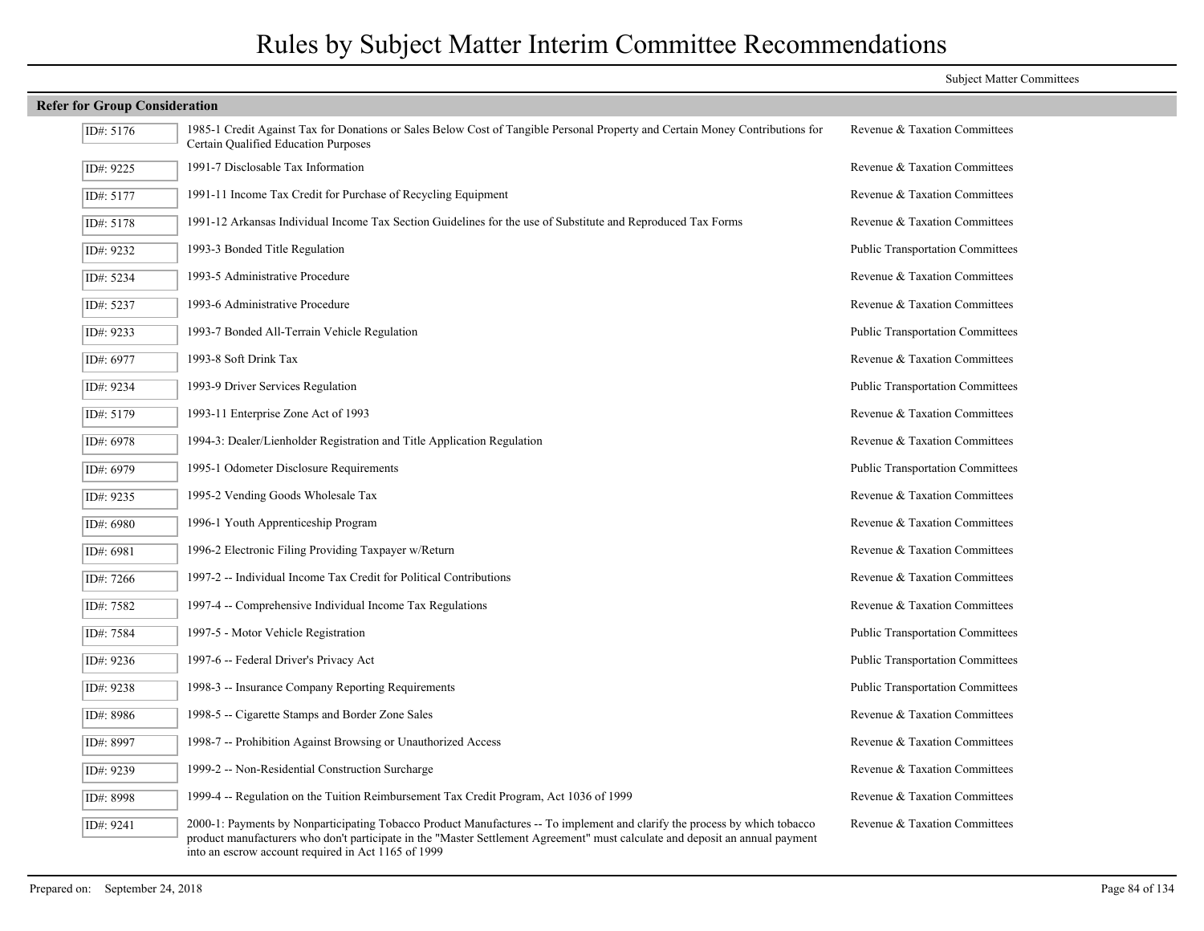# Rules by Subject Matter Interim Committee Recommendations

Subject Matter Committees

## Refer for Group Consideration

| ID# | Rule | Committee |
|---|---|---|
| ID#: 5176 | 1985-1 Credit Against Tax for Donations or Sales Below Cost of Tangible Personal Property and Certain Money Contributions for Certain Qualified Education Purposes | Revenue & Taxation Committees |
| ID#: 9225 | 1991-7 Disclosable Tax Information | Revenue & Taxation Committees |
| ID#: 5177 | 1991-11 Income Tax Credit for Purchase of Recycling Equipment | Revenue & Taxation Committees |
| ID#: 5178 | 1991-12 Arkansas Individual Income Tax Section Guidelines for the use of Substitute and Reproduced Tax Forms | Revenue & Taxation Committees |
| ID#: 9232 | 1993-3 Bonded Title Regulation | Public Transportation Committees |
| ID#: 5234 | 1993-5 Administrative Procedure | Revenue & Taxation Committees |
| ID#: 5237 | 1993-6 Administrative Procedure | Revenue & Taxation Committees |
| ID#: 9233 | 1993-7 Bonded All-Terrain Vehicle Regulation | Public Transportation Committees |
| ID#: 6977 | 1993-8 Soft Drink Tax | Revenue & Taxation Committees |
| ID#: 9234 | 1993-9 Driver Services Regulation | Public Transportation Committees |
| ID#: 5179 | 1993-11 Enterprise Zone Act of 1993 | Revenue & Taxation Committees |
| ID#: 6978 | 1994-3: Dealer/Lienholder Registration and Title Application Regulation | Revenue & Taxation Committees |
| ID#: 6979 | 1995-1 Odometer Disclosure Requirements | Public Transportation Committees |
| ID#: 9235 | 1995-2 Vending Goods Wholesale Tax | Revenue & Taxation Committees |
| ID#: 6980 | 1996-1 Youth Apprenticeship Program | Revenue & Taxation Committees |
| ID#: 6981 | 1996-2 Electronic Filing Providing Taxpayer w/Return | Revenue & Taxation Committees |
| ID#: 7266 | 1997-2 -- Individual Income Tax Credit for Political Contributions | Revenue & Taxation Committees |
| ID#: 7582 | 1997-4 -- Comprehensive Individual Income Tax Regulations | Revenue & Taxation Committees |
| ID#: 7584 | 1997-5 - Motor Vehicle Registration | Public Transportation Committees |
| ID#: 9236 | 1997-6 -- Federal Driver's Privacy Act | Public Transportation Committees |
| ID#: 9238 | 1998-3 -- Insurance Company Reporting Requirements | Public Transportation Committees |
| ID#: 8986 | 1998-5 -- Cigarette Stamps and Border Zone Sales | Revenue & Taxation Committees |
| ID#: 8997 | 1998-7 -- Prohibition Against Browsing or Unauthorized Access | Revenue & Taxation Committees |
| ID#: 9239 | 1999-2 -- Non-Residential Construction Surcharge | Revenue & Taxation Committees |
| ID#: 8998 | 1999-4 -- Regulation on the Tuition Reimbursement Tax Credit Program, Act 1036 of 1999 | Revenue & Taxation Committees |
| ID#: 9241 | 2000-1: Payments by Nonparticipating Tobacco Product Manufactures -- To implement and clarify the process by which tobacco product manufacturers who don't participate in the "Master Settlement Agreement" must calculate and deposit an annual payment into an escrow account required in Act 1165 of 1999 | Revenue & Taxation Committees |

Prepared on: September 24, 2018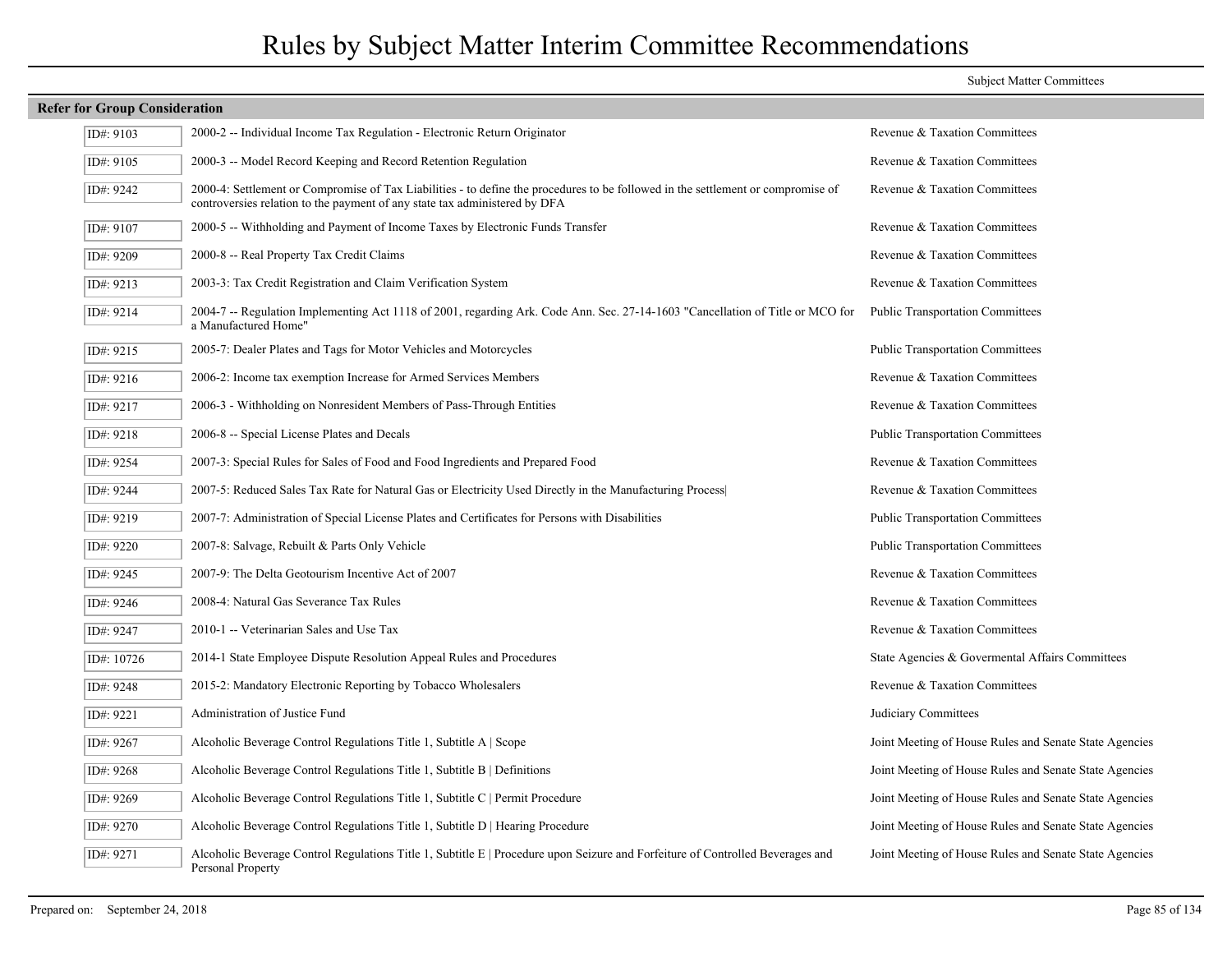# Rules by Subject Matter Interim Committee Recommendations

Subject Matter Committees

**Refer for Group Consideration**

| ID | Rule | Committee |
|---|---|---|
| ID#: 9103 | 2000-2 -- Individual Income Tax Regulation - Electronic Return Originator | Revenue & Taxation Committees |
| ID#: 9105 | 2000-3 -- Model Record Keeping and Record Retention Regulation | Revenue & Taxation Committees |
| ID#: 9242 | 2000-4: Settlement or Compromise of Tax Liabilities - to define the procedures to be followed in the settlement or compromise of controversies relation to the payment of any state tax administered by DFA | Revenue & Taxation Committees |
| ID#: 9107 | 2000-5 -- Withholding and Payment of Income Taxes by Electronic Funds Transfer | Revenue & Taxation Committees |
| ID#: 9209 | 2000-8 -- Real Property Tax Credit Claims | Revenue & Taxation Committees |
| ID#: 9213 | 2003-3: Tax Credit Registration and Claim Verification System | Revenue & Taxation Committees |
| ID#: 9214 | 2004-7 -- Regulation Implementing Act 1118 of 2001, regarding Ark. Code Ann. Sec. 27-14-1603 "Cancellation of Title or MCO for a Manufactured Home" | Public Transportation Committees |
| ID#: 9215 | 2005-7: Dealer Plates and Tags for Motor Vehicles and Motorcycles | Public Transportation Committees |
| ID#: 9216 | 2006-2: Income tax exemption Increase for Armed Services Members | Revenue & Taxation Committees |
| ID#: 9217 | 2006-3 - Withholding on Nonresident Members of Pass-Through Entities | Revenue & Taxation Committees |
| ID#: 9218 | 2006-8 -- Special License Plates and Decals | Public Transportation Committees |
| ID#: 9254 | 2007-3: Special Rules for Sales of Food and Food Ingredients and Prepared Food | Revenue & Taxation Committees |
| ID#: 9244 | 2007-5: Reduced Sales Tax Rate for Natural Gas or Electricity Used Directly in the Manufacturing Process\| | Revenue & Taxation Committees |
| ID#: 9219 | 2007-7: Administration of Special License Plates and Certificates for Persons with Disabilities | Public Transportation Committees |
| ID#: 9220 | 2007-8: Salvage, Rebuilt & Parts Only Vehicle | Public Transportation Committees |
| ID#: 9245 | 2007-9: The Delta Geotourism Incentive Act of 2007 | Revenue & Taxation Committees |
| ID#: 9246 | 2008-4: Natural Gas Severance Tax Rules | Revenue & Taxation Committees |
| ID#: 9247 | 2010-1 -- Veterinarian Sales and Use Tax | Revenue & Taxation Committees |
| ID#: 10726 | 2014-1 State Employee Dispute Resolution Appeal Rules and Procedures | State Agencies & Govermental Affairs Committees |
| ID#: 9248 | 2015-2: Mandatory Electronic Reporting by Tobacco Wholesalers | Revenue & Taxation Committees |
| ID#: 9221 | Administration of Justice Fund | Judiciary Committees |
| ID#: 9267 | Alcoholic Beverage Control Regulations Title 1, Subtitle A \| Scope | Joint Meeting of House Rules and Senate State Agencies |
| ID#: 9268 | Alcoholic Beverage Control Regulations Title 1, Subtitle B \| Definitions | Joint Meeting of House Rules and Senate State Agencies |
| ID#: 9269 | Alcoholic Beverage Control Regulations Title 1, Subtitle C \| Permit Procedure | Joint Meeting of House Rules and Senate State Agencies |
| ID#: 9270 | Alcoholic Beverage Control Regulations Title 1, Subtitle D \| Hearing Procedure | Joint Meeting of House Rules and Senate State Agencies |
| ID#: 9271 | Alcoholic Beverage Control Regulations Title 1, Subtitle E \| Procedure upon Seizure and Forfeiture of Controlled Beverages and Personal Property | Joint Meeting of House Rules and Senate State Agencies |

Prepared on: September 24, 2018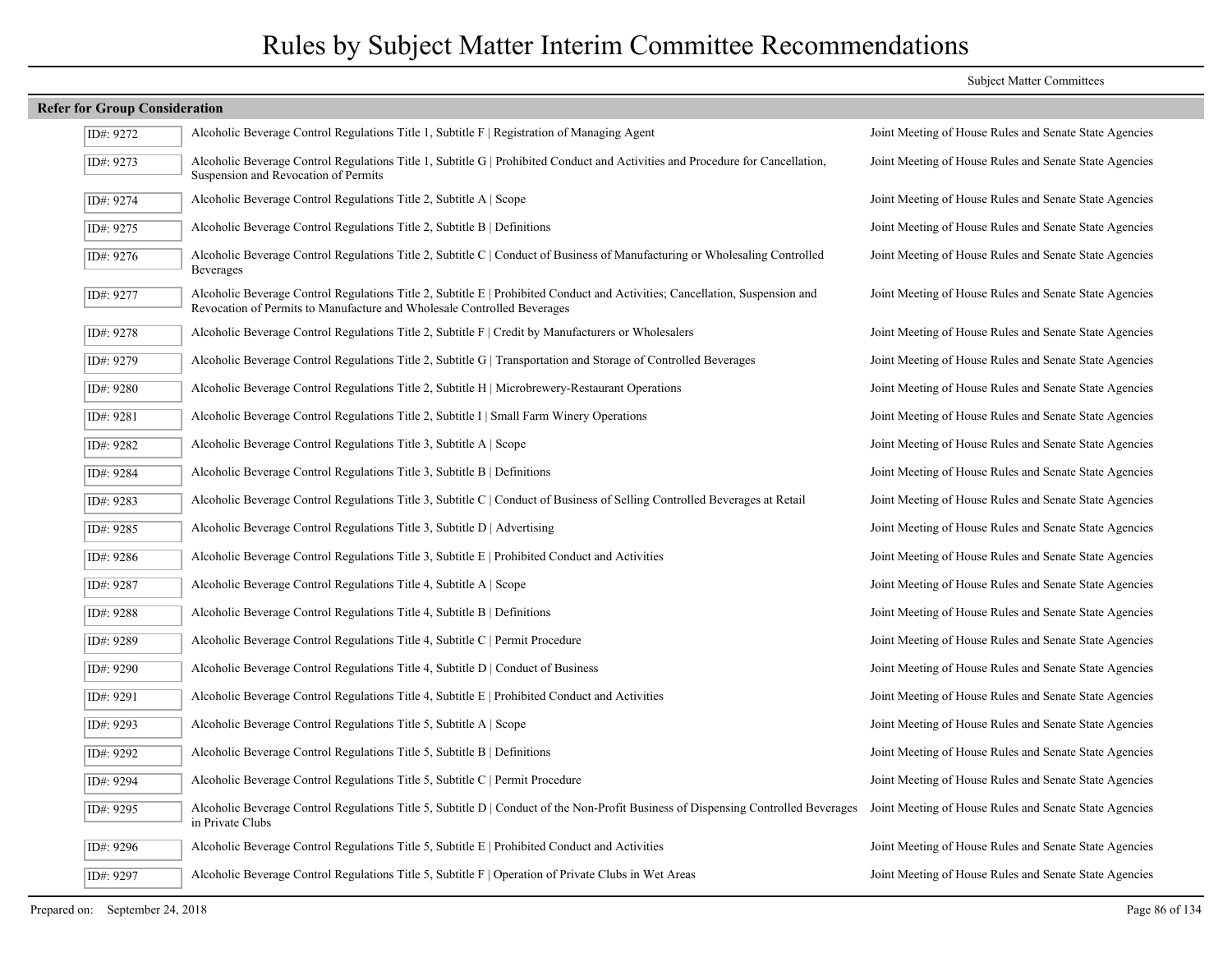# Rules by Subject Matter Interim Committee Recommendations

## Refer for Group Consideration

| ID | Rule | Subject Matter Committees |
|---|---|---|
| ID#: 9272 | Alcoholic Beverage Control Regulations Title 1, Subtitle F \| Registration of Managing Agent | Joint Meeting of House Rules and Senate State Agencies |
| ID#: 9273 | Alcoholic Beverage Control Regulations Title 1, Subtitle G \| Prohibited Conduct and Activities and Procedure for Cancellation, Suspension and Revocation of Permits | Joint Meeting of House Rules and Senate State Agencies |
| ID#: 9274 | Alcoholic Beverage Control Regulations Title 2, Subtitle A \| Scope | Joint Meeting of House Rules and Senate State Agencies |
| ID#: 9275 | Alcoholic Beverage Control Regulations Title 2, Subtitle B \| Definitions | Joint Meeting of House Rules and Senate State Agencies |
| ID#: 9276 | Alcoholic Beverage Control Regulations Title 2, Subtitle C \| Conduct of Business of Manufacturing or Wholesaling Controlled Beverages | Joint Meeting of House Rules and Senate State Agencies |
| ID#: 9277 | Alcoholic Beverage Control Regulations Title 2, Subtitle E \| Prohibited Conduct and Activities; Cancellation, Suspension and Revocation of Permits to Manufacture and Wholesale Controlled Beverages | Joint Meeting of House Rules and Senate State Agencies |
| ID#: 9278 | Alcoholic Beverage Control Regulations Title 2, Subtitle F \| Credit by Manufacturers or Wholesalers | Joint Meeting of House Rules and Senate State Agencies |
| ID#: 9279 | Alcoholic Beverage Control Regulations Title 2, Subtitle G \| Transportation and Storage of Controlled Beverages | Joint Meeting of House Rules and Senate State Agencies |
| ID#: 9280 | Alcoholic Beverage Control Regulations Title 2, Subtitle H \| Microbrewery-Restaurant Operations | Joint Meeting of House Rules and Senate State Agencies |
| ID#: 9281 | Alcoholic Beverage Control Regulations Title 2, Subtitle I \| Small Farm Winery Operations | Joint Meeting of House Rules and Senate State Agencies |
| ID#: 9282 | Alcoholic Beverage Control Regulations Title 3, Subtitle A \| Scope | Joint Meeting of House Rules and Senate State Agencies |
| ID#: 9284 | Alcoholic Beverage Control Regulations Title 3, Subtitle B \| Definitions | Joint Meeting of House Rules and Senate State Agencies |
| ID#: 9283 | Alcoholic Beverage Control Regulations Title 3, Subtitle C \| Conduct of Business of Selling Controlled Beverages at Retail | Joint Meeting of House Rules and Senate State Agencies |
| ID#: 9285 | Alcoholic Beverage Control Regulations Title 3, Subtitle D \| Advertising | Joint Meeting of House Rules and Senate State Agencies |
| ID#: 9286 | Alcoholic Beverage Control Regulations Title 3, Subtitle E \| Prohibited Conduct and Activities | Joint Meeting of House Rules and Senate State Agencies |
| ID#: 9287 | Alcoholic Beverage Control Regulations Title 4, Subtitle A \| Scope | Joint Meeting of House Rules and Senate State Agencies |
| ID#: 9288 | Alcoholic Beverage Control Regulations Title 4, Subtitle B \| Definitions | Joint Meeting of House Rules and Senate State Agencies |
| ID#: 9289 | Alcoholic Beverage Control Regulations Title 4, Subtitle C \| Permit Procedure | Joint Meeting of House Rules and Senate State Agencies |
| ID#: 9290 | Alcoholic Beverage Control Regulations Title 4, Subtitle D \| Conduct of Business | Joint Meeting of House Rules and Senate State Agencies |
| ID#: 9291 | Alcoholic Beverage Control Regulations Title 4, Subtitle E \| Prohibited Conduct and Activities | Joint Meeting of House Rules and Senate State Agencies |
| ID#: 9293 | Alcoholic Beverage Control Regulations Title 5, Subtitle A \| Scope | Joint Meeting of House Rules and Senate State Agencies |
| ID#: 9292 | Alcoholic Beverage Control Regulations Title 5, Subtitle B \| Definitions | Joint Meeting of House Rules and Senate State Agencies |
| ID#: 9294 | Alcoholic Beverage Control Regulations Title 5, Subtitle C \| Permit Procedure | Joint Meeting of House Rules and Senate State Agencies |
| ID#: 9295 | Alcoholic Beverage Control Regulations Title 5, Subtitle D \| Conduct of the Non-Profit Business of Dispensing Controlled Beverages in Private Clubs | Joint Meeting of House Rules and Senate State Agencies |
| ID#: 9296 | Alcoholic Beverage Control Regulations Title 5, Subtitle E \| Prohibited Conduct and Activities | Joint Meeting of House Rules and Senate State Agencies |
| ID#: 9297 | Alcoholic Beverage Control Regulations Title 5, Subtitle F \| Operation of Private Clubs in Wet Areas | Joint Meeting of House Rules and Senate State Agencies |

Prepared on: September 24, 2018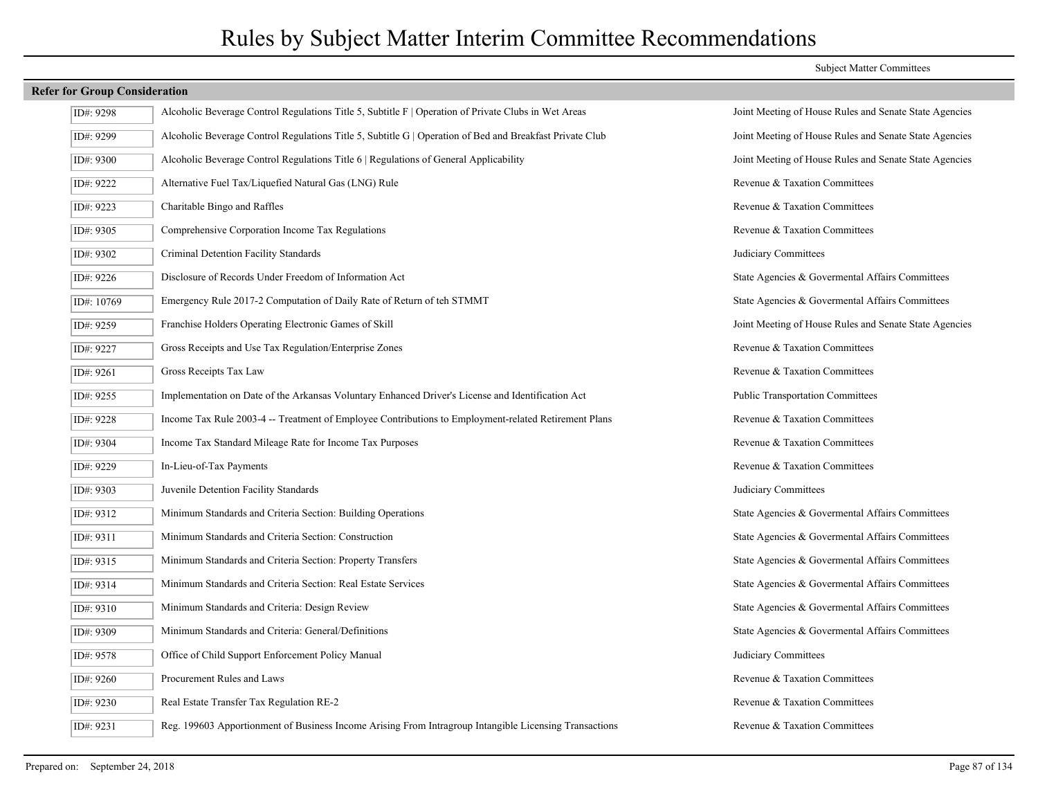# Rules by Subject Matter Interim Committee Recommendations

## Refer for Group Consideration

| ID# | Rule | Subject Matter Committees |
|---|---|---|
| ID#: 9298 | Alcoholic Beverage Control Regulations Title 5, Subtitle F \| Operation of Private Clubs in Wet Areas | Joint Meeting of House Rules and Senate State Agencies |
| ID#: 9299 | Alcoholic Beverage Control Regulations Title 5, Subtitle G \| Operation of Bed and Breakfast Private Club | Joint Meeting of House Rules and Senate State Agencies |
| ID#: 9300 | Alcoholic Beverage Control Regulations Title 6 \| Regulations of General Applicability | Joint Meeting of House Rules and Senate State Agencies |
| ID#: 9222 | Alternative Fuel Tax/Liquefied Natural Gas (LNG) Rule | Revenue & Taxation Committees |
| ID#: 9223 | Charitable Bingo and Raffles | Revenue & Taxation Committees |
| ID#: 9305 | Comprehensive Corporation Income Tax Regulations | Revenue & Taxation Committees |
| ID#: 9302 | Criminal Detention Facility Standards | Judiciary Committees |
| ID#: 9226 | Disclosure of Records Under Freedom of Information Act | State Agencies & Govermental Affairs Committees |
| ID#: 10769 | Emergency Rule 2017-2 Computation of Daily Rate of Return of teh STMMT | State Agencies & Govermental Affairs Committees |
| ID#: 9259 | Franchise Holders Operating Electronic Games of Skill | Joint Meeting of House Rules and Senate State Agencies |
| ID#: 9227 | Gross Receipts and Use Tax Regulation/Enterprise Zones | Revenue & Taxation Committees |
| ID#: 9261 | Gross Receipts Tax Law | Revenue & Taxation Committees |
| ID#: 9255 | Implementation on Date of the Arkansas Voluntary Enhanced Driver's License and Identification Act | Public Transportation Committees |
| ID#: 9228 | Income Tax Rule 2003-4 -- Treatment of Employee Contributions to Employment-related Retirement Plans | Revenue & Taxation Committees |
| ID#: 9304 | Income Tax Standard Mileage Rate for Income Tax Purposes | Revenue & Taxation Committees |
| ID#: 9229 | In-Lieu-of-Tax Payments | Revenue & Taxation Committees |
| ID#: 9303 | Juvenile Detention Facility Standards | Judiciary Committees |
| ID#: 9312 | Minimum Standards and Criteria Section: Building Operations | State Agencies & Govermental Affairs Committees |
| ID#: 9311 | Minimum Standards and Criteria Section: Construction | State Agencies & Govermental Affairs Committees |
| ID#: 9315 | Minimum Standards and Criteria Section: Property Transfers | State Agencies & Govermental Affairs Committees |
| ID#: 9314 | Minimum Standards and Criteria Section: Real Estate Services | State Agencies & Govermental Affairs Committees |
| ID#: 9310 | Minimum Standards and Criteria: Design Review | State Agencies & Govermental Affairs Committees |
| ID#: 9309 | Minimum Standards and Criteria: General/Definitions | State Agencies & Govermental Affairs Committees |
| ID#: 9578 | Office of Child Support Enforcement Policy Manual | Judiciary Committees |
| ID#: 9260 | Procurement Rules and Laws | Revenue & Taxation Committees |
| ID#: 9230 | Real Estate Transfer Tax Regulation RE-2 | Revenue & Taxation Committees |
| ID#: 9231 | Reg. 199603 Apportionment of Business Income Arising From Intragroup Intangible Licensing Transactions | Revenue & Taxation Committees |

Prepared on: September 24, 2018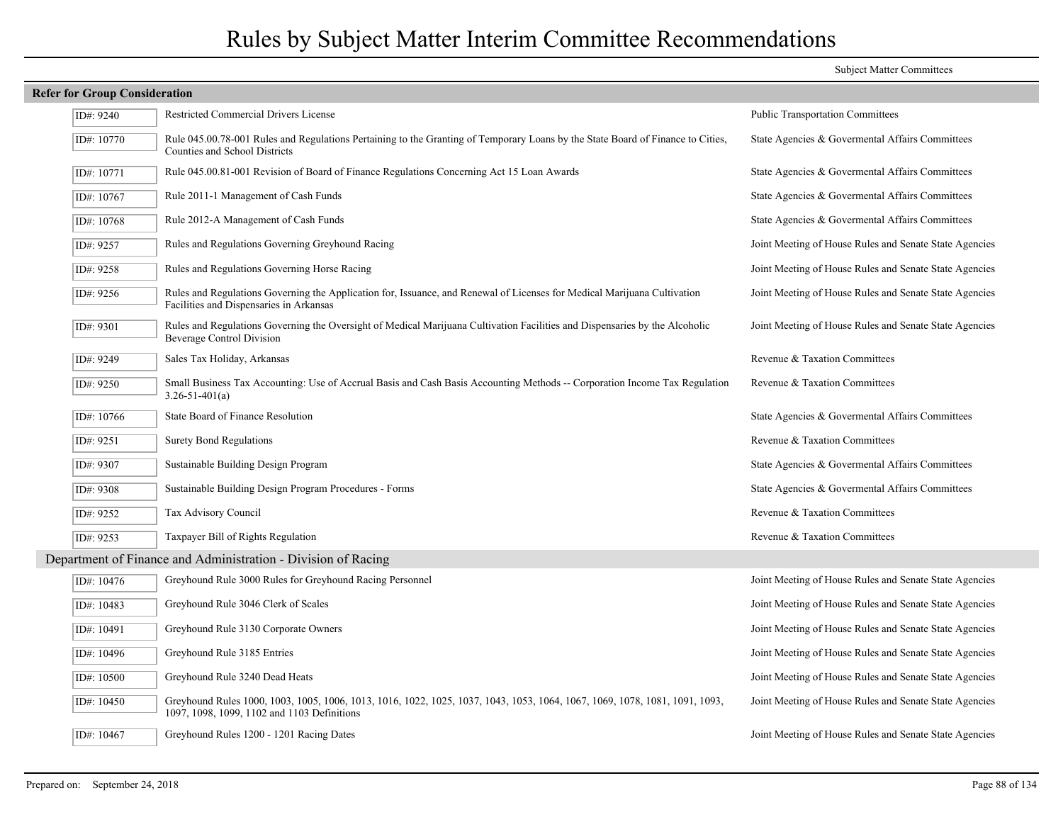# Rules by Subject Matter Interim Committee Recommendations

Subject Matter Committees

**Refer for Group Consideration**

| ID# | Rule | Subject Matter Committees |
|---|---|---|
| ID#: 9240 | Restricted Commercial Drivers License | Public Transportation Committees |
| ID#: 10770 | Rule 045.00.78-001 Rules and Regulations Pertaining to the Granting of Temporary Loans by the State Board of Finance to Cities, Counties and School Districts | State Agencies & Govermental Affairs Committees |
| ID#: 10771 | Rule 045.00.81-001 Revision of Board of Finance Regulations Concerning Act 15 Loan Awards | State Agencies & Govermental Affairs Committees |
| ID#: 10767 | Rule 2011-1 Management of Cash Funds | State Agencies & Govermental Affairs Committees |
| ID#: 10768 | Rule 2012-A Management of Cash Funds | State Agencies & Govermental Affairs Committees |
| ID#: 9257 | Rules and Regulations Governing Greyhound Racing | Joint Meeting of House Rules and Senate State Agencies |
| ID#: 9258 | Rules and Regulations Governing Horse Racing | Joint Meeting of House Rules and Senate State Agencies |
| ID#: 9256 | Rules and Regulations Governing the Application for, Issuance, and Renewal of Licenses for Medical Marijuana Cultivation Facilities and Dispensaries in Arkansas | Joint Meeting of House Rules and Senate State Agencies |
| ID#: 9301 | Rules and Regulations Governing the Oversight of Medical Marijuana Cultivation Facilities and Dispensaries by the Alcoholic Beverage Control Division | Joint Meeting of House Rules and Senate State Agencies |
| ID#: 9249 | Sales Tax Holiday, Arkansas | Revenue & Taxation Committees |
| ID#: 9250 | Small Business Tax Accounting: Use of Accrual Basis and Cash Basis Accounting Methods -- Corporation Income Tax Regulation 3.26-51-401(a) | Revenue & Taxation Committees |
| ID#: 10766 | State Board of Finance Resolution | State Agencies & Govermental Affairs Committees |
| ID#: 9251 | Surety Bond Regulations | Revenue & Taxation Committees |
| ID#: 9307 | Sustainable Building Design Program | State Agencies & Govermental Affairs Committees |
| ID#: 9308 | Sustainable Building Design Program Procedures - Forms | State Agencies & Govermental Affairs Committees |
| ID#: 9252 | Tax Advisory Council | Revenue & Taxation Committees |
| ID#: 9253 | Taxpayer Bill of Rights Regulation | Revenue & Taxation Committees |

## Department of Finance and Administration - Division of Racing

| ID# | Rule | Subject Matter Committees |
|---|---|---|
| ID#: 10476 | Greyhound Rule 3000 Rules for Greyhound Racing Personnel | Joint Meeting of House Rules and Senate State Agencies |
| ID#: 10483 | Greyhound Rule 3046 Clerk of Scales | Joint Meeting of House Rules and Senate State Agencies |
| ID#: 10491 | Greyhound Rule 3130 Corporate Owners | Joint Meeting of House Rules and Senate State Agencies |
| ID#: 10496 | Greyhound Rule 3185 Entries | Joint Meeting of House Rules and Senate State Agencies |
| ID#: 10500 | Greyhound Rule 3240 Dead Heats | Joint Meeting of House Rules and Senate State Agencies |
| ID#: 10450 | Greyhound Rules 1000, 1003, 1005, 1006, 1013, 1016, 1022, 1025, 1037, 1043, 1053, 1064, 1067, 1069, 1078, 1081, 1091, 1093, 1097, 1098, 1099, 1102 and 1103 Definitions | Joint Meeting of House Rules and Senate State Agencies |
| ID#: 10467 | Greyhound Rules 1200 - 1201 Racing Dates | Joint Meeting of House Rules and Senate State Agencies |

Prepared on: September 24, 2018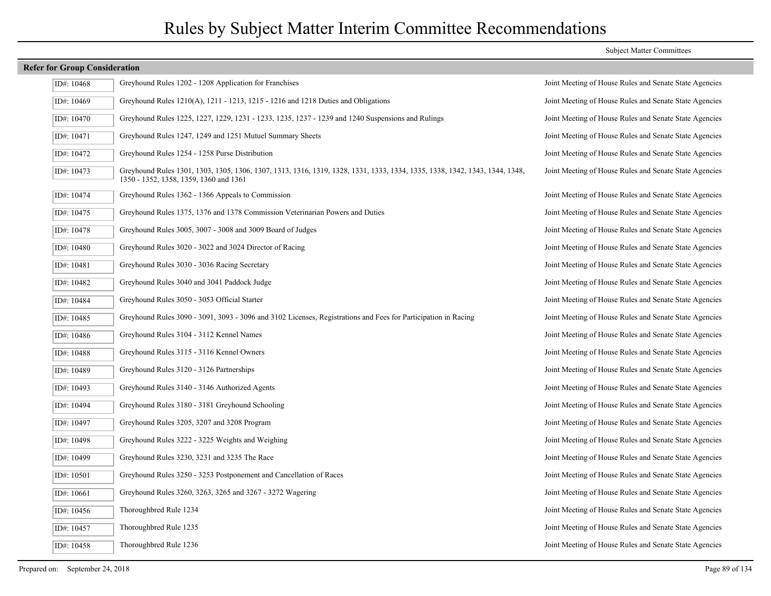# Rules by Subject Matter Interim Committee Recommendations

Subject Matter Committees

## Refer for Group Consideration

| ID | Rule | Subject Matter Committees |
|---|---|---|
| ID#: 10468 | Greyhound Rules 1202 - 1208 Application for Franchises | Joint Meeting of House Rules and Senate State Agencies |
| ID#: 10469 | Greyhound Rules 1210(A), 1211 - 1213, 1215 - 1216 and 1218 Duties and Obligations | Joint Meeting of House Rules and Senate State Agencies |
| ID#: 10470 | Greyhound Rules 1225, 1227, 1229, 1231 - 1233, 1235, 1237 - 1239 and 1240 Suspensions and Rulings | Joint Meeting of House Rules and Senate State Agencies |
| ID#: 10471 | Greyhound Rules 1247, 1249 and 1251 Mutuel Summary Sheets | Joint Meeting of House Rules and Senate State Agencies |
| ID#: 10472 | Greyhound Rules 1254 - 1258 Purse Distribution | Joint Meeting of House Rules and Senate State Agencies |
| ID#: 10473 | Greyhound Rules 1301, 1303, 1305, 1306, 1307, 1313, 1316, 1319, 1328, 1331, 1333, 1334, 1335, 1338, 1342, 1343, 1344, 1348, 1350 - 1352, 1358, 1359, 1360 and 1361 | Joint Meeting of House Rules and Senate State Agencies |
| ID#: 10474 | Greyhound Rules 1362 - 1366 Appeals to Commission | Joint Meeting of House Rules and Senate State Agencies |
| ID#: 10475 | Greyhound Rules 1375, 1376 and 1378 Commission Veterinarian Powers and Duties | Joint Meeting of House Rules and Senate State Agencies |
| ID#: 10478 | Greyhound Rules 3005, 3007 - 3008 and 3009 Board of Judges | Joint Meeting of House Rules and Senate State Agencies |
| ID#: 10480 | Greyhound Rules 3020 - 3022 and 3024 Director of Racing | Joint Meeting of House Rules and Senate State Agencies |
| ID#: 10481 | Greyhound Rules 3030 - 3036 Racing Secretary | Joint Meeting of House Rules and Senate State Agencies |
| ID#: 10482 | Greyhound Rules 3040 and 3041 Paddock Judge | Joint Meeting of House Rules and Senate State Agencies |
| ID#: 10484 | Greyhound Rules 3050 - 3053 Official Starter | Joint Meeting of House Rules and Senate State Agencies |
| ID#: 10485 | Greyhound Rules 3090 - 3091, 3093 - 3096 and 3102 Licenses, Registrations and Fees for Participation in Racing | Joint Meeting of House Rules and Senate State Agencies |
| ID#: 10486 | Greyhound Rules 3104 - 3112 Kennel Names | Joint Meeting of House Rules and Senate State Agencies |
| ID#: 10488 | Greyhound Rules 3115 - 3116 Kennel Owners | Joint Meeting of House Rules and Senate State Agencies |
| ID#: 10489 | Greyhound Rules 3120 - 3126 Partnerships | Joint Meeting of House Rules and Senate State Agencies |
| ID#: 10493 | Greyhound Rules 3140 - 3146 Authorized Agents | Joint Meeting of House Rules and Senate State Agencies |
| ID#: 10494 | Greyhound Rules 3180 - 3181 Greyhound Schooling | Joint Meeting of House Rules and Senate State Agencies |
| ID#: 10497 | Greyhound Rules 3205, 3207 and 3208 Program | Joint Meeting of House Rules and Senate State Agencies |
| ID#: 10498 | Greyhound Rules 3222 - 3225 Weights and Weighing | Joint Meeting of House Rules and Senate State Agencies |
| ID#: 10499 | Greyhound Rules 3230, 3231 and 3235 The Race | Joint Meeting of House Rules and Senate State Agencies |
| ID#: 10501 | Greyhound Rules 3250 - 3253 Postponement and Cancellation of Races | Joint Meeting of House Rules and Senate State Agencies |
| ID#: 10661 | Greyhound Rules 3260, 3263, 3265 and 3267 - 3272 Wagering | Joint Meeting of House Rules and Senate State Agencies |
| ID#: 10456 | Thoroughbred Rule 1234 | Joint Meeting of House Rules and Senate State Agencies |
| ID#: 10457 | Thoroughbred Rule 1235 | Joint Meeting of House Rules and Senate State Agencies |
| ID#: 10458 | Thoroughbred Rule 1236 | Joint Meeting of House Rules and Senate State Agencies |

Prepared on: September 24, 2018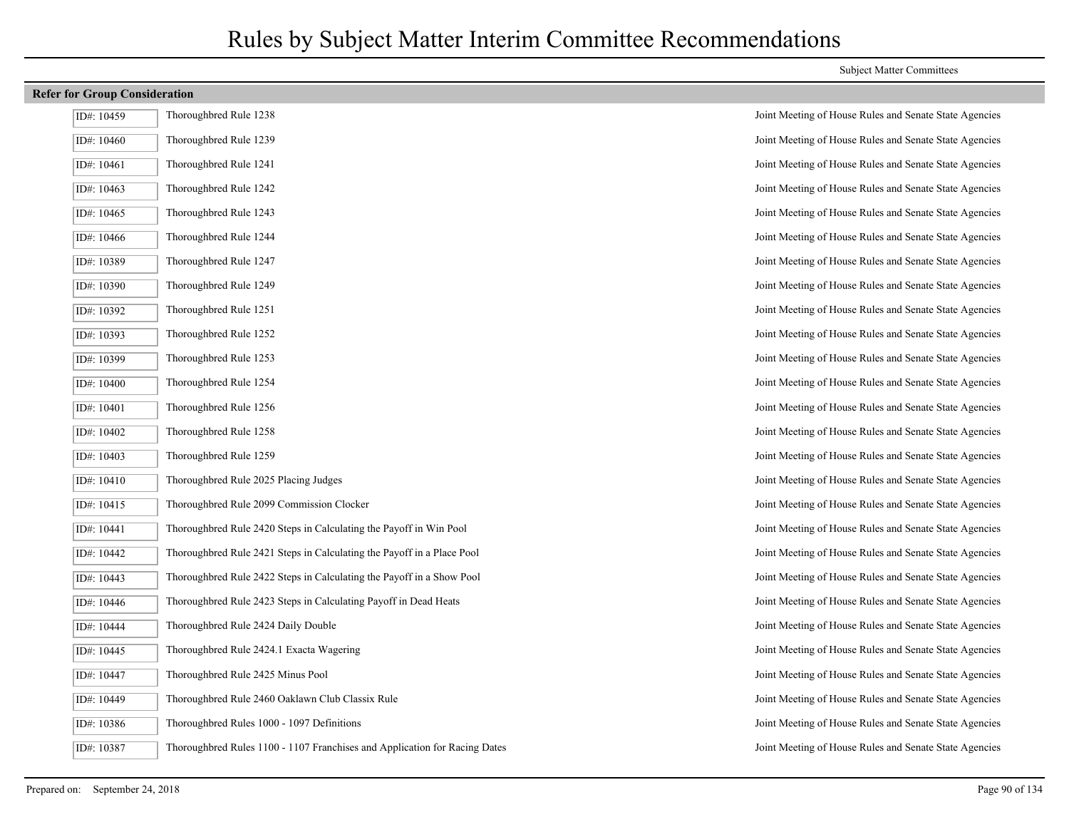# Rules by Subject Matter Interim Committee Recommendations

| | | Subject Matter Committees |
|---|---|---|
| **Refer for Group Consideration** | | |
| ID#: 10459 | Thoroughbred Rule 1238 | Joint Meeting of House Rules and Senate State Agencies |
| ID#: 10460 | Thoroughbred Rule 1239 | Joint Meeting of House Rules and Senate State Agencies |
| ID#: 10461 | Thoroughbred Rule 1241 | Joint Meeting of House Rules and Senate State Agencies |
| ID#: 10463 | Thoroughbred Rule 1242 | Joint Meeting of House Rules and Senate State Agencies |
| ID#: 10465 | Thoroughbred Rule 1243 | Joint Meeting of House Rules and Senate State Agencies |
| ID#: 10466 | Thoroughbred Rule 1244 | Joint Meeting of House Rules and Senate State Agencies |
| ID#: 10389 | Thoroughbred Rule 1247 | Joint Meeting of House Rules and Senate State Agencies |
| ID#: 10390 | Thoroughbred Rule 1249 | Joint Meeting of House Rules and Senate State Agencies |
| ID#: 10392 | Thoroughbred Rule 1251 | Joint Meeting of House Rules and Senate State Agencies |
| ID#: 10393 | Thoroughbred Rule 1252 | Joint Meeting of House Rules and Senate State Agencies |
| ID#: 10399 | Thoroughbred Rule 1253 | Joint Meeting of House Rules and Senate State Agencies |
| ID#: 10400 | Thoroughbred Rule 1254 | Joint Meeting of House Rules and Senate State Agencies |
| ID#: 10401 | Thoroughbred Rule 1256 | Joint Meeting of House Rules and Senate State Agencies |
| ID#: 10402 | Thoroughbred Rule 1258 | Joint Meeting of House Rules and Senate State Agencies |
| ID#: 10403 | Thoroughbred Rule 1259 | Joint Meeting of House Rules and Senate State Agencies |
| ID#: 10410 | Thoroughbred Rule 2025 Placing Judges | Joint Meeting of House Rules and Senate State Agencies |
| ID#: 10415 | Thoroughbred Rule 2099 Commission Clocker | Joint Meeting of House Rules and Senate State Agencies |
| ID#: 10441 | Thoroughbred Rule 2420 Steps in Calculating the Payoff in Win Pool | Joint Meeting of House Rules and Senate State Agencies |
| ID#: 10442 | Thoroughbred Rule 2421 Steps in Calculating the Payoff in a Place Pool | Joint Meeting of House Rules and Senate State Agencies |
| ID#: 10443 | Thoroughbred Rule 2422 Steps in Calculating the Payoff in a Show Pool | Joint Meeting of House Rules and Senate State Agencies |
| ID#: 10446 | Thoroughbred Rule 2423 Steps in Calculating Payoff in Dead Heats | Joint Meeting of House Rules and Senate State Agencies |
| ID#: 10444 | Thoroughbred Rule 2424 Daily Double | Joint Meeting of House Rules and Senate State Agencies |
| ID#: 10445 | Thoroughbred Rule 2424.1 Exacta Wagering | Joint Meeting of House Rules and Senate State Agencies |
| ID#: 10447 | Thoroughbred Rule 2425 Minus Pool | Joint Meeting of House Rules and Senate State Agencies |
| ID#: 10449 | Thoroughbred Rule 2460 Oaklawn Club Classix Rule | Joint Meeting of House Rules and Senate State Agencies |
| ID#: 10386 | Thoroughbred Rules 1000 - 1097 Definitions | Joint Meeting of House Rules and Senate State Agencies |
| ID#: 10387 | Thoroughbred Rules 1100 - 1107 Franchises and Application for Racing Dates | Joint Meeting of House Rules and Senate State Agencies |

Prepared on: September 24, 2018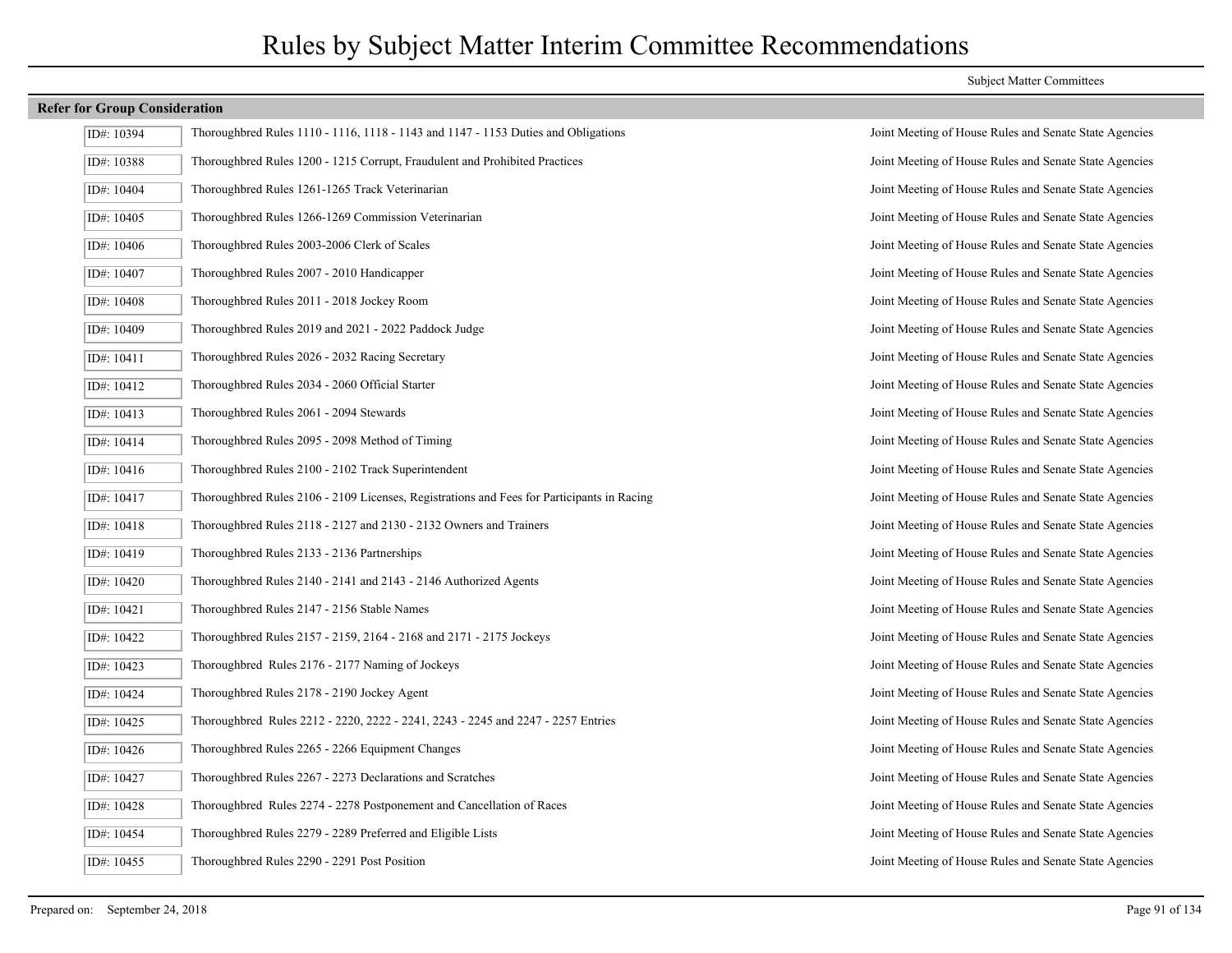# Rules by Subject Matter Interim Committee Recommendations

Subject Matter Committees

## Refer for Group Consideration

| ID | Rule | Committee |
|---|---|---|
| ID#: 10394 | Thoroughbred Rules 1110 - 1116, 1118 - 1143 and 1147 - 1153 Duties and Obligations | Joint Meeting of House Rules and Senate State Agencies |
| ID#: 10388 | Thoroughbred Rules 1200 - 1215 Corrupt, Fraudulent and Prohibited Practices | Joint Meeting of House Rules and Senate State Agencies |
| ID#: 10404 | Thoroughbred Rules 1261-1265 Track Veterinarian | Joint Meeting of House Rules and Senate State Agencies |
| ID#: 10405 | Thoroughbred Rules 1266-1269 Commission Veterinarian | Joint Meeting of House Rules and Senate State Agencies |
| ID#: 10406 | Thoroughbred Rules 2003-2006 Clerk of Scales | Joint Meeting of House Rules and Senate State Agencies |
| ID#: 10407 | Thoroughbred Rules 2007 - 2010 Handicapper | Joint Meeting of House Rules and Senate State Agencies |
| ID#: 10408 | Thoroughbred Rules 2011 - 2018 Jockey Room | Joint Meeting of House Rules and Senate State Agencies |
| ID#: 10409 | Thoroughbred Rules 2019 and 2021 - 2022 Paddock Judge | Joint Meeting of House Rules and Senate State Agencies |
| ID#: 10411 | Thoroughbred Rules 2026 - 2032 Racing Secretary | Joint Meeting of House Rules and Senate State Agencies |
| ID#: 10412 | Thoroughbred Rules 2034 - 2060 Official Starter | Joint Meeting of House Rules and Senate State Agencies |
| ID#: 10413 | Thoroughbred Rules 2061 - 2094 Stewards | Joint Meeting of House Rules and Senate State Agencies |
| ID#: 10414 | Thoroughbred Rules 2095 - 2098 Method of Timing | Joint Meeting of House Rules and Senate State Agencies |
| ID#: 10416 | Thoroughbred Rules 2100 - 2102 Track Superintendent | Joint Meeting of House Rules and Senate State Agencies |
| ID#: 10417 | Thoroughbred Rules 2106 - 2109 Licenses, Registrations and Fees for Participants in Racing | Joint Meeting of House Rules and Senate State Agencies |
| ID#: 10418 | Thoroughbred Rules 2118 - 2127 and 2130 - 2132 Owners and Trainers | Joint Meeting of House Rules and Senate State Agencies |
| ID#: 10419 | Thoroughbred Rules 2133 - 2136 Partnerships | Joint Meeting of House Rules and Senate State Agencies |
| ID#: 10420 | Thoroughbred Rules 2140 - 2141 and 2143 - 2146 Authorized Agents | Joint Meeting of House Rules and Senate State Agencies |
| ID#: 10421 | Thoroughbred Rules 2147 - 2156 Stable Names | Joint Meeting of House Rules and Senate State Agencies |
| ID#: 10422 | Thoroughbred Rules 2157 - 2159, 2164 - 2168 and 2171 - 2175 Jockeys | Joint Meeting of House Rules and Senate State Agencies |
| ID#: 10423 | Thoroughbred Rules 2176 - 2177 Naming of Jockeys | Joint Meeting of House Rules and Senate State Agencies |
| ID#: 10424 | Thoroughbred Rules 2178 - 2190 Jockey Agent | Joint Meeting of House Rules and Senate State Agencies |
| ID#: 10425 | Thoroughbred Rules 2212 - 2220, 2222 - 2241, 2243 - 2245 and 2247 - 2257 Entries | Joint Meeting of House Rules and Senate State Agencies |
| ID#: 10426 | Thoroughbred Rules 2265 - 2266 Equipment Changes | Joint Meeting of House Rules and Senate State Agencies |
| ID#: 10427 | Thoroughbred Rules 2267 - 2273 Declarations and Scratches | Joint Meeting of House Rules and Senate State Agencies |
| ID#: 10428 | Thoroughbred Rules 2274 - 2278 Postponement and Cancellation of Races | Joint Meeting of House Rules and Senate State Agencies |
| ID#: 10454 | Thoroughbred Rules 2279 - 2289 Preferred and Eligible Lists | Joint Meeting of House Rules and Senate State Agencies |
| ID#: 10455 | Thoroughbred Rules 2290 - 2291 Post Position | Joint Meeting of House Rules and Senate State Agencies |

Prepared on: September 24, 2018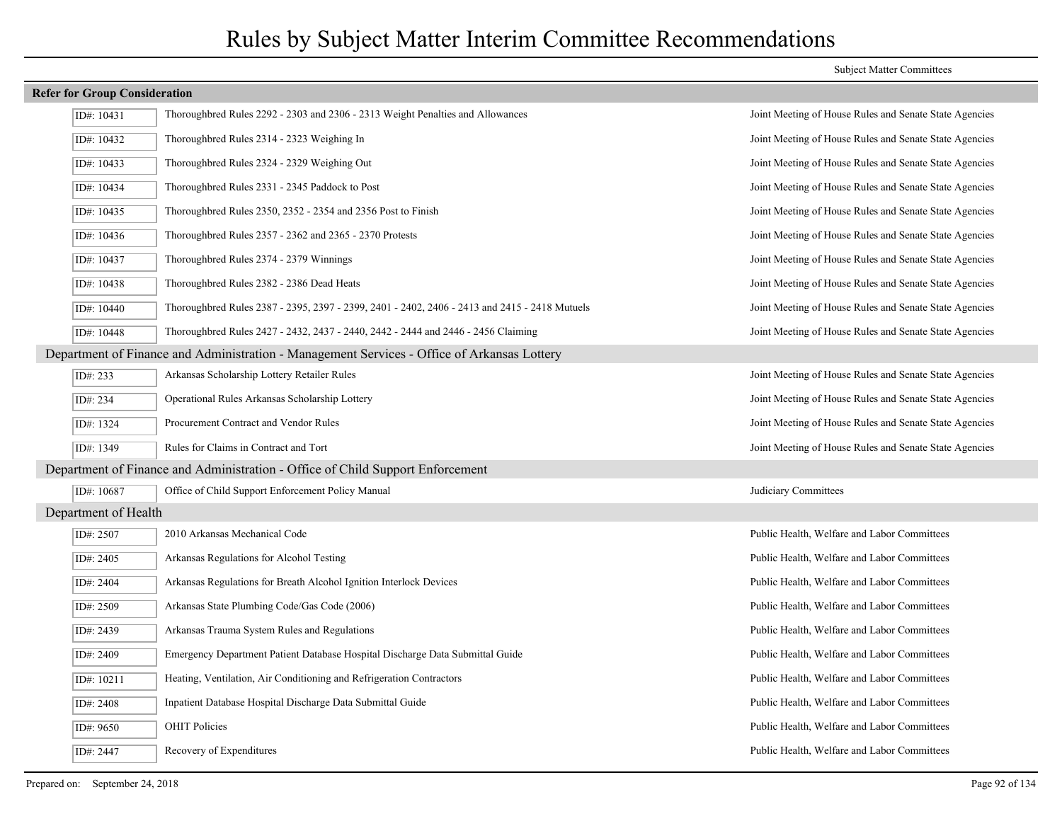# Rules by Subject Matter Interim Committee Recommendations

| | | Subject Matter Committees |
|---|---|---|
| **Refer for Group Consideration** | | |
| ID#: 10431 | Thoroughbred Rules 2292 - 2303 and 2306 - 2313 Weight Penalties and Allowances | Joint Meeting of House Rules and Senate State Agencies |
| ID#: 10432 | Thoroughbred Rules 2314 - 2323 Weighing In | Joint Meeting of House Rules and Senate State Agencies |
| ID#: 10433 | Thoroughbred Rules 2324 - 2329 Weighing Out | Joint Meeting of House Rules and Senate State Agencies |
| ID#: 10434 | Thoroughbred Rules 2331 - 2345 Paddock to Post | Joint Meeting of House Rules and Senate State Agencies |
| ID#: 10435 | Thoroughbred Rules 2350, 2352 - 2354 and 2356 Post to Finish | Joint Meeting of House Rules and Senate State Agencies |
| ID#: 10436 | Thoroughbred Rules 2357 - 2362 and 2365 - 2370 Protests | Joint Meeting of House Rules and Senate State Agencies |
| ID#: 10437 | Thoroughbred Rules 2374 - 2379 Winnings | Joint Meeting of House Rules and Senate State Agencies |
| ID#: 10438 | Thoroughbred Rules 2382 - 2386 Dead Heats | Joint Meeting of House Rules and Senate State Agencies |
| ID#: 10440 | Thoroughbred Rules 2387 - 2395, 2397 - 2399, 2401 - 2402, 2406 - 2413 and 2415 - 2418 Mutuels | Joint Meeting of House Rules and Senate State Agencies |
| ID#: 10448 | Thoroughbred Rules 2427 - 2432, 2437 - 2440, 2442 - 2444 and 2446 - 2456 Claiming | Joint Meeting of House Rules and Senate State Agencies |
| **Department of Finance and Administration - Management Services - Office of Arkansas Lottery** | | |
| ID#: 233 | Arkansas Scholarship Lottery Retailer Rules | Joint Meeting of House Rules and Senate State Agencies |
| ID#: 234 | Operational Rules Arkansas Scholarship Lottery | Joint Meeting of House Rules and Senate State Agencies |
| ID#: 1324 | Procurement Contract and Vendor Rules | Joint Meeting of House Rules and Senate State Agencies |
| ID#: 1349 | Rules for Claims in Contract and Tort | Joint Meeting of House Rules and Senate State Agencies |
| **Department of Finance and Administration - Office of Child Support Enforcement** | | |
| ID#: 10687 | Office of Child Support Enforcement Policy Manual | Judiciary Committees |
| **Department of Health** | | |
| ID#: 2507 | 2010 Arkansas Mechanical Code | Public Health, Welfare and Labor Committees |
| ID#: 2405 | Arkansas Regulations for Alcohol Testing | Public Health, Welfare and Labor Committees |
| ID#: 2404 | Arkansas Regulations for Breath Alcohol Ignition Interlock Devices | Public Health, Welfare and Labor Committees |
| ID#: 2509 | Arkansas State Plumbing Code/Gas Code (2006) | Public Health, Welfare and Labor Committees |
| ID#: 2439 | Arkansas Trauma System Rules and Regulations | Public Health, Welfare and Labor Committees |
| ID#: 2409 | Emergency Department Patient Database Hospital Discharge Data Submittal Guide | Public Health, Welfare and Labor Committees |
| ID#: 10211 | Heating, Ventilation, Air Conditioning and Refrigeration Contractors | Public Health, Welfare and Labor Committees |
| ID#: 2408 | Inpatient Database Hospital Discharge Data Submittal Guide | Public Health, Welfare and Labor Committees |
| ID#: 9650 | OHIT Policies | Public Health, Welfare and Labor Committees |
| ID#: 2447 | Recovery of Expenditures | Public Health, Welfare and Labor Committees |

Prepared on: September 24, 2018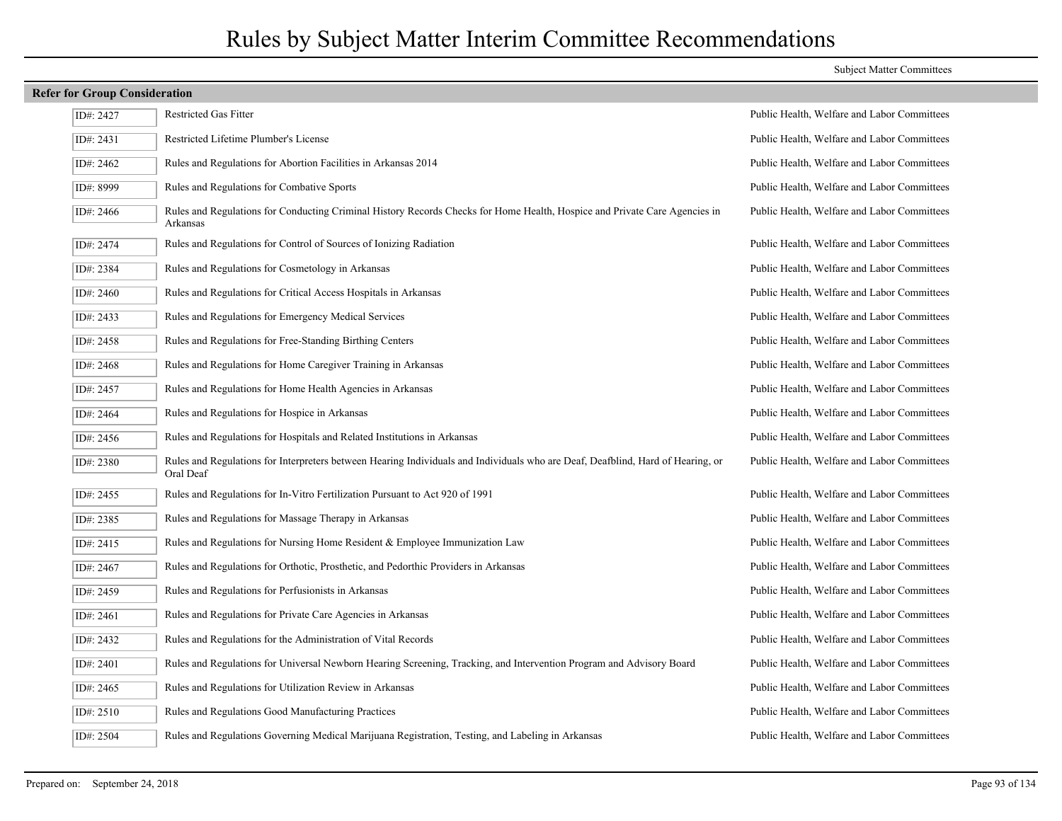# Rules by Subject Matter Interim Committee Recommendations

Subject Matter Committees

**Refer for Group Consideration**

| ID | Rule | Committee |
|---|---|---|
| ID#: 2427 | Restricted Gas Fitter | Public Health, Welfare and Labor Committees |
| ID#: 2431 | Restricted Lifetime Plumber's License | Public Health, Welfare and Labor Committees |
| ID#: 2462 | Rules and Regulations for Abortion Facilities in Arkansas 2014 | Public Health, Welfare and Labor Committees |
| ID#: 8999 | Rules and Regulations for Combative Sports | Public Health, Welfare and Labor Committees |
| ID#: 2466 | Rules and Regulations for Conducting Criminal History Records Checks for Home Health, Hospice and Private Care Agencies in Arkansas | Public Health, Welfare and Labor Committees |
| ID#: 2474 | Rules and Regulations for Control of Sources of Ionizing Radiation | Public Health, Welfare and Labor Committees |
| ID#: 2384 | Rules and Regulations for Cosmetology in Arkansas | Public Health, Welfare and Labor Committees |
| ID#: 2460 | Rules and Regulations for Critical Access Hospitals in Arkansas | Public Health, Welfare and Labor Committees |
| ID#: 2433 | Rules and Regulations for Emergency Medical Services | Public Health, Welfare and Labor Committees |
| ID#: 2458 | Rules and Regulations for Free-Standing Birthing Centers | Public Health, Welfare and Labor Committees |
| ID#: 2468 | Rules and Regulations for Home Caregiver Training in Arkansas | Public Health, Welfare and Labor Committees |
| ID#: 2457 | Rules and Regulations for Home Health Agencies in Arkansas | Public Health, Welfare and Labor Committees |
| ID#: 2464 | Rules and Regulations for Hospice in Arkansas | Public Health, Welfare and Labor Committees |
| ID#: 2456 | Rules and Regulations for Hospitals and Related Institutions in Arkansas | Public Health, Welfare and Labor Committees |
| ID#: 2380 | Rules and Regulations for Interpreters between Hearing Individuals and Individuals who are Deaf, Deafblind, Hard of Hearing, or Oral Deaf | Public Health, Welfare and Labor Committees |
| ID#: 2455 | Rules and Regulations for In-Vitro Fertilization Pursuant to Act 920 of 1991 | Public Health, Welfare and Labor Committees |
| ID#: 2385 | Rules and Regulations for Massage Therapy in Arkansas | Public Health, Welfare and Labor Committees |
| ID#: 2415 | Rules and Regulations for Nursing Home Resident & Employee Immunization Law | Public Health, Welfare and Labor Committees |
| ID#: 2467 | Rules and Regulations for Orthotic, Prosthetic, and Pedorthic Providers in Arkansas | Public Health, Welfare and Labor Committees |
| ID#: 2459 | Rules and Regulations for Perfusionists in Arkansas | Public Health, Welfare and Labor Committees |
| ID#: 2461 | Rules and Regulations for Private Care Agencies in Arkansas | Public Health, Welfare and Labor Committees |
| ID#: 2432 | Rules and Regulations for the Administration of Vital Records | Public Health, Welfare and Labor Committees |
| ID#: 2401 | Rules and Regulations for Universal Newborn Hearing Screening, Tracking, and Intervention Program and Advisory Board | Public Health, Welfare and Labor Committees |
| ID#: 2465 | Rules and Regulations for Utilization Review in Arkansas | Public Health, Welfare and Labor Committees |
| ID#: 2510 | Rules and Regulations Good Manufacturing Practices | Public Health, Welfare and Labor Committees |
| ID#: 2504 | Rules and Regulations Governing Medical Marijuana Registration, Testing, and Labeling in Arkansas | Public Health, Welfare and Labor Committees |

Prepared on: September 24, 2018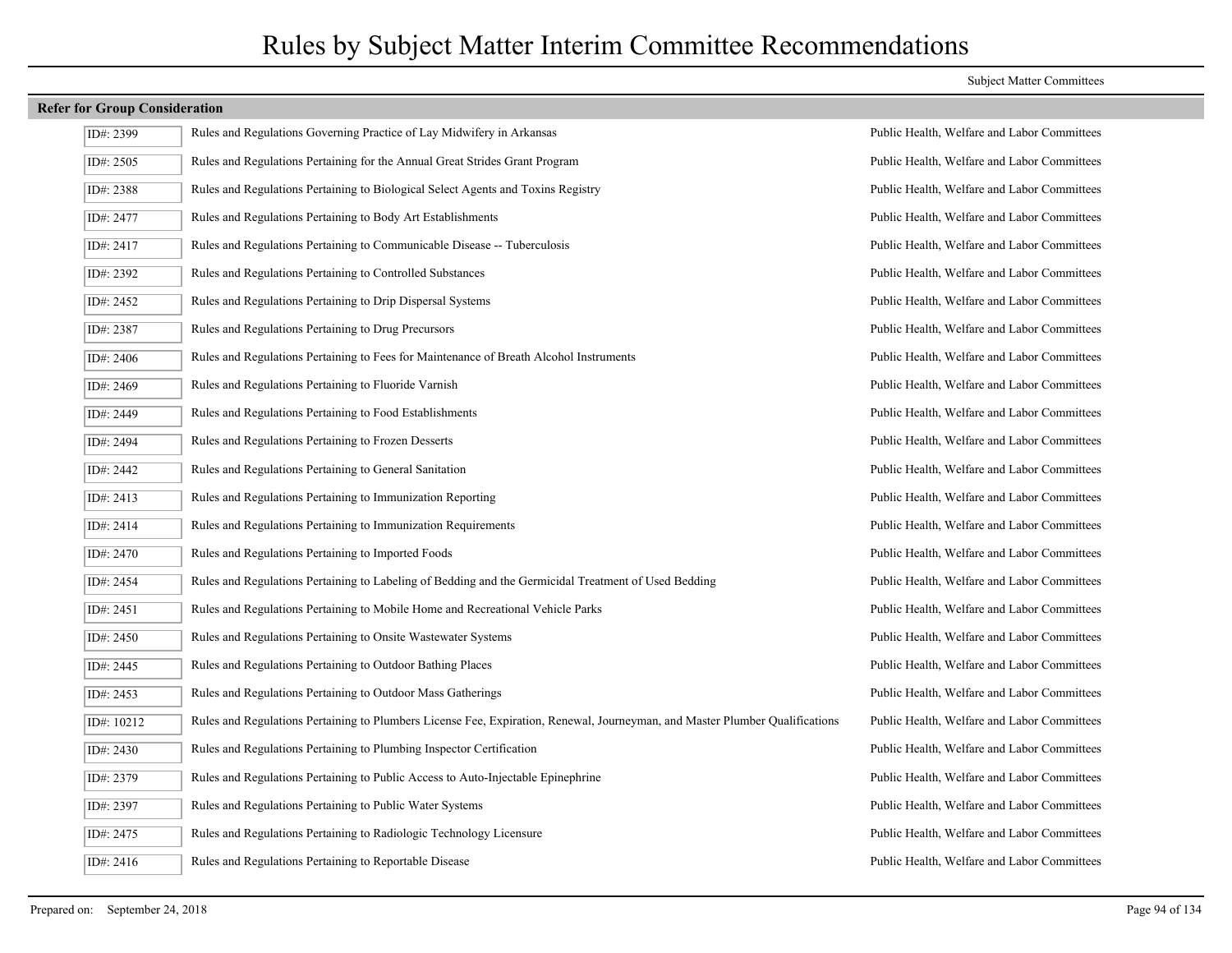# Rules by Subject Matter Interim Committee Recommendations

Subject Matter Committees

**Refer for Group Consideration**

| ID | Rule | Committee |
|---|---|---|
| ID#: 2399 | Rules and Regulations Governing Practice of Lay Midwifery in Arkansas | Public Health, Welfare and Labor Committees |
| ID#: 2505 | Rules and Regulations Pertaining for the Annual Great Strides Grant Program | Public Health, Welfare and Labor Committees |
| ID#: 2388 | Rules and Regulations Pertaining to Biological Select Agents and Toxins Registry | Public Health, Welfare and Labor Committees |
| ID#: 2477 | Rules and Regulations Pertaining to Body Art Establishments | Public Health, Welfare and Labor Committees |
| ID#: 2417 | Rules and Regulations Pertaining to Communicable Disease -- Tuberculosis | Public Health, Welfare and Labor Committees |
| ID#: 2392 | Rules and Regulations Pertaining to Controlled Substances | Public Health, Welfare and Labor Committees |
| ID#: 2452 | Rules and Regulations Pertaining to Drip Dispersal Systems | Public Health, Welfare and Labor Committees |
| ID#: 2387 | Rules and Regulations Pertaining to Drug Precursors | Public Health, Welfare and Labor Committees |
| ID#: 2406 | Rules and Regulations Pertaining to Fees for Maintenance of Breath Alcohol Instruments | Public Health, Welfare and Labor Committees |
| ID#: 2469 | Rules and Regulations Pertaining to Fluoride Varnish | Public Health, Welfare and Labor Committees |
| ID#: 2449 | Rules and Regulations Pertaining to Food Establishments | Public Health, Welfare and Labor Committees |
| ID#: 2494 | Rules and Regulations Pertaining to Frozen Desserts | Public Health, Welfare and Labor Committees |
| ID#: 2442 | Rules and Regulations Pertaining to General Sanitation | Public Health, Welfare and Labor Committees |
| ID#: 2413 | Rules and Regulations Pertaining to Immunization Reporting | Public Health, Welfare and Labor Committees |
| ID#: 2414 | Rules and Regulations Pertaining to Immunization Requirements | Public Health, Welfare and Labor Committees |
| ID#: 2470 | Rules and Regulations Pertaining to Imported Foods | Public Health, Welfare and Labor Committees |
| ID#: 2454 | Rules and Regulations Pertaining to Labeling of Bedding and the Germicidal Treatment of Used Bedding | Public Health, Welfare and Labor Committees |
| ID#: 2451 | Rules and Regulations Pertaining to Mobile Home and Recreational Vehicle Parks | Public Health, Welfare and Labor Committees |
| ID#: 2450 | Rules and Regulations Pertaining to Onsite Wastewater Systems | Public Health, Welfare and Labor Committees |
| ID#: 2445 | Rules and Regulations Pertaining to Outdoor Bathing Places | Public Health, Welfare and Labor Committees |
| ID#: 2453 | Rules and Regulations Pertaining to Outdoor Mass Gatherings | Public Health, Welfare and Labor Committees |
| ID#: 10212 | Rules and Regulations Pertaining to Plumbers License Fee, Expiration, Renewal, Journeyman, and Master Plumber Qualifications | Public Health, Welfare and Labor Committees |
| ID#: 2430 | Rules and Regulations Pertaining to Plumbing Inspector Certification | Public Health, Welfare and Labor Committees |
| ID#: 2379 | Rules and Regulations Pertaining to Public Access to Auto-Injectable Epinephrine | Public Health, Welfare and Labor Committees |
| ID#: 2397 | Rules and Regulations Pertaining to Public Water Systems | Public Health, Welfare and Labor Committees |
| ID#: 2475 | Rules and Regulations Pertaining to Radiologic Technology Licensure | Public Health, Welfare and Labor Committees |
| ID#: 2416 | Rules and Regulations Pertaining to Reportable Disease | Public Health, Welfare and Labor Committees |

Prepared on: September 24, 2018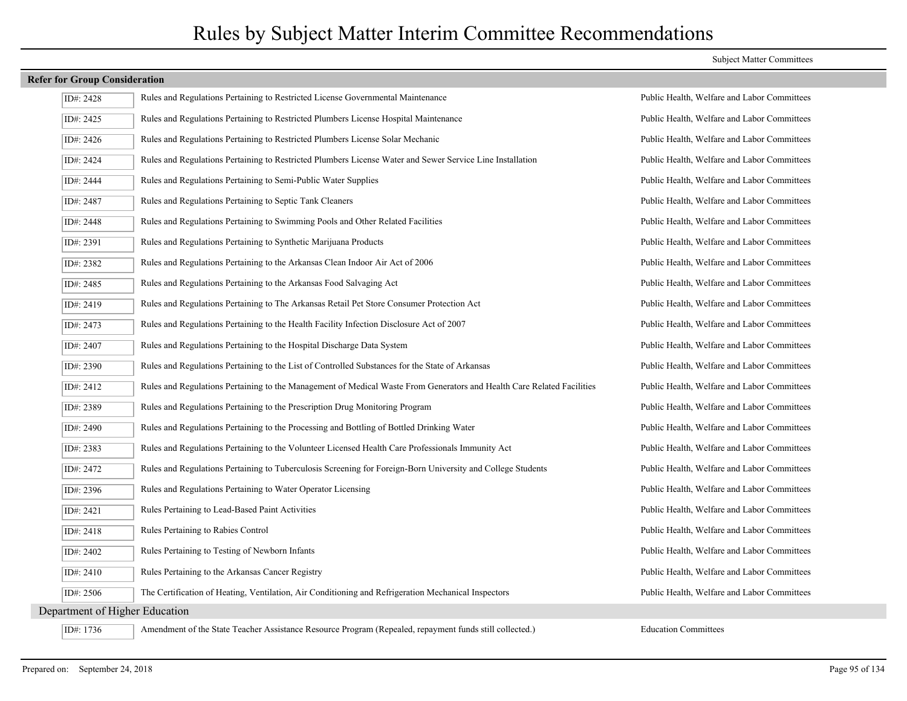# Rules by Subject Matter Interim Committee Recommendations

| | | Subject Matter Committees |
|---|---|---|
| **Refer for Group Consideration** | | |
| ID#: 2428 | Rules and Regulations Pertaining to Restricted License Governmental Maintenance | Public Health, Welfare and Labor Committees |
| ID#: 2425 | Rules and Regulations Pertaining to Restricted Plumbers License Hospital Maintenance | Public Health, Welfare and Labor Committees |
| ID#: 2426 | Rules and Regulations Pertaining to Restricted Plumbers License Solar Mechanic | Public Health, Welfare and Labor Committees |
| ID#: 2424 | Rules and Regulations Pertaining to Restricted Plumbers License Water and Sewer Service Line Installation | Public Health, Welfare and Labor Committees |
| ID#: 2444 | Rules and Regulations Pertaining to Semi-Public Water Supplies | Public Health, Welfare and Labor Committees |
| ID#: 2487 | Rules and Regulations Pertaining to Septic Tank Cleaners | Public Health, Welfare and Labor Committees |
| ID#: 2448 | Rules and Regulations Pertaining to Swimming Pools and Other Related Facilities | Public Health, Welfare and Labor Committees |
| ID#: 2391 | Rules and Regulations Pertaining to Synthetic Marijuana Products | Public Health, Welfare and Labor Committees |
| ID#: 2382 | Rules and Regulations Pertaining to the Arkansas Clean Indoor Air Act of 2006 | Public Health, Welfare and Labor Committees |
| ID#: 2485 | Rules and Regulations Pertaining to the Arkansas Food Salvaging Act | Public Health, Welfare and Labor Committees |
| ID#: 2419 | Rules and Regulations Pertaining to The Arkansas Retail Pet Store Consumer Protection Act | Public Health, Welfare and Labor Committees |
| ID#: 2473 | Rules and Regulations Pertaining to the Health Facility Infection Disclosure Act of 2007 | Public Health, Welfare and Labor Committees |
| ID#: 2407 | Rules and Regulations Pertaining to the Hospital Discharge Data System | Public Health, Welfare and Labor Committees |
| ID#: 2390 | Rules and Regulations Pertaining to the List of Controlled Substances for the State of Arkansas | Public Health, Welfare and Labor Committees |
| ID#: 2412 | Rules and Regulations Pertaining to the Management of Medical Waste From Generators and Health Care Related Facilities | Public Health, Welfare and Labor Committees |
| ID#: 2389 | Rules and Regulations Pertaining to the Prescription Drug Monitoring Program | Public Health, Welfare and Labor Committees |
| ID#: 2490 | Rules and Regulations Pertaining to the Processing and Bottling of Bottled Drinking Water | Public Health, Welfare and Labor Committees |
| ID#: 2383 | Rules and Regulations Pertaining to the Volunteer Licensed Health Care Professionals Immunity Act | Public Health, Welfare and Labor Committees |
| ID#: 2472 | Rules and Regulations Pertaining to Tuberculosis Screening for Foreign-Born University and College Students | Public Health, Welfare and Labor Committees |
| ID#: 2396 | Rules and Regulations Pertaining to Water Operator Licensing | Public Health, Welfare and Labor Committees |
| ID#: 2421 | Rules Pertaining to Lead-Based Paint Activities | Public Health, Welfare and Labor Committees |
| ID#: 2418 | Rules Pertaining to Rabies Control | Public Health, Welfare and Labor Committees |
| ID#: 2402 | Rules Pertaining to Testing of Newborn Infants | Public Health, Welfare and Labor Committees |
| ID#: 2410 | Rules Pertaining to the Arkansas Cancer Registry | Public Health, Welfare and Labor Committees |
| ID#: 2506 | The Certification of Heating, Ventilation, Air Conditioning and Refrigeration Mechanical Inspectors | Public Health, Welfare and Labor Committees |
| Department of Higher Education | | |
| ID#: 1736 | Amendment of the State Teacher Assistance Resource Program (Repealed, repayment funds still collected.) | Education Committees |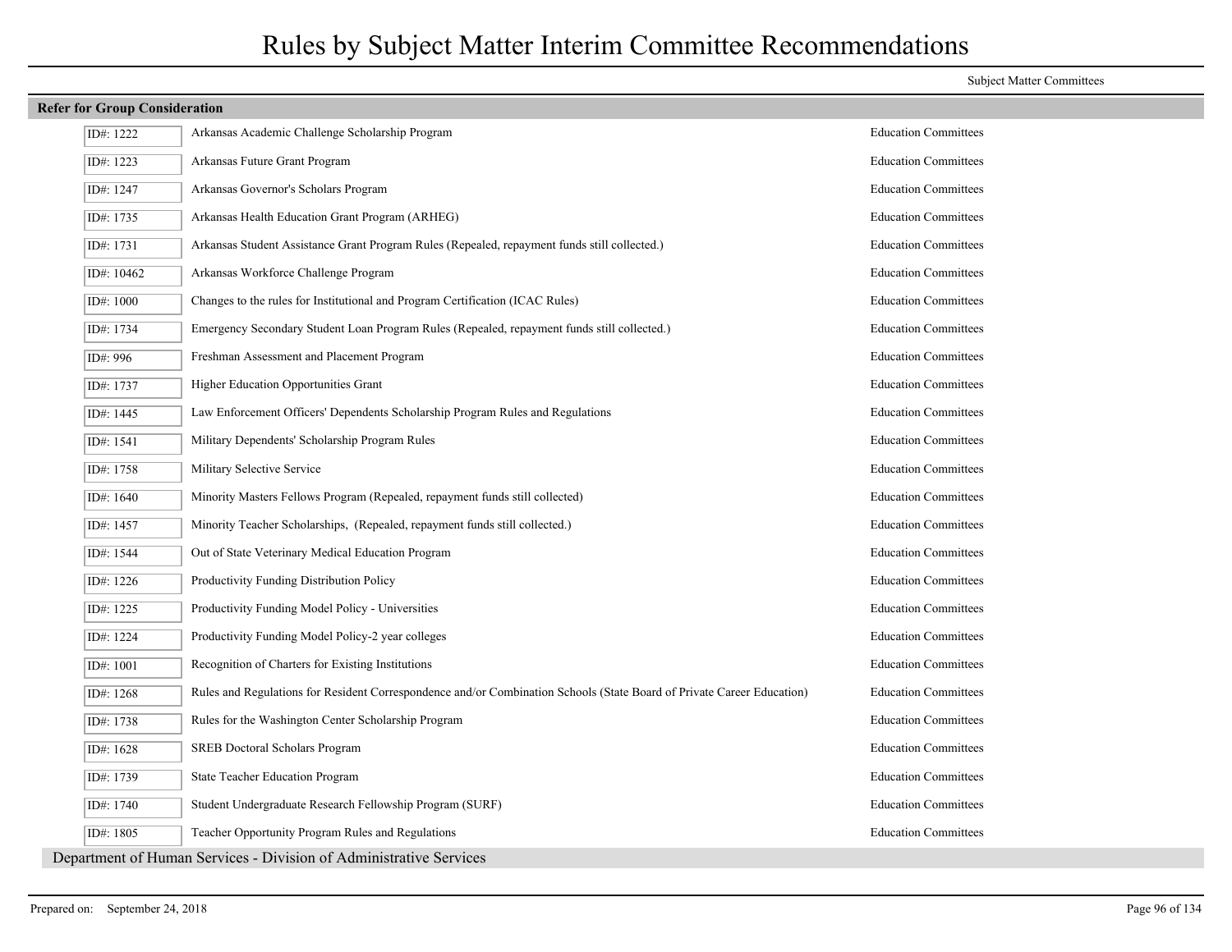# Rules by Subject Matter Interim Committee Recommendations

Subject Matter Committees

## Refer for Group Consideration

| ID | Rule | Committee |
|---|---|---|
| ID#: 1222 | Arkansas Academic Challenge Scholarship Program | Education Committees |
| ID#: 1223 | Arkansas Future Grant Program | Education Committees |
| ID#: 1247 | Arkansas Governor's Scholars Program | Education Committees |
| ID#: 1735 | Arkansas Health Education Grant Program (ARHEG) | Education Committees |
| ID#: 1731 | Arkansas Student Assistance Grant Program Rules (Repealed, repayment funds still collected.) | Education Committees |
| ID#: 10462 | Arkansas Workforce Challenge Program | Education Committees |
| ID#: 1000 | Changes to the rules for Institutional and Program Certification (ICAC Rules) | Education Committees |
| ID#: 1734 | Emergency Secondary Student Loan Program Rules (Repealed, repayment funds still collected.) | Education Committees |
| ID#: 996 | Freshman Assessment and Placement Program | Education Committees |
| ID#: 1737 | Higher Education Opportunities Grant | Education Committees |
| ID#: 1445 | Law Enforcement Officers' Dependents Scholarship Program Rules and Regulations | Education Committees |
| ID#: 1541 | Military Dependents' Scholarship Program Rules | Education Committees |
| ID#: 1758 | Military Selective Service | Education Committees |
| ID#: 1640 | Minority Masters Fellows Program (Repealed, repayment funds still collected) | Education Committees |
| ID#: 1457 | Minority Teacher Scholarships, (Repealed, repayment funds still collected.) | Education Committees |
| ID#: 1544 | Out of State Veterinary Medical Education Program | Education Committees |
| ID#: 1226 | Productivity Funding Distribution Policy | Education Committees |
| ID#: 1225 | Productivity Funding Model Policy - Universities | Education Committees |
| ID#: 1224 | Productivity Funding Model Policy-2 year colleges | Education Committees |
| ID#: 1001 | Recognition of Charters for Existing Institutions | Education Committees |
| ID#: 1268 | Rules and Regulations for Resident Correspondence and/or Combination Schools (State Board of Private Career Education) | Education Committees |
| ID#: 1738 | Rules for the Washington Center Scholarship Program | Education Committees |
| ID#: 1628 | SREB Doctoral Scholars Program | Education Committees |
| ID#: 1739 | State Teacher Education Program | Education Committees |
| ID#: 1740 | Student Undergraduate Research Fellowship Program (SURF) | Education Committees |
| ID#: 1805 | Teacher Opportunity Program Rules and Regulations | Education Committees |

### Department of Human Services - Division of Administrative Services

Prepared on: September 24, 2018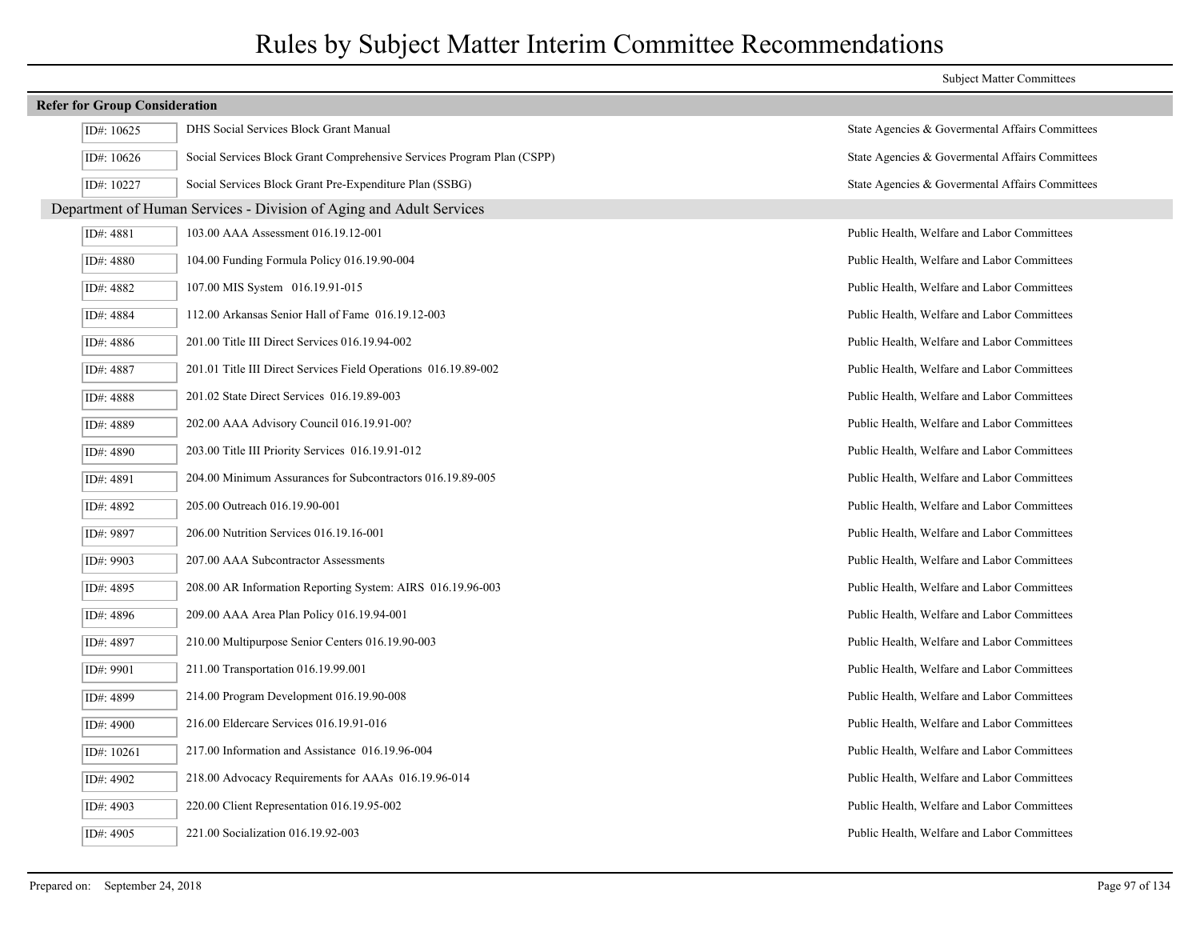# Rules by Subject Matter Interim Committee Recommendations

| | | Subject Matter Committees |
|---|---|---|
| **Refer for Group Consideration** | | |
| ID#: 10625 | DHS Social Services Block Grant Manual | State Agencies & Govermental Affairs Committees |
| ID#: 10626 | Social Services Block Grant Comprehensive Services Program Plan (CSPP) | State Agencies & Govermental Affairs Committees |
| ID#: 10227 | Social Services Block Grant Pre-Expenditure Plan (SSBG) | State Agencies & Govermental Affairs Committees |
| **Department of Human Services - Division of Aging and Adult Services** | | |
| ID#: 4881 | 103.00 AAA Assessment 016.19.12-001 | Public Health, Welfare and Labor Committees |
| ID#: 4880 | 104.00 Funding Formula Policy 016.19.90-004 | Public Health, Welfare and Labor Committees |
| ID#: 4882 | 107.00 MIS System 016.19.91-015 | Public Health, Welfare and Labor Committees |
| ID#: 4884 | 112.00 Arkansas Senior Hall of Fame 016.19.12-003 | Public Health, Welfare and Labor Committees |
| ID#: 4886 | 201.00 Title III Direct Services 016.19.94-002 | Public Health, Welfare and Labor Committees |
| ID#: 4887 | 201.01 Title III Direct Services Field Operations 016.19.89-002 | Public Health, Welfare and Labor Committees |
| ID#: 4888 | 201.02 State Direct Services 016.19.89-003 | Public Health, Welfare and Labor Committees |
| ID#: 4889 | 202.00 AAA Advisory Council 016.19.91-00? | Public Health, Welfare and Labor Committees |
| ID#: 4890 | 203.00 Title III Priority Services 016.19.91-012 | Public Health, Welfare and Labor Committees |
| ID#: 4891 | 204.00 Minimum Assurances for Subcontractors 016.19.89-005 | Public Health, Welfare and Labor Committees |
| ID#: 4892 | 205.00 Outreach 016.19.90-001 | Public Health, Welfare and Labor Committees |
| ID#: 9897 | 206.00 Nutrition Services 016.19.16-001 | Public Health, Welfare and Labor Committees |
| ID#: 9903 | 207.00 AAA Subcontractor Assessments | Public Health, Welfare and Labor Committees |
| ID#: 4895 | 208.00 AR Information Reporting System: AIRS 016.19.96-003 | Public Health, Welfare and Labor Committees |
| ID#: 4896 | 209.00 AAA Area Plan Policy 016.19.94-001 | Public Health, Welfare and Labor Committees |
| ID#: 4897 | 210.00 Multipurpose Senior Centers 016.19.90-003 | Public Health, Welfare and Labor Committees |
| ID#: 9901 | 211.00 Transportation 016.19.99.001 | Public Health, Welfare and Labor Committees |
| ID#: 4899 | 214.00 Program Development 016.19.90-008 | Public Health, Welfare and Labor Committees |
| ID#: 4900 | 216.00 Eldercare Services 016.19.91-016 | Public Health, Welfare and Labor Committees |
| ID#: 10261 | 217.00 Information and Assistance 016.19.96-004 | Public Health, Welfare and Labor Committees |
| ID#: 4902 | 218.00 Advocacy Requirements for AAAs 016.19.96-014 | Public Health, Welfare and Labor Committees |
| ID#: 4903 | 220.00 Client Representation 016.19.95-002 | Public Health, Welfare and Labor Committees |
| ID#: 4905 | 221.00 Socialization 016.19.92-003 | Public Health, Welfare and Labor Committees |

Prepared on: September 24, 2018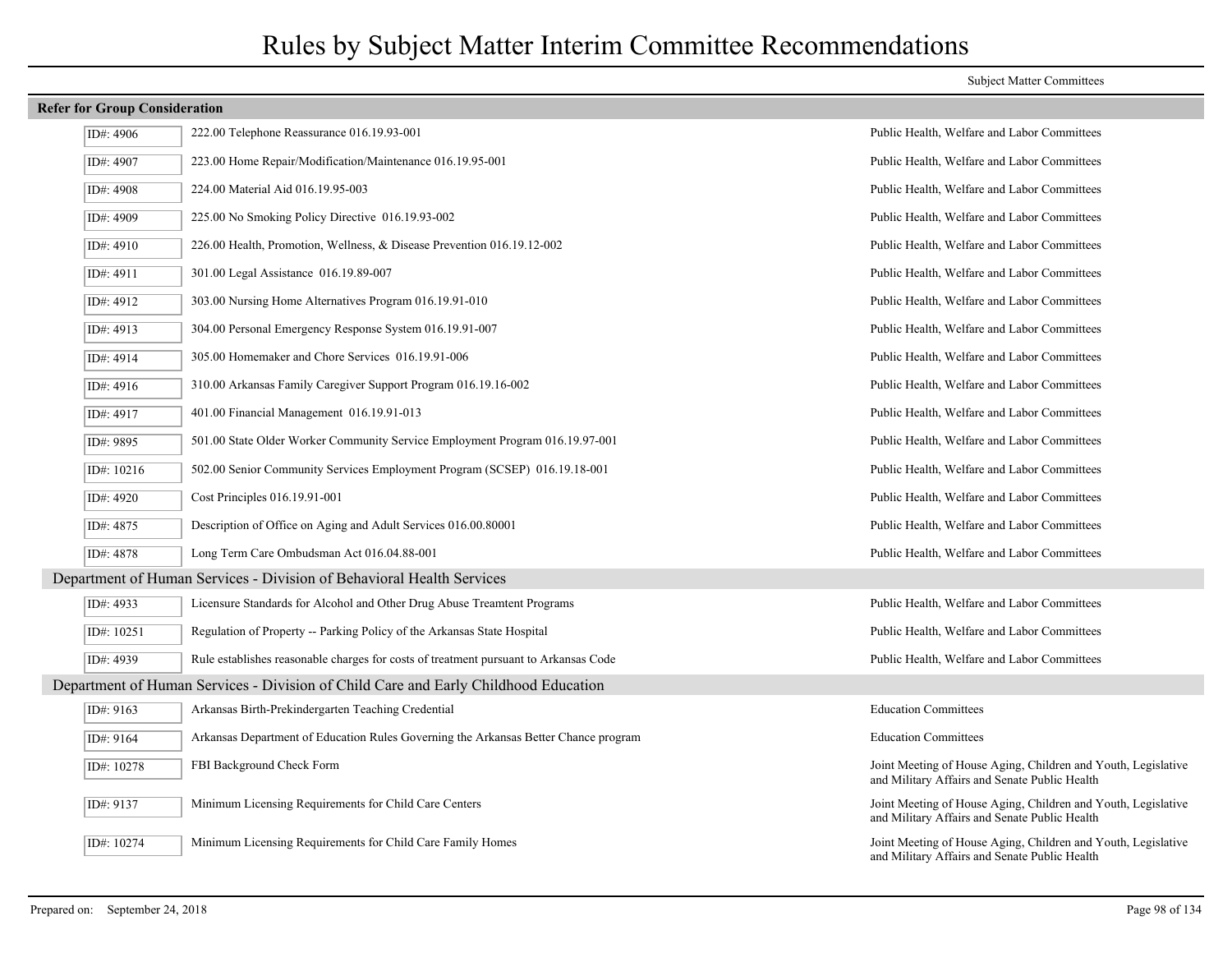# Rules by Subject Matter Interim Committee Recommendations

**Refer for Group Consideration**

| ID | Rule | Subject Matter Committees |
|---|---|---|
| ID#: 4906 | 222.00 Telephone Reassurance 016.19.93-001 | Public Health, Welfare and Labor Committees |
| ID#: 4907 | 223.00 Home Repair/Modification/Maintenance 016.19.95-001 | Public Health, Welfare and Labor Committees |
| ID#: 4908 | 224.00 Material Aid 016.19.95-003 | Public Health, Welfare and Labor Committees |
| ID#: 4909 | 225.00 No Smoking Policy Directive 016.19.93-002 | Public Health, Welfare and Labor Committees |
| ID#: 4910 | 226.00 Health, Promotion, Wellness, & Disease Prevention 016.19.12-002 | Public Health, Welfare and Labor Committees |
| ID#: 4911 | 301.00 Legal Assistance 016.19.89-007 | Public Health, Welfare and Labor Committees |
| ID#: 4912 | 303.00 Nursing Home Alternatives Program 016.19.91-010 | Public Health, Welfare and Labor Committees |
| ID#: 4913 | 304.00 Personal Emergency Response System 016.19.91-007 | Public Health, Welfare and Labor Committees |
| ID#: 4914 | 305.00 Homemaker and Chore Services 016.19.91-006 | Public Health, Welfare and Labor Committees |
| ID#: 4916 | 310.00 Arkansas Family Caregiver Support Program 016.19.16-002 | Public Health, Welfare and Labor Committees |
| ID#: 4917 | 401.00 Financial Management 016.19.91-013 | Public Health, Welfare and Labor Committees |
| ID#: 9895 | 501.00 State Older Worker Community Service Employment Program 016.19.97-001 | Public Health, Welfare and Labor Committees |
| ID#: 10216 | 502.00 Senior Community Services Employment Program (SCSEP) 016.19.18-001 | Public Health, Welfare and Labor Committees |
| ID#: 4920 | Cost Principles 016.19.91-001 | Public Health, Welfare and Labor Committees |
| ID#: 4875 | Description of Office on Aging and Adult Services 016.00.80001 | Public Health, Welfare and Labor Committees |
| ID#: 4878 | Long Term Care Ombudsman Act 016.04.88-001 | Public Health, Welfare and Labor Committees |

## Department of Human Services - Division of Behavioral Health Services

| ID | Rule | Subject Matter Committees |
|---|---|---|
| ID#: 4933 | Licensure Standards for Alcohol and Other Drug Abuse Treamtent Programs | Public Health, Welfare and Labor Committees |
| ID#: 10251 | Regulation of Property -- Parking Policy of the Arkansas State Hospital | Public Health, Welfare and Labor Committees |
| ID#: 4939 | Rule establishes reasonable charges for costs of treatment pursuant to Arkansas Code | Public Health, Welfare and Labor Committees |

## Department of Human Services - Division of Child Care and Early Childhood Education

| ID | Rule | Subject Matter Committees |
|---|---|---|
| ID#: 9163 | Arkansas Birth-Prekindergarten Teaching Credential | Education Committees |
| ID#: 9164 | Arkansas Department of Education Rules Governing the Arkansas Better Chance program | Education Committees |
| ID#: 10278 | FBI Background Check Form | Joint Meeting of House Aging, Children and Youth, Legislative and Military Affairs and Senate Public Health |
| ID#: 9137 | Minimum Licensing Requirements for Child Care Centers | Joint Meeting of House Aging, Children and Youth, Legislative and Military Affairs and Senate Public Health |
| ID#: 10274 | Minimum Licensing Requirements for Child Care Family Homes | Joint Meeting of House Aging, Children and Youth, Legislative and Military Affairs and Senate Public Health |

Prepared on: September 24, 2018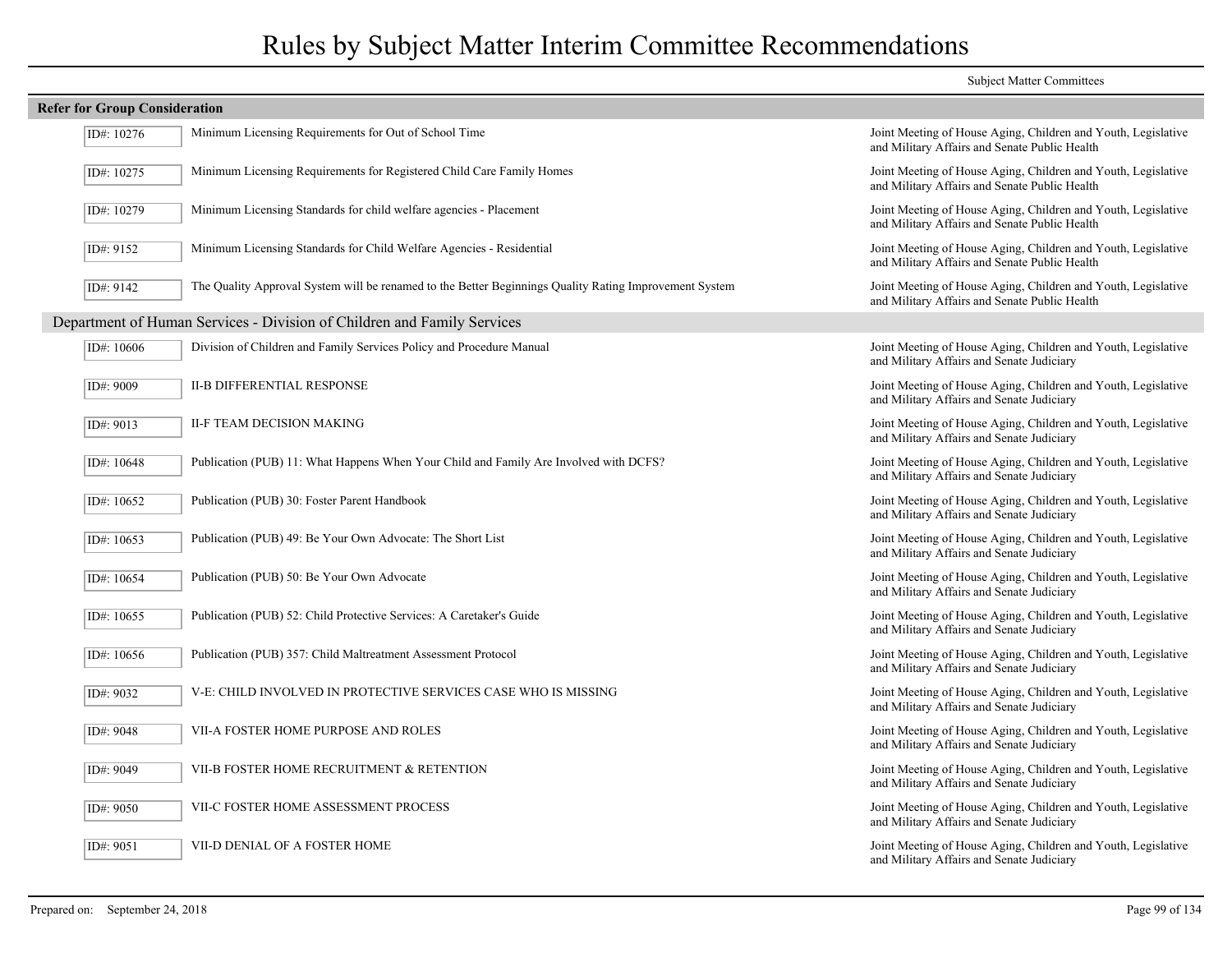# Rules by Subject Matter Interim Committee Recommendations

Subject Matter Committees

**Refer for Group Consideration**

| ID | Title | Subject Matter Committees |
|---|---|---|
| ID#: 10276 | Minimum Licensing Requirements for Out of School Time | Joint Meeting of House Aging, Children and Youth, Legislative and Military Affairs and Senate Public Health |
| ID#: 10275 | Minimum Licensing Requirements for Registered Child Care Family Homes | Joint Meeting of House Aging, Children and Youth, Legislative and Military Affairs and Senate Public Health |
| ID#: 10279 | Minimum Licensing Standards for child welfare agencies - Placement | Joint Meeting of House Aging, Children and Youth, Legislative and Military Affairs and Senate Public Health |
| ID#: 9152 | Minimum Licensing Standards for Child Welfare Agencies - Residential | Joint Meeting of House Aging, Children and Youth, Legislative and Military Affairs and Senate Public Health |
| ID#: 9142 | The Quality Approval System will be renamed to the Better Beginnings Quality Rating Improvement System | Joint Meeting of House Aging, Children and Youth, Legislative and Military Affairs and Senate Public Health |

## Department of Human Services - Division of Children and Family Services

| ID | Title | Subject Matter Committees |
|---|---|---|
| ID#: 10606 | Division of Children and Family Services Policy and Procedure Manual | Joint Meeting of House Aging, Children and Youth, Legislative and Military Affairs and Senate Judiciary |
| ID#: 9009 | II-B DIFFERENTIAL RESPONSE | Joint Meeting of House Aging, Children and Youth, Legislative and Military Affairs and Senate Judiciary |
| ID#: 9013 | II-F TEAM DECISION MAKING | Joint Meeting of House Aging, Children and Youth, Legislative and Military Affairs and Senate Judiciary |
| ID#: 10648 | Publication (PUB) 11: What Happens When Your Child and Family Are Involved with DCFS? | Joint Meeting of House Aging, Children and Youth, Legislative and Military Affairs and Senate Judiciary |
| ID#: 10652 | Publication (PUB) 30: Foster Parent Handbook | Joint Meeting of House Aging, Children and Youth, Legislative and Military Affairs and Senate Judiciary |
| ID#: 10653 | Publication (PUB) 49: Be Your Own Advocate: The Short List | Joint Meeting of House Aging, Children and Youth, Legislative and Military Affairs and Senate Judiciary |
| ID#: 10654 | Publication (PUB) 50: Be Your Own Advocate | Joint Meeting of House Aging, Children and Youth, Legislative and Military Affairs and Senate Judiciary |
| ID#: 10655 | Publication (PUB) 52: Child Protective Services: A Caretaker's Guide | Joint Meeting of House Aging, Children and Youth, Legislative and Military Affairs and Senate Judiciary |
| ID#: 10656 | Publication (PUB) 357: Child Maltreatment Assessment Protocol | Joint Meeting of House Aging, Children and Youth, Legislative and Military Affairs and Senate Judiciary |
| ID#: 9032 | V-E: CHILD INVOLVED IN PROTECTIVE SERVICES CASE WHO IS MISSING | Joint Meeting of House Aging, Children and Youth, Legislative and Military Affairs and Senate Judiciary |
| ID#: 9048 | VII-A FOSTER HOME PURPOSE AND ROLES | Joint Meeting of House Aging, Children and Youth, Legislative and Military Affairs and Senate Judiciary |
| ID#: 9049 | VII-B FOSTER HOME RECRUITMENT & RETENTION | Joint Meeting of House Aging, Children and Youth, Legislative and Military Affairs and Senate Judiciary |
| ID#: 9050 | VII-C FOSTER HOME ASSESSMENT PROCESS | Joint Meeting of House Aging, Children and Youth, Legislative and Military Affairs and Senate Judiciary |
| ID#: 9051 | VII-D DENIAL OF A FOSTER HOME | Joint Meeting of House Aging, Children and Youth, Legislative and Military Affairs and Senate Judiciary |

Prepared on: September 24, 2018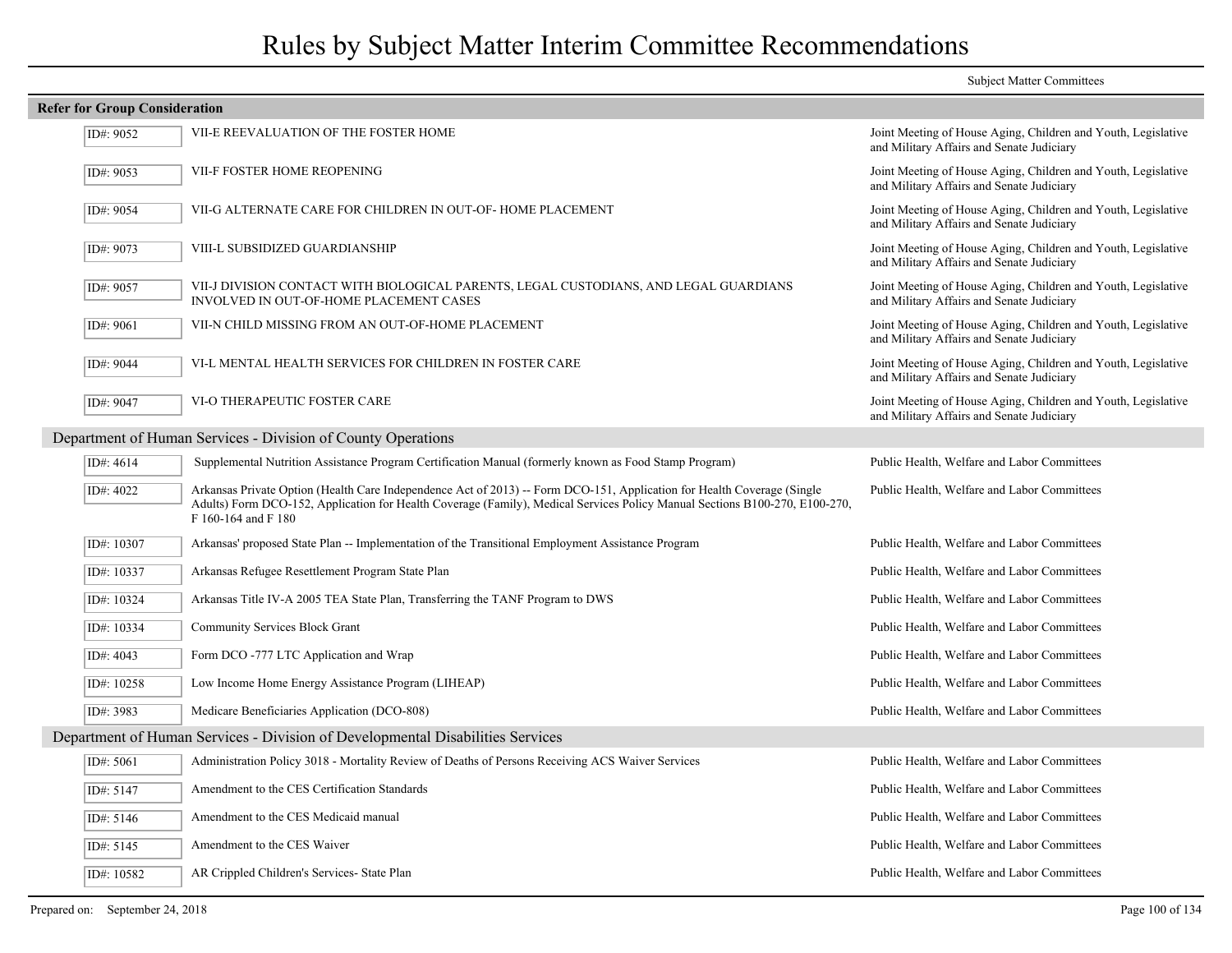# Rules by Subject Matter Interim Committee Recommendations

| | | Subject Matter Committees |
|---|---|---|
| **Refer for Group Consideration** | | |
| ID#: 9052 | VII-E REEVALUATION OF THE FOSTER HOME | Joint Meeting of House Aging, Children and Youth, Legislative and Military Affairs and Senate Judiciary |
| ID#: 9053 | VII-F FOSTER HOME REOPENING | Joint Meeting of House Aging, Children and Youth, Legislative and Military Affairs and Senate Judiciary |
| ID#: 9054 | VII-G ALTERNATE CARE FOR CHILDREN IN OUT-OF- HOME PLACEMENT | Joint Meeting of House Aging, Children and Youth, Legislative and Military Affairs and Senate Judiciary |
| ID#: 9073 | VIII-L SUBSIDIZED GUARDIANSHIP | Joint Meeting of House Aging, Children and Youth, Legislative and Military Affairs and Senate Judiciary |
| ID#: 9057 | VII-J DIVISION CONTACT WITH BIOLOGICAL PARENTS, LEGAL CUSTODIANS, AND LEGAL GUARDIANS INVOLVED IN OUT-OF-HOME PLACEMENT CASES | Joint Meeting of House Aging, Children and Youth, Legislative and Military Affairs and Senate Judiciary |
| ID#: 9061 | VII-N CHILD MISSING FROM AN OUT-OF-HOME PLACEMENT | Joint Meeting of House Aging, Children and Youth, Legislative and Military Affairs and Senate Judiciary |
| ID#: 9044 | VI-L MENTAL HEALTH SERVICES FOR CHILDREN IN FOSTER CARE | Joint Meeting of House Aging, Children and Youth, Legislative and Military Affairs and Senate Judiciary |
| ID#: 9047 | VI-O THERAPEUTIC FOSTER CARE | Joint Meeting of House Aging, Children and Youth, Legislative and Military Affairs and Senate Judiciary |
| **Department of Human Services - Division of County Operations** | | |
| ID#: 4614 | Supplemental Nutrition Assistance Program Certification Manual (formerly known as Food Stamp Program) | Public Health, Welfare and Labor Committees |
| ID#: 4022 | Arkansas Private Option (Health Care Independence Act of 2013) -- Form DCO-151, Application for Health Coverage (Single Adults) Form DCO-152, Application for Health Coverage (Family), Medical Services Policy Manual Sections B100-270, E100-270, F 160-164 and F 180 | Public Health, Welfare and Labor Committees |
| ID#: 10307 | Arkansas' proposed State Plan -- Implementation of the Transitional Employment Assistance Program | Public Health, Welfare and Labor Committees |
| ID#: 10337 | Arkansas Refugee Resettlement Program State Plan | Public Health, Welfare and Labor Committees |
| ID#: 10324 | Arkansas Title IV-A 2005 TEA State Plan, Transferring the TANF Program to DWS | Public Health, Welfare and Labor Committees |
| ID#: 10334 | Community Services Block Grant | Public Health, Welfare and Labor Committees |
| ID#: 4043 | Form DCO -777 LTC Application and Wrap | Public Health, Welfare and Labor Committees |
| ID#: 10258 | Low Income Home Energy Assistance Program (LIHEAP) | Public Health, Welfare and Labor Committees |
| ID#: 3983 | Medicare Beneficiaries Application (DCO-808) | Public Health, Welfare and Labor Committees |
| **Department of Human Services - Division of Developmental Disabilities Services** | | |
| ID#: 5061 | Administration Policy 3018 - Mortality Review of Deaths of Persons Receiving ACS Waiver Services | Public Health, Welfare and Labor Committees |
| ID#: 5147 | Amendment to the CES Certification Standards | Public Health, Welfare and Labor Committees |
| ID#: 5146 | Amendment to the CES Medicaid manual | Public Health, Welfare and Labor Committees |
| ID#: 5145 | Amendment to the CES Waiver | Public Health, Welfare and Labor Committees |
| ID#: 10582 | AR Crippled Children's Services- State Plan | Public Health, Welfare and Labor Committees |

Prepared on: September 24, 2018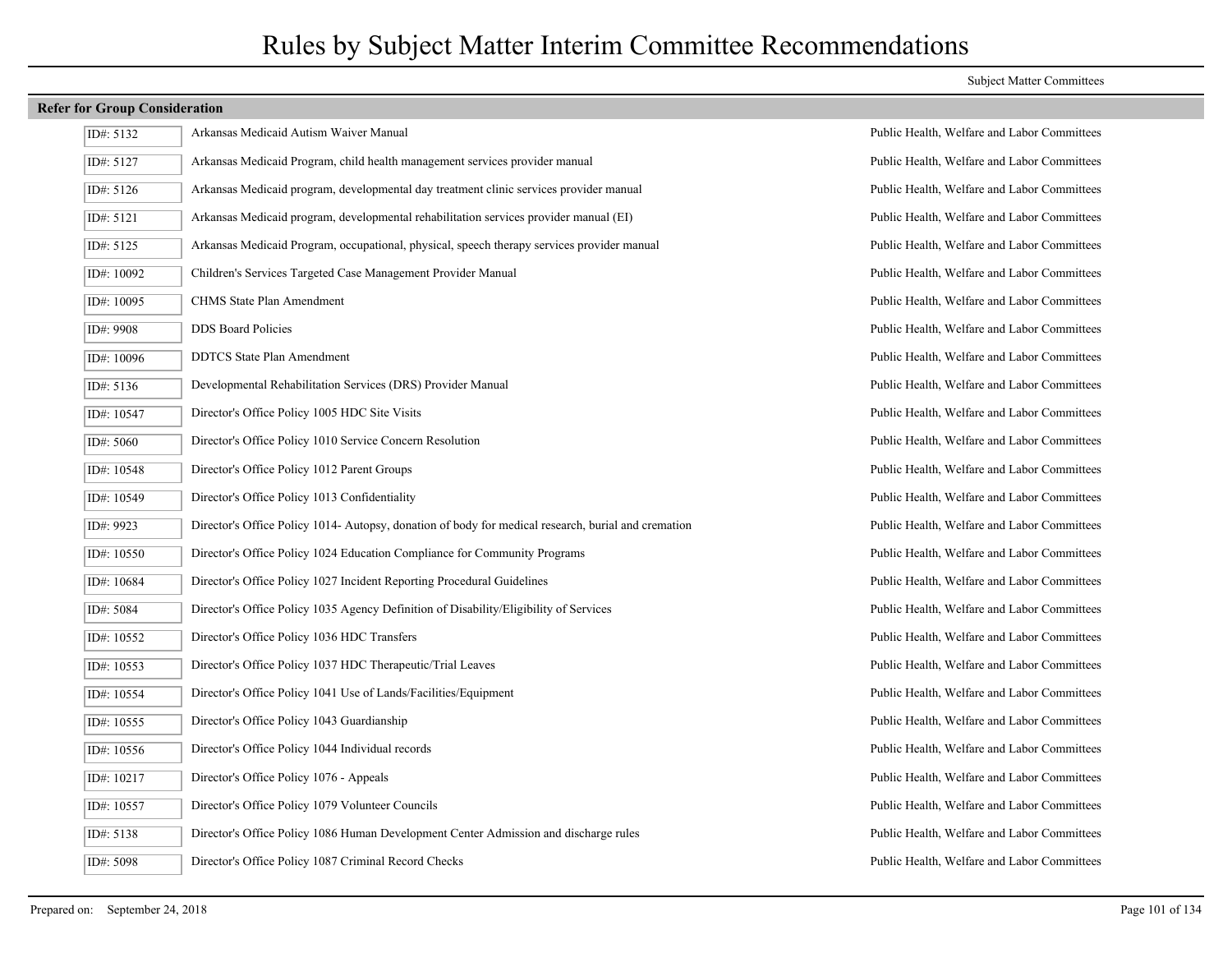# Rules by Subject Matter Interim Committee Recommendations

## Refer for Group Consideration

| ID | Rule | Subject Matter Committees |
| --- | --- | --- |
| ID#: 5132 | Arkansas Medicaid Autism Waiver Manual | Public Health, Welfare and Labor Committees |
| ID#: 5127 | Arkansas Medicaid Program, child health management services provider manual | Public Health, Welfare and Labor Committees |
| ID#: 5126 | Arkansas Medicaid program, developmental day treatment clinic services provider manual | Public Health, Welfare and Labor Committees |
| ID#: 5121 | Arkansas Medicaid program, developmental rehabilitation services provider manual (EI) | Public Health, Welfare and Labor Committees |
| ID#: 5125 | Arkansas Medicaid Program, occupational, physical, speech therapy services provider manual | Public Health, Welfare and Labor Committees |
| ID#: 10092 | Children's Services Targeted Case Management Provider Manual | Public Health, Welfare and Labor Committees |
| ID#: 10095 | CHMS State Plan Amendment | Public Health, Welfare and Labor Committees |
| ID#: 9908 | DDS Board Policies | Public Health, Welfare and Labor Committees |
| ID#: 10096 | DDTCS State Plan Amendment | Public Health, Welfare and Labor Committees |
| ID#: 5136 | Developmental Rehabilitation Services (DRS) Provider Manual | Public Health, Welfare and Labor Committees |
| ID#: 10547 | Director's Office Policy 1005 HDC Site Visits | Public Health, Welfare and Labor Committees |
| ID#: 5060 | Director's Office Policy 1010 Service Concern Resolution | Public Health, Welfare and Labor Committees |
| ID#: 10548 | Director's Office Policy 1012 Parent Groups | Public Health, Welfare and Labor Committees |
| ID#: 10549 | Director's Office Policy 1013 Confidentiality | Public Health, Welfare and Labor Committees |
| ID#: 9923 | Director's Office Policy 1014- Autopsy, donation of body for medical research, burial and cremation | Public Health, Welfare and Labor Committees |
| ID#: 10550 | Director's Office Policy 1024 Education Compliance for Community Programs | Public Health, Welfare and Labor Committees |
| ID#: 10684 | Director's Office Policy 1027 Incident Reporting Procedural Guidelines | Public Health, Welfare and Labor Committees |
| ID#: 5084 | Director's Office Policy 1035 Agency Definition of Disability/Eligibility of Services | Public Health, Welfare and Labor Committees |
| ID#: 10552 | Director's Office Policy 1036 HDC Transfers | Public Health, Welfare and Labor Committees |
| ID#: 10553 | Director's Office Policy 1037 HDC Therapeutic/Trial Leaves | Public Health, Welfare and Labor Committees |
| ID#: 10554 | Director's Office Policy 1041 Use of Lands/Facilities/Equipment | Public Health, Welfare and Labor Committees |
| ID#: 10555 | Director's Office Policy 1043 Guardianship | Public Health, Welfare and Labor Committees |
| ID#: 10556 | Director's Office Policy 1044 Individual records | Public Health, Welfare and Labor Committees |
| ID#: 10217 | Director's Office Policy 1076 - Appeals | Public Health, Welfare and Labor Committees |
| ID#: 10557 | Director's Office Policy 1079 Volunteer Councils | Public Health, Welfare and Labor Committees |
| ID#: 5138 | Director's Office Policy 1086 Human Development Center Admission and discharge rules | Public Health, Welfare and Labor Committees |
| ID#: 5098 | Director's Office Policy 1087 Criminal Record Checks | Public Health, Welfare and Labor Committees |

Prepared on: September 24, 2018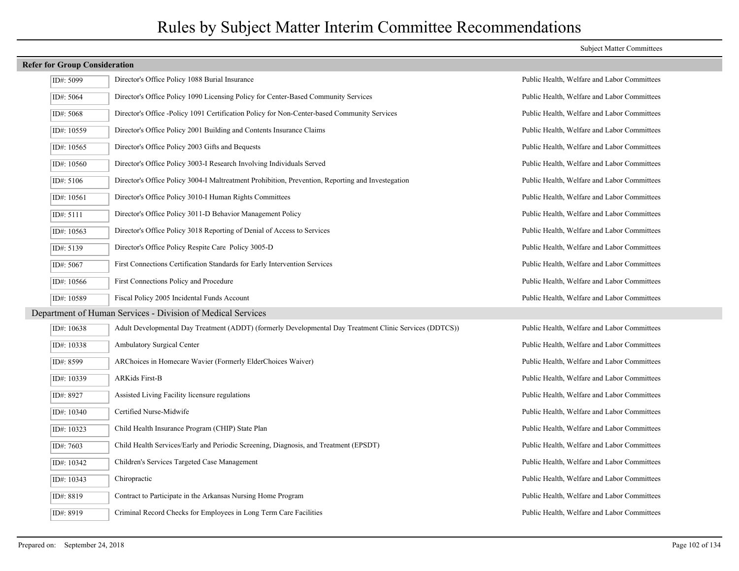# Rules by Subject Matter Interim Committee Recommendations

Subject Matter Committees

**Refer for Group Consideration**

| ID# | Rule | Subject Matter Committees |
|---|---|---|
| ID#: 5099 | Director's Office Policy 1088 Burial Insurance | Public Health, Welfare and Labor Committees |
| ID#: 5064 | Director's Office Policy 1090 Licensing Policy for Center-Based Community Services | Public Health, Welfare and Labor Committees |
| ID#: 5068 | Director's Office -Policy 1091 Certification Policy for Non-Center-based Community Services | Public Health, Welfare and Labor Committees |
| ID#: 10559 | Director's Office Policy 2001 Building and Contents Insurance Claims | Public Health, Welfare and Labor Committees |
| ID#: 10565 | Director's Office Policy 2003 Gifts and Bequests | Public Health, Welfare and Labor Committees |
| ID#: 10560 | Director's Office Policy 3003-I Research Involving Individuals Served | Public Health, Welfare and Labor Committees |
| ID#: 5106 | Director's Office Policy 3004-I Maltreatment Prohibition, Prevention, Reporting and Investegation | Public Health, Welfare and Labor Committees |
| ID#: 10561 | Director's Office Policy 3010-I Human Rights Committees | Public Health, Welfare and Labor Committees |
| ID#: 5111 | Director's Office Policy 3011-D Behavior Management Policy | Public Health, Welfare and Labor Committees |
| ID#: 10563 | Director's Office Policy 3018 Reporting of Denial of Access to Services | Public Health, Welfare and Labor Committees |
| ID#: 5139 | Director's Office Policy Respite Care Policy 3005-D | Public Health, Welfare and Labor Committees |
| ID#: 5067 | First Connections Certification Standards for Early Intervention Services | Public Health, Welfare and Labor Committees |
| ID#: 10566 | First Connections Policy and Procedure | Public Health, Welfare and Labor Committees |
| ID#: 10589 | Fiscal Policy 2005 Incidental Funds Account | Public Health, Welfare and Labor Committees |

## Department of Human Services - Division of Medical Services

| ID# | Rule | Subject Matter Committees |
|---|---|---|
| ID#: 10638 | Adult Developmental Day Treatment (ADDT) (formerly Developmental Day Treatment Clinic Services (DDTCS)) | Public Health, Welfare and Labor Committees |
| ID#: 10338 | Ambulatory Surgical Center | Public Health, Welfare and Labor Committees |
| ID#: 8599 | ARChoices in Homecare Wavier (Formerly ElderChoices Waiver) | Public Health, Welfare and Labor Committees |
| ID#: 10339 | ARKids First-B | Public Health, Welfare and Labor Committees |
| ID#: 8927 | Assisted Living Facility licensure regulations | Public Health, Welfare and Labor Committees |
| ID#: 10340 | Certified Nurse-Midwife | Public Health, Welfare and Labor Committees |
| ID#: 10323 | Child Health Insurance Program (CHIP) State Plan | Public Health, Welfare and Labor Committees |
| ID#: 7603 | Child Health Services/Early and Periodic Screening, Diagnosis, and Treatment (EPSDT) | Public Health, Welfare and Labor Committees |
| ID#: 10342 | Children's Services Targeted Case Management | Public Health, Welfare and Labor Committees |
| ID#: 10343 | Chiropractic | Public Health, Welfare and Labor Committees |
| ID#: 8819 | Contract to Participate in the Arkansas Nursing Home Program | Public Health, Welfare and Labor Committees |
| ID#: 8919 | Criminal Record Checks for Employees in Long Term Care Facilities | Public Health, Welfare and Labor Committees |

Prepared on: September 24, 2018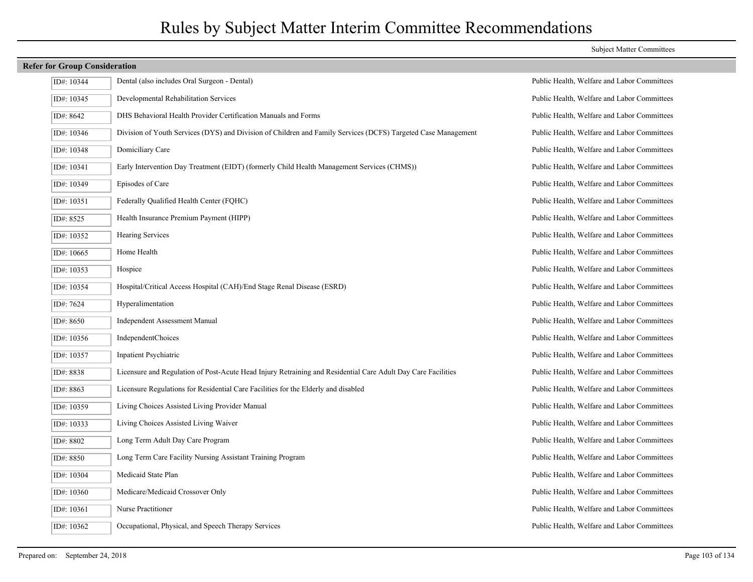# Rules by Subject Matter Interim Committee Recommendations

| | | Subject Matter Committees |
|---|---|---|

**Refer for Group Consideration**

| ID# | Rule | Subject Matter Committees |
|---|---|---|
| ID#: 10344 | Dental (also includes Oral Surgeon - Dental) | Public Health, Welfare and Labor Committees |
| ID#: 10345 | Developmental Rehabilitation Services | Public Health, Welfare and Labor Committees |
| ID#: 8642 | DHS Behavioral Health Provider Certification Manuals and Forms | Public Health, Welfare and Labor Committees |
| ID#: 10346 | Division of Youth Services (DYS) and Division of Children and Family Services (DCFS) Targeted Case Management | Public Health, Welfare and Labor Committees |
| ID#: 10348 | Domiciliary Care | Public Health, Welfare and Labor Committees |
| ID#: 10341 | Early Intervention Day Treatment (EIDT) (formerly Child Health Management Services (CHMS)) | Public Health, Welfare and Labor Committees |
| ID#: 10349 | Episodes of Care | Public Health, Welfare and Labor Committees |
| ID#: 10351 | Federally Qualified Health Center (FQHC) | Public Health, Welfare and Labor Committees |
| ID#: 8525 | Health Insurance Premium Payment (HIPP) | Public Health, Welfare and Labor Committees |
| ID#: 10352 | Hearing Services | Public Health, Welfare and Labor Committees |
| ID#: 10665 | Home Health | Public Health, Welfare and Labor Committees |
| ID#: 10353 | Hospice | Public Health, Welfare and Labor Committees |
| ID#: 10354 | Hospital/Critical Access Hospital (CAH)/End Stage Renal Disease (ESRD) | Public Health, Welfare and Labor Committees |
| ID#: 7624 | Hyperalimentation | Public Health, Welfare and Labor Committees |
| ID#: 8650 | Independent Assessment Manual | Public Health, Welfare and Labor Committees |
| ID#: 10356 | IndependentChoices | Public Health, Welfare and Labor Committees |
| ID#: 10357 | Inpatient Psychiatric | Public Health, Welfare and Labor Committees |
| ID#: 8838 | Licensure and Regulation of Post-Acute Head Injury Retraining and Residential Care Adult Day Care Facilities | Public Health, Welfare and Labor Committees |
| ID#: 8863 | Licensure Regulations for Residential Care Facilities for the Elderly and disabled | Public Health, Welfare and Labor Committees |
| ID#: 10359 | Living Choices Assisted Living Provider Manual | Public Health, Welfare and Labor Committees |
| ID#: 10333 | Living Choices Assisted Living Waiver | Public Health, Welfare and Labor Committees |
| ID#: 8802 | Long Term Adult Day Care Program | Public Health, Welfare and Labor Committees |
| ID#: 8850 | Long Term Care Facility Nursing Assistant Training Program | Public Health, Welfare and Labor Committees |
| ID#: 10304 | Medicaid State Plan | Public Health, Welfare and Labor Committees |
| ID#: 10360 | Medicare/Medicaid Crossover Only | Public Health, Welfare and Labor Committees |
| ID#: 10361 | Nurse Practitioner | Public Health, Welfare and Labor Committees |
| ID#: 10362 | Occupational, Physical, and Speech Therapy Services | Public Health, Welfare and Labor Committees |

Prepared on: September 24, 2018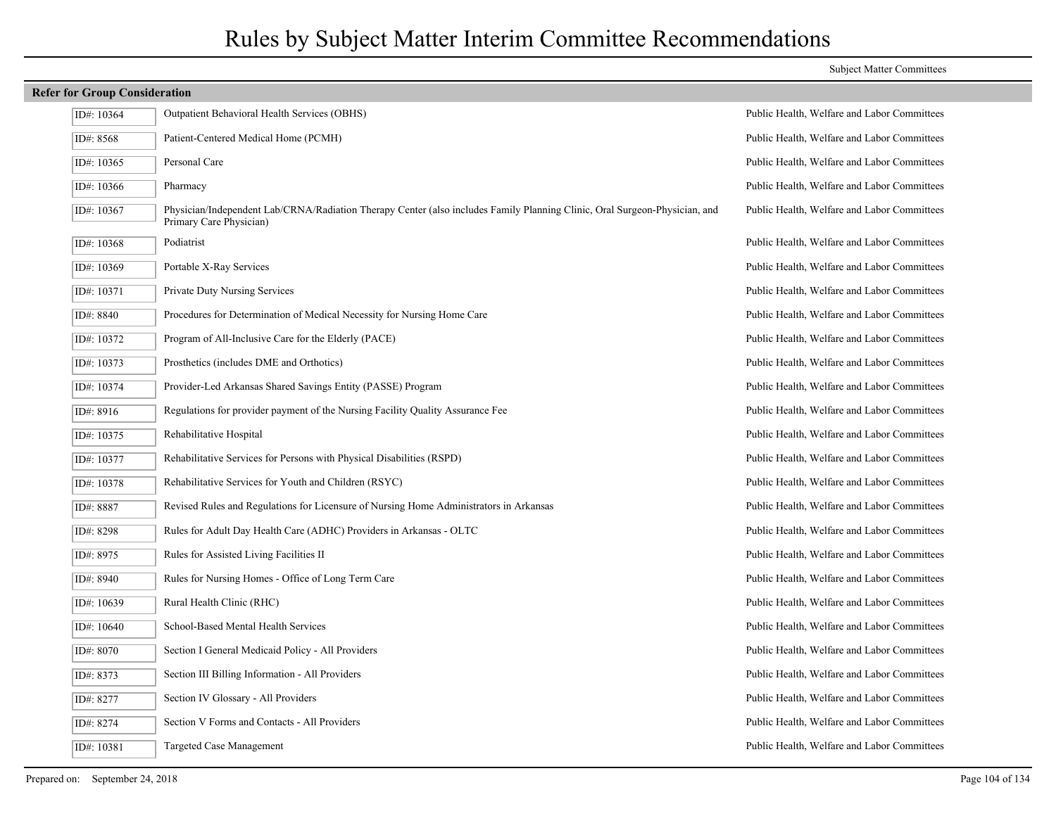# Rules by Subject Matter Interim Committee Recommendations

## Refer for Group Consideration

| ID | Rule | Subject Matter Committees |
| --- | --- | --- |
| ID#: 10364 | Outpatient Behavioral Health Services (OBHS) | Public Health, Welfare and Labor Committees |
| ID#: 8568 | Patient-Centered Medical Home (PCMH) | Public Health, Welfare and Labor Committees |
| ID#: 10365 | Personal Care | Public Health, Welfare and Labor Committees |
| ID#: 10366 | Pharmacy | Public Health, Welfare and Labor Committees |
| ID#: 10367 | Physician/Independent Lab/CRNA/Radiation Therapy Center (also includes Family Planning Clinic, Oral Surgeon-Physician, and Primary Care Physician) | Public Health, Welfare and Labor Committees |
| ID#: 10368 | Podiatrist | Public Health, Welfare and Labor Committees |
| ID#: 10369 | Portable X-Ray Services | Public Health, Welfare and Labor Committees |
| ID#: 10371 | Private Duty Nursing Services | Public Health, Welfare and Labor Committees |
| ID#: 8840 | Procedures for Determination of Medical Necessity for Nursing Home Care | Public Health, Welfare and Labor Committees |
| ID#: 10372 | Program of All-Inclusive Care for the Elderly (PACE) | Public Health, Welfare and Labor Committees |
| ID#: 10373 | Prosthetics (includes DME and Orthotics) | Public Health, Welfare and Labor Committees |
| ID#: 10374 | Provider-Led Arkansas Shared Savings Entity (PASSE) Program | Public Health, Welfare and Labor Committees |
| ID#: 8916 | Regulations for provider payment of the Nursing Facility Quality Assurance Fee | Public Health, Welfare and Labor Committees |
| ID#: 10375 | Rehabilitative Hospital | Public Health, Welfare and Labor Committees |
| ID#: 10377 | Rehabilitative Services for Persons with Physical Disabilities (RSPD) | Public Health, Welfare and Labor Committees |
| ID#: 10378 | Rehabilitative Services for Youth and Children (RSYC) | Public Health, Welfare and Labor Committees |
| ID#: 8887 | Revised Rules and Regulations for Licensure of Nursing Home Administrators in Arkansas | Public Health, Welfare and Labor Committees |
| ID#: 8298 | Rules for Adult Day Health Care (ADHC) Providers in Arkansas - OLTC | Public Health, Welfare and Labor Committees |
| ID#: 8975 | Rules for Assisted Living Facilities II | Public Health, Welfare and Labor Committees |
| ID#: 8940 | Rules for Nursing Homes - Office of Long Term Care | Public Health, Welfare and Labor Committees |
| ID#: 10639 | Rural Health Clinic (RHC) | Public Health, Welfare and Labor Committees |
| ID#: 10640 | School-Based Mental Health Services | Public Health, Welfare and Labor Committees |
| ID#: 8070 | Section I General Medicaid Policy - All Providers | Public Health, Welfare and Labor Committees |
| ID#: 8373 | Section III Billing Information - All Providers | Public Health, Welfare and Labor Committees |
| ID#: 8277 | Section IV Glossary - All Providers | Public Health, Welfare and Labor Committees |
| ID#: 8274 | Section V Forms and Contacts - All Providers | Public Health, Welfare and Labor Committees |
| ID#: 10381 | Targeted Case Management | Public Health, Welfare and Labor Committees |

Prepared on: September 24, 2018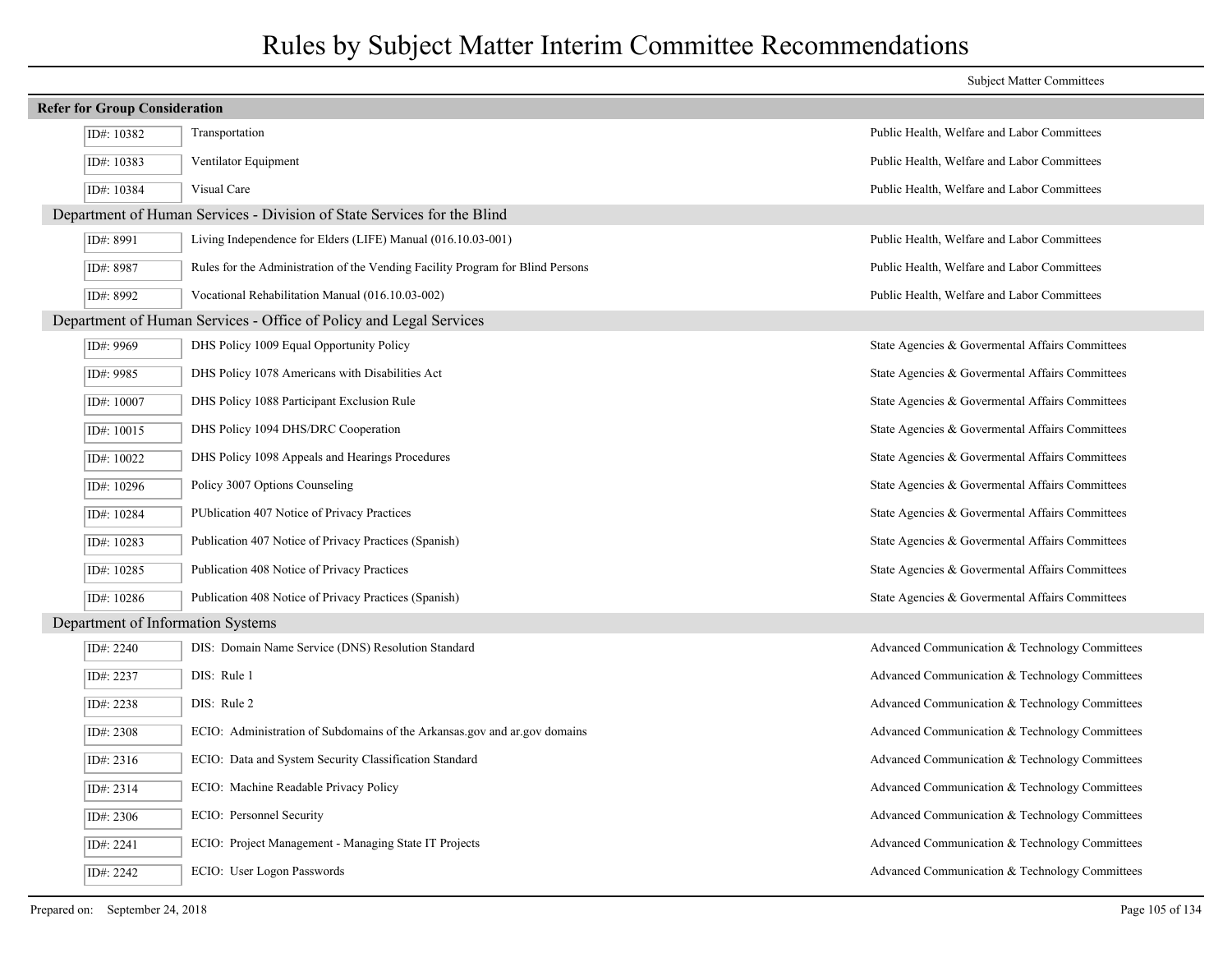# Rules by Subject Matter Interim Committee Recommendations

**Refer for Group Consideration**

| ID# | Rule | Subject Matter Committees |
|---|---|---|
| ID#: 10382 | Transportation | Public Health, Welfare and Labor Committees |
| ID#: 10383 | Ventilator Equipment | Public Health, Welfare and Labor Committees |
| ID#: 10384 | Visual Care | Public Health, Welfare and Labor Committees |

## Department of Human Services - Division of State Services for the Blind

| ID# | Rule | Subject Matter Committees |
|---|---|---|
| ID#: 8991 | Living Independence for Elders (LIFE) Manual (016.10.03-001) | Public Health, Welfare and Labor Committees |
| ID#: 8987 | Rules for the Administration of the Vending Facility Program for Blind Persons | Public Health, Welfare and Labor Committees |
| ID#: 8992 | Vocational Rehabilitation Manual (016.10.03-002) | Public Health, Welfare and Labor Committees |

## Department of Human Services - Office of Policy and Legal Services

| ID# | Rule | Subject Matter Committees |
|---|---|---|
| ID#: 9969 | DHS Policy 1009 Equal Opportunity Policy | State Agencies & Govermental Affairs Committees |
| ID#: 9985 | DHS Policy 1078 Americans with Disabilities Act | State Agencies & Govermental Affairs Committees |
| ID#: 10007 | DHS Policy 1088 Participant Exclusion Rule | State Agencies & Govermental Affairs Committees |
| ID#: 10015 | DHS Policy 1094 DHS/DRC Cooperation | State Agencies & Govermental Affairs Committees |
| ID#: 10022 | DHS Policy 1098 Appeals and Hearings Procedures | State Agencies & Govermental Affairs Committees |
| ID#: 10296 | Policy 3007 Options Counseling | State Agencies & Govermental Affairs Committees |
| ID#: 10284 | PUblication 407 Notice of Privacy Practices | State Agencies & Govermental Affairs Committees |
| ID#: 10283 | Publication 407 Notice of Privacy Practices (Spanish) | State Agencies & Govermental Affairs Committees |
| ID#: 10285 | Publication 408 Notice of Privacy Practices | State Agencies & Govermental Affairs Committees |
| ID#: 10286 | Publication 408 Notice of Privacy Practices (Spanish) | State Agencies & Govermental Affairs Committees |

## Department of Information Systems

| ID# | Rule | Subject Matter Committees |
|---|---|---|
| ID#: 2240 | DIS: Domain Name Service (DNS) Resolution Standard | Advanced Communication & Technology Committees |
| ID#: 2237 | DIS: Rule 1 | Advanced Communication & Technology Committees |
| ID#: 2238 | DIS: Rule 2 | Advanced Communication & Technology Committees |
| ID#: 2308 | ECIO: Administration of Subdomains of the Arkansas.gov and ar.gov domains | Advanced Communication & Technology Committees |
| ID#: 2316 | ECIO: Data and System Security Classification Standard | Advanced Communication & Technology Committees |
| ID#: 2314 | ECIO: Machine Readable Privacy Policy | Advanced Communication & Technology Committees |
| ID#: 2306 | ECIO: Personnel Security | Advanced Communication & Technology Committees |
| ID#: 2241 | ECIO: Project Management - Managing State IT Projects | Advanced Communication & Technology Committees |
| ID#: 2242 | ECIO: User Logon Passwords | Advanced Communication & Technology Committees |

Prepared on: September 24, 2018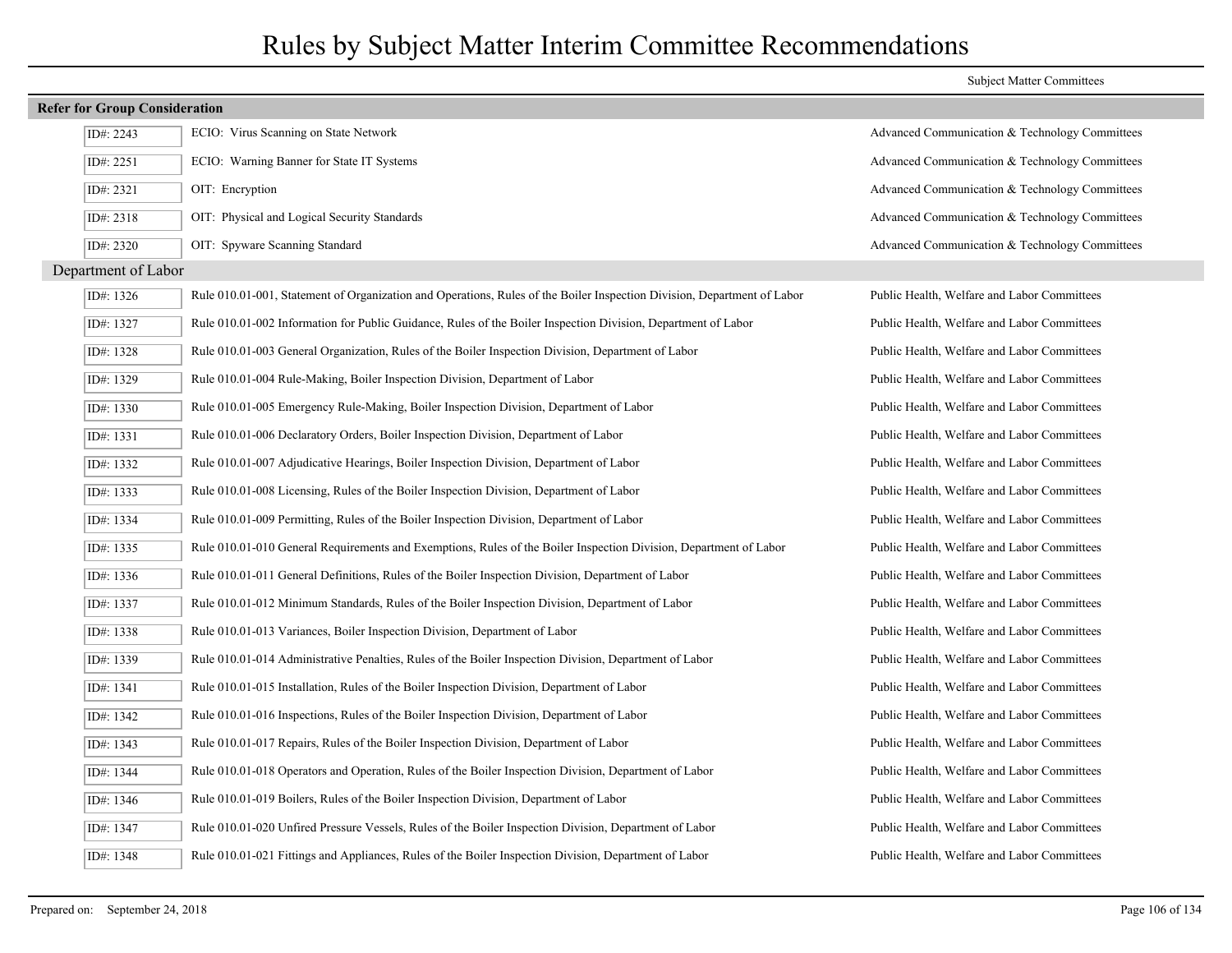# Rules by Subject Matter Interim Committee Recommendations

| | | Subject Matter Committees |
|---|---|---|
| **Refer for Group Consideration** | | |
| ID#: 2243 | ECIO: Virus Scanning on State Network | Advanced Communication & Technology Committees |
| ID#: 2251 | ECIO: Warning Banner for State IT Systems | Advanced Communication & Technology Committees |
| ID#: 2321 | OIT: Encryption | Advanced Communication & Technology Committees |
| ID#: 2318 | OIT: Physical and Logical Security Standards | Advanced Communication & Technology Committees |
| ID#: 2320 | OIT: Spyware Scanning Standard | Advanced Communication & Technology Committees |
| Department of Labor | | |
| ID#: 1326 | Rule 010.01-001, Statement of Organization and Operations, Rules of the Boiler Inspection Division, Department of Labor | Public Health, Welfare and Labor Committees |
| ID#: 1327 | Rule 010.01-002 Information for Public Guidance, Rules of the Boiler Inspection Division, Department of Labor | Public Health, Welfare and Labor Committees |
| ID#: 1328 | Rule 010.01-003 General Organization, Rules of the Boiler Inspection Division, Department of Labor | Public Health, Welfare and Labor Committees |
| ID#: 1329 | Rule 010.01-004 Rule-Making, Boiler Inspection Division, Department of Labor | Public Health, Welfare and Labor Committees |
| ID#: 1330 | Rule 010.01-005 Emergency Rule-Making, Boiler Inspection Division, Department of Labor | Public Health, Welfare and Labor Committees |
| ID#: 1331 | Rule 010.01-006 Declaratory Orders, Boiler Inspection Division, Department of Labor | Public Health, Welfare and Labor Committees |
| ID#: 1332 | Rule 010.01-007 Adjudicative Hearings, Boiler Inspection Division, Department of Labor | Public Health, Welfare and Labor Committees |
| ID#: 1333 | Rule 010.01-008 Licensing, Rules of the Boiler Inspection Division, Department of Labor | Public Health, Welfare and Labor Committees |
| ID#: 1334 | Rule 010.01-009 Permitting, Rules of the Boiler Inspection Division, Department of Labor | Public Health, Welfare and Labor Committees |
| ID#: 1335 | Rule 010.01-010 General Requirements and Exemptions, Rules of the Boiler Inspection Division, Department of Labor | Public Health, Welfare and Labor Committees |
| ID#: 1336 | Rule 010.01-011 General Definitions, Rules of the Boiler Inspection Division, Department of Labor | Public Health, Welfare and Labor Committees |
| ID#: 1337 | Rule 010.01-012 Minimum Standards, Rules of the Boiler Inspection Division, Department of Labor | Public Health, Welfare and Labor Committees |
| ID#: 1338 | Rule 010.01-013 Variances, Boiler Inspection Division, Department of Labor | Public Health, Welfare and Labor Committees |
| ID#: 1339 | Rule 010.01-014 Administrative Penalties, Rules of the Boiler Inspection Division, Department of Labor | Public Health, Welfare and Labor Committees |
| ID#: 1341 | Rule 010.01-015 Installation, Rules of the Boiler Inspection Division, Department of Labor | Public Health, Welfare and Labor Committees |
| ID#: 1342 | Rule 010.01-016 Inspections, Rules of the Boiler Inspection Division, Department of Labor | Public Health, Welfare and Labor Committees |
| ID#: 1343 | Rule 010.01-017 Repairs, Rules of the Boiler Inspection Division, Department of Labor | Public Health, Welfare and Labor Committees |
| ID#: 1344 | Rule 010.01-018 Operators and Operation, Rules of the Boiler Inspection Division, Department of Labor | Public Health, Welfare and Labor Committees |
| ID#: 1346 | Rule 010.01-019 Boilers, Rules of the Boiler Inspection Division, Department of Labor | Public Health, Welfare and Labor Committees |
| ID#: 1347 | Rule 010.01-020 Unfired Pressure Vessels, Rules of the Boiler Inspection Division, Department of Labor | Public Health, Welfare and Labor Committees |
| ID#: 1348 | Rule 010.01-021 Fittings and Appliances, Rules of the Boiler Inspection Division, Department of Labor | Public Health, Welfare and Labor Committees |

Prepared on: September 24, 2018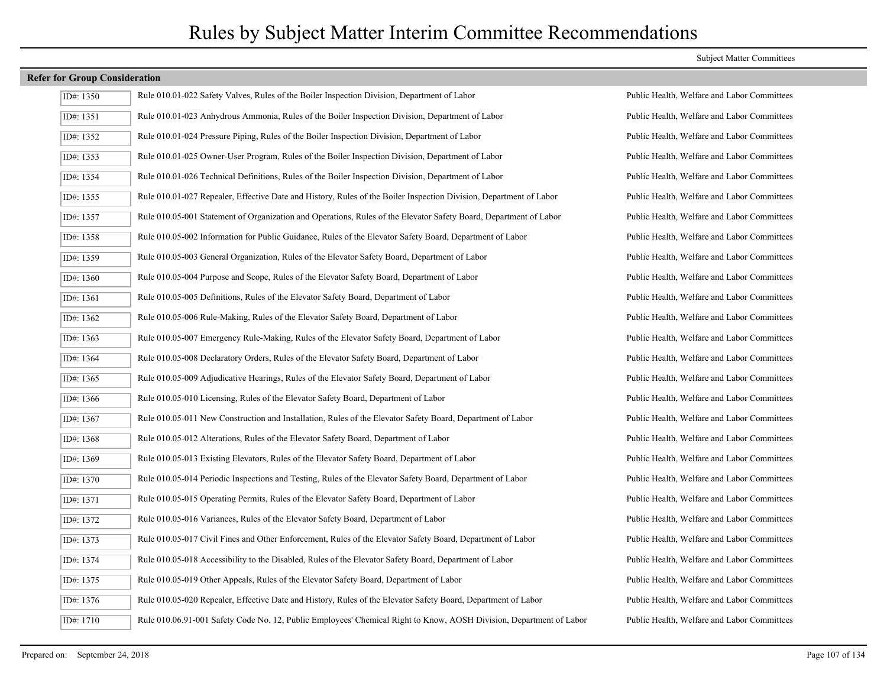# Rules by Subject Matter Interim Committee Recommendations

| | | Subject Matter Committees |
|---|---|---|
| **Refer for Group Consideration** | | |
| ID#: 1350 | Rule 010.01-022 Safety Valves, Rules of the Boiler Inspection Division, Department of Labor | Public Health, Welfare and Labor Committees |
| ID#: 1351 | Rule 010.01-023 Anhydrous Ammonia, Rules of the Boiler Inspection Division, Department of Labor | Public Health, Welfare and Labor Committees |
| ID#: 1352 | Rule 010.01-024 Pressure Piping, Rules of the Boiler Inspection Division, Department of Labor | Public Health, Welfare and Labor Committees |
| ID#: 1353 | Rule 010.01-025 Owner-User Program, Rules of the Boiler Inspection Division, Department of Labor | Public Health, Welfare and Labor Committees |
| ID#: 1354 | Rule 010.01-026 Technical Definitions, Rules of the Boiler Inspection Division, Department of Labor | Public Health, Welfare and Labor Committees |
| ID#: 1355 | Rule 010.01-027 Repealer, Effective Date and History, Rules of the Boiler Inspection Division, Department of Labor | Public Health, Welfare and Labor Committees |
| ID#: 1357 | Rule 010.05-001 Statement of Organization and Operations, Rules of the Elevator Safety Board, Department of Labor | Public Health, Welfare and Labor Committees |
| ID#: 1358 | Rule 010.05-002 Information for Public Guidance, Rules of the Elevator Safety Board, Department of Labor | Public Health, Welfare and Labor Committees |
| ID#: 1359 | Rule 010.05-003 General Organization, Rules of the Elevator Safety Board, Department of Labor | Public Health, Welfare and Labor Committees |
| ID#: 1360 | Rule 010.05-004 Purpose and Scope, Rules of the Elevator Safety Board, Department of Labor | Public Health, Welfare and Labor Committees |
| ID#: 1361 | Rule 010.05-005 Definitions, Rules of the Elevator Safety Board, Department of Labor | Public Health, Welfare and Labor Committees |
| ID#: 1362 | Rule 010.05-006 Rule-Making, Rules of the Elevator Safety Board, Department of Labor | Public Health, Welfare and Labor Committees |
| ID#: 1363 | Rule 010.05-007 Emergency Rule-Making, Rules of the Elevator Safety Board, Department of Labor | Public Health, Welfare and Labor Committees |
| ID#: 1364 | Rule 010.05-008 Declaratory Orders, Rules of the Elevator Safety Board, Department of Labor | Public Health, Welfare and Labor Committees |
| ID#: 1365 | Rule 010.05-009 Adjudicative Hearings, Rules of the Elevator Safety Board, Department of Labor | Public Health, Welfare and Labor Committees |
| ID#: 1366 | Rule 010.05-010 Licensing, Rules of the Elevator Safety Board, Department of Labor | Public Health, Welfare and Labor Committees |
| ID#: 1367 | Rule 010.05-011 New Construction and Installation, Rules of the Elevator Safety Board, Department of Labor | Public Health, Welfare and Labor Committees |
| ID#: 1368 | Rule 010.05-012 Alterations, Rules of the Elevator Safety Board, Department of Labor | Public Health, Welfare and Labor Committees |
| ID#: 1369 | Rule 010.05-013 Existing Elevators, Rules of the Elevator Safety Board, Department of Labor | Public Health, Welfare and Labor Committees |
| ID#: 1370 | Rule 010.05-014 Periodic Inspections and Testing, Rules of the Elevator Safety Board, Department of Labor | Public Health, Welfare and Labor Committees |
| ID#: 1371 | Rule 010.05-015 Operating Permits, Rules of the Elevator Safety Board, Department of Labor | Public Health, Welfare and Labor Committees |
| ID#: 1372 | Rule 010.05-016 Variances, Rules of the Elevator Safety Board, Department of Labor | Public Health, Welfare and Labor Committees |
| ID#: 1373 | Rule 010.05-017 Civil Fines and Other Enforcement, Rules of the Elevator Safety Board, Department of Labor | Public Health, Welfare and Labor Committees |
| ID#: 1374 | Rule 010.05-018 Accessibility to the Disabled, Rules of the Elevator Safety Board, Department of Labor | Public Health, Welfare and Labor Committees |
| ID#: 1375 | Rule 010.05-019 Other Appeals, Rules of the Elevator Safety Board, Department of Labor | Public Health, Welfare and Labor Committees |
| ID#: 1376 | Rule 010.05-020 Repealer, Effective Date and History, Rules of the Elevator Safety Board, Department of Labor | Public Health, Welfare and Labor Committees |
| ID#: 1710 | Rule 010.06.91-001 Safety Code No. 12, Public Employees' Chemical Right to Know, AOSH Division, Department of Labor | Public Health, Welfare and Labor Committees |

Prepared on: September 24, 2018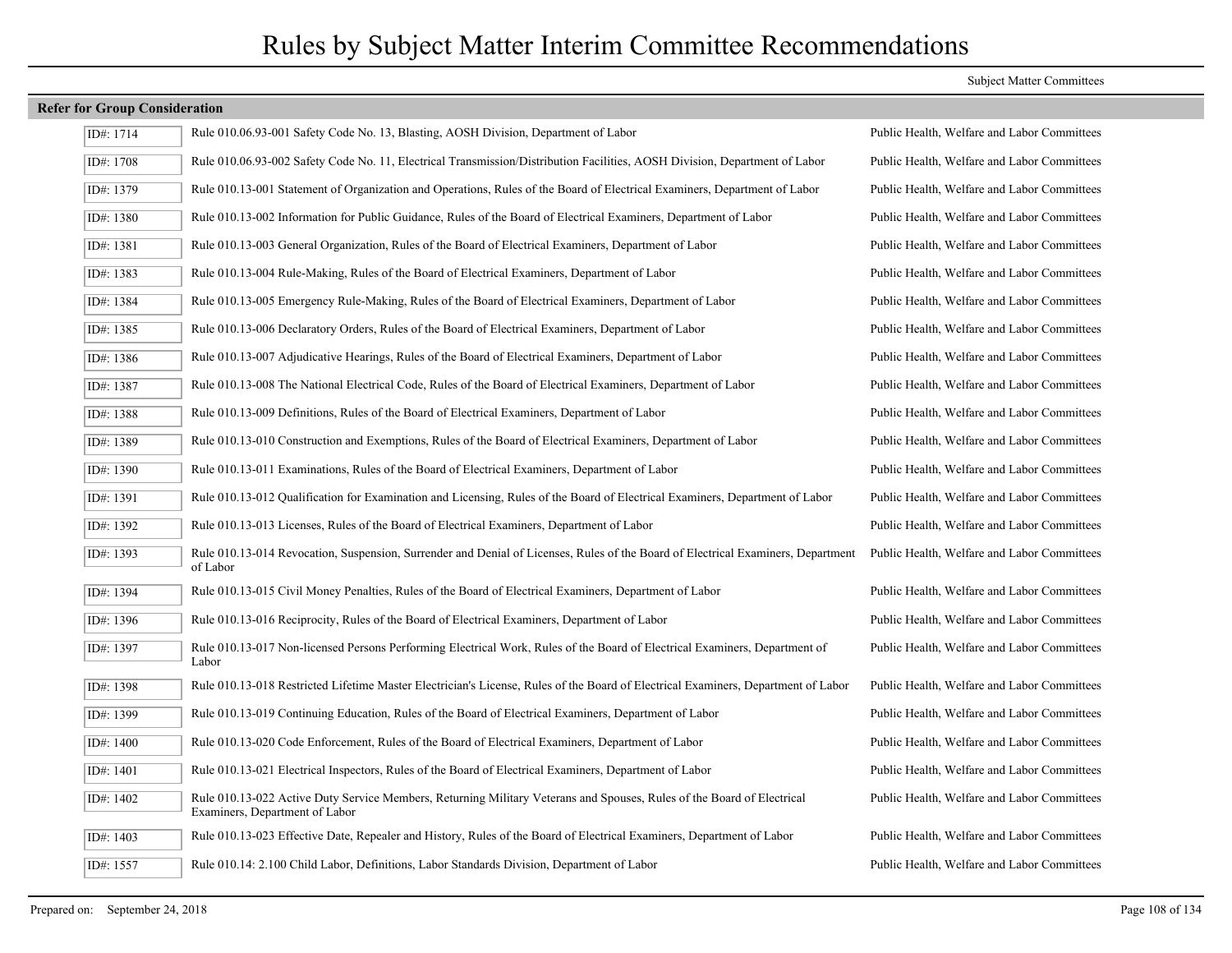# Rules by Subject Matter Interim Committee Recommendations

| | | Subject Matter Committees |
|---|---|---|
| **Refer for Group Consideration** | | |
| ID#: 1714 | Rule 010.06.93-001 Safety Code No. 13, Blasting, AOSH Division, Department of Labor | Public Health, Welfare and Labor Committees |
| ID#: 1708 | Rule 010.06.93-002 Safety Code No. 11, Electrical Transmission/Distribution Facilities, AOSH Division, Department of Labor | Public Health, Welfare and Labor Committees |
| ID#: 1379 | Rule 010.13-001 Statement of Organization and Operations, Rules of the Board of Electrical Examiners, Department of Labor | Public Health, Welfare and Labor Committees |
| ID#: 1380 | Rule 010.13-002 Information for Public Guidance, Rules of the Board of Electrical Examiners, Department of Labor | Public Health, Welfare and Labor Committees |
| ID#: 1381 | Rule 010.13-003 General Organization, Rules of the Board of Electrical Examiners, Department of Labor | Public Health, Welfare and Labor Committees |
| ID#: 1383 | Rule 010.13-004 Rule-Making, Rules of the Board of Electrical Examiners, Department of Labor | Public Health, Welfare and Labor Committees |
| ID#: 1384 | Rule 010.13-005 Emergency Rule-Making, Rules of the Board of Electrical Examiners, Department of Labor | Public Health, Welfare and Labor Committees |
| ID#: 1385 | Rule 010.13-006 Declaratory Orders, Rules of the Board of Electrical Examiners, Department of Labor | Public Health, Welfare and Labor Committees |
| ID#: 1386 | Rule 010.13-007 Adjudicative Hearings, Rules of the Board of Electrical Examiners, Department of Labor | Public Health, Welfare and Labor Committees |
| ID#: 1387 | Rule 010.13-008 The National Electrical Code, Rules of the Board of Electrical Examiners, Department of Labor | Public Health, Welfare and Labor Committees |
| ID#: 1388 | Rule 010.13-009 Definitions, Rules of the Board of Electrical Examiners, Department of Labor | Public Health, Welfare and Labor Committees |
| ID#: 1389 | Rule 010.13-010 Construction and Exemptions, Rules of the Board of Electrical Examiners, Department of Labor | Public Health, Welfare and Labor Committees |
| ID#: 1390 | Rule 010.13-011 Examinations, Rules of the Board of Electrical Examiners, Department of Labor | Public Health, Welfare and Labor Committees |
| ID#: 1391 | Rule 010.13-012 Qualification for Examination and Licensing, Rules of the Board of Electrical Examiners, Department of Labor | Public Health, Welfare and Labor Committees |
| ID#: 1392 | Rule 010.13-013 Licenses, Rules of the Board of Electrical Examiners, Department of Labor | Public Health, Welfare and Labor Committees |
| ID#: 1393 | Rule 010.13-014 Revocation, Suspension, Surrender and Denial of Licenses, Rules of the Board of Electrical Examiners, Department of Labor | Public Health, Welfare and Labor Committees |
| ID#: 1394 | Rule 010.13-015 Civil Money Penalties, Rules of the Board of Electrical Examiners, Department of Labor | Public Health, Welfare and Labor Committees |
| ID#: 1396 | Rule 010.13-016 Reciprocity, Rules of the Board of Electrical Examiners, Department of Labor | Public Health, Welfare and Labor Committees |
| ID#: 1397 | Rule 010.13-017 Non-licensed Persons Performing Electrical Work, Rules of the Board of Electrical Examiners, Department of Labor | Public Health, Welfare and Labor Committees |
| ID#: 1398 | Rule 010.13-018 Restricted Lifetime Master Electrician's License, Rules of the Board of Electrical Examiners, Department of Labor | Public Health, Welfare and Labor Committees |
| ID#: 1399 | Rule 010.13-019 Continuing Education, Rules of the Board of Electrical Examiners, Department of Labor | Public Health, Welfare and Labor Committees |
| ID#: 1400 | Rule 010.13-020 Code Enforcement, Rules of the Board of Electrical Examiners, Department of Labor | Public Health, Welfare and Labor Committees |
| ID#: 1401 | Rule 010.13-021 Electrical Inspectors, Rules of the Board of Electrical Examiners, Department of Labor | Public Health, Welfare and Labor Committees |
| ID#: 1402 | Rule 010.13-022 Active Duty Service Members, Returning Military Veterans and Spouses, Rules of the Board of Electrical Examiners, Department of Labor | Public Health, Welfare and Labor Committees |
| ID#: 1403 | Rule 010.13-023 Effective Date, Repealer and History, Rules of the Board of Electrical Examiners, Department of Labor | Public Health, Welfare and Labor Committees |
| ID#: 1557 | Rule 010.14: 2.100 Child Labor, Definitions, Labor Standards Division, Department of Labor | Public Health, Welfare and Labor Committees |

Prepared on: September 24, 2018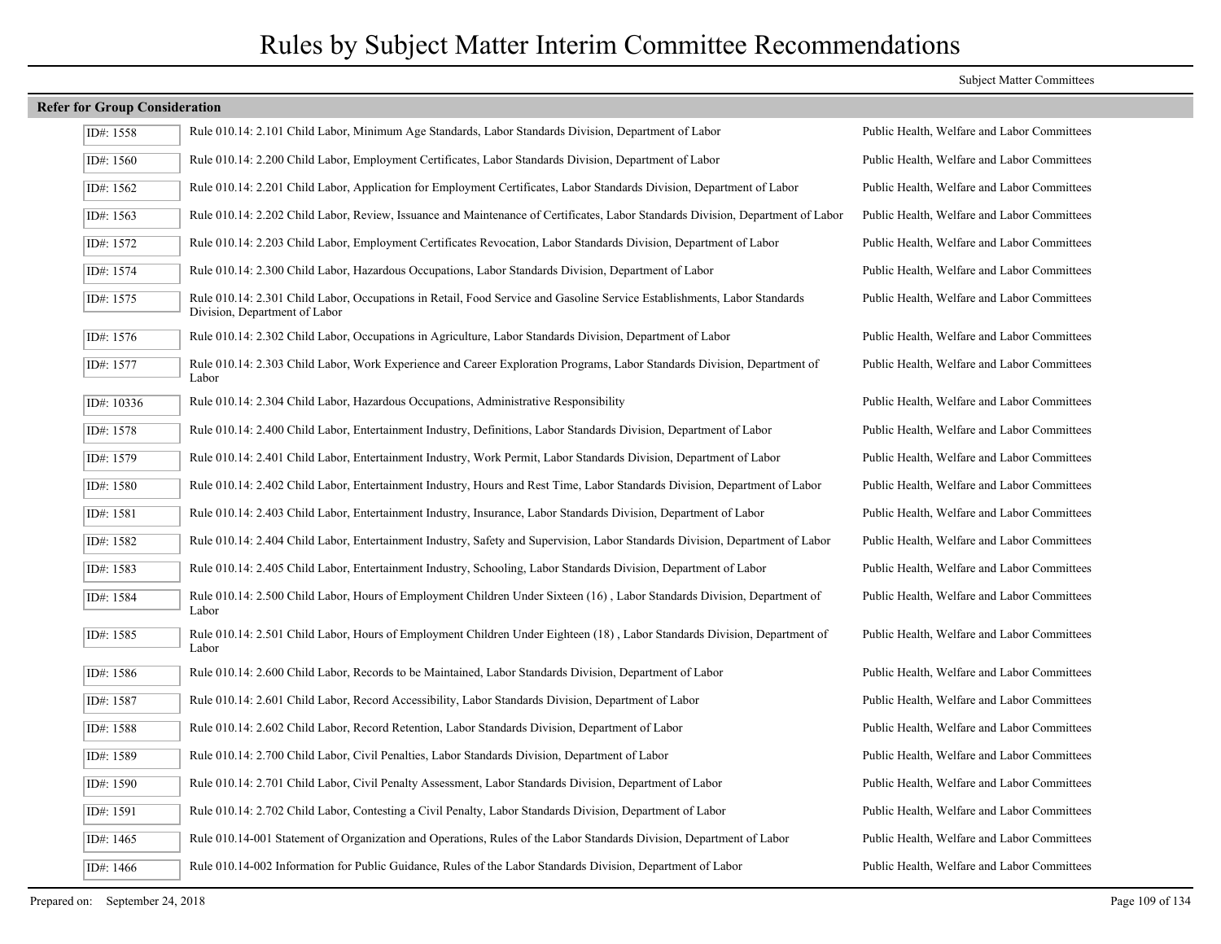# Rules by Subject Matter Interim Committee Recommendations

| | | Subject Matter Committees |
|---|---|---|
| **Refer for Group Consideration** | | |
| ID#: 1558 | Rule 010.14: 2.101 Child Labor, Minimum Age Standards, Labor Standards Division, Department of Labor | Public Health, Welfare and Labor Committees |
| ID#: 1560 | Rule 010.14: 2.200 Child Labor, Employment Certificates, Labor Standards Division, Department of Labor | Public Health, Welfare and Labor Committees |
| ID#: 1562 | Rule 010.14: 2.201 Child Labor, Application for Employment Certificates, Labor Standards Division, Department of Labor | Public Health, Welfare and Labor Committees |
| ID#: 1563 | Rule 010.14: 2.202 Child Labor, Review, Issuance and Maintenance of Certificates, Labor Standards Division, Department of Labor | Public Health, Welfare and Labor Committees |
| ID#: 1572 | Rule 010.14: 2.203 Child Labor, Employment Certificates Revocation, Labor Standards Division, Department of Labor | Public Health, Welfare and Labor Committees |
| ID#: 1574 | Rule 010.14: 2.300 Child Labor, Hazardous Occupations, Labor Standards Division, Department of Labor | Public Health, Welfare and Labor Committees |
| ID#: 1575 | Rule 010.14: 2.301 Child Labor, Occupations in Retail, Food Service and Gasoline Service Establishments, Labor Standards Division, Department of Labor | Public Health, Welfare and Labor Committees |
| ID#: 1576 | Rule 010.14: 2.302 Child Labor, Occupations in Agriculture, Labor Standards Division, Department of Labor | Public Health, Welfare and Labor Committees |
| ID#: 1577 | Rule 010.14: 2.303 Child Labor, Work Experience and Career Exploration Programs, Labor Standards Division, Department of Labor | Public Health, Welfare and Labor Committees |
| ID#: 10336 | Rule 010.14: 2.304 Child Labor, Hazardous Occupations, Administrative Responsibility | Public Health, Welfare and Labor Committees |
| ID#: 1578 | Rule 010.14: 2.400 Child Labor, Entertainment Industry, Definitions, Labor Standards Division, Department of Labor | Public Health, Welfare and Labor Committees |
| ID#: 1579 | Rule 010.14: 2.401 Child Labor, Entertainment Industry, Work Permit, Labor Standards Division, Department of Labor | Public Health, Welfare and Labor Committees |
| ID#: 1580 | Rule 010.14: 2.402 Child Labor, Entertainment Industry, Hours and Rest Time, Labor Standards Division, Department of Labor | Public Health, Welfare and Labor Committees |
| ID#: 1581 | Rule 010.14: 2.403 Child Labor, Entertainment Industry, Insurance, Labor Standards Division, Department of Labor | Public Health, Welfare and Labor Committees |
| ID#: 1582 | Rule 010.14: 2.404 Child Labor, Entertainment Industry, Safety and Supervision, Labor Standards Division, Department of Labor | Public Health, Welfare and Labor Committees |
| ID#: 1583 | Rule 010.14: 2.405 Child Labor, Entertainment Industry, Schooling, Labor Standards Division, Department of Labor | Public Health, Welfare and Labor Committees |
| ID#: 1584 | Rule 010.14: 2.500 Child Labor, Hours of Employment Children Under Sixteen (16) , Labor Standards Division, Department of Labor | Public Health, Welfare and Labor Committees |
| ID#: 1585 | Rule 010.14: 2.501 Child Labor, Hours of Employment Children Under Eighteen (18) , Labor Standards Division, Department of Labor | Public Health, Welfare and Labor Committees |
| ID#: 1586 | Rule 010.14: 2.600 Child Labor, Records to be Maintained, Labor Standards Division, Department of Labor | Public Health, Welfare and Labor Committees |
| ID#: 1587 | Rule 010.14: 2.601 Child Labor, Record Accessibility, Labor Standards Division, Department of Labor | Public Health, Welfare and Labor Committees |
| ID#: 1588 | Rule 010.14: 2.602 Child Labor, Record Retention, Labor Standards Division, Department of Labor | Public Health, Welfare and Labor Committees |
| ID#: 1589 | Rule 010.14: 2.700 Child Labor, Civil Penalties, Labor Standards Division, Department of Labor | Public Health, Welfare and Labor Committees |
| ID#: 1590 | Rule 010.14: 2.701 Child Labor, Civil Penalty Assessment, Labor Standards Division, Department of Labor | Public Health, Welfare and Labor Committees |
| ID#: 1591 | Rule 010.14: 2.702 Child Labor, Contesting a Civil Penalty, Labor Standards Division, Department of Labor | Public Health, Welfare and Labor Committees |
| ID#: 1465 | Rule 010.14-001 Statement of Organization and Operations, Rules of the Labor Standards Division, Department of Labor | Public Health, Welfare and Labor Committees |
| ID#: 1466 | Rule 010.14-002 Information for Public Guidance, Rules of the Labor Standards Division, Department of Labor | Public Health, Welfare and Labor Committees |

Prepared on: September 24, 2018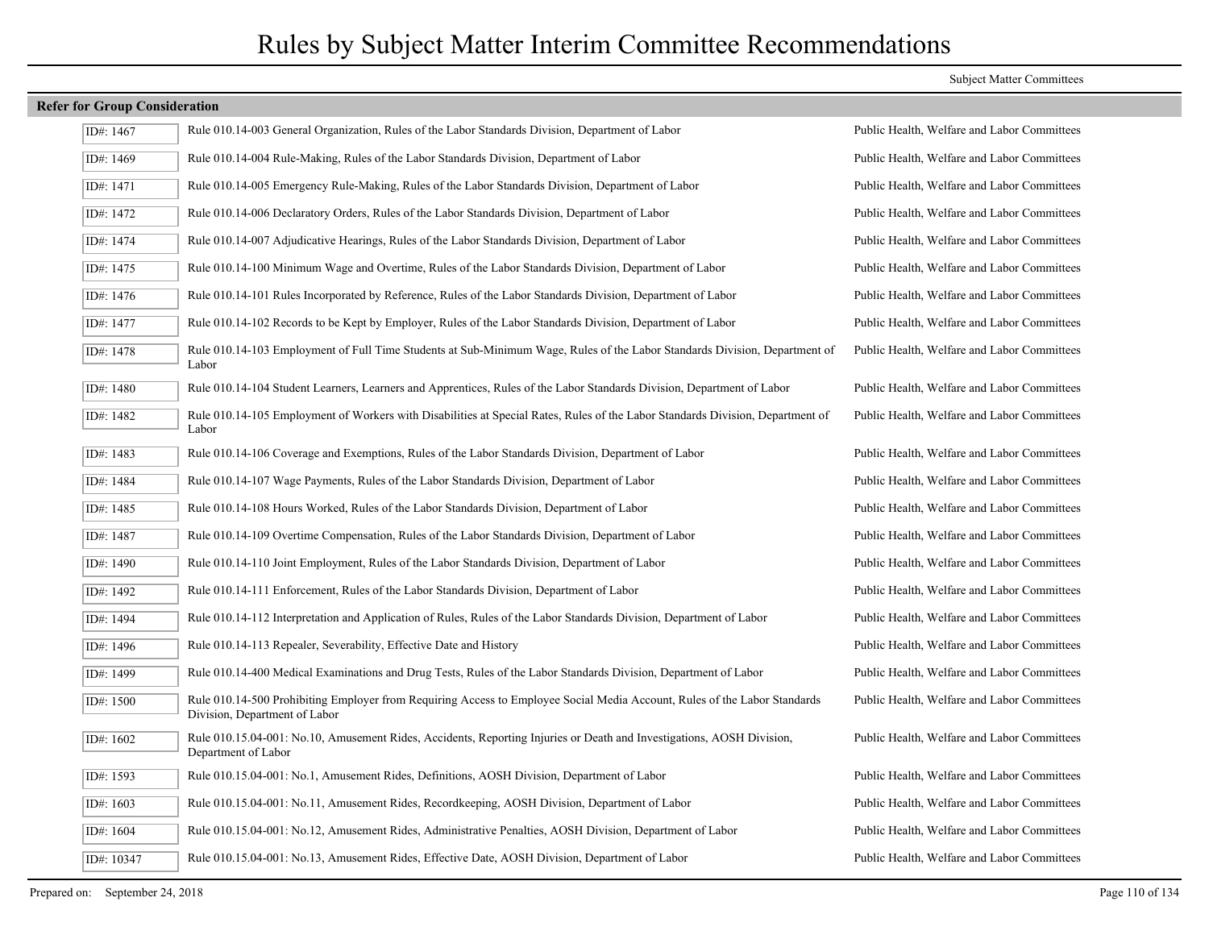# Rules by Subject Matter Interim Committee Recommendations

| | | Subject Matter Committees |
|---|---|---|
| **Refer for Group Consideration** | | |
| ID#: 1467 | Rule 010.14-003 General Organization, Rules of the Labor Standards Division, Department of Labor | Public Health, Welfare and Labor Committees |
| ID#: 1469 | Rule 010.14-004 Rule-Making, Rules of the Labor Standards Division, Department of Labor | Public Health, Welfare and Labor Committees |
| ID#: 1471 | Rule 010.14-005 Emergency Rule-Making, Rules of the Labor Standards Division, Department of Labor | Public Health, Welfare and Labor Committees |
| ID#: 1472 | Rule 010.14-006 Declaratory Orders, Rules of the Labor Standards Division, Department of Labor | Public Health, Welfare and Labor Committees |
| ID#: 1474 | Rule 010.14-007 Adjudicative Hearings, Rules of the Labor Standards Division, Department of Labor | Public Health, Welfare and Labor Committees |
| ID#: 1475 | Rule 010.14-100 Minimum Wage and Overtime, Rules of the Labor Standards Division, Department of Labor | Public Health, Welfare and Labor Committees |
| ID#: 1476 | Rule 010.14-101 Rules Incorporated by Reference, Rules of the Labor Standards Division, Department of Labor | Public Health, Welfare and Labor Committees |
| ID#: 1477 | Rule 010.14-102 Records to be Kept by Employer, Rules of the Labor Standards Division, Department of Labor | Public Health, Welfare and Labor Committees |
| ID#: 1478 | Rule 010.14-103 Employment of Full Time Students at Sub-Minimum Wage, Rules of the Labor Standards Division, Department of Labor | Public Health, Welfare and Labor Committees |
| ID#: 1480 | Rule 010.14-104 Student Learners, Learners and Apprentices, Rules of the Labor Standards Division, Department of Labor | Public Health, Welfare and Labor Committees |
| ID#: 1482 | Rule 010.14-105 Employment of Workers with Disabilities at Special Rates, Rules of the Labor Standards Division, Department of Labor | Public Health, Welfare and Labor Committees |
| ID#: 1483 | Rule 010.14-106 Coverage and Exemptions, Rules of the Labor Standards Division, Department of Labor | Public Health, Welfare and Labor Committees |
| ID#: 1484 | Rule 010.14-107 Wage Payments, Rules of the Labor Standards Division, Department of Labor | Public Health, Welfare and Labor Committees |
| ID#: 1485 | Rule 010.14-108 Hours Worked, Rules of the Labor Standards Division, Department of Labor | Public Health, Welfare and Labor Committees |
| ID#: 1487 | Rule 010.14-109 Overtime Compensation, Rules of the Labor Standards Division, Department of Labor | Public Health, Welfare and Labor Committees |
| ID#: 1490 | Rule 010.14-110 Joint Employment, Rules of the Labor Standards Division, Department of Labor | Public Health, Welfare and Labor Committees |
| ID#: 1492 | Rule 010.14-111 Enforcement, Rules of the Labor Standards Division, Department of Labor | Public Health, Welfare and Labor Committees |
| ID#: 1494 | Rule 010.14-112 Interpretation and Application of Rules, Rules of the Labor Standards Division, Department of Labor | Public Health, Welfare and Labor Committees |
| ID#: 1496 | Rule 010.14-113 Repealer, Severability, Effective Date and History | Public Health, Welfare and Labor Committees |
| ID#: 1499 | Rule 010.14-400 Medical Examinations and Drug Tests, Rules of the Labor Standards Division, Department of Labor | Public Health, Welfare and Labor Committees |
| ID#: 1500 | Rule 010.14-500 Prohibiting Employer from Requiring Access to Employee Social Media Account, Rules of the Labor Standards Division, Department of Labor | Public Health, Welfare and Labor Committees |
| ID#: 1602 | Rule 010.15.04-001: No.10, Amusement Rides, Accidents, Reporting Injuries or Death and Investigations, AOSH Division, Department of Labor | Public Health, Welfare and Labor Committees |
| ID#: 1593 | Rule 010.15.04-001: No.1, Amusement Rides, Definitions, AOSH Division, Department of Labor | Public Health, Welfare and Labor Committees |
| ID#: 1603 | Rule 010.15.04-001: No.11, Amusement Rides, Recordkeeping, AOSH Division, Department of Labor | Public Health, Welfare and Labor Committees |
| ID#: 1604 | Rule 010.15.04-001: No.12, Amusement Rides, Administrative Penalties, AOSH Division, Department of Labor | Public Health, Welfare and Labor Committees |
| ID#: 10347 | Rule 010.15.04-001: No.13, Amusement Rides, Effective Date, AOSH Division, Department of Labor | Public Health, Welfare and Labor Committees |

Prepared on: September 24, 2018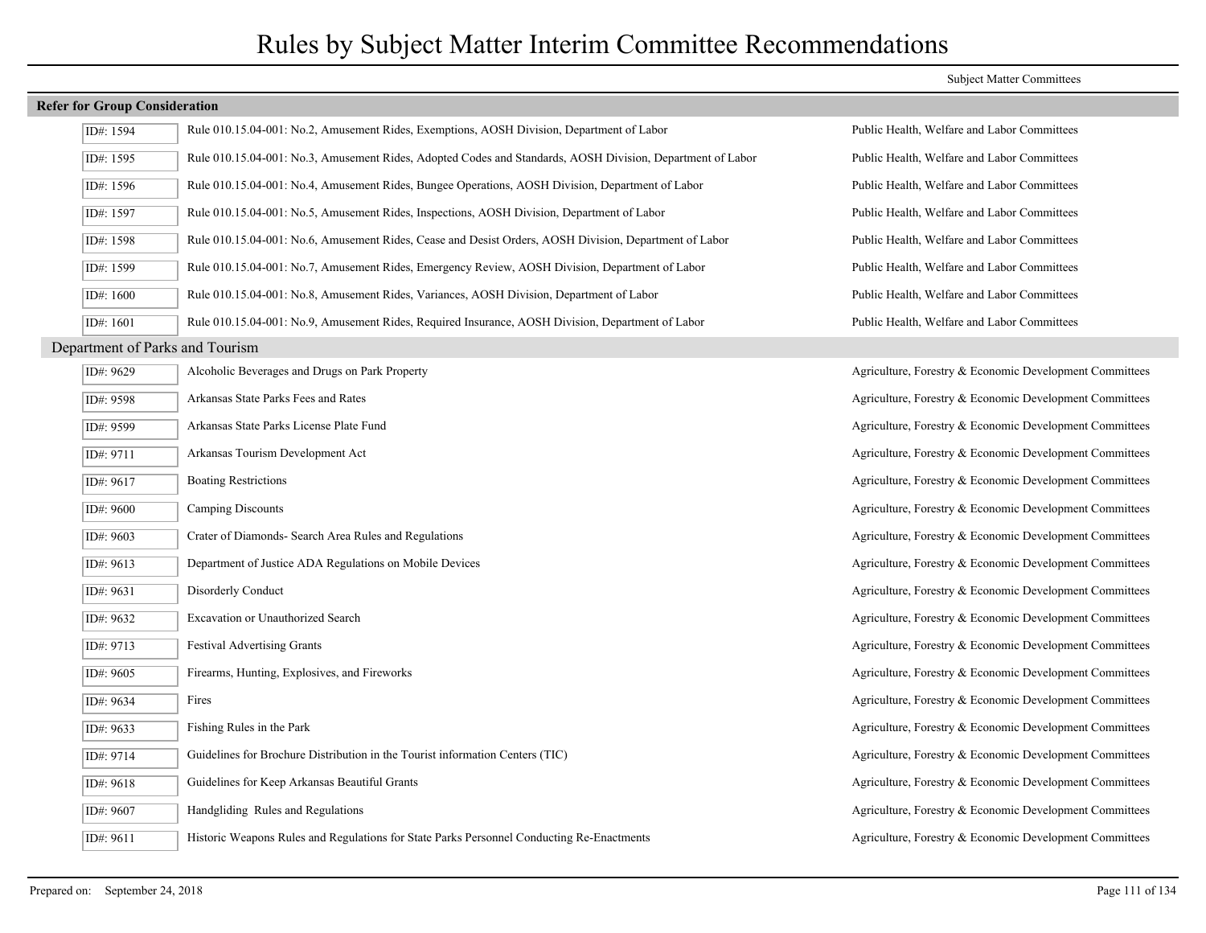# Rules by Subject Matter Interim Committee Recommendations

| | | Subject Matter Committees |
|---|---|---|
| **Refer for Group Consideration** | | |
| ID#: 1594 | Rule 010.15.04-001: No.2, Amusement Rides, Exemptions, AOSH Division, Department of Labor | Public Health, Welfare and Labor Committees |
| ID#: 1595 | Rule 010.15.04-001: No.3, Amusement Rides, Adopted Codes and Standards, AOSH Division, Department of Labor | Public Health, Welfare and Labor Committees |
| ID#: 1596 | Rule 010.15.04-001: No.4, Amusement Rides, Bungee Operations, AOSH Division, Department of Labor | Public Health, Welfare and Labor Committees |
| ID#: 1597 | Rule 010.15.04-001: No.5, Amusement Rides, Inspections, AOSH Division, Department of Labor | Public Health, Welfare and Labor Committees |
| ID#: 1598 | Rule 010.15.04-001: No.6, Amusement Rides, Cease and Desist Orders, AOSH Division, Department of Labor | Public Health, Welfare and Labor Committees |
| ID#: 1599 | Rule 010.15.04-001: No.7, Amusement Rides, Emergency Review, AOSH Division, Department of Labor | Public Health, Welfare and Labor Committees |
| ID#: 1600 | Rule 010.15.04-001: No.8, Amusement Rides, Variances, AOSH Division, Department of Labor | Public Health, Welfare and Labor Committees |
| ID#: 1601 | Rule 010.15.04-001: No.9, Amusement Rides, Required Insurance, AOSH Division, Department of Labor | Public Health, Welfare and Labor Committees |
| Department of Parks and Tourism | | |
| ID#: 9629 | Alcoholic Beverages and Drugs on Park Property | Agriculture, Forestry & Economic Development Committees |
| ID#: 9598 | Arkansas State Parks Fees and Rates | Agriculture, Forestry & Economic Development Committees |
| ID#: 9599 | Arkansas State Parks License Plate Fund | Agriculture, Forestry & Economic Development Committees |
| ID#: 9711 | Arkansas Tourism Development Act | Agriculture, Forestry & Economic Development Committees |
| ID#: 9617 | Boating Restrictions | Agriculture, Forestry & Economic Development Committees |
| ID#: 9600 | Camping Discounts | Agriculture, Forestry & Economic Development Committees |
| ID#: 9603 | Crater of Diamonds- Search Area Rules and Regulations | Agriculture, Forestry & Economic Development Committees |
| ID#: 9613 | Department of Justice ADA Regulations on Mobile Devices | Agriculture, Forestry & Economic Development Committees |
| ID#: 9631 | Disorderly Conduct | Agriculture, Forestry & Economic Development Committees |
| ID#: 9632 | Excavation or Unauthorized Search | Agriculture, Forestry & Economic Development Committees |
| ID#: 9713 | Festival Advertising Grants | Agriculture, Forestry & Economic Development Committees |
| ID#: 9605 | Firearms, Hunting, Explosives, and Fireworks | Agriculture, Forestry & Economic Development Committees |
| ID#: 9634 | Fires | Agriculture, Forestry & Economic Development Committees |
| ID#: 9633 | Fishing Rules in the Park | Agriculture, Forestry & Economic Development Committees |
| ID#: 9714 | Guidelines for Brochure Distribution in the Tourist information Centers (TIC) | Agriculture, Forestry & Economic Development Committees |
| ID#: 9618 | Guidelines for Keep Arkansas Beautiful Grants | Agriculture, Forestry & Economic Development Committees |
| ID#: 9607 | Handgliding Rules and Regulations | Agriculture, Forestry & Economic Development Committees |
| ID#: 9611 | Historic Weapons Rules and Regulations for State Parks Personnel Conducting Re-Enactments | Agriculture, Forestry & Economic Development Committees |

Prepared on: September 24, 2018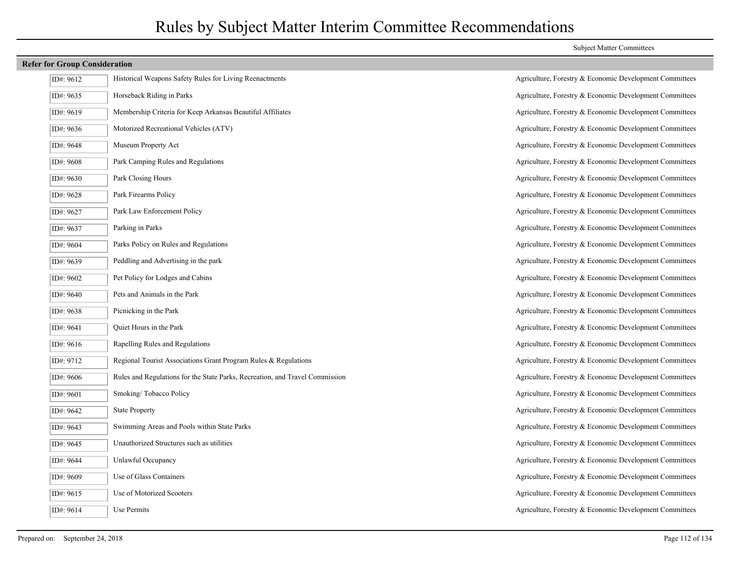# Rules by Subject Matter Interim Committee Recommendations

**Refer for Group Consideration**

| ID | Rule | Subject Matter Committees |
|---|---|---|
| ID#: 9612 | Historical Weapons Safety Rules for Living Reenactments | Agriculture, Forestry & Economic Development Committees |
| ID#: 9635 | Horseback Riding in Parks | Agriculture, Forestry & Economic Development Committees |
| ID#: 9619 | Membership Criteria for Keep Arkansas Beautiful Affiliates | Agriculture, Forestry & Economic Development Committees |
| ID#: 9636 | Motorized Recreational Vehicles (ATV) | Agriculture, Forestry & Economic Development Committees |
| ID#: 9648 | Museum Property Act | Agriculture, Forestry & Economic Development Committees |
| ID#: 9608 | Park Camping Rules and Regulations | Agriculture, Forestry & Economic Development Committees |
| ID#: 9630 | Park Closing Hours | Agriculture, Forestry & Economic Development Committees |
| ID#: 9628 | Park Firearms Policy | Agriculture, Forestry & Economic Development Committees |
| ID#: 9627 | Park Law Enforcement Policy | Agriculture, Forestry & Economic Development Committees |
| ID#: 9637 | Parking in Parks | Agriculture, Forestry & Economic Development Committees |
| ID#: 9604 | Parks Policy on Rules and Regulations | Agriculture, Forestry & Economic Development Committees |
| ID#: 9639 | Peddling and Advertising in the park | Agriculture, Forestry & Economic Development Committees |
| ID#: 9602 | Pet Policy for Lodges and Cabins | Agriculture, Forestry & Economic Development Committees |
| ID#: 9640 | Pets and Animals in the Park | Agriculture, Forestry & Economic Development Committees |
| ID#: 9638 | Picnicking in the Park | Agriculture, Forestry & Economic Development Committees |
| ID#: 9641 | Quiet Hours in the Park | Agriculture, Forestry & Economic Development Committees |
| ID#: 9616 | Rapelling Rules and Regulations | Agriculture, Forestry & Economic Development Committees |
| ID#: 9712 | Regional Tourist Associations Grant Program Rules & Regulations | Agriculture, Forestry & Economic Development Committees |
| ID#: 9606 | Rules and Regulations for the State Parks, Recreation, and Travel Commission | Agriculture, Forestry & Economic Development Committees |
| ID#: 9601 | Smoking/ Tobacco Policy | Agriculture, Forestry & Economic Development Committees |
| ID#: 9642 | State Property | Agriculture, Forestry & Economic Development Committees |
| ID#: 9643 | Swimming Areas and Pools within State Parks | Agriculture, Forestry & Economic Development Committees |
| ID#: 9645 | Unauthorized Structures such as utilities | Agriculture, Forestry & Economic Development Committees |
| ID#: 9644 | Unlawful Occupancy | Agriculture, Forestry & Economic Development Committees |
| ID#: 9609 | Use of Glass Containers | Agriculture, Forestry & Economic Development Committees |
| ID#: 9615 | Use of Motorized Scooters | Agriculture, Forestry & Economic Development Committees |
| ID#: 9614 | Use Permits | Agriculture, Forestry & Economic Development Committees |

Prepared on: September 24, 2018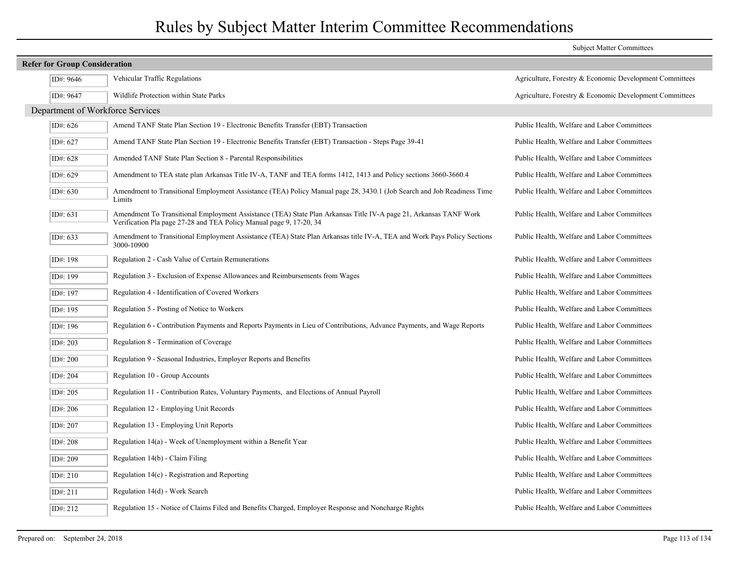# Rules by Subject Matter Interim Committee Recommendations

Subject Matter Committees

## Refer for Group Consideration

| ID | Rule | Committee |
|---|---|---|
| ID#: 9646 | Vehicular Traffic Regulations | Agriculture, Forestry & Economic Development Committees |
| ID#: 9647 | Wildlife Protection within State Parks | Agriculture, Forestry & Economic Development Committees |

### Department of Workforce Services

| ID | Rule | Committee |
|---|---|---|
| ID#: 626 | Amend TANF State Plan Section 19 - Electronic Benefits Transfer (EBT) Transaction | Public Health, Welfare and Labor Committees |
| ID#: 627 | Amend TANF State Plan Section 19 - Electronic Benefits Transfer (EBT) Transaction - Steps Page 39-41 | Public Health, Welfare and Labor Committees |
| ID#: 628 | Amended TANF State Plan Section 8 - Parental Responsibilities | Public Health, Welfare and Labor Committees |
| ID#: 629 | Amendment to TEA state plan Arkansas Title IV-A, TANF and TEA forms 1412, 1413 and Policy sections 3660-3660.4 | Public Health, Welfare and Labor Committees |
| ID#: 630 | Amendment to Transitional Employment Assistance (TEA) Policy Manual page 28, 3430.1 (Job Search and Job Readiness Time Limits | Public Health, Welfare and Labor Committees |
| ID#: 631 | Amendment To Transitional Employment Assistance (TEA) State Plan Arkansas Title IV-A page 21, Arkansas TANF Work Verification Pla page 27-28 and TEA Policy Manual page 9, 17-20, 34 | Public Health, Welfare and Labor Committees |
| ID#: 633 | Amendment to Transitional Employment Assistance (TEA) State Plan Arkansas title IV-A, TEA and Work Pays Policy Sections 3000-10900 | Public Health, Welfare and Labor Committees |
| ID#: 198 | Regulation 2 - Cash Value of Certain Remunerations | Public Health, Welfare and Labor Committees |
| ID#: 199 | Regulation 3 - Exclusion of Expense Allowances and Reimbursements from Wages | Public Health, Welfare and Labor Committees |
| ID#: 197 | Regulation 4 - Identification of Covered Workers | Public Health, Welfare and Labor Committees |
| ID#: 195 | Regulation 5 - Posting of Notice to Workers | Public Health, Welfare and Labor Committees |
| ID#: 196 | Regulation 6 - Contribution Payments and Reports Payments in Lieu of Contributions, Advance Payments, and Wage Reports | Public Health, Welfare and Labor Committees |
| ID#: 203 | Regulation 8 - Termination of Coverage | Public Health, Welfare and Labor Committees |
| ID#: 200 | Regulation 9 - Seasonal Industries, Employer Reports and Benefits | Public Health, Welfare and Labor Committees |
| ID#: 204 | Regulation 10 - Group Accounts | Public Health, Welfare and Labor Committees |
| ID#: 205 | Regulation 11 - Contribution Rates, Voluntary Payments, and Elections of Annual Payroll | Public Health, Welfare and Labor Committees |
| ID#: 206 | Regulation 12 - Employing Unit Records | Public Health, Welfare and Labor Committees |
| ID#: 207 | Regulation 13 - Employing Unit Reports | Public Health, Welfare and Labor Committees |
| ID#: 208 | Regulation 14(a) - Week of Unemployment within a Benefit Year | Public Health, Welfare and Labor Committees |
| ID#: 209 | Regulation 14(b) - Claim Filing | Public Health, Welfare and Labor Committees |
| ID#: 210 | Regulation 14(c) - Registration and Reporting | Public Health, Welfare and Labor Committees |
| ID#: 211 | Regulation 14(d) - Work Search | Public Health, Welfare and Labor Committees |
| ID#: 212 | Regulation 15 - Notice of Claims Filed and Benefits Charged, Employer Response and Noncharge Rights | Public Health, Welfare and Labor Committees |

Prepared on: September 24, 2018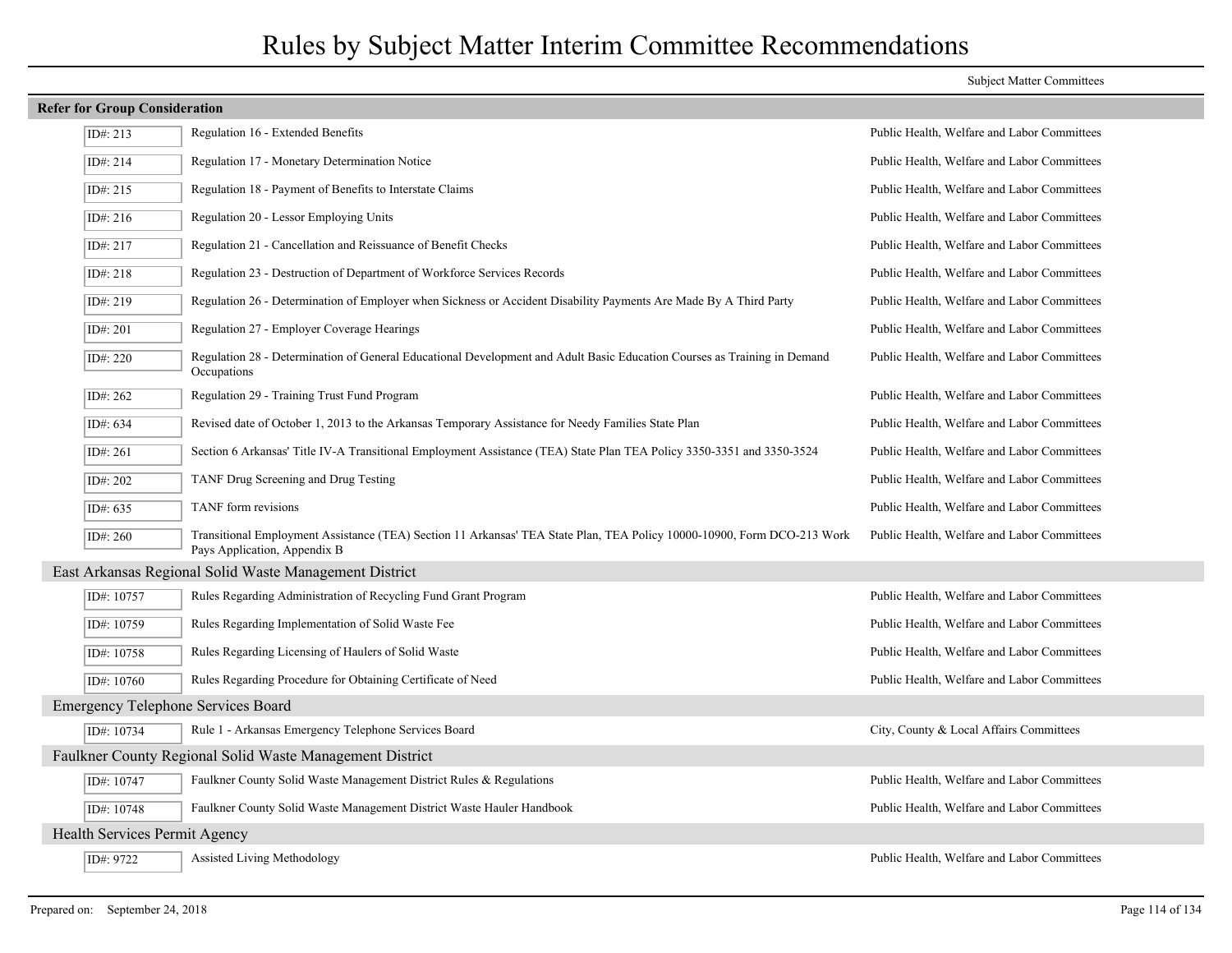# Rules by Subject Matter Interim Committee Recommendations

Subject Matter Committees

## Refer for Group Consideration

| ID# | Rule | Subject Matter Committees |
|---|---|---|
| ID#: 213 | Regulation 16 - Extended Benefits | Public Health, Welfare and Labor Committees |
| ID#: 214 | Regulation 17 - Monetary Determination Notice | Public Health, Welfare and Labor Committees |
| ID#: 215 | Regulation 18 - Payment of Benefits to Interstate Claims | Public Health, Welfare and Labor Committees |
| ID#: 216 | Regulation 20 - Lessor Employing Units | Public Health, Welfare and Labor Committees |
| ID#: 217 | Regulation 21 - Cancellation and Reissuance of Benefit Checks | Public Health, Welfare and Labor Committees |
| ID#: 218 | Regulation 23 - Destruction of Department of Workforce Services Records | Public Health, Welfare and Labor Committees |
| ID#: 219 | Regulation 26 - Determination of Employer when Sickness or Accident Disability Payments Are Made By A Third Party | Public Health, Welfare and Labor Committees |
| ID#: 201 | Regulation 27 - Employer Coverage Hearings | Public Health, Welfare and Labor Committees |
| ID#: 220 | Regulation 28 - Determination of General Educational Development and Adult Basic Education Courses as Training in Demand Occupations | Public Health, Welfare and Labor Committees |
| ID#: 262 | Regulation 29 - Training Trust Fund Program | Public Health, Welfare and Labor Committees |
| ID#: 634 | Revised date of October 1, 2013 to the Arkansas Temporary Assistance for Needy Families State Plan | Public Health, Welfare and Labor Committees |
| ID#: 261 | Section 6 Arkansas' Title IV-A Transitional Employment Assistance (TEA) State Plan TEA Policy 3350-3351 and 3350-3524 | Public Health, Welfare and Labor Committees |
| ID#: 202 | TANF Drug Screening and Drug Testing | Public Health, Welfare and Labor Committees |
| ID#: 635 | TANF form revisions | Public Health, Welfare and Labor Committees |
| ID#: 260 | Transitional Employment Assistance (TEA) Section 11 Arkansas' TEA State Plan, TEA Policy 10000-10900, Form DCO-213 Work Pays Application, Appendix B | Public Health, Welfare and Labor Committees |

### East Arkansas Regional Solid Waste Management District

| ID# | Rule | Subject Matter Committees |
|---|---|---|
| ID#: 10757 | Rules Regarding Administration of Recycling Fund Grant Program | Public Health, Welfare and Labor Committees |
| ID#: 10759 | Rules Regarding Implementation of Solid Waste Fee | Public Health, Welfare and Labor Committees |
| ID#: 10758 | Rules Regarding Licensing of Haulers of Solid Waste | Public Health, Welfare and Labor Committees |
| ID#: 10760 | Rules Regarding Procedure for Obtaining Certificate of Need | Public Health, Welfare and Labor Committees |

### Emergency Telephone Services Board

| ID# | Rule | Subject Matter Committees |
|---|---|---|
| ID#: 10734 | Rule 1 - Arkansas Emergency Telephone Services Board | City, County & Local Affairs Committees |

### Faulkner County Regional Solid Waste Management District

| ID# | Rule | Subject Matter Committees |
|---|---|---|
| ID#: 10747 | Faulkner County Solid Waste Management District Rules & Regulations | Public Health, Welfare and Labor Committees |
| ID#: 10748 | Faulkner County Solid Waste Management District Waste Hauler Handbook | Public Health, Welfare and Labor Committees |

### Health Services Permit Agency

| ID# | Rule | Subject Matter Committees |
|---|---|---|
| ID#: 9722 | Assisted Living Methodology | Public Health, Welfare and Labor Committees |

Prepared on: September 24, 2018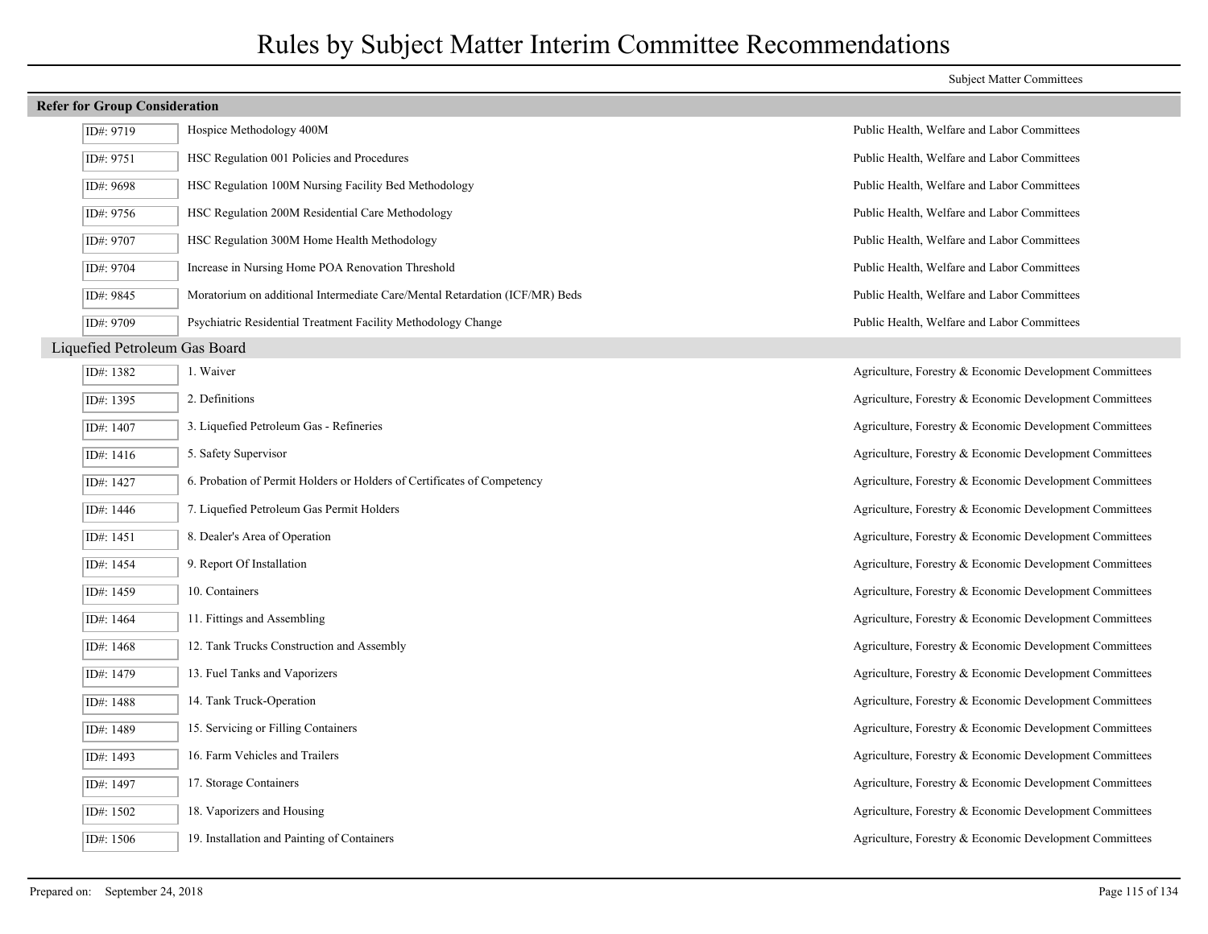# Rules by Subject Matter Interim Committee Recommendations

Subject Matter Committees

**Refer for Group Consideration**

| ID# | Rule | Subject Matter Committees |
|---|---|---|
| ID#: 9719 | Hospice Methodology 400M | Public Health, Welfare and Labor Committees |
| ID#: 9751 | HSC Regulation 001 Policies and Procedures | Public Health, Welfare and Labor Committees |
| ID#: 9698 | HSC Regulation 100M Nursing Facility Bed Methodology | Public Health, Welfare and Labor Committees |
| ID#: 9756 | HSC Regulation 200M Residential Care Methodology | Public Health, Welfare and Labor Committees |
| ID#: 9707 | HSC Regulation 300M Home Health Methodology | Public Health, Welfare and Labor Committees |
| ID#: 9704 | Increase in Nursing Home POA Renovation Threshold | Public Health, Welfare and Labor Committees |
| ID#: 9845 | Moratorium on additional Intermediate Care/Mental Retardation (ICF/MR) Beds | Public Health, Welfare and Labor Committees |
| ID#: 9709 | Psychiatric Residential Treatment Facility Methodology Change | Public Health, Welfare and Labor Committees |

## Liquefied Petroleum Gas Board

| ID# | Rule | Subject Matter Committees |
|---|---|---|
| ID#: 1382 | 1. Waiver | Agriculture, Forestry & Economic Development Committees |
| ID#: 1395 | 2. Definitions | Agriculture, Forestry & Economic Development Committees |
| ID#: 1407 | 3. Liquefied Petroleum Gas - Refineries | Agriculture, Forestry & Economic Development Committees |
| ID#: 1416 | 5. Safety Supervisor | Agriculture, Forestry & Economic Development Committees |
| ID#: 1427 | 6. Probation of Permit Holders or Holders of Certificates of Competency | Agriculture, Forestry & Economic Development Committees |
| ID#: 1446 | 7. Liquefied Petroleum Gas Permit Holders | Agriculture, Forestry & Economic Development Committees |
| ID#: 1451 | 8. Dealer's Area of Operation | Agriculture, Forestry & Economic Development Committees |
| ID#: 1454 | 9. Report Of Installation | Agriculture, Forestry & Economic Development Committees |
| ID#: 1459 | 10. Containers | Agriculture, Forestry & Economic Development Committees |
| ID#: 1464 | 11. Fittings and Assembling | Agriculture, Forestry & Economic Development Committees |
| ID#: 1468 | 12. Tank Trucks Construction and Assembly | Agriculture, Forestry & Economic Development Committees |
| ID#: 1479 | 13. Fuel Tanks and Vaporizers | Agriculture, Forestry & Economic Development Committees |
| ID#: 1488 | 14. Tank Truck-Operation | Agriculture, Forestry & Economic Development Committees |
| ID#: 1489 | 15. Servicing or Filling Containers | Agriculture, Forestry & Economic Development Committees |
| ID#: 1493 | 16. Farm Vehicles and Trailers | Agriculture, Forestry & Economic Development Committees |
| ID#: 1497 | 17. Storage Containers | Agriculture, Forestry & Economic Development Committees |
| ID#: 1502 | 18. Vaporizers and Housing | Agriculture, Forestry & Economic Development Committees |
| ID#: 1506 | 19. Installation and Painting of Containers | Agriculture, Forestry & Economic Development Committees |

Prepared on: September 24, 2018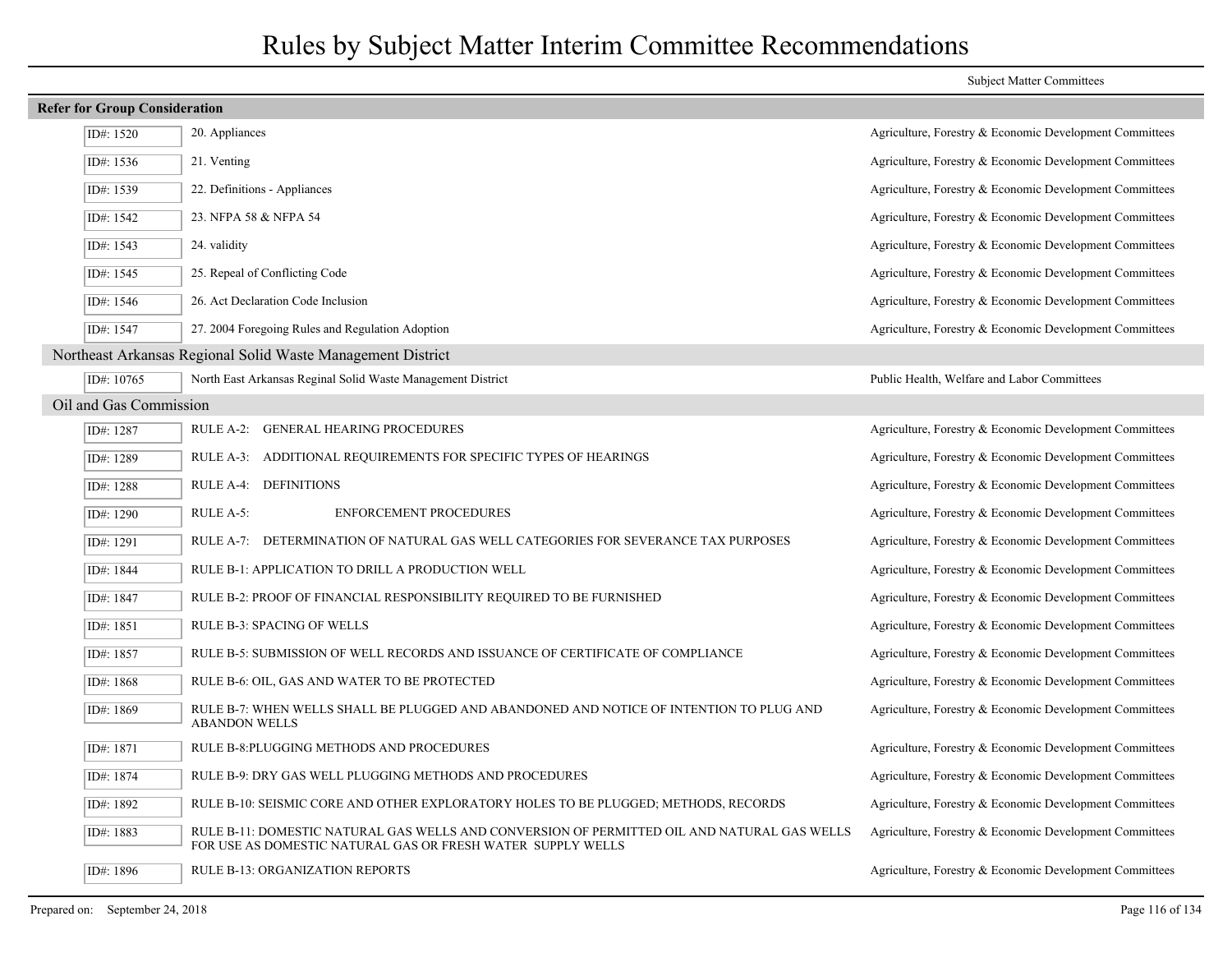# Rules by Subject Matter Interim Committee Recommendations

Subject Matter Committees

**Refer for Group Consideration**

| ID | Rule | Subject Matter Committee |
|---|---|---|
| ID#: 1520 | 20. Appliances | Agriculture, Forestry & Economic Development Committees |
| ID#: 1536 | 21. Venting | Agriculture, Forestry & Economic Development Committees |
| ID#: 1539 | 22. Definitions - Appliances | Agriculture, Forestry & Economic Development Committees |
| ID#: 1542 | 23. NFPA 58 & NFPA 54 | Agriculture, Forestry & Economic Development Committees |
| ID#: 1543 | 24. validity | Agriculture, Forestry & Economic Development Committees |
| ID#: 1545 | 25. Repeal of Conflicting Code | Agriculture, Forestry & Economic Development Committees |
| ID#: 1546 | 26. Act Declaration Code Inclusion | Agriculture, Forestry & Economic Development Committees |
| ID#: 1547 | 27. 2004 Foregoing Rules and Regulation Adoption | Agriculture, Forestry & Economic Development Committees |

## Northeast Arkansas Regional Solid Waste Management District

| ID | Rule | Subject Matter Committee |
|---|---|---|
| ID#: 10765 | North East Arkansas Reginal Solid Waste Management District | Public Health, Welfare and Labor Committees |

## Oil and Gas Commission

| ID | Rule | Subject Matter Committee |
|---|---|---|
| ID#: 1287 | RULE A-2: GENERAL HEARING PROCEDURES | Agriculture, Forestry & Economic Development Committees |
| ID#: 1289 | RULE A-3: ADDITIONAL REQUIREMENTS FOR SPECIFIC TYPES OF HEARINGS | Agriculture, Forestry & Economic Development Committees |
| ID#: 1288 | RULE A-4: DEFINITIONS | Agriculture, Forestry & Economic Development Committees |
| ID#: 1290 | RULE A-5: ENFORCEMENT PROCEDURES | Agriculture, Forestry & Economic Development Committees |
| ID#: 1291 | RULE A-7: DETERMINATION OF NATURAL GAS WELL CATEGORIES FOR SEVERANCE TAX PURPOSES | Agriculture, Forestry & Economic Development Committees |
| ID#: 1844 | RULE B-1: APPLICATION TO DRILL A PRODUCTION WELL | Agriculture, Forestry & Economic Development Committees |
| ID#: 1847 | RULE B-2: PROOF OF FINANCIAL RESPONSIBILITY REQUIRED TO BE FURNISHED | Agriculture, Forestry & Economic Development Committees |
| ID#: 1851 | RULE B-3: SPACING OF WELLS | Agriculture, Forestry & Economic Development Committees |
| ID#: 1857 | RULE B-5: SUBMISSION OF WELL RECORDS AND ISSUANCE OF CERTIFICATE OF COMPLIANCE | Agriculture, Forestry & Economic Development Committees |
| ID#: 1868 | RULE B-6: OIL, GAS AND WATER TO BE PROTECTED | Agriculture, Forestry & Economic Development Committees |
| ID#: 1869 | RULE B-7: WHEN WELLS SHALL BE PLUGGED AND ABANDONED AND NOTICE OF INTENTION TO PLUG AND ABANDON WELLS | Agriculture, Forestry & Economic Development Committees |
| ID#: 1871 | RULE B-8:PLUGGING METHODS AND PROCEDURES | Agriculture, Forestry & Economic Development Committees |
| ID#: 1874 | RULE B-9: DRY GAS WELL PLUGGING METHODS AND PROCEDURES | Agriculture, Forestry & Economic Development Committees |
| ID#: 1892 | RULE B-10: SEISMIC CORE AND OTHER EXPLORATORY HOLES TO BE PLUGGED; METHODS, RECORDS | Agriculture, Forestry & Economic Development Committees |
| ID#: 1883 | RULE B-11: DOMESTIC NATURAL GAS WELLS AND CONVERSION OF PERMITTED OIL AND NATURAL GAS WELLS FOR USE AS DOMESTIC NATURAL GAS OR FRESH WATER SUPPLY WELLS | Agriculture, Forestry & Economic Development Committees |
| ID#: 1896 | RULE B-13: ORGANIZATION REPORTS | Agriculture, Forestry & Economic Development Committees |

Prepared on: September 24, 2018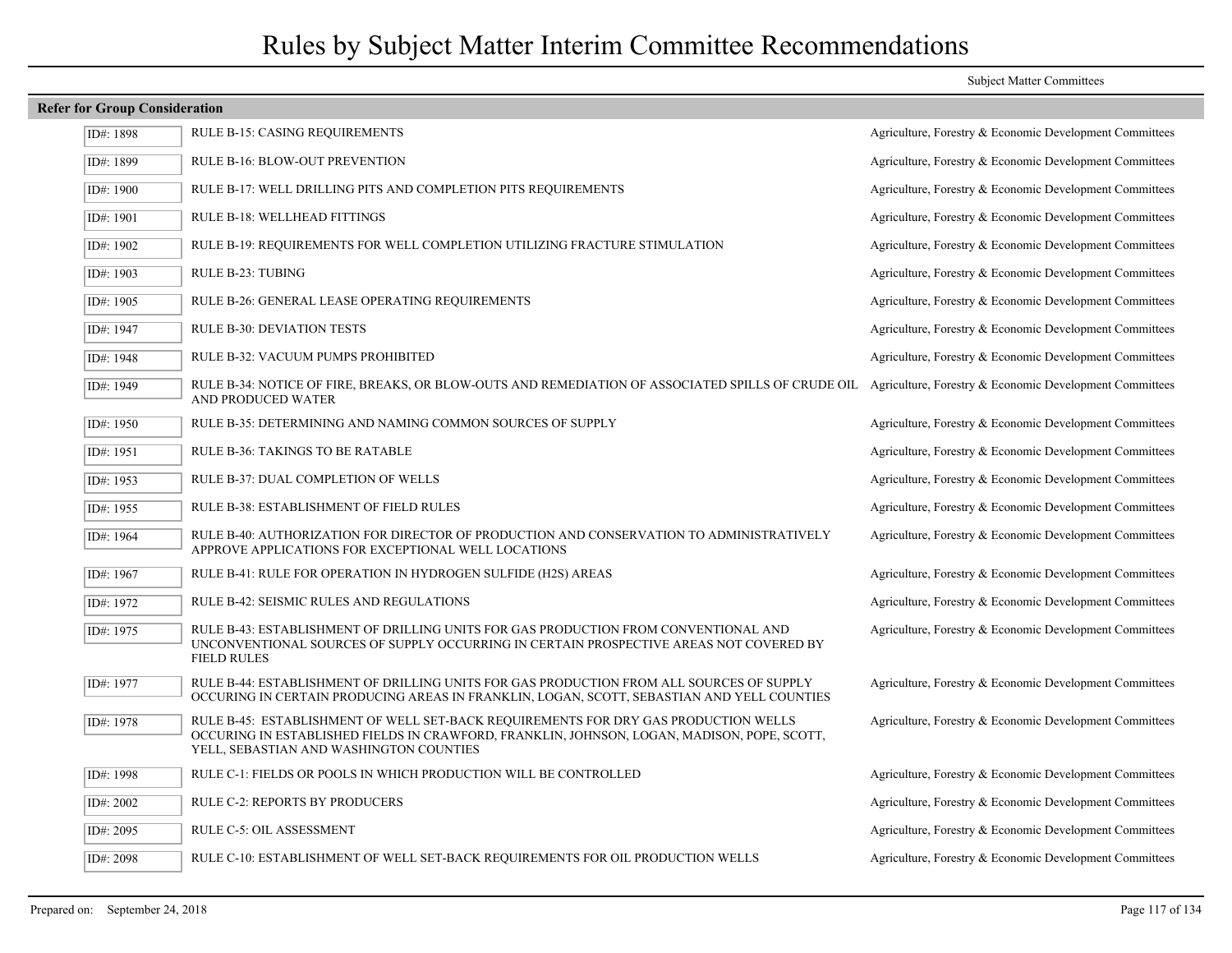# Rules by Subject Matter Interim Committee Recommendations

## Refer for Group Consideration

| ID# | Rule | Subject Matter Committees |
|---|---|---|
| ID#: 1898 | RULE B-15: CASING REQUIREMENTS | Agriculture, Forestry & Economic Development Committees |
| ID#: 1899 | RULE B-16: BLOW-OUT PREVENTION | Agriculture, Forestry & Economic Development Committees |
| ID#: 1900 | RULE B-17: WELL DRILLING PITS AND COMPLETION PITS REQUIREMENTS | Agriculture, Forestry & Economic Development Committees |
| ID#: 1901 | RULE B-18: WELLHEAD FITTINGS | Agriculture, Forestry & Economic Development Committees |
| ID#: 1902 | RULE B-19: REQUIREMENTS FOR WELL COMPLETION UTILIZING FRACTURE STIMULATION | Agriculture, Forestry & Economic Development Committees |
| ID#: 1903 | RULE B-23: TUBING | Agriculture, Forestry & Economic Development Committees |
| ID#: 1905 | RULE B-26: GENERAL LEASE OPERATING REQUIREMENTS | Agriculture, Forestry & Economic Development Committees |
| ID#: 1947 | RULE B-30: DEVIATION TESTS | Agriculture, Forestry & Economic Development Committees |
| ID#: 1948 | RULE B-32: VACUUM PUMPS PROHIBITED | Agriculture, Forestry & Economic Development Committees |
| ID#: 1949 | RULE B-34: NOTICE OF FIRE, BREAKS, OR BLOW-OUTS AND REMEDIATION OF ASSOCIATED SPILLS OF CRUDE OIL AND PRODUCED WATER | Agriculture, Forestry & Economic Development Committees |
| ID#: 1950 | RULE B-35: DETERMINING AND NAMING COMMON SOURCES OF SUPPLY | Agriculture, Forestry & Economic Development Committees |
| ID#: 1951 | RULE B-36: TAKINGS TO BE RATABLE | Agriculture, Forestry & Economic Development Committees |
| ID#: 1953 | RULE B-37: DUAL COMPLETION OF WELLS | Agriculture, Forestry & Economic Development Committees |
| ID#: 1955 | RULE B-38: ESTABLISHMENT OF FIELD RULES | Agriculture, Forestry & Economic Development Committees |
| ID#: 1964 | RULE B-40: AUTHORIZATION FOR DIRECTOR OF PRODUCTION AND CONSERVATION TO ADMINISTRATIVELY APPROVE APPLICATIONS FOR EXCEPTIONAL WELL LOCATIONS | Agriculture, Forestry & Economic Development Committees |
| ID#: 1967 | RULE B-41: RULE FOR OPERATION IN HYDROGEN SULFIDE ($H_2S$) AREAS | Agriculture, Forestry & Economic Development Committees |
| ID#: 1972 | RULE B-42: SEISMIC RULES AND REGULATIONS | Agriculture, Forestry & Economic Development Committees |
| ID#: 1975 | RULE B-43: ESTABLISHMENT OF DRILLING UNITS FOR GAS PRODUCTION FROM CONVENTIONAL AND UNCONVENTIONAL SOURCES OF SUPPLY OCCURRING IN CERTAIN PROSPECTIVE AREAS NOT COVERED BY FIELD RULES | Agriculture, Forestry & Economic Development Committees |
| ID#: 1977 | RULE B-44: ESTABLISHMENT OF DRILLING UNITS FOR GAS PRODUCTION FROM ALL SOURCES OF SUPPLY OCCURING IN CERTAIN PRODUCING AREAS IN FRANKLIN, LOGAN, SCOTT, SEBASTIAN AND YELL COUNTIES | Agriculture, Forestry & Economic Development Committees |
| ID#: 1978 | RULE B-45: ESTABLISHMENT OF WELL SET-BACK REQUIREMENTS FOR DRY GAS PRODUCTION WELLS OCCURING IN ESTABLISHED FIELDS IN CRAWFORD, FRANKLIN, JOHNSON, LOGAN, MADISON, POPE, SCOTT, YELL, SEBASTIAN AND WASHINGTON COUNTIES | Agriculture, Forestry & Economic Development Committees |
| ID#: 1998 | RULE C-1: FIELDS OR POOLS IN WHICH PRODUCTION WILL BE CONTROLLED | Agriculture, Forestry & Economic Development Committees |
| ID#: 2002 | RULE C-2: REPORTS BY PRODUCERS | Agriculture, Forestry & Economic Development Committees |
| ID#: 2095 | RULE C-5: OIL ASSESSMENT | Agriculture, Forestry & Economic Development Committees |
| ID#: 2098 | RULE C-10: ESTABLISHMENT OF WELL SET-BACK REQUIREMENTS FOR OIL PRODUCTION WELLS | Agriculture, Forestry & Economic Development Committees |

Prepared on: September 24, 2018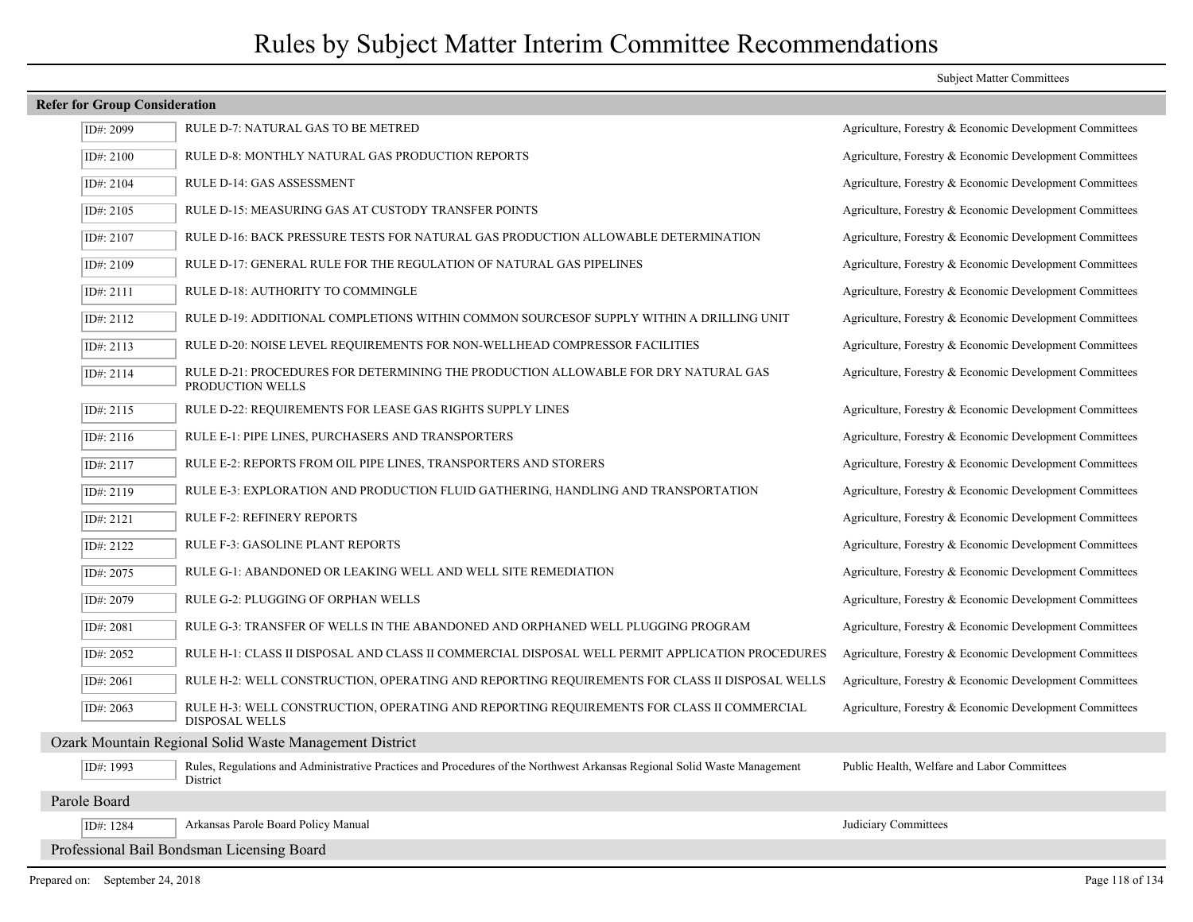# Rules by Subject Matter Interim Committee Recommendations

**Refer for Group Consideration**

| ID# | Rule | Subject Matter Committees |
|---|---|---|
| ID#: 2099 | RULE D-7: NATURAL GAS TO BE METRED | Agriculture, Forestry & Economic Development Committees |
| ID#: 2100 | RULE D-8: MONTHLY NATURAL GAS PRODUCTION REPORTS | Agriculture, Forestry & Economic Development Committees |
| ID#: 2104 | RULE D-14: GAS ASSESSMENT | Agriculture, Forestry & Economic Development Committees |
| ID#: 2105 | RULE D-15: MEASURING GAS AT CUSTODY TRANSFER POINTS | Agriculture, Forestry & Economic Development Committees |
| ID#: 2107 | RULE D-16: BACK PRESSURE TESTS FOR NATURAL GAS PRODUCTION ALLOWABLE DETERMINATION | Agriculture, Forestry & Economic Development Committees |
| ID#: 2109 | RULE D-17: GENERAL RULE FOR THE REGULATION OF NATURAL GAS PIPELINES | Agriculture, Forestry & Economic Development Committees |
| ID#: 2111 | RULE D-18: AUTHORITY TO COMMINGLE | Agriculture, Forestry & Economic Development Committees |
| ID#: 2112 | RULE D-19: ADDITIONAL COMPLETIONS WITHIN COMMON SOURCESOF SUPPLY WITHIN A DRILLING UNIT | Agriculture, Forestry & Economic Development Committees |
| ID#: 2113 | RULE D-20: NOISE LEVEL REQUIREMENTS FOR NON-WELLHEAD COMPRESSOR FACILITIES | Agriculture, Forestry & Economic Development Committees |
| ID#: 2114 | RULE D-21: PROCEDURES FOR DETERMINING THE PRODUCTION ALLOWABLE FOR DRY NATURAL GAS PRODUCTION WELLS | Agriculture, Forestry & Economic Development Committees |
| ID#: 2115 | RULE D-22: REQUIREMENTS FOR LEASE GAS RIGHTS SUPPLY LINES | Agriculture, Forestry & Economic Development Committees |
| ID#: 2116 | RULE E-1: PIPE LINES, PURCHASERS AND TRANSPORTERS | Agriculture, Forestry & Economic Development Committees |
| ID#: 2117 | RULE E-2: REPORTS FROM OIL PIPE LINES, TRANSPORTERS AND STORERS | Agriculture, Forestry & Economic Development Committees |
| ID#: 2119 | RULE E-3: EXPLORATION AND PRODUCTION FLUID GATHERING, HANDLING AND TRANSPORTATION | Agriculture, Forestry & Economic Development Committees |
| ID#: 2121 | RULE F-2: REFINERY REPORTS | Agriculture, Forestry & Economic Development Committees |
| ID#: 2122 | RULE F-3: GASOLINE PLANT REPORTS | Agriculture, Forestry & Economic Development Committees |
| ID#: 2075 | RULE G-1: ABANDONED OR LEAKING WELL AND WELL SITE REMEDIATION | Agriculture, Forestry & Economic Development Committees |
| ID#: 2079 | RULE G-2: PLUGGING OF ORPHAN WELLS | Agriculture, Forestry & Economic Development Committees |
| ID#: 2081 | RULE G-3: TRANSFER OF WELLS IN THE ABANDONED AND ORPHANED WELL PLUGGING PROGRAM | Agriculture, Forestry & Economic Development Committees |
| ID#: 2052 | RULE H-1: CLASS II DISPOSAL AND CLASS II COMMERCIAL DISPOSAL WELL PERMIT APPLICATION PROCEDURES | Agriculture, Forestry & Economic Development Committees |
| ID#: 2061 | RULE H-2: WELL CONSTRUCTION, OPERATING AND REPORTING REQUIREMENTS FOR CLASS II DISPOSAL WELLS | Agriculture, Forestry & Economic Development Committees |
| ID#: 2063 | RULE H-3: WELL CONSTRUCTION, OPERATING AND REPORTING REQUIREMENTS FOR CLASS II COMMERCIAL DISPOSAL WELLS | Agriculture, Forestry & Economic Development Committees |

## Ozark Mountain Regional Solid Waste Management District

| ID# | Rule | Subject Matter Committees |
|---|---|---|
| ID#: 1993 | Rules, Regulations and Administrative Practices and Procedures of the Northwest Arkansas Regional Solid Waste Management District | Public Health, Welfare and Labor Committees |

## Parole Board

| ID# | Rule | Subject Matter Committees |
|---|---|---|
| ID#: 1284 | Arkansas Parole Board Policy Manual | Judiciary Committees |

## Professional Bail Bondsman Licensing Board

Prepared on: September 24, 2018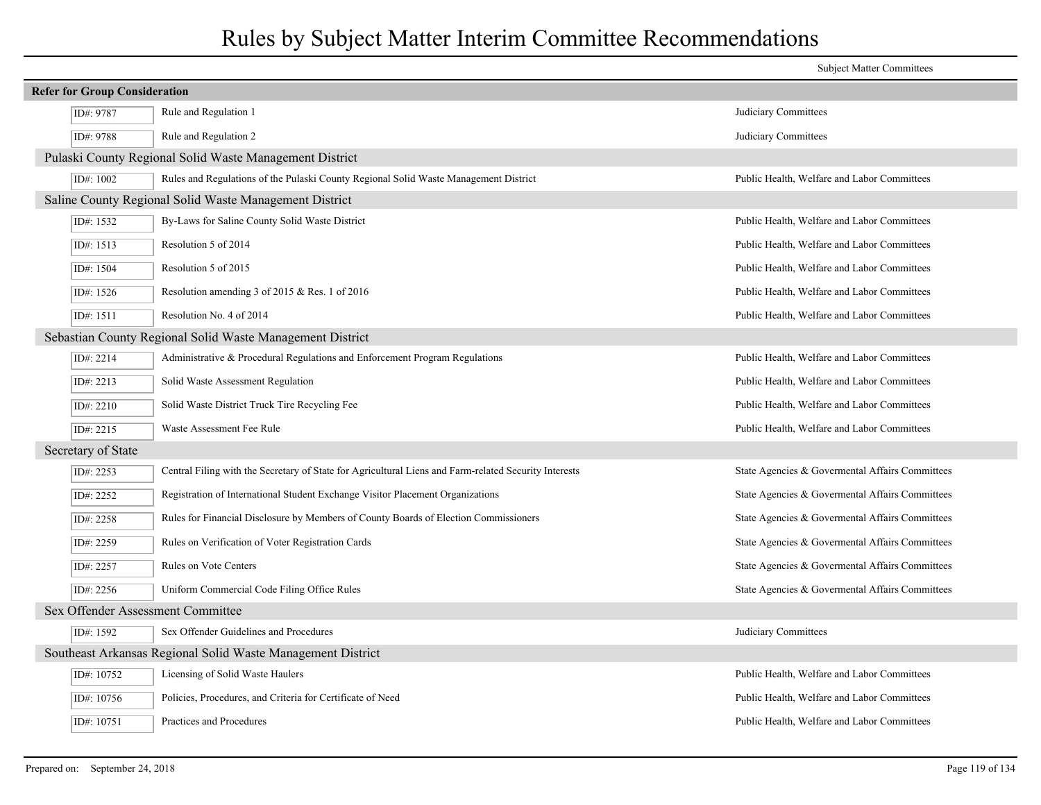# Rules by Subject Matter Interim Committee Recommendations

| | | Subject Matter Committees |
|---|---|---|
| **Refer for Group Consideration** | | |
| ID#: 9787 | Rule and Regulation 1 | Judiciary Committees |
| ID#: 9788 | Rule and Regulation 2 | Judiciary Committees |
| **Pulaski County Regional Solid Waste Management District** | | |
| ID#: 1002 | Rules and Regulations of the Pulaski County Regional Solid Waste Management District | Public Health, Welfare and Labor Committees |
| **Saline County Regional Solid Waste Management District** | | |
| ID#: 1532 | By-Laws for Saline County Solid Waste District | Public Health, Welfare and Labor Committees |
| ID#: 1513 | Resolution 5 of 2014 | Public Health, Welfare and Labor Committees |
| ID#: 1504 | Resolution 5 of 2015 | Public Health, Welfare and Labor Committees |
| ID#: 1526 | Resolution amending 3 of 2015 & Res. 1 of 2016 | Public Health, Welfare and Labor Committees |
| ID#: 1511 | Resolution No. 4 of 2014 | Public Health, Welfare and Labor Committees |
| **Sebastian County Regional Solid Waste Management District** | | |
| ID#: 2214 | Administrative & Procedural Regulations and Enforcement Program Regulations | Public Health, Welfare and Labor Committees |
| ID#: 2213 | Solid Waste Assessment Regulation | Public Health, Welfare and Labor Committees |
| ID#: 2210 | Solid Waste District Truck Tire Recycling Fee | Public Health, Welfare and Labor Committees |
| ID#: 2215 | Waste Assessment Fee Rule | Public Health, Welfare and Labor Committees |
| **Secretary of State** | | |
| ID#: 2253 | Central Filing with the Secretary of State for Agricultural Liens and Farm-related Security Interests | State Agencies & Govermental Affairs Committees |
| ID#: 2252 | Registration of International Student Exchange Visitor Placement Organizations | State Agencies & Govermental Affairs Committees |
| ID#: 2258 | Rules for Financial Disclosure by Members of County Boards of Election Commissioners | State Agencies & Govermental Affairs Committees |
| ID#: 2259 | Rules on Verification of Voter Registration Cards | State Agencies & Govermental Affairs Committees |
| ID#: 2257 | Rules on Vote Centers | State Agencies & Govermental Affairs Committees |
| ID#: 2256 | Uniform Commercial Code Filing Office Rules | State Agencies & Govermental Affairs Committees |
| **Sex Offender Assessment Committee** | | |
| ID#: 1592 | Sex Offender Guidelines and Procedures | Judiciary Committees |
| **Southeast Arkansas Regional Solid Waste Management District** | | |
| ID#: 10752 | Licensing of Solid Waste Haulers | Public Health, Welfare and Labor Committees |
| ID#: 10756 | Policies, Procedures, and Criteria for Certificate of Need | Public Health, Welfare and Labor Committees |
| ID#: 10751 | Practices and Procedures | Public Health, Welfare and Labor Committees |

Prepared on: September 24, 2018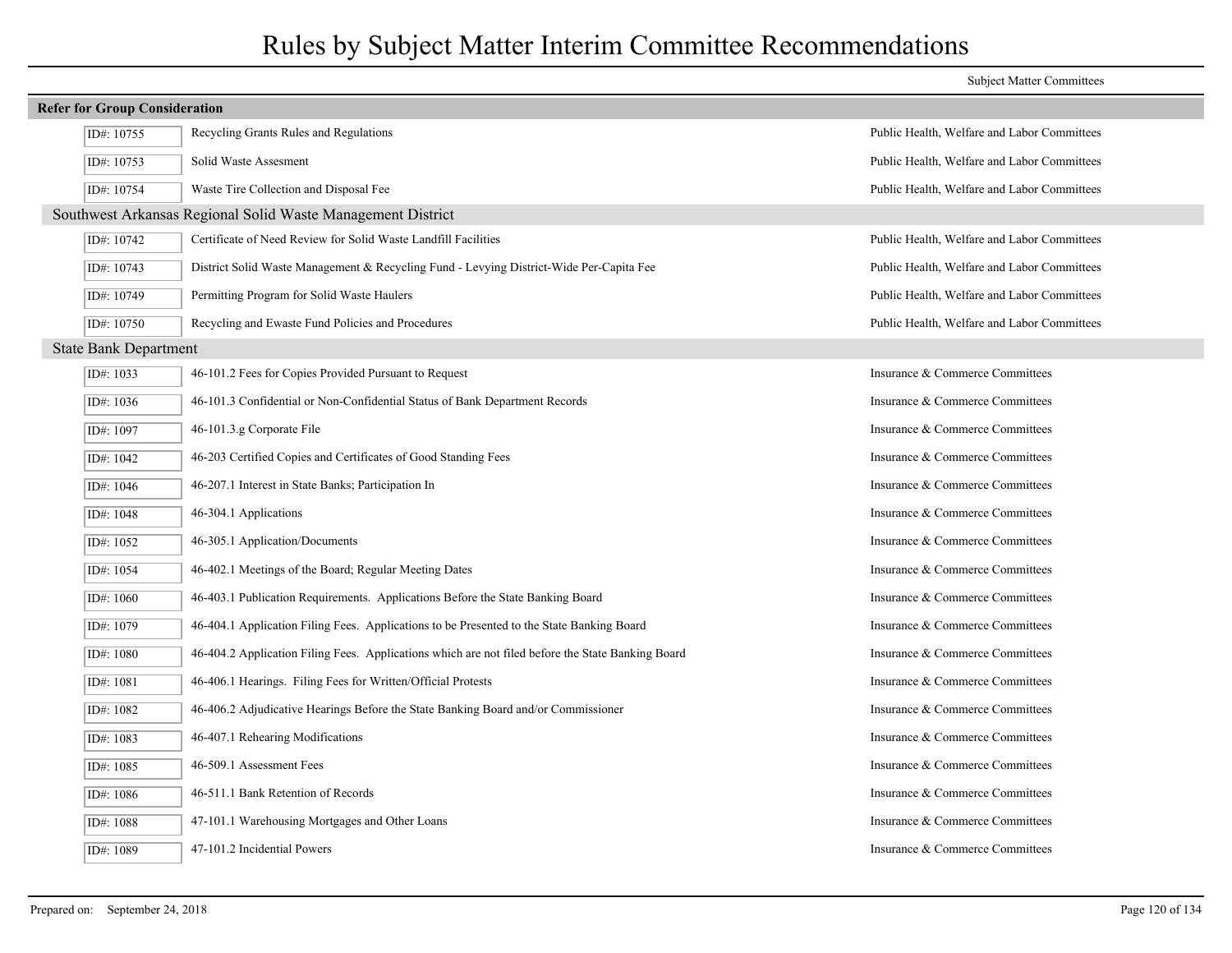# Rules by Subject Matter Interim Committee Recommendations

| | | Subject Matter Committees |
|---|---|---|
| **Refer for Group Consideration** | | |
| ID#: 10755 | Recycling Grants Rules and Regulations | Public Health, Welfare and Labor Committees |
| ID#: 10753 | Solid Waste Assesment | Public Health, Welfare and Labor Committees |
| ID#: 10754 | Waste Tire Collection and Disposal Fee | Public Health, Welfare and Labor Committees |
| **Southwest Arkansas Regional Solid Waste Management District** | | |
| ID#: 10742 | Certificate of Need Review for Solid Waste Landfill Facilities | Public Health, Welfare and Labor Committees |
| ID#: 10743 | District Solid Waste Management & Recycling Fund - Levying District-Wide Per-Capita Fee | Public Health, Welfare and Labor Committees |
| ID#: 10749 | Permitting Program for Solid Waste Haulers | Public Health, Welfare and Labor Committees |
| ID#: 10750 | Recycling and Ewaste Fund Policies and Procedures | Public Health, Welfare and Labor Committees |
| **State Bank Department** | | |
| ID#: 1033 | 46-101.2 Fees for Copies Provided Pursuant to Request | Insurance & Commerce Committees |
| ID#: 1036 | 46-101.3 Confidential or Non-Confidential Status of Bank Department Records | Insurance & Commerce Committees |
| ID#: 1097 | 46-101.3.g Corporate File | Insurance & Commerce Committees |
| ID#: 1042 | 46-203 Certified Copies and Certificates of Good Standing Fees | Insurance & Commerce Committees |
| ID#: 1046 | 46-207.1 Interest in State Banks; Participation In | Insurance & Commerce Committees |
| ID#: 1048 | 46-304.1 Applications | Insurance & Commerce Committees |
| ID#: 1052 | 46-305.1 Application/Documents | Insurance & Commerce Committees |
| ID#: 1054 | 46-402.1 Meetings of the Board; Regular Meeting Dates | Insurance & Commerce Committees |
| ID#: 1060 | 46-403.1 Publication Requirements. Applications Before the State Banking Board | Insurance & Commerce Committees |
| ID#: 1079 | 46-404.1 Application Filing Fees. Applications to be Presented to the State Banking Board | Insurance & Commerce Committees |
| ID#: 1080 | 46-404.2 Application Filing Fees. Applications which are not filed before the State Banking Board | Insurance & Commerce Committees |
| ID#: 1081 | 46-406.1 Hearings. Filing Fees for Written/Official Protests | Insurance & Commerce Committees |
| ID#: 1082 | 46-406.2 Adjudicative Hearings Before the State Banking Board and/or Commissioner | Insurance & Commerce Committees |
| ID#: 1083 | 46-407.1 Rehearing Modifications | Insurance & Commerce Committees |
| ID#: 1085 | 46-509.1 Assessment Fees | Insurance & Commerce Committees |
| ID#: 1086 | 46-511.1 Bank Retention of Records | Insurance & Commerce Committees |
| ID#: 1088 | 47-101.1 Warehousing Mortgages and Other Loans | Insurance & Commerce Committees |
| ID#: 1089 | 47-101.2 Incidential Powers | Insurance & Commerce Committees |

Prepared on: September 24, 2018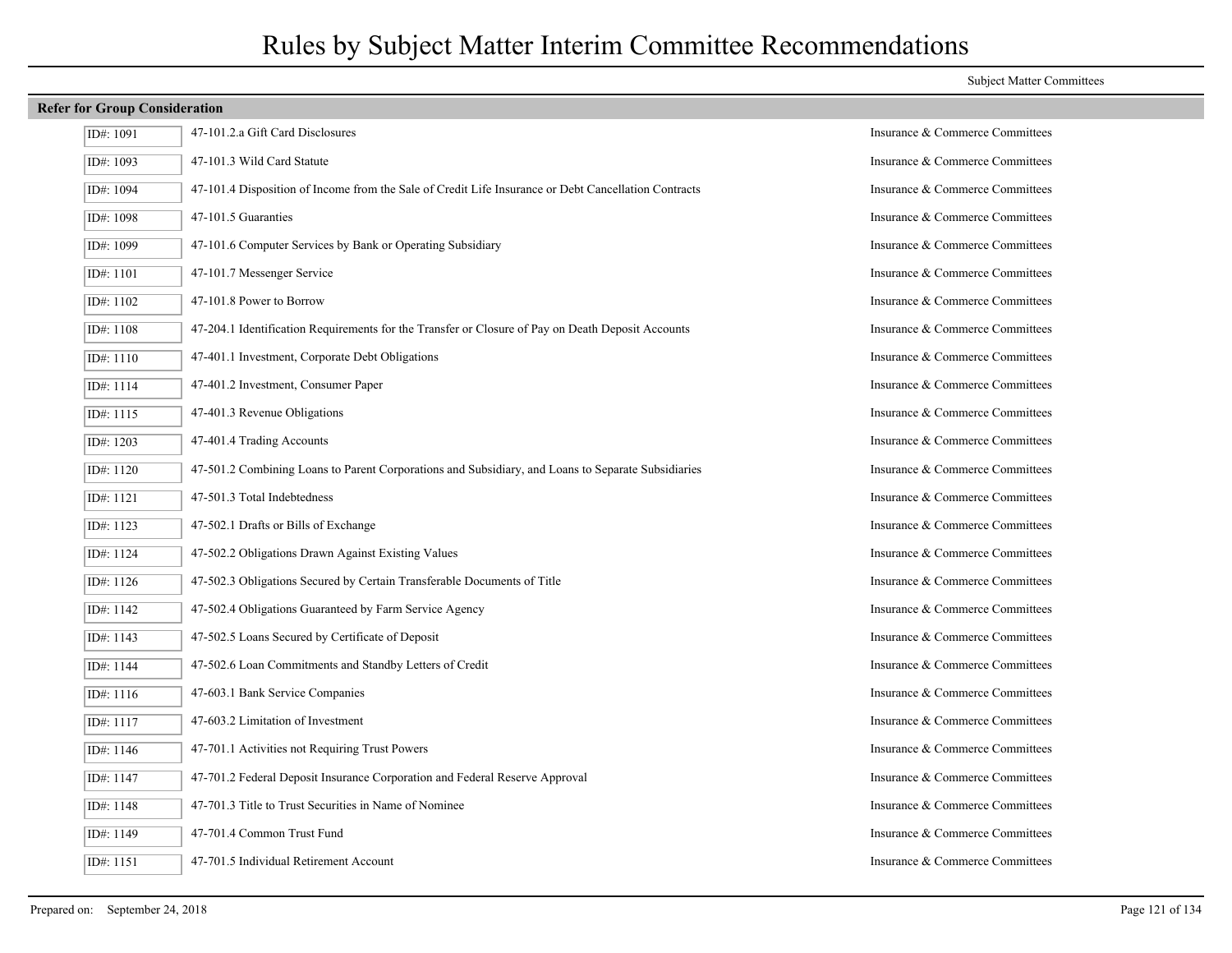# Rules by Subject Matter Interim Committee Recommendations

Subject Matter Committees

**Refer for Group Consideration**

| ID | Rule | Committee |
|---|---|---|
| ID#: 1091 | 47-101.2.a Gift Card Disclosures | Insurance & Commerce Committees |
| ID#: 1093 | 47-101.3 Wild Card Statute | Insurance & Commerce Committees |
| ID#: 1094 | 47-101.4 Disposition of Income from the Sale of Credit Life Insurance or Debt Cancellation Contracts | Insurance & Commerce Committees |
| ID#: 1098 | 47-101.5 Guaranties | Insurance & Commerce Committees |
| ID#: 1099 | 47-101.6 Computer Services by Bank or Operating Subsidiary | Insurance & Commerce Committees |
| ID#: 1101 | 47-101.7 Messenger Service | Insurance & Commerce Committees |
| ID#: 1102 | 47-101.8 Power to Borrow | Insurance & Commerce Committees |
| ID#: 1108 | 47-204.1 Identification Requirements for the Transfer or Closure of Pay on Death Deposit Accounts | Insurance & Commerce Committees |
| ID#: 1110 | 47-401.1 Investment, Corporate Debt Obligations | Insurance & Commerce Committees |
| ID#: 1114 | 47-401.2 Investment, Consumer Paper | Insurance & Commerce Committees |
| ID#: 1115 | 47-401.3 Revenue Obligations | Insurance & Commerce Committees |
| ID#: 1203 | 47-401.4 Trading Accounts | Insurance & Commerce Committees |
| ID#: 1120 | 47-501.2 Combining Loans to Parent Corporations and Subsidiary, and Loans to Separate Subsidiaries | Insurance & Commerce Committees |
| ID#: 1121 | 47-501.3 Total Indebtedness | Insurance & Commerce Committees |
| ID#: 1123 | 47-502.1 Drafts or Bills of Exchange | Insurance & Commerce Committees |
| ID#: 1124 | 47-502.2 Obligations Drawn Against Existing Values | Insurance & Commerce Committees |
| ID#: 1126 | 47-502.3 Obligations Secured by Certain Transferable Documents of Title | Insurance & Commerce Committees |
| ID#: 1142 | 47-502.4 Obligations Guaranteed by Farm Service Agency | Insurance & Commerce Committees |
| ID#: 1143 | 47-502.5 Loans Secured by Certificate of Deposit | Insurance & Commerce Committees |
| ID#: 1144 | 47-502.6 Loan Commitments and Standby Letters of Credit | Insurance & Commerce Committees |
| ID#: 1116 | 47-603.1 Bank Service Companies | Insurance & Commerce Committees |
| ID#: 1117 | 47-603.2 Limitation of Investment | Insurance & Commerce Committees |
| ID#: 1146 | 47-701.1 Activities not Requiring Trust Powers | Insurance & Commerce Committees |
| ID#: 1147 | 47-701.2 Federal Deposit Insurance Corporation and Federal Reserve Approval | Insurance & Commerce Committees |
| ID#: 1148 | 47-701.3 Title to Trust Securities in Name of Nominee | Insurance & Commerce Committees |
| ID#: 1149 | 47-701.4 Common Trust Fund | Insurance & Commerce Committees |
| ID#: 1151 | 47-701.5 Individual Retirement Account | Insurance & Commerce Committees |

Prepared on: September 24, 2018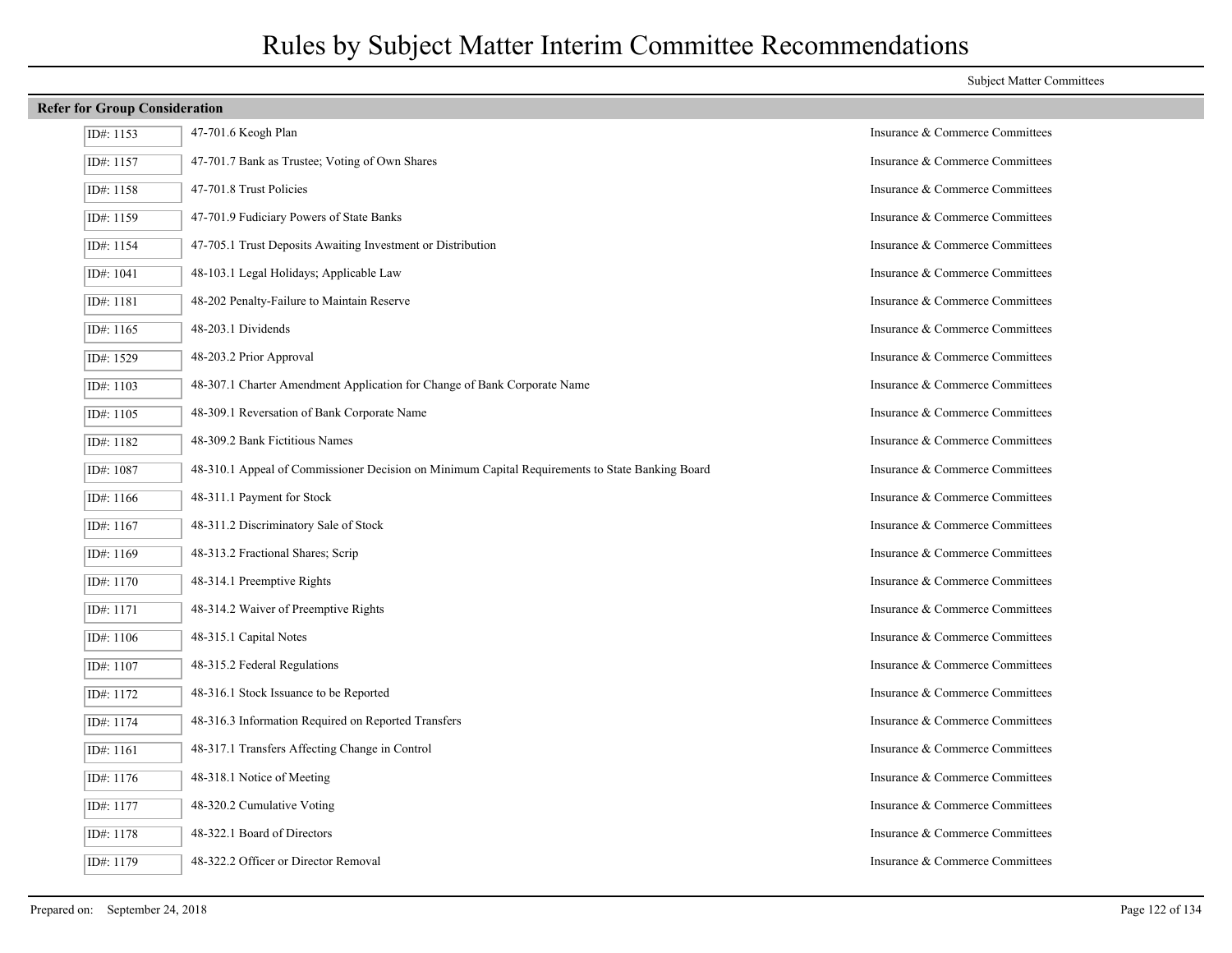# Rules by Subject Matter Interim Committee Recommendations

| | | Subject Matter Committees |
|---|---|---|
| **Refer for Group Consideration** | | |
| ID#: 1153 | 47-701.6 Keogh Plan | Insurance & Commerce Committees |
| ID#: 1157 | 47-701.7 Bank as Trustee; Voting of Own Shares | Insurance & Commerce Committees |
| ID#: 1158 | 47-701.8 Trust Policies | Insurance & Commerce Committees |
| ID#: 1159 | 47-701.9 Fudiciary Powers of State Banks | Insurance & Commerce Committees |
| ID#: 1154 | 47-705.1 Trust Deposits Awaiting Investment or Distribution | Insurance & Commerce Committees |
| ID#: 1041 | 48-103.1 Legal Holidays; Applicable Law | Insurance & Commerce Committees |
| ID#: 1181 | 48-202 Penalty-Failure to Maintain Reserve | Insurance & Commerce Committees |
| ID#: 1165 | 48-203.1 Dividends | Insurance & Commerce Committees |
| ID#: 1529 | 48-203.2 Prior Approval | Insurance & Commerce Committees |
| ID#: 1103 | 48-307.1 Charter Amendment Application for Change of Bank Corporate Name | Insurance & Commerce Committees |
| ID#: 1105 | 48-309.1 Reversation of Bank Corporate Name | Insurance & Commerce Committees |
| ID#: 1182 | 48-309.2 Bank Fictitious Names | Insurance & Commerce Committees |
| ID#: 1087 | 48-310.1 Appeal of Commissioner Decision on Minimum Capital Requirements to State Banking Board | Insurance & Commerce Committees |
| ID#: 1166 | 48-311.1 Payment for Stock | Insurance & Commerce Committees |
| ID#: 1167 | 48-311.2 Discriminatory Sale of Stock | Insurance & Commerce Committees |
| ID#: 1169 | 48-313.2 Fractional Shares; Scrip | Insurance & Commerce Committees |
| ID#: 1170 | 48-314.1 Preemptive Rights | Insurance & Commerce Committees |
| ID#: 1171 | 48-314.2 Waiver of Preemptive Rights | Insurance & Commerce Committees |
| ID#: 1106 | 48-315.1 Capital Notes | Insurance & Commerce Committees |
| ID#: 1107 | 48-315.2 Federal Regulations | Insurance & Commerce Committees |
| ID#: 1172 | 48-316.1 Stock Issuance to be Reported | Insurance & Commerce Committees |
| ID#: 1174 | 48-316.3 Information Required on Reported Transfers | Insurance & Commerce Committees |
| ID#: 1161 | 48-317.1 Transfers Affecting Change in Control | Insurance & Commerce Committees |
| ID#: 1176 | 48-318.1 Notice of Meeting | Insurance & Commerce Committees |
| ID#: 1177 | 48-320.2 Cumulative Voting | Insurance & Commerce Committees |
| ID#: 1178 | 48-322.1 Board of Directors | Insurance & Commerce Committees |
| ID#: 1179 | 48-322.2 Officer or Director Removal | Insurance & Commerce Committees |

Prepared on: September 24, 2018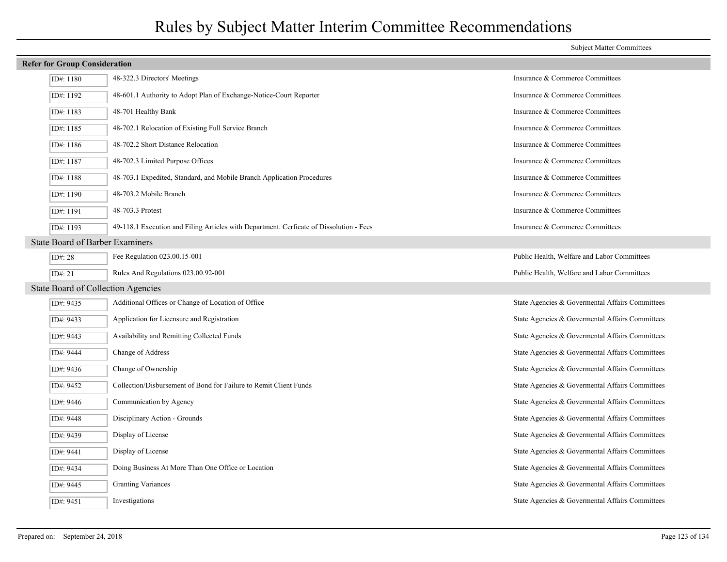# Rules by Subject Matter Interim Committee Recommendations

| | | Subject Matter Committees |
|---|---|---|
| **Refer for Group Consideration** | | |
| ID#: 1180 | 48-322.3 Directors' Meetings | Insurance & Commerce Committees |
| ID#: 1192 | 48-601.1 Authority to Adopt Plan of Exchange-Notice-Court Reporter | Insurance & Commerce Committees |
| ID#: 1183 | 48-701 Healthy Bank | Insurance & Commerce Committees |
| ID#: 1185 | 48-702.1 Relocation of Existing Full Service Branch | Insurance & Commerce Committees |
| ID#: 1186 | 48-702.2 Short Distance Relocation | Insurance & Commerce Committees |
| ID#: 1187 | 48-702.3 Limited Purpose Offices | Insurance & Commerce Committees |
| ID#: 1188 | 48-703.1 Expedited, Standard, and Mobile Branch Application Procedures | Insurance & Commerce Committees |
| ID#: 1190 | 48-703.2 Mobile Branch | Insurance & Commerce Committees |
| ID#: 1191 | 48-703.3 Protest | Insurance & Commerce Committees |
| ID#: 1193 | 49-118.1 Execution and Filing Articles with Department. Cerficate of Dissolution - Fees | Insurance & Commerce Committees |
| **State Board of Barber Examiners** | | |
| ID#: 28 | Fee Regulation 023.00.15-001 | Public Health, Welfare and Labor Committees |
| ID#: 21 | Rules And Regulations 023.00.92-001 | Public Health, Welfare and Labor Committees |
| **State Board of Collection Agencies** | | |
| ID#: 9435 | Additional Offices or Change of Location of Office | State Agencies & Govermental Affairs Committees |
| ID#: 9433 | Application for Licensure and Registration | State Agencies & Govermental Affairs Committees |
| ID#: 9443 | Availability and Remitting Collected Funds | State Agencies & Govermental Affairs Committees |
| ID#: 9444 | Change of Address | State Agencies & Govermental Affairs Committees |
| ID#: 9436 | Change of Ownership | State Agencies & Govermental Affairs Committees |
| ID#: 9452 | Collection/Disbursement of Bond for Failure to Remit Client Funds | State Agencies & Govermental Affairs Committees |
| ID#: 9446 | Communication by Agency | State Agencies & Govermental Affairs Committees |
| ID#: 9448 | Disciplinary Action - Grounds | State Agencies & Govermental Affairs Committees |
| ID#: 9439 | Display of License | State Agencies & Govermental Affairs Committees |
| ID#: 9441 | Display of License | State Agencies & Govermental Affairs Committees |
| ID#: 9434 | Doing Business At More Than One Office or Location | State Agencies & Govermental Affairs Committees |
| ID#: 9445 | Granting Variances | State Agencies & Govermental Affairs Committees |
| ID#: 9451 | Investigations | State Agencies & Govermental Affairs Committees |

Prepared on: September 24, 2018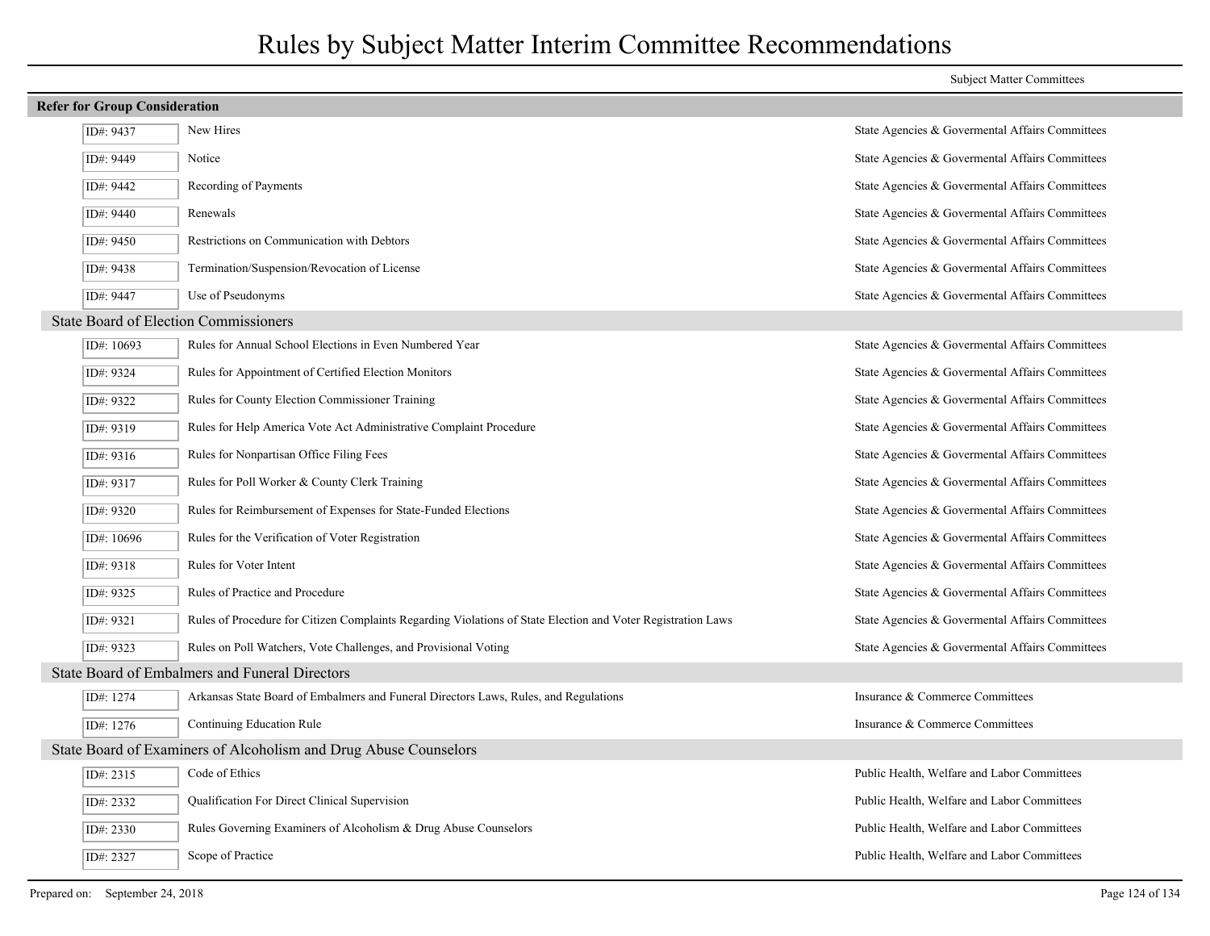# Rules by Subject Matter Interim Committee Recommendations

| | | Subject Matter Committees |
|---|---|---|
| **Refer for Group Consideration** | | |
| ID#: 9437 | New Hires | State Agencies & Govermental Affairs Committees |
| ID#: 9449 | Notice | State Agencies & Govermental Affairs Committees |
| ID#: 9442 | Recording of Payments | State Agencies & Govermental Affairs Committees |
| ID#: 9440 | Renewals | State Agencies & Govermental Affairs Committees |
| ID#: 9450 | Restrictions on Communication with Debtors | State Agencies & Govermental Affairs Committees |
| ID#: 9438 | Termination/Suspension/Revocation of License | State Agencies & Govermental Affairs Committees |
| ID#: 9447 | Use of Pseudonyms | State Agencies & Govermental Affairs Committees |
| **State Board of Election Commissioners** | | |
| ID#: 10693 | Rules for Annual School Elections in Even Numbered Year | State Agencies & Govermental Affairs Committees |
| ID#: 9324 | Rules for Appointment of Certified Election Monitors | State Agencies & Govermental Affairs Committees |
| ID#: 9322 | Rules for County Election Commissioner Training | State Agencies & Govermental Affairs Committees |
| ID#: 9319 | Rules for Help America Vote Act Administrative Complaint Procedure | State Agencies & Govermental Affairs Committees |
| ID#: 9316 | Rules for Nonpartisan Office Filing Fees | State Agencies & Govermental Affairs Committees |
| ID#: 9317 | Rules for Poll Worker & County Clerk Training | State Agencies & Govermental Affairs Committees |
| ID#: 9320 | Rules for Reimbursement of Expenses for State-Funded Elections | State Agencies & Govermental Affairs Committees |
| ID#: 10696 | Rules for the Verification of Voter Registration | State Agencies & Govermental Affairs Committees |
| ID#: 9318 | Rules for Voter Intent | State Agencies & Govermental Affairs Committees |
| ID#: 9325 | Rules of Practice and Procedure | State Agencies & Govermental Affairs Committees |
| ID#: 9321 | Rules of Procedure for Citizen Complaints Regarding Violations of State Election and Voter Registration Laws | State Agencies & Govermental Affairs Committees |
| ID#: 9323 | Rules on Poll Watchers, Vote Challenges, and Provisional Voting | State Agencies & Govermental Affairs Committees |
| **State Board of Embalmers and Funeral Directors** | | |
| ID#: 1274 | Arkansas State Board of Embalmers and Funeral Directors Laws, Rules, and Regulations | Insurance & Commerce Committees |
| ID#: 1276 | Continuing Education Rule | Insurance & Commerce Committees |
| **State Board of Examiners of Alcoholism and Drug Abuse Counselors** | | |
| ID#: 2315 | Code of Ethics | Public Health, Welfare and Labor Committees |
| ID#: 2332 | Qualification For Direct Clinical Supervision | Public Health, Welfare and Labor Committees |
| ID#: 2330 | Rules Governing Examiners of Alcoholism & Drug Abuse Counselors | Public Health, Welfare and Labor Committees |
| ID#: 2327 | Scope of Practice | Public Health, Welfare and Labor Committees |

Prepared on: September 24, 2018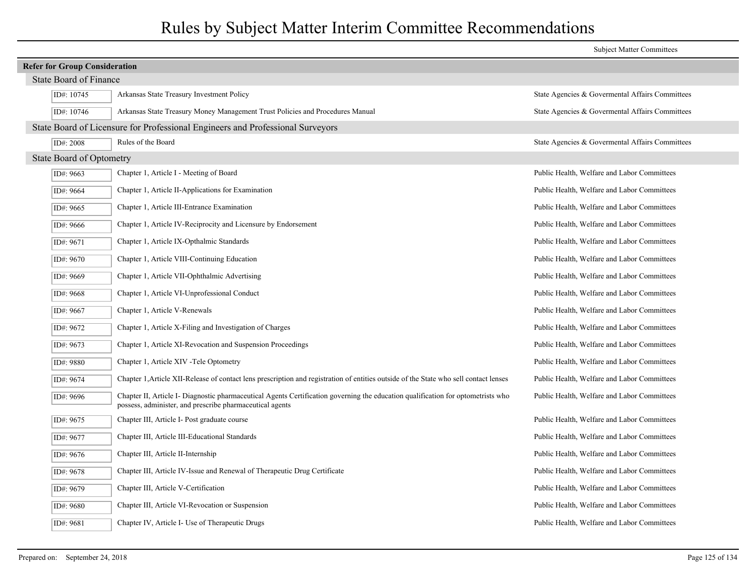# Rules by Subject Matter Interim Committee Recommendations

| | | Subject Matter Committees |
|---|---|---|
| **Refer for Group Consideration** | | |
| State Board of Finance | | |
| ID#: 10745 | Arkansas State Treasury Investment Policy | State Agencies & Govermental Affairs Committees |
| ID#: 10746 | Arkansas State Treasury Money Management Trust Policies and Procedures Manual | State Agencies & Govermental Affairs Committees |
| State Board of Licensure for Professional Engineers and Professional Surveyors | | |
| ID#: 2008 | Rules of the Board | State Agencies & Govermental Affairs Committees |
| State Board of Optometry | | |
| ID#: 9663 | Chapter 1, Article I - Meeting of Board | Public Health, Welfare and Labor Committees |
| ID#: 9664 | Chapter 1, Article II-Applications for Examination | Public Health, Welfare and Labor Committees |
| ID#: 9665 | Chapter 1, Article III-Entrance Examination | Public Health, Welfare and Labor Committees |
| ID#: 9666 | Chapter 1, Article IV-Reciprocity and Licensure by Endorsement | Public Health, Welfare and Labor Committees |
| ID#: 9671 | Chapter 1, Article IX-Opthalmic Standards | Public Health, Welfare and Labor Committees |
| ID#: 9670 | Chapter 1, Article VIII-Continuing Education | Public Health, Welfare and Labor Committees |
| ID#: 9669 | Chapter 1, Article VII-Ophthalmic Advertising | Public Health, Welfare and Labor Committees |
| ID#: 9668 | Chapter 1, Article VI-Unprofessional Conduct | Public Health, Welfare and Labor Committees |
| ID#: 9667 | Chapter 1, Article V-Renewals | Public Health, Welfare and Labor Committees |
| ID#: 9672 | Chapter 1, Article X-Filing and Investigation of Charges | Public Health, Welfare and Labor Committees |
| ID#: 9673 | Chapter 1, Article XI-Revocation and Suspension Proceedings | Public Health, Welfare and Labor Committees |
| ID#: 9880 | Chapter 1, Article XIV -Tele Optometry | Public Health, Welfare and Labor Committees |
| ID#: 9674 | Chapter 1,Article XII-Release of contact lens prescription and registration of entities outside of the State who sell contact lenses | Public Health, Welfare and Labor Committees |
| ID#: 9696 | Chapter II, Article I- Diagnostic pharmaceutical Agents Certification governing the education qualification for optometrists who possess, administer, and prescribe pharmaceutical agents | Public Health, Welfare and Labor Committees |
| ID#: 9675 | Chapter III, Article I- Post graduate course | Public Health, Welfare and Labor Committees |
| ID#: 9677 | Chapter III, Article III-Educational Standards | Public Health, Welfare and Labor Committees |
| ID#: 9676 | Chapter III, Article II-Internship | Public Health, Welfare and Labor Committees |
| ID#: 9678 | Chapter III, Article IV-Issue and Renewal of Therapeutic Drug Certificate | Public Health, Welfare and Labor Committees |
| ID#: 9679 | Chapter III, Article V-Certification | Public Health, Welfare and Labor Committees |
| ID#: 9680 | Chapter III, Article VI-Revocation or Suspension | Public Health, Welfare and Labor Committees |
| ID#: 9681 | Chapter IV, Article I- Use of Therapeutic Drugs | Public Health, Welfare and Labor Committees |

Prepared on: September 24, 2018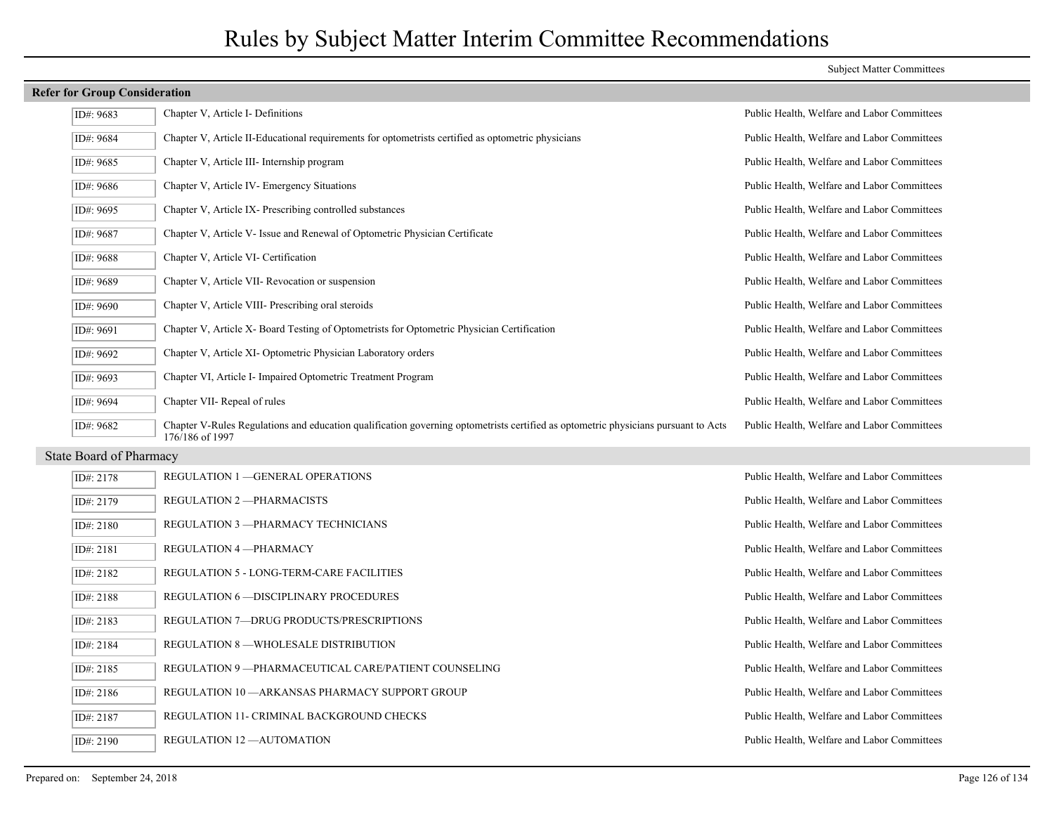# Rules by Subject Matter Interim Committee Recommendations

| | | Subject Matter Committees |
|---|---|---|
| **Refer for Group Consideration** | | |
| ID#: 9683 | Chapter V, Article I- Definitions | Public Health, Welfare and Labor Committees |
| ID#: 9684 | Chapter V, Article II-Educational requirements for optometrists certified as optometric physicians | Public Health, Welfare and Labor Committees |
| ID#: 9685 | Chapter V, Article III- Internship program | Public Health, Welfare and Labor Committees |
| ID#: 9686 | Chapter V, Article IV- Emergency Situations | Public Health, Welfare and Labor Committees |
| ID#: 9695 | Chapter V, Article IX- Prescribing controlled substances | Public Health, Welfare and Labor Committees |
| ID#: 9687 | Chapter V, Article V- Issue and Renewal of Optometric Physician Certificate | Public Health, Welfare and Labor Committees |
| ID#: 9688 | Chapter V, Article VI- Certification | Public Health, Welfare and Labor Committees |
| ID#: 9689 | Chapter V, Article VII- Revocation or suspension | Public Health, Welfare and Labor Committees |
| ID#: 9690 | Chapter V, Article VIII- Prescribing oral steroids | Public Health, Welfare and Labor Committees |
| ID#: 9691 | Chapter V, Article X- Board Testing of Optometrists for Optometric Physician Certification | Public Health, Welfare and Labor Committees |
| ID#: 9692 | Chapter V, Article XI- Optometric Physician Laboratory orders | Public Health, Welfare and Labor Committees |
| ID#: 9693 | Chapter VI, Article I- Impaired Optometric Treatment Program | Public Health, Welfare and Labor Committees |
| ID#: 9694 | Chapter VII- Repeal of rules | Public Health, Welfare and Labor Committees |
| ID#: 9682 | Chapter V-Rules Regulations and education qualification governing optometrists certified as optometric physicians pursuant to Acts 176/186 of 1997 | Public Health, Welfare and Labor Committees |
| **State Board of Pharmacy** | | |
| ID#: 2178 | REGULATION 1 —GENERAL OPERATIONS | Public Health, Welfare and Labor Committees |
| ID#: 2179 | REGULATION 2 —PHARMACISTS | Public Health, Welfare and Labor Committees |
| ID#: 2180 | REGULATION 3 —PHARMACY TECHNICIANS | Public Health, Welfare and Labor Committees |
| ID#: 2181 | REGULATION 4 —PHARMACY | Public Health, Welfare and Labor Committees |
| ID#: 2182 | REGULATION 5 - LONG-TERM-CARE FACILITIES | Public Health, Welfare and Labor Committees |
| ID#: 2188 | REGULATION 6 —DISCIPLINARY PROCEDURES | Public Health, Welfare and Labor Committees |
| ID#: 2183 | REGULATION 7—DRUG PRODUCTS/PRESCRIPTIONS | Public Health, Welfare and Labor Committees |
| ID#: 2184 | REGULATION 8 —WHOLESALE DISTRIBUTION | Public Health, Welfare and Labor Committees |
| ID#: 2185 | REGULATION 9 —PHARMACEUTICAL CARE/PATIENT COUNSELING | Public Health, Welfare and Labor Committees |
| ID#: 2186 | REGULATION 10 —ARKANSAS PHARMACY SUPPORT GROUP | Public Health, Welfare and Labor Committees |
| ID#: 2187 | REGULATION 11- CRIMINAL BACKGROUND CHECKS | Public Health, Welfare and Labor Committees |
| ID#: 2190 | REGULATION 12 —AUTOMATION | Public Health, Welfare and Labor Committees |

Prepared on: September 24, 2018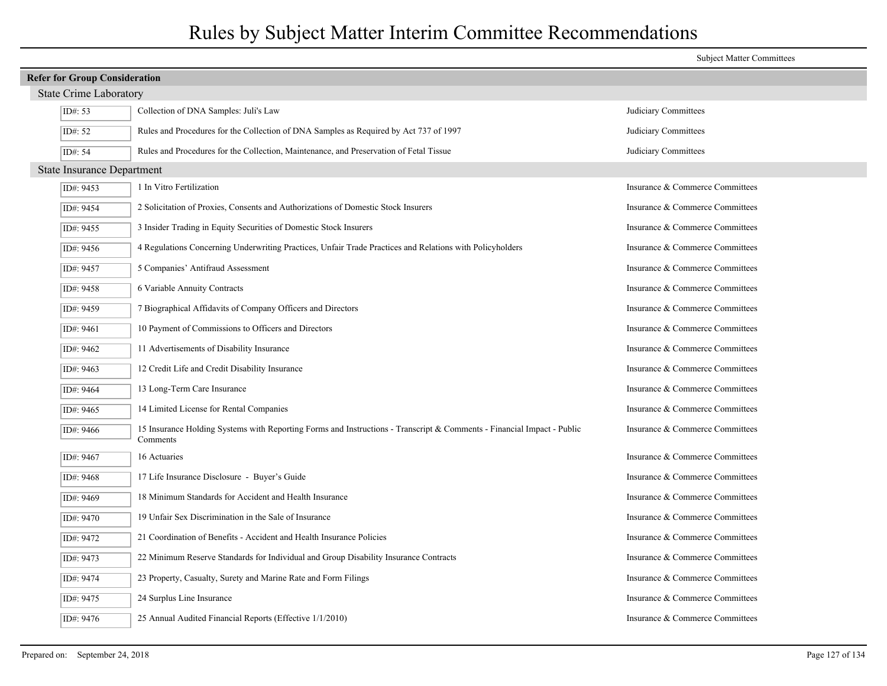# Rules by Subject Matter Interim Committee Recommendations

| | | Subject Matter Committees |
|---|---|---|
| **Refer for Group Consideration** | | |
| **State Crime Laboratory** | | |
| ID#: 53 | Collection of DNA Samples: Juli's Law | Judiciary Committees |
| ID#: 52 | Rules and Procedures for the Collection of DNA Samples as Required by Act 737 of 1997 | Judiciary Committees |
| ID#: 54 | Rules and Procedures for the Collection, Maintenance, and Preservation of Fetal Tissue | Judiciary Committees |
| **State Insurance Department** | | |
| ID#: 9453 | 1 In Vitro Fertilization | Insurance & Commerce Committees |
| ID#: 9454 | 2 Solicitation of Proxies, Consents and Authorizations of Domestic Stock Insurers | Insurance & Commerce Committees |
| ID#: 9455 | 3 Insider Trading in Equity Securities of Domestic Stock Insurers | Insurance & Commerce Committees |
| ID#: 9456 | 4 Regulations Concerning Underwriting Practices, Unfair Trade Practices and Relations with Policyholders | Insurance & Commerce Committees |
| ID#: 9457 | 5 Companies' Antifraud Assessment | Insurance & Commerce Committees |
| ID#: 9458 | 6 Variable Annuity Contracts | Insurance & Commerce Committees |
| ID#: 9459 | 7 Biographical Affidavits of Company Officers and Directors | Insurance & Commerce Committees |
| ID#: 9461 | 10 Payment of Commissions to Officers and Directors | Insurance & Commerce Committees |
| ID#: 9462 | 11 Advertisements of Disability Insurance | Insurance & Commerce Committees |
| ID#: 9463 | 12 Credit Life and Credit Disability Insurance | Insurance & Commerce Committees |
| ID#: 9464 | 13 Long-Term Care Insurance | Insurance & Commerce Committees |
| ID#: 9465 | 14 Limited License for Rental Companies | Insurance & Commerce Committees |
| ID#: 9466 | 15 Insurance Holding Systems with Reporting Forms and Instructions - Transcript & Comments - Financial Impact - Public Comments | Insurance & Commerce Committees |
| ID#: 9467 | 16 Actuaries | Insurance & Commerce Committees |
| ID#: 9468 | 17 Life Insurance Disclosure - Buyer's Guide | Insurance & Commerce Committees |
| ID#: 9469 | 18 Minimum Standards for Accident and Health Insurance | Insurance & Commerce Committees |
| ID#: 9470 | 19 Unfair Sex Discrimination in the Sale of Insurance | Insurance & Commerce Committees |
| ID#: 9472 | 21 Coordination of Benefits - Accident and Health Insurance Policies | Insurance & Commerce Committees |
| ID#: 9473 | 22 Minimum Reserve Standards for Individual and Group Disability Insurance Contracts | Insurance & Commerce Committees |
| ID#: 9474 | 23 Property, Casualty, Surety and Marine Rate and Form Filings | Insurance & Commerce Committees |
| ID#: 9475 | 24 Surplus Line Insurance | Insurance & Commerce Committees |
| ID#: 9476 | 25 Annual Audited Financial Reports (Effective 1/1/2010) | Insurance & Commerce Committees |

Prepared on: September 24, 2018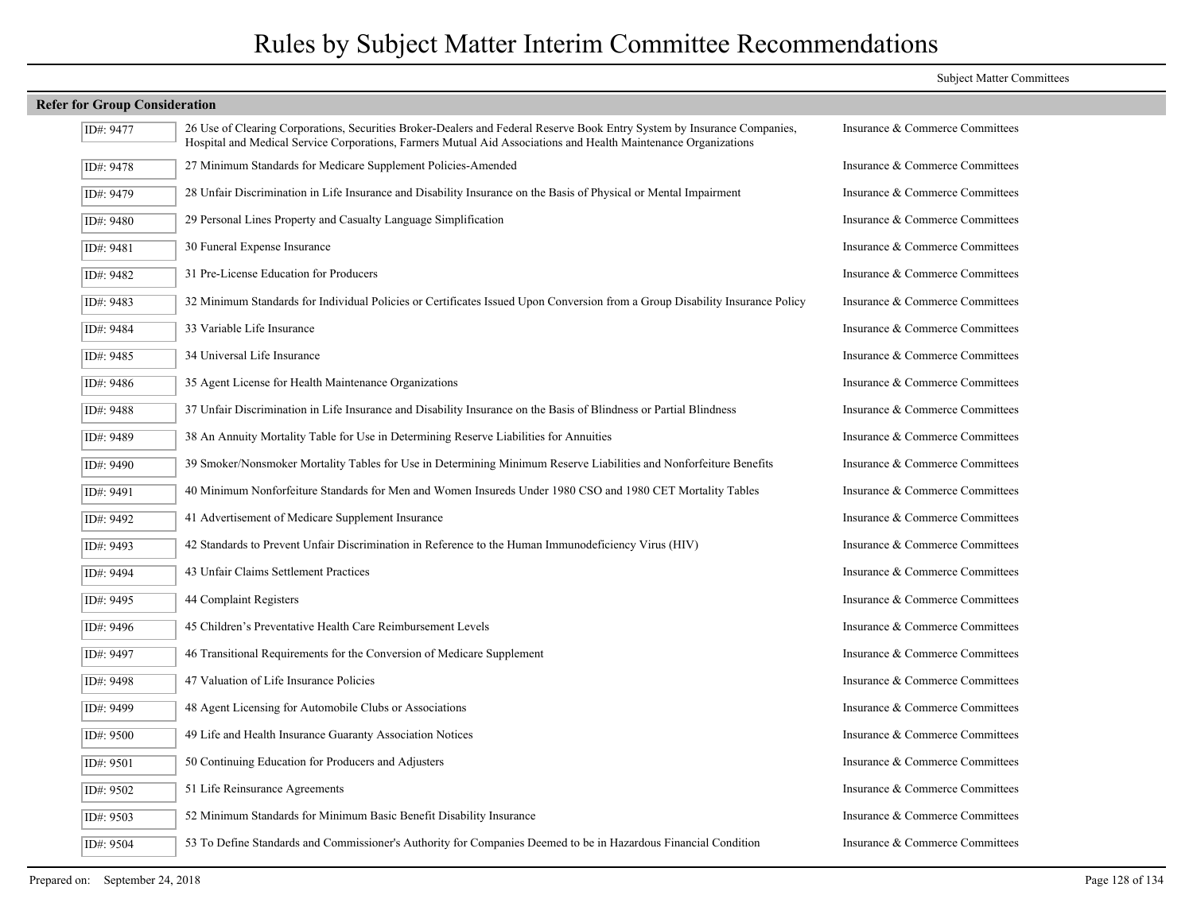# Rules by Subject Matter Interim Committee Recommendations

Subject Matter Committees

**Refer for Group Consideration**

| ID | Rule | Committee |
|---|---|---|
| ID#: 9477 | 26 Use of Clearing Corporations, Securities Broker-Dealers and Federal Reserve Book Entry System by Insurance Companies, Hospital and Medical Service Corporations, Farmers Mutual Aid Associations and Health Maintenance Organizations | Insurance & Commerce Committees |
| ID#: 9478 | 27 Minimum Standards for Medicare Supplement Policies-Amended | Insurance & Commerce Committees |
| ID#: 9479 | 28 Unfair Discrimination in Life Insurance and Disability Insurance on the Basis of Physical or Mental Impairment | Insurance & Commerce Committees |
| ID#: 9480 | 29 Personal Lines Property and Casualty Language Simplification | Insurance & Commerce Committees |
| ID#: 9481 | 30 Funeral Expense Insurance | Insurance & Commerce Committees |
| ID#: 9482 | 31 Pre-License Education for Producers | Insurance & Commerce Committees |
| ID#: 9483 | 32 Minimum Standards for Individual Policies or Certificates Issued Upon Conversion from a Group Disability Insurance Policy | Insurance & Commerce Committees |
| ID#: 9484 | 33 Variable Life Insurance | Insurance & Commerce Committees |
| ID#: 9485 | 34 Universal Life Insurance | Insurance & Commerce Committees |
| ID#: 9486 | 35 Agent License for Health Maintenance Organizations | Insurance & Commerce Committees |
| ID#: 9488 | 37 Unfair Discrimination in Life Insurance and Disability Insurance on the Basis of Blindness or Partial Blindness | Insurance & Commerce Committees |
| ID#: 9489 | 38 An Annuity Mortality Table for Use in Determining Reserve Liabilities for Annuities | Insurance & Commerce Committees |
| ID#: 9490 | 39 Smoker/Nonsmoker Mortality Tables for Use in Determining Minimum Reserve Liabilities and Nonforfeiture Benefits | Insurance & Commerce Committees |
| ID#: 9491 | 40 Minimum Nonforfeiture Standards for Men and Women Insureds Under 1980 CSO and 1980 CET Mortality Tables | Insurance & Commerce Committees |
| ID#: 9492 | 41 Advertisement of Medicare Supplement Insurance | Insurance & Commerce Committees |
| ID#: 9493 | 42 Standards to Prevent Unfair Discrimination in Reference to the Human Immunodeficiency Virus (HIV) | Insurance & Commerce Committees |
| ID#: 9494 | 43 Unfair Claims Settlement Practices | Insurance & Commerce Committees |
| ID#: 9495 | 44 Complaint Registers | Insurance & Commerce Committees |
| ID#: 9496 | 45 Children's Preventative Health Care Reimbursement Levels | Insurance & Commerce Committees |
| ID#: 9497 | 46 Transitional Requirements for the Conversion of Medicare Supplement | Insurance & Commerce Committees |
| ID#: 9498 | 47 Valuation of Life Insurance Policies | Insurance & Commerce Committees |
| ID#: 9499 | 48 Agent Licensing for Automobile Clubs or Associations | Insurance & Commerce Committees |
| ID#: 9500 | 49 Life and Health Insurance Guaranty Association Notices | Insurance & Commerce Committees |
| ID#: 9501 | 50 Continuing Education for Producers and Adjusters | Insurance & Commerce Committees |
| ID#: 9502 | 51 Life Reinsurance Agreements | Insurance & Commerce Committees |
| ID#: 9503 | 52 Minimum Standards for Minimum Basic Benefit Disability Insurance | Insurance & Commerce Committees |
| ID#: 9504 | 53 To Define Standards and Commissioner's Authority for Companies Deemed to be in Hazardous Financial Condition | Insurance & Commerce Committees |

Prepared on: September 24, 2018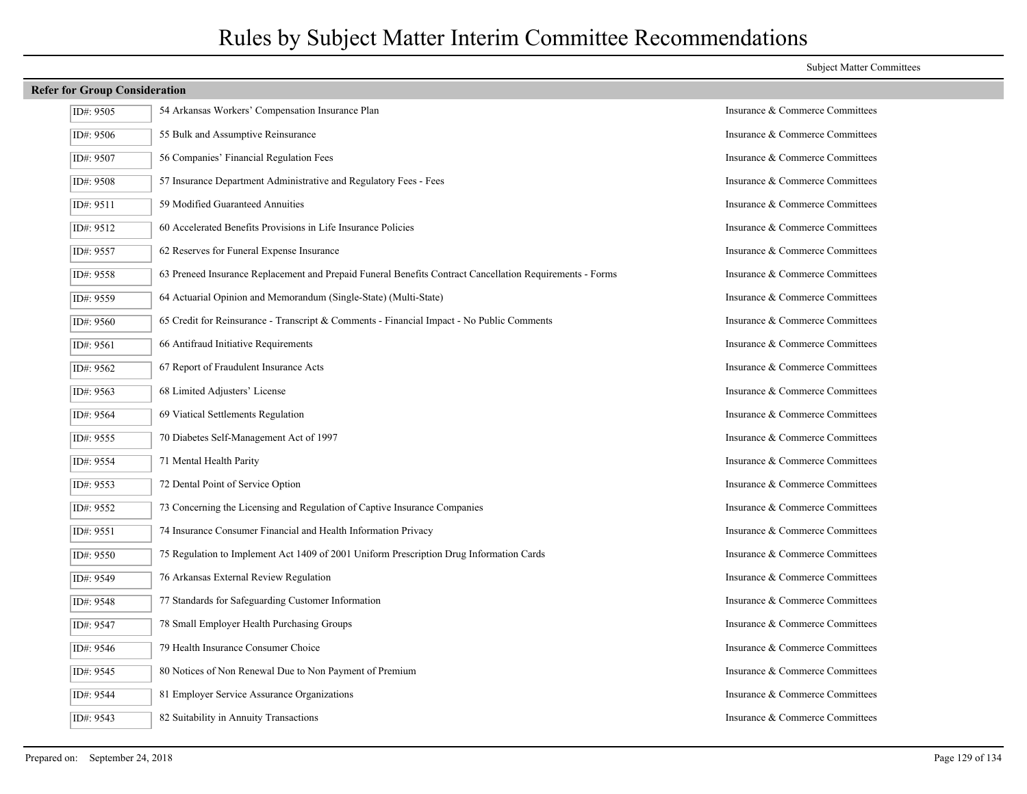# Rules by Subject Matter Interim Committee Recommendations

Subject Matter Committees

## Refer for Group Consideration

| ID# | Rule | Committee |
|---|---|---|
| ID#: 9505 | 54 Arkansas Workers' Compensation Insurance Plan | Insurance & Commerce Committees |
| ID#: 9506 | 55 Bulk and Assumptive Reinsurance | Insurance & Commerce Committees |
| ID#: 9507 | 56 Companies' Financial Regulation Fees | Insurance & Commerce Committees |
| ID#: 9508 | 57 Insurance Department Administrative and Regulatory Fees - Fees | Insurance & Commerce Committees |
| ID#: 9511 | 59 Modified Guaranteed Annuities | Insurance & Commerce Committees |
| ID#: 9512 | 60 Accelerated Benefits Provisions in Life Insurance Policies | Insurance & Commerce Committees |
| ID#: 9557 | 62 Reserves for Funeral Expense Insurance | Insurance & Commerce Committees |
| ID#: 9558 | 63 Preneed Insurance Replacement and Prepaid Funeral Benefits Contract Cancellation Requirements - Forms | Insurance & Commerce Committees |
| ID#: 9559 | 64 Actuarial Opinion and Memorandum (Single-State) (Multi-State) | Insurance & Commerce Committees |
| ID#: 9560 | 65 Credit for Reinsurance - Transcript & Comments - Financial Impact - No Public Comments | Insurance & Commerce Committees |
| ID#: 9561 | 66 Antifraud Initiative Requirements | Insurance & Commerce Committees |
| ID#: 9562 | 67 Report of Fraudulent Insurance Acts | Insurance & Commerce Committees |
| ID#: 9563 | 68 Limited Adjusters' License | Insurance & Commerce Committees |
| ID#: 9564 | 69 Viatical Settlements Regulation | Insurance & Commerce Committees |
| ID#: 9555 | 70 Diabetes Self-Management Act of 1997 | Insurance & Commerce Committees |
| ID#: 9554 | 71 Mental Health Parity | Insurance & Commerce Committees |
| ID#: 9553 | 72 Dental Point of Service Option | Insurance & Commerce Committees |
| ID#: 9552 | 73 Concerning the Licensing and Regulation of Captive Insurance Companies | Insurance & Commerce Committees |
| ID#: 9551 | 74 Insurance Consumer Financial and Health Information Privacy | Insurance & Commerce Committees |
| ID#: 9550 | 75 Regulation to Implement Act 1409 of 2001 Uniform Prescription Drug Information Cards | Insurance & Commerce Committees |
| ID#: 9549 | 76 Arkansas External Review Regulation | Insurance & Commerce Committees |
| ID#: 9548 | 77 Standards for Safeguarding Customer Information | Insurance & Commerce Committees |
| ID#: 9547 | 78 Small Employer Health Purchasing Groups | Insurance & Commerce Committees |
| ID#: 9546 | 79 Health Insurance Consumer Choice | Insurance & Commerce Committees |
| ID#: 9545 | 80 Notices of Non Renewal Due to Non Payment of Premium | Insurance & Commerce Committees |
| ID#: 9544 | 81 Employer Service Assurance Organizations | Insurance & Commerce Committees |
| ID#: 9543 | 82 Suitability in Annuity Transactions | Insurance & Commerce Committees |

Prepared on: September 24, 2018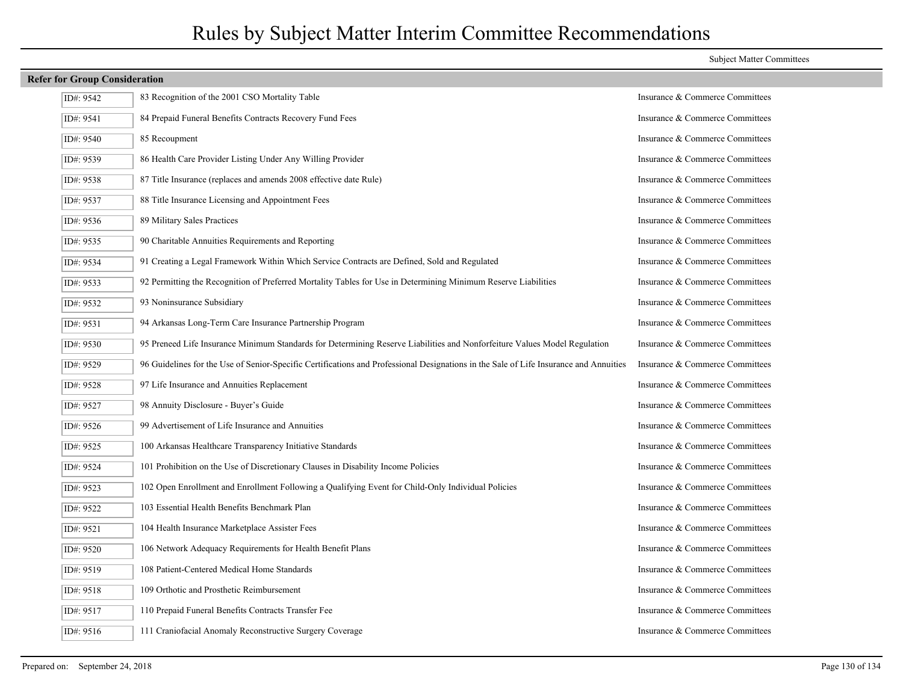# Rules by Subject Matter Interim Committee Recommendations

Subject Matter Committees

**Refer for Group Consideration**

| ID# | Rule | Committee |
|---|---|---|
| ID#: 9542 | 83 Recognition of the 2001 CSO Mortality Table | Insurance & Commerce Committees |
| ID#: 9541 | 84 Prepaid Funeral Benefits Contracts Recovery Fund Fees | Insurance & Commerce Committees |
| ID#: 9540 | 85 Recoupment | Insurance & Commerce Committees |
| ID#: 9539 | 86 Health Care Provider Listing Under Any Willing Provider | Insurance & Commerce Committees |
| ID#: 9538 | 87 Title Insurance (replaces and amends 2008 effective date Rule) | Insurance & Commerce Committees |
| ID#: 9537 | 88 Title Insurance Licensing and Appointment Fees | Insurance & Commerce Committees |
| ID#: 9536 | 89 Military Sales Practices | Insurance & Commerce Committees |
| ID#: 9535 | 90 Charitable Annuities Requirements and Reporting | Insurance & Commerce Committees |
| ID#: 9534 | 91 Creating a Legal Framework Within Which Service Contracts are Defined, Sold and Regulated | Insurance & Commerce Committees |
| ID#: 9533 | 92 Permitting the Recognition of Preferred Mortality Tables for Use in Determining Minimum Reserve Liabilities | Insurance & Commerce Committees |
| ID#: 9532 | 93 Noninsurance Subsidiary | Insurance & Commerce Committees |
| ID#: 9531 | 94 Arkansas Long-Term Care Insurance Partnership Program | Insurance & Commerce Committees |
| ID#: 9530 | 95 Preneed Life Insurance Minimum Standards for Determining Reserve Liabilities and Nonforfeiture Values Model Regulation | Insurance & Commerce Committees |
| ID#: 9529 | 96 Guidelines for the Use of Senior-Specific Certifications and Professional Designations in the Sale of Life Insurance and Annuities | Insurance & Commerce Committees |
| ID#: 9528 | 97 Life Insurance and Annuities Replacement | Insurance & Commerce Committees |
| ID#: 9527 | 98 Annuity Disclosure - Buyer's Guide | Insurance & Commerce Committees |
| ID#: 9526 | 99 Advertisement of Life Insurance and Annuities | Insurance & Commerce Committees |
| ID#: 9525 | 100 Arkansas Healthcare Transparency Initiative Standards | Insurance & Commerce Committees |
| ID#: 9524 | 101 Prohibition on the Use of Discretionary Clauses in Disability Income Policies | Insurance & Commerce Committees |
| ID#: 9523 | 102 Open Enrollment and Enrollment Following a Qualifying Event for Child-Only Individual Policies | Insurance & Commerce Committees |
| ID#: 9522 | 103 Essential Health Benefits Benchmark Plan | Insurance & Commerce Committees |
| ID#: 9521 | 104 Health Insurance Marketplace Assister Fees | Insurance & Commerce Committees |
| ID#: 9520 | 106 Network Adequacy Requirements for Health Benefit Plans | Insurance & Commerce Committees |
| ID#: 9519 | 108 Patient-Centered Medical Home Standards | Insurance & Commerce Committees |
| ID#: 9518 | 109 Orthotic and Prosthetic Reimbursement | Insurance & Commerce Committees |
| ID#: 9517 | 110 Prepaid Funeral Benefits Contracts Transfer Fee | Insurance & Commerce Committees |
| ID#: 9516 | 111 Craniofacial Anomaly Reconstructive Surgery Coverage | Insurance & Commerce Committees |

Prepared on: September 24, 2018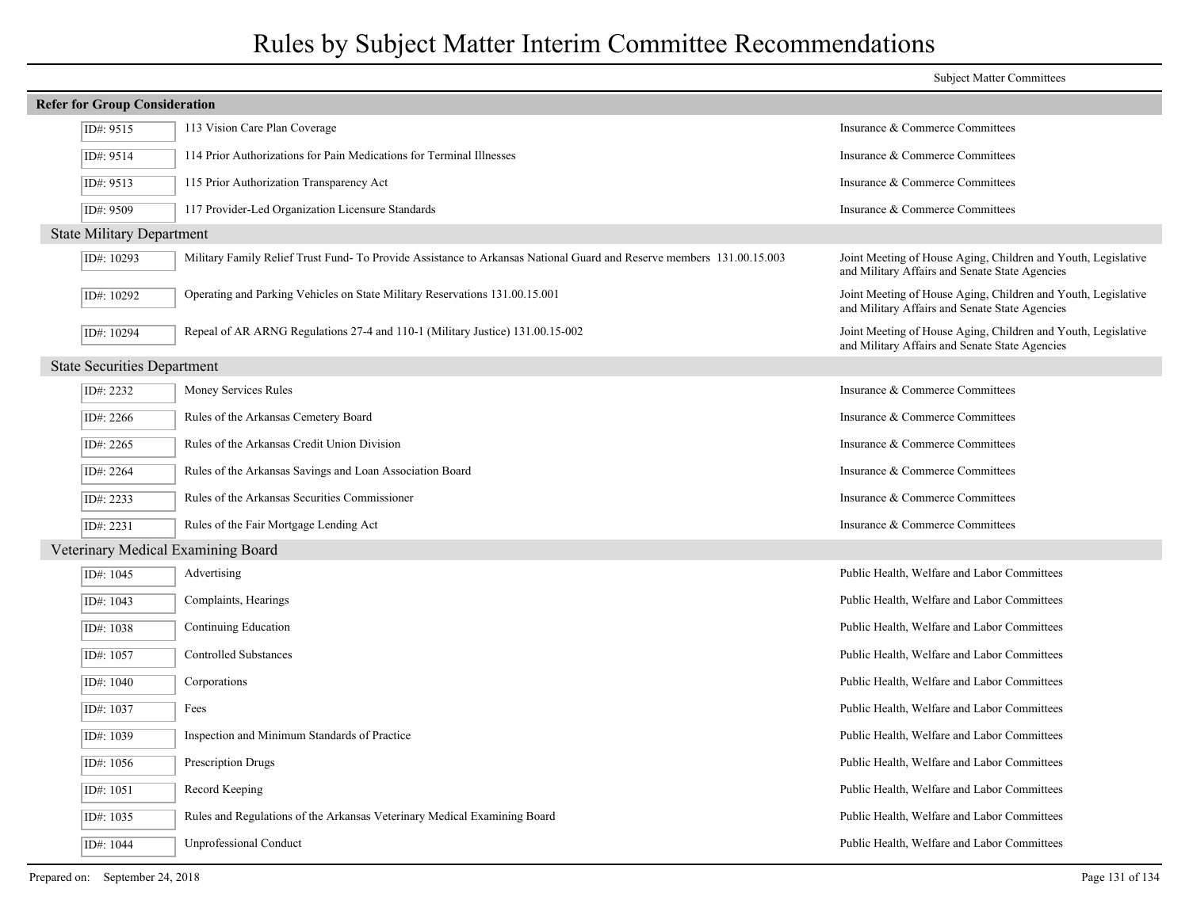# Rules by Subject Matter Interim Committee Recommendations

| | | Subject Matter Committees |
|---|---|---|
| **Refer for Group Consideration** | | |
| ID#: 9515 | 113 Vision Care Plan Coverage | Insurance & Commerce Committees |
| ID#: 9514 | 114 Prior Authorizations for Pain Medications for Terminal Illnesses | Insurance & Commerce Committees |
| ID#: 9513 | 115 Prior Authorization Transparency Act | Insurance & Commerce Committees |
| ID#: 9509 | 117 Provider-Led Organization Licensure Standards | Insurance & Commerce Committees |
| **State Military Department** | | |
| ID#: 10293 | Military Family Relief Trust Fund- To Provide Assistance to Arkansas National Guard and Reserve members 131.00.15.003 | Joint Meeting of House Aging, Children and Youth, Legislative and Military Affairs and Senate State Agencies |
| ID#: 10292 | Operating and Parking Vehicles on State Military Reservations 131.00.15.001 | Joint Meeting of House Aging, Children and Youth, Legislative and Military Affairs and Senate State Agencies |
| ID#: 10294 | Repeal of AR ARNG Regulations 27-4 and 110-1 (Military Justice) 131.00.15-002 | Joint Meeting of House Aging, Children and Youth, Legislative and Military Affairs and Senate State Agencies |
| **State Securities Department** | | |
| ID#: 2232 | Money Services Rules | Insurance & Commerce Committees |
| ID#: 2266 | Rules of the Arkansas Cemetery Board | Insurance & Commerce Committees |
| ID#: 2265 | Rules of the Arkansas Credit Union Division | Insurance & Commerce Committees |
| ID#: 2264 | Rules of the Arkansas Savings and Loan Association Board | Insurance & Commerce Committees |
| ID#: 2233 | Rules of the Arkansas Securities Commissioner | Insurance & Commerce Committees |
| ID#: 2231 | Rules of the Fair Mortgage Lending Act | Insurance & Commerce Committees |
| **Veterinary Medical Examining Board** | | |
| ID#: 1045 | Advertising | Public Health, Welfare and Labor Committees |
| ID#: 1043 | Complaints, Hearings | Public Health, Welfare and Labor Committees |
| ID#: 1038 | Continuing Education | Public Health, Welfare and Labor Committees |
| ID#: 1057 | Controlled Substances | Public Health, Welfare and Labor Committees |
| ID#: 1040 | Corporations | Public Health, Welfare and Labor Committees |
| ID#: 1037 | Fees | Public Health, Welfare and Labor Committees |
| ID#: 1039 | Inspection and Minimum Standards of Practice | Public Health, Welfare and Labor Committees |
| ID#: 1056 | Prescription Drugs | Public Health, Welfare and Labor Committees |
| ID#: 1051 | Record Keeping | Public Health, Welfare and Labor Committees |
| ID#: 1035 | Rules and Regulations of the Arkansas Veterinary Medical Examining Board | Public Health, Welfare and Labor Committees |
| ID#: 1044 | Unprofessional Conduct | Public Health, Welfare and Labor Committees |

Prepared on: September 24, 2018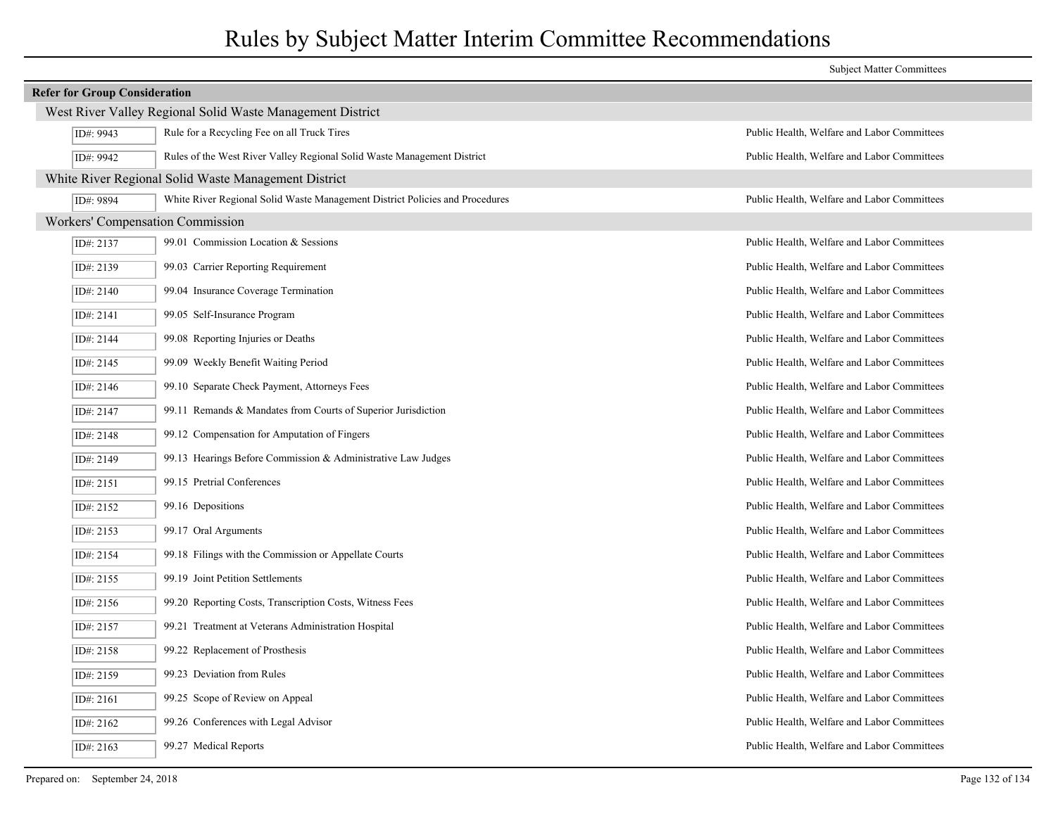# Rules by Subject Matter Interim Committee Recommendations

| | | Subject Matter Committees |
|---|---|---|
| **Refer for Group Consideration** | | |
| **West River Valley Regional Solid Waste Management District** | | |
| ID#: 9943 | Rule for a Recycling Fee on all Truck Tires | Public Health, Welfare and Labor Committees |
| ID#: 9942 | Rules of the West River Valley Regional Solid Waste Management District | Public Health, Welfare and Labor Committees |
| **White River Regional Solid Waste Management District** | | |
| ID#: 9894 | White River Regional Solid Waste Management District Policies and Procedures | Public Health, Welfare and Labor Committees |
| **Workers' Compensation Commission** | | |
| ID#: 2137 | 99.01 Commission Location & Sessions | Public Health, Welfare and Labor Committees |
| ID#: 2139 | 99.03 Carrier Reporting Requirement | Public Health, Welfare and Labor Committees |
| ID#: 2140 | 99.04 Insurance Coverage Termination | Public Health, Welfare and Labor Committees |
| ID#: 2141 | 99.05 Self-Insurance Program | Public Health, Welfare and Labor Committees |
| ID#: 2144 | 99.08 Reporting Injuries or Deaths | Public Health, Welfare and Labor Committees |
| ID#: 2145 | 99.09 Weekly Benefit Waiting Period | Public Health, Welfare and Labor Committees |
| ID#: 2146 | 99.10 Separate Check Payment, Attorneys Fees | Public Health, Welfare and Labor Committees |
| ID#: 2147 | 99.11 Remands & Mandates from Courts of Superior Jurisdiction | Public Health, Welfare and Labor Committees |
| ID#: 2148 | 99.12 Compensation for Amputation of Fingers | Public Health, Welfare and Labor Committees |
| ID#: 2149 | 99.13 Hearings Before Commission & Administrative Law Judges | Public Health, Welfare and Labor Committees |
| ID#: 2151 | 99.15 Pretrial Conferences | Public Health, Welfare and Labor Committees |
| ID#: 2152 | 99.16 Depositions | Public Health, Welfare and Labor Committees |
| ID#: 2153 | 99.17 Oral Arguments | Public Health, Welfare and Labor Committees |
| ID#: 2154 | 99.18 Filings with the Commission or Appellate Courts | Public Health, Welfare and Labor Committees |
| ID#: 2155 | 99.19 Joint Petition Settlements | Public Health, Welfare and Labor Committees |
| ID#: 2156 | 99.20 Reporting Costs, Transcription Costs, Witness Fees | Public Health, Welfare and Labor Committees |
| ID#: 2157 | 99.21 Treatment at Veterans Administration Hospital | Public Health, Welfare and Labor Committees |
| ID#: 2158 | 99.22 Replacement of Prosthesis | Public Health, Welfare and Labor Committees |
| ID#: 2159 | 99.23 Deviation from Rules | Public Health, Welfare and Labor Committees |
| ID#: 2161 | 99.25 Scope of Review on Appeal | Public Health, Welfare and Labor Committees |
| ID#: 2162 | 99.26 Conferences with Legal Advisor | Public Health, Welfare and Labor Committees |
| ID#: 2163 | 99.27 Medical Reports | Public Health, Welfare and Labor Committees |

Prepared on: September 24, 2018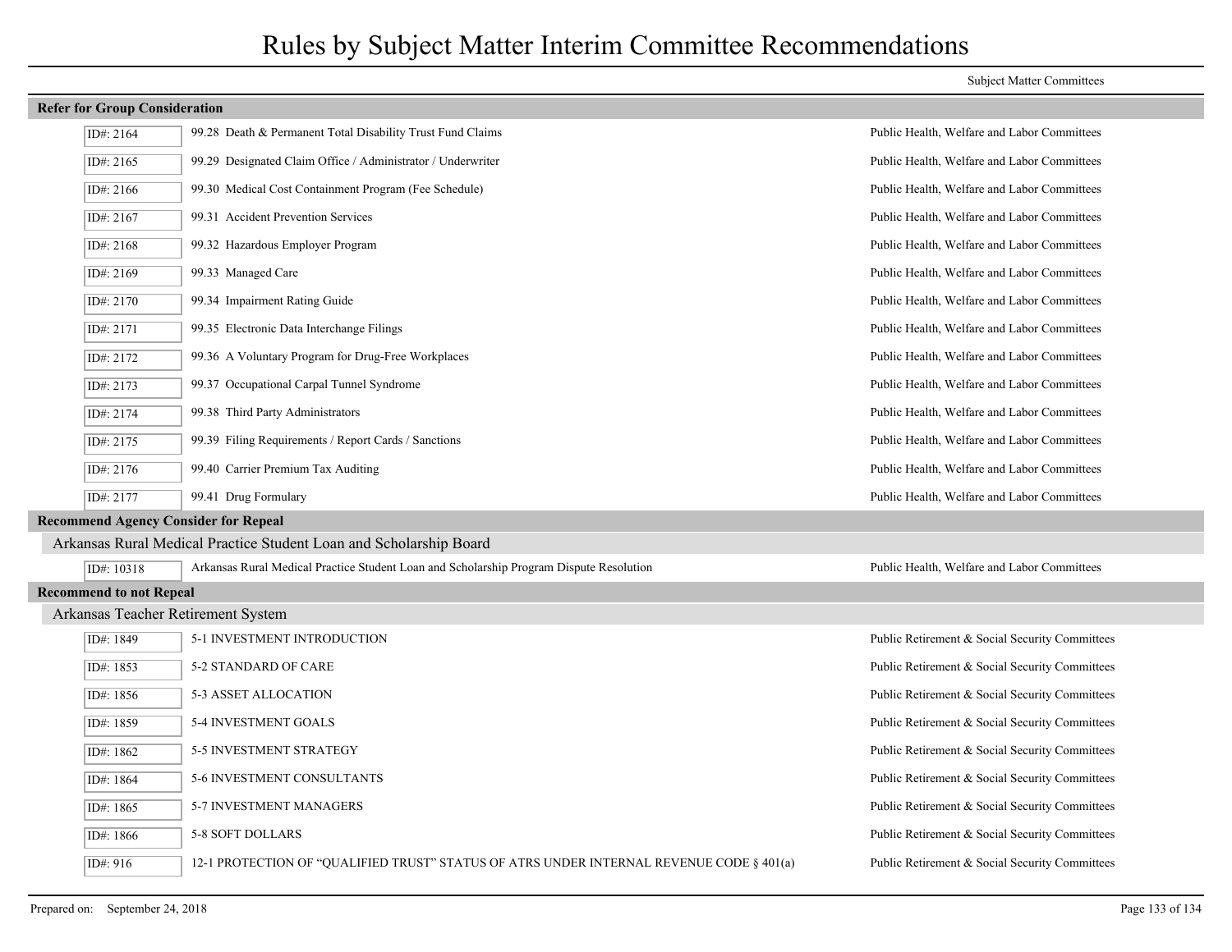# Rules by Subject Matter Interim Committee Recommendations

| | | Subject Matter Committees |
|---|---|---|
| **Refer for Group Consideration** | | |
| ID#: 2164 | 99.28 Death & Permanent Total Disability Trust Fund Claims | Public Health, Welfare and Labor Committees |
| ID#: 2165 | 99.29 Designated Claim Office / Administrator / Underwriter | Public Health, Welfare and Labor Committees |
| ID#: 2166 | 99.30 Medical Cost Containment Program (Fee Schedule) | Public Health, Welfare and Labor Committees |
| ID#: 2167 | 99.31 Accident Prevention Services | Public Health, Welfare and Labor Committees |
| ID#: 2168 | 99.32 Hazardous Employer Program | Public Health, Welfare and Labor Committees |
| ID#: 2169 | 99.33 Managed Care | Public Health, Welfare and Labor Committees |
| ID#: 2170 | 99.34 Impairment Rating Guide | Public Health, Welfare and Labor Committees |
| ID#: 2171 | 99.35 Electronic Data Interchange Filings | Public Health, Welfare and Labor Committees |
| ID#: 2172 | 99.36 A Voluntary Program for Drug-Free Workplaces | Public Health, Welfare and Labor Committees |
| ID#: 2173 | 99.37 Occupational Carpal Tunnel Syndrome | Public Health, Welfare and Labor Committees |
| ID#: 2174 | 99.38 Third Party Administrators | Public Health, Welfare and Labor Committees |
| ID#: 2175 | 99.39 Filing Requirements / Report Cards / Sanctions | Public Health, Welfare and Labor Committees |
| ID#: 2176 | 99.40 Carrier Premium Tax Auditing | Public Health, Welfare and Labor Committees |
| ID#: 2177 | 99.41 Drug Formulary | Public Health, Welfare and Labor Committees |
| **Recommend Agency Consider for Repeal** | | |
| Arkansas Rural Medical Practice Student Loan and Scholarship Board | | |
| ID#: 10318 | Arkansas Rural Medical Practice Student Loan and Scholarship Program Dispute Resolution | Public Health, Welfare and Labor Committees |
| **Recommend to not Repeal** | | |
| Arkansas Teacher Retirement System | | |
| ID#: 1849 | 5-1 INVESTMENT INTRODUCTION | Public Retirement & Social Security Committees |
| ID#: 1853 | 5-2 STANDARD OF CARE | Public Retirement & Social Security Committees |
| ID#: 1856 | 5-3 ASSET ALLOCATION | Public Retirement & Social Security Committees |
| ID#: 1859 | 5-4 INVESTMENT GOALS | Public Retirement & Social Security Committees |
| ID#: 1862 | 5-5 INVESTMENT STRATEGY | Public Retirement & Social Security Committees |
| ID#: 1864 | 5-6 INVESTMENT CONSULTANTS | Public Retirement & Social Security Committees |
| ID#: 1865 | 5-7 INVESTMENT MANAGERS | Public Retirement & Social Security Committees |
| ID#: 1866 | 5-8 SOFT DOLLARS | Public Retirement & Social Security Committees |
| ID#: 916 | 12-1 PROTECTION OF "QUALIFIED TRUST" STATUS OF ATRS UNDER INTERNAL REVENUE CODE § 401(a) | Public Retirement & Social Security Committees |

Prepared on: September 24, 2018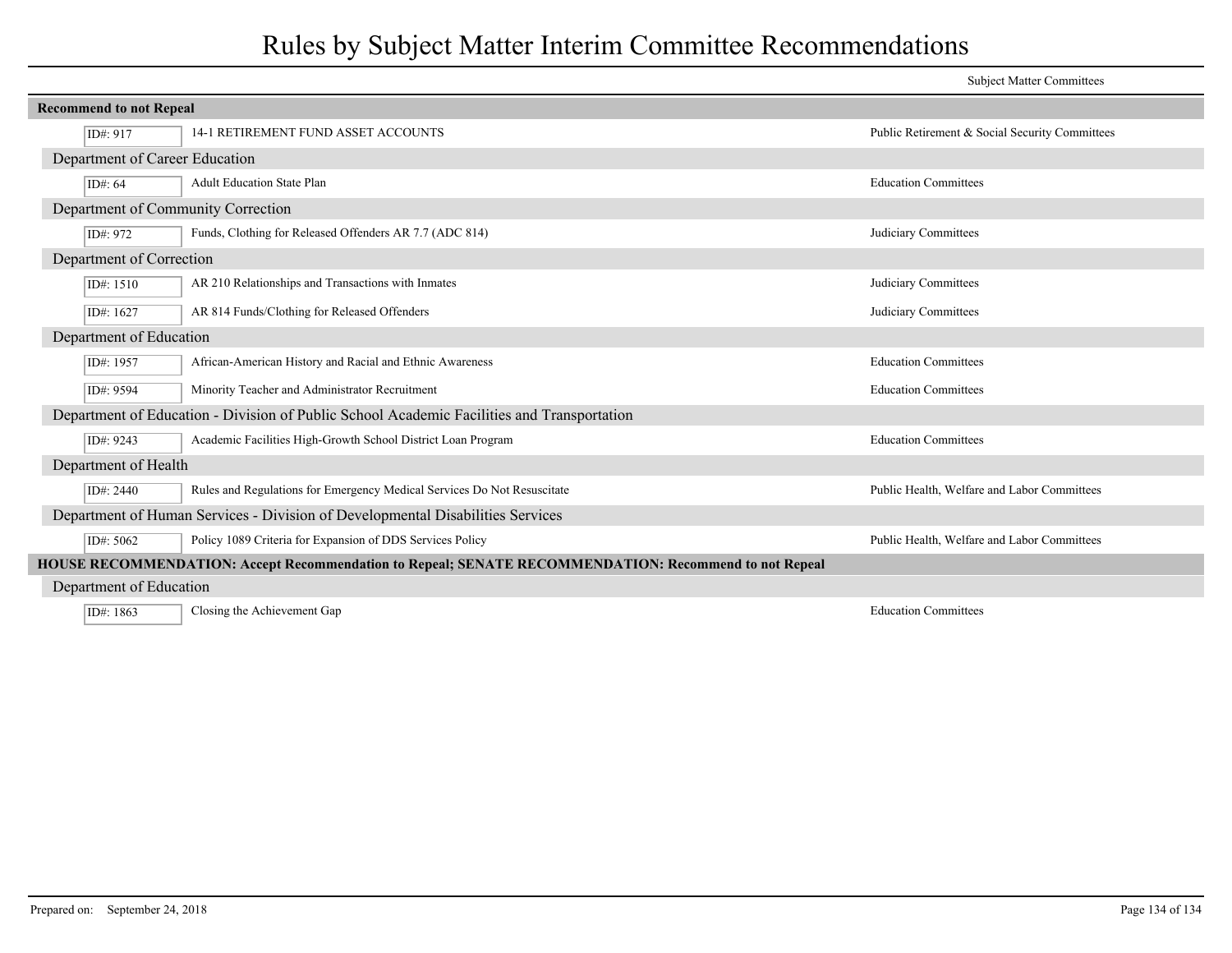# Rules by Subject Matter Interim Committee Recommendations

| | | Subject Matter Committees |
|---|---|---|
| **Recommend to not Repeal** | | |
| ID#: 917 | 14-1 RETIREMENT FUND ASSET ACCOUNTS | Public Retirement & Social Security Committees |
| Department of Career Education | | |
| ID#: 64 | Adult Education State Plan | Education Committees |
| Department of Community Correction | | |
| ID#: 972 | Funds, Clothing for Released Offenders AR 7.7 (ADC 814) | Judiciary Committees |
| Department of Correction | | |
| ID#: 1510 | AR 210 Relationships and Transactions with Inmates | Judiciary Committees |
| ID#: 1627 | AR 814 Funds/Clothing for Released Offenders | Judiciary Committees |
| Department of Education | | |
| ID#: 1957 | African-American History and Racial and Ethnic Awareness | Education Committees |
| ID#: 9594 | Minority Teacher and Administrator Recruitment | Education Committees |
| Department of Education - Division of Public School Academic Facilities and Transportation | | |
| ID#: 9243 | Academic Facilities High-Growth School District Loan Program | Education Committees |
| Department of Health | | |
| ID#: 2440 | Rules and Regulations for Emergency Medical Services Do Not Resuscitate | Public Health, Welfare and Labor Committees |
| Department of Human Services - Division of Developmental Disabilities Services | | |
| ID#: 5062 | Policy 1089 Criteria for Expansion of DDS Services Policy | Public Health, Welfare and Labor Committees |
| **HOUSE RECOMMENDATION: Accept Recommendation to Repeal; SENATE RECOMMENDATION: Recommend to not Repeal** | | |
| Department of Education | | |
| ID#: 1863 | Closing the Achievement Gap | Education Committees |

Prepared on: September 24, 2018